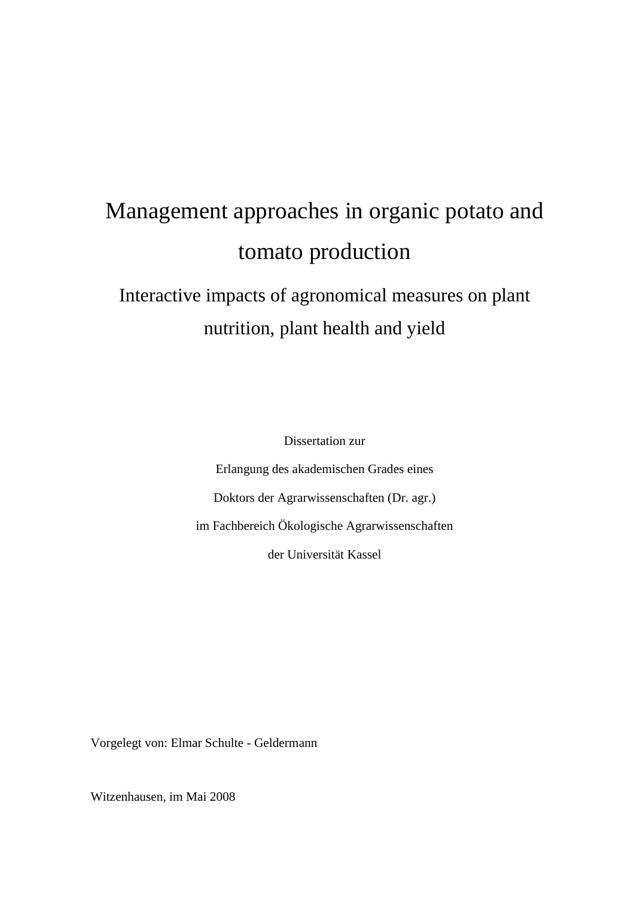# Management approaches in organic potato and tomato production

## Interactive impacts of agronomical measures on plant nutrition, plant health and yield

Dissertation zur

Erlangung des akademischen Grades eines

Doktors der Agrarwissenschaften (Dr. agr.)

im Fachbereich Ökologische Agrarwissenschaften

der Universität Kassel

Vorgelegt von: Elmar Schulte - Geldermann

Witzenhausen, im Mai 2008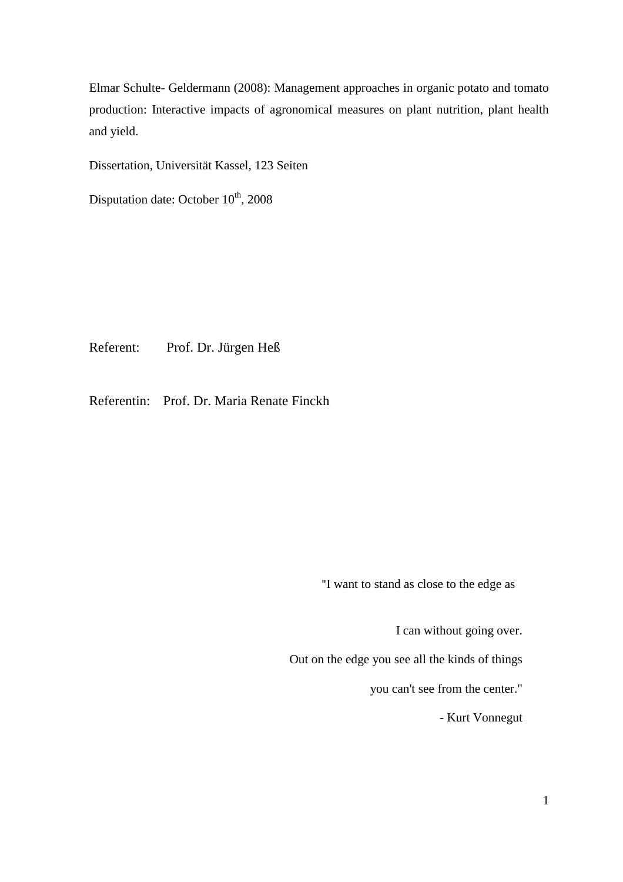Elmar Schulte- Geldermann (2008): Management approaches in organic potato and tomato production: Interactive impacts of agronomical measures on plant nutrition, plant health and yield.

Dissertation, Universität Kassel, 123 Seiten

Disputation date: October 10$^{th}$, 2008

Referent: Prof. Dr. Jürgen Heß

Referentin: Prof. Dr. Maria Renate Finckh

"I want to stand as close to the edge as

I can without going over.

Out on the edge you see all the kinds of things

you can't see from the center."

- Kurt Vonnegut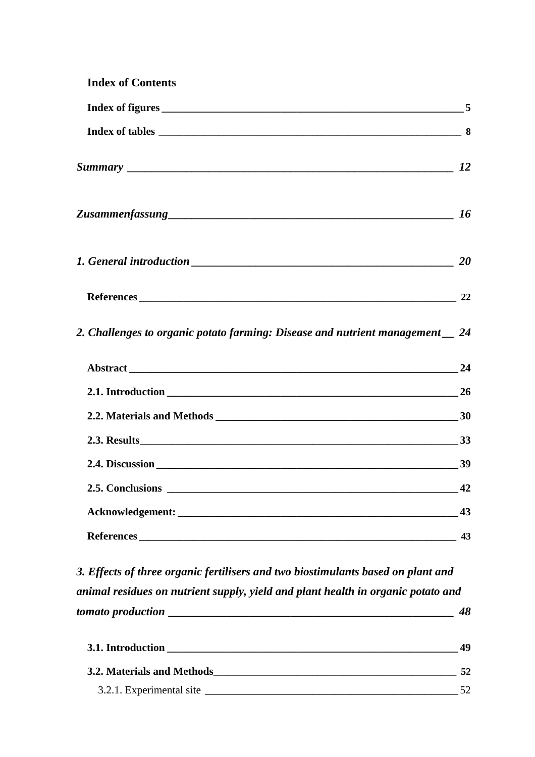# Index of Contents

**Index of figures** ____________________________________________ 5

**Index of tables** ____________________________________________ 8

***Summary*** ____________________________________________ ***12***

***Zusammenfassung*** ____________________________________________ ***16***

***1. General introduction*** ____________________________________________ ***20***

**References** ____________________________________________ 22

***2. Challenges to organic potato farming: Disease and nutrient management*** __ ***24***

**Abstract** ____________________________________________ 24

**2.1. Introduction** ____________________________________________ 26

**2.2. Materials and Methods** ____________________________________________ 30

**2.3. Results** ____________________________________________ 33

**2.4. Discussion** ____________________________________________ 39

**2.5. Conclusions** ____________________________________________ 42

**Acknowledgement:** ____________________________________________ 43

**References** ____________________________________________ 43

***3. Effects of three organic fertilisers and two biostimulants based on plant and animal residues on nutrient supply, yield and plant health in organic potato and tomato production*** ____________________________________________ ***48***

**3.1. Introduction** ____________________________________________ 49

**3.2. Materials and Methods** ____________________________________________ 52

3.2.1. Experimental site ____________________________________________ 52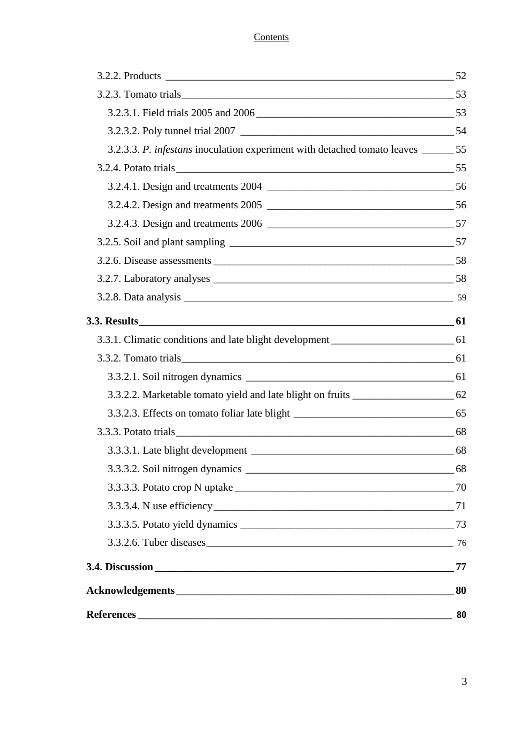3.2.2. Products \_\_\_\_\_\_\_\_\_\_\_\_\_\_\_\_\_\_\_\_\_\_\_\_\_\_\_\_\_\_\_\_\_\_\_\_\_\_\_\_\_\_\_\_\_\_\_\_\_\_\_ 52

3.2.3. Tomato trials\_\_\_\_\_\_\_\_\_\_\_\_\_\_\_\_\_\_\_\_\_\_\_\_\_\_\_\_\_\_\_\_\_\_\_\_\_\_\_\_\_\_\_\_\_\_\_\_\_\_ 53

3.2.3.1. Field trials 2005 and 2006 \_\_\_\_\_\_\_\_\_\_\_\_\_\_\_\_\_\_\_\_\_\_\_\_\_\_\_\_\_\_\_\_\_\_\_\_ 53

3.2.3.2. Poly tunnel trial 2007 \_\_\_\_\_\_\_\_\_\_\_\_\_\_\_\_\_\_\_\_\_\_\_\_\_\_\_\_\_\_\_\_\_\_\_\_\_\_\_\_ 54

3.2.3.3. *P. infestans* inoculation experiment with detached tomato leaves \_\_\_\_\_\_ 55

3.2.4. Potato trials\_\_\_\_\_\_\_\_\_\_\_\_\_\_\_\_\_\_\_\_\_\_\_\_\_\_\_\_\_\_\_\_\_\_\_\_\_\_\_\_\_\_\_\_\_\_\_\_\_\_\_ 55

3.2.4.1. Design and treatments 2004 \_\_\_\_\_\_\_\_\_\_\_\_\_\_\_\_\_\_\_\_\_\_\_\_\_\_\_\_\_\_\_\_\_\_\_ 56

3.2.4.2. Design and treatments 2005 \_\_\_\_\_\_\_\_\_\_\_\_\_\_\_\_\_\_\_\_\_\_\_\_\_\_\_\_\_\_\_\_\_\_\_ 56

3.2.4.3. Design and treatments 2006 \_\_\_\_\_\_\_\_\_\_\_\_\_\_\_\_\_\_\_\_\_\_\_\_\_\_\_\_\_\_\_\_\_\_\_ 57

3.2.5. Soil and plant sampling \_\_\_\_\_\_\_\_\_\_\_\_\_\_\_\_\_\_\_\_\_\_\_\_\_\_\_\_\_\_\_\_\_\_\_\_\_\_\_\_\_\_ 57

3.2.6. Disease assessments \_\_\_\_\_\_\_\_\_\_\_\_\_\_\_\_\_\_\_\_\_\_\_\_\_\_\_\_\_\_\_\_\_\_\_\_\_\_\_\_\_\_\_\_ 58

3.2.7. Laboratory analyses \_\_\_\_\_\_\_\_\_\_\_\_\_\_\_\_\_\_\_\_\_\_\_\_\_\_\_\_\_\_\_\_\_\_\_\_\_\_\_\_\_\_\_\_ 58

3.2.8. Data analysis \_\_\_\_\_\_\_\_\_\_\_\_\_\_\_\_\_\_\_\_\_\_\_\_\_\_\_\_\_\_\_\_\_\_\_\_\_\_\_\_\_\_\_\_\_\_\_\_\_ 59

**3.3. Results\_\_\_\_\_\_\_\_\_\_\_\_\_\_\_\_\_\_\_\_\_\_\_\_\_\_\_\_\_\_\_\_\_\_\_\_\_\_\_\_\_\_\_\_\_\_\_\_\_\_\_\_\_\_\_\_\_\_ 61**

3.3.1. Climatic conditions and late blight development \_\_\_\_\_\_\_\_\_\_\_\_\_\_\_\_\_\_\_\_\_\_ 61

3.3.2. Tomato trials\_\_\_\_\_\_\_\_\_\_\_\_\_\_\_\_\_\_\_\_\_\_\_\_\_\_\_\_\_\_\_\_\_\_\_\_\_\_\_\_\_\_\_\_\_\_\_\_\_\_ 61

3.3.2.1. Soil nitrogen dynamics \_\_\_\_\_\_\_\_\_\_\_\_\_\_\_\_\_\_\_\_\_\_\_\_\_\_\_\_\_\_\_\_\_\_\_\_\_\_ 61

3.3.2.2. Marketable tomato yield and late blight on fruits \_\_\_\_\_\_\_\_\_\_\_\_\_\_\_\_\_\_\_ 62

3.3.2.3. Effects on tomato foliar late blight \_\_\_\_\_\_\_\_\_\_\_\_\_\_\_\_\_\_\_\_\_\_\_\_\_\_\_\_\_\_ 65

3.3.3. Potato trials\_\_\_\_\_\_\_\_\_\_\_\_\_\_\_\_\_\_\_\_\_\_\_\_\_\_\_\_\_\_\_\_\_\_\_\_\_\_\_\_\_\_\_\_\_\_\_\_\_\_\_ 68

3.3.3.1. Late blight development \_\_\_\_\_\_\_\_\_\_\_\_\_\_\_\_\_\_\_\_\_\_\_\_\_\_\_\_\_\_\_\_\_\_\_\_\_ 68

3.3.3.2. Soil nitrogen dynamics \_\_\_\_\_\_\_\_\_\_\_\_\_\_\_\_\_\_\_\_\_\_\_\_\_\_\_\_\_\_\_\_\_\_\_\_\_\_ 68

3.3.3.3. Potato crop N uptake \_\_\_\_\_\_\_\_\_\_\_\_\_\_\_\_\_\_\_\_\_\_\_\_\_\_\_\_\_\_\_\_\_\_\_\_\_\_\_\_ 70

3.3.3.4. N use efficiency\_\_\_\_\_\_\_\_\_\_\_\_\_\_\_\_\_\_\_\_\_\_\_\_\_\_\_\_\_\_\_\_\_\_\_\_\_\_\_\_\_\_\_\_ 71

3.3.3.5. Potato yield dynamics \_\_\_\_\_\_\_\_\_\_\_\_\_\_\_\_\_\_\_\_\_\_\_\_\_\_\_\_\_\_\_\_\_\_\_\_\_\_\_\_ 73

3.3.2.6. Tuber diseases\_\_\_\_\_\_\_\_\_\_\_\_\_\_\_\_\_\_\_\_\_\_\_\_\_\_\_\_\_\_\_\_\_\_\_\_\_\_\_\_\_\_\_\_\_ 76

**3.4. Discussion \_\_\_\_\_\_\_\_\_\_\_\_\_\_\_\_\_\_\_\_\_\_\_\_\_\_\_\_\_\_\_\_\_\_\_\_\_\_\_\_\_\_\_\_\_\_\_\_\_\_\_\_\_\_ 77**

**Acknowledgements \_\_\_\_\_\_\_\_\_\_\_\_\_\_\_\_\_\_\_\_\_\_\_\_\_\_\_\_\_\_\_\_\_\_\_\_\_\_\_\_\_\_\_\_\_\_\_\_\_\_\_\_ 80**

**References \_\_\_\_\_\_\_\_\_\_\_\_\_\_\_\_\_\_\_\_\_\_\_\_\_\_\_\_\_\_\_\_\_\_\_\_\_\_\_\_\_\_\_\_\_\_\_\_\_\_\_\_\_\_\_\_\_\_ 80**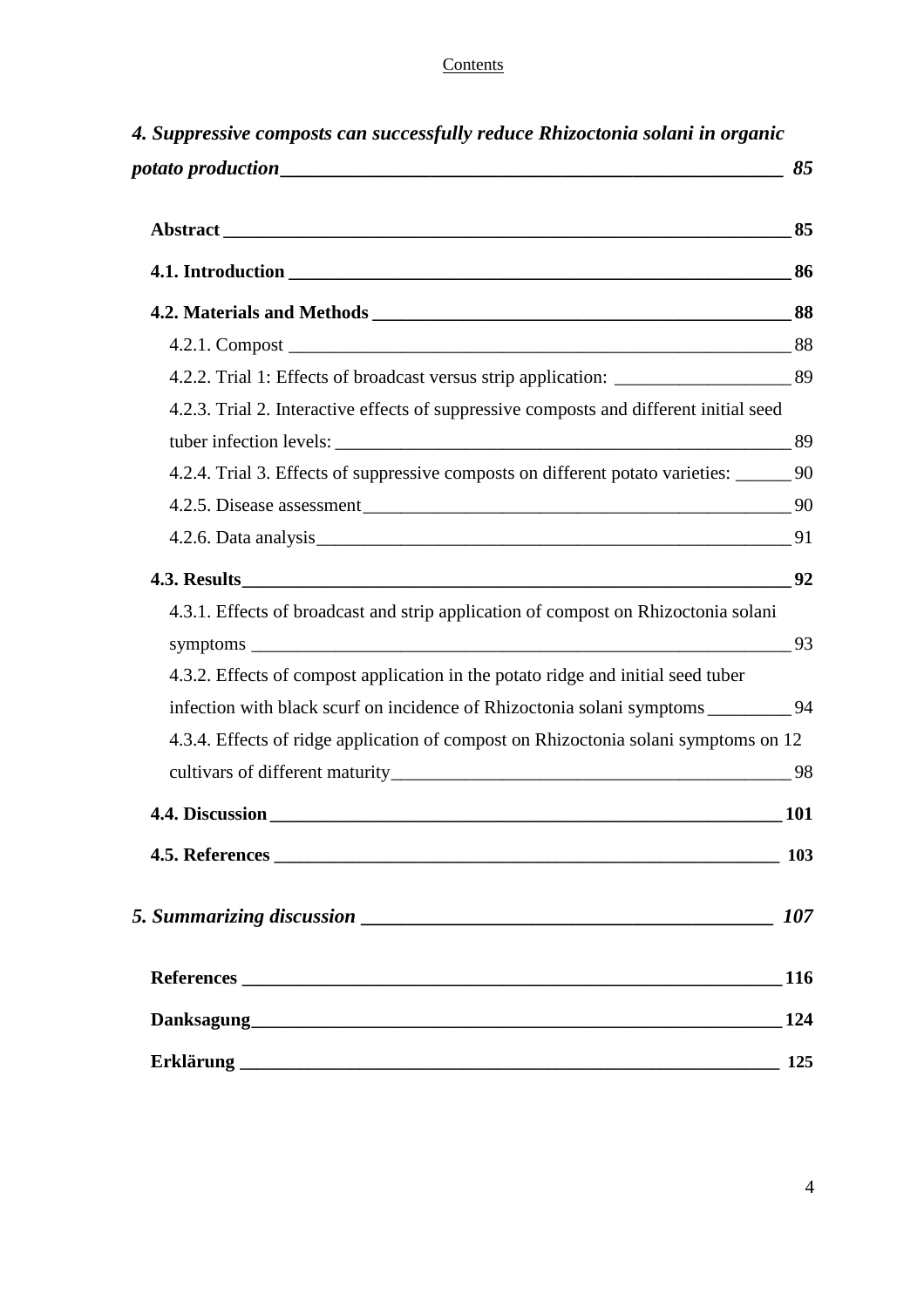*4. Suppressive composts can successfully reduce Rhizoctonia solani in organic potato production* — *85*

**Abstract** — **85**

**4.1. Introduction** — **86**

**4.2. Materials and Methods** — **88**

4.2.1. Compost — 88

4.2.2. Trial 1: Effects of broadcast versus strip application: — 89

4.2.3. Trial 2. Interactive effects of suppressive composts and different initial seed tuber infection levels: — 89

4.2.4. Trial 3. Effects of suppressive composts on different potato varieties: — 90

4.2.5. Disease assessment — 90

4.2.6. Data analysis — 91

**4.3. Results** — **92**

4.3.1. Effects of broadcast and strip application of compost on Rhizoctonia solani symptoms — 93

4.3.2. Effects of compost application in the potato ridge and initial seed tuber infection with black scurf on incidence of Rhizoctonia solani symptoms — 94

4.3.4. Effects of ridge application of compost on Rhizoctonia solani symptoms on 12 cultivars of different maturity — 98

**4.4. Discussion** — **101**

**4.5. References** — **103**

*5. Summarizing discussion* — *107*

**References** — **116**

**Danksagung** — **124**

**Erklärung** — **125**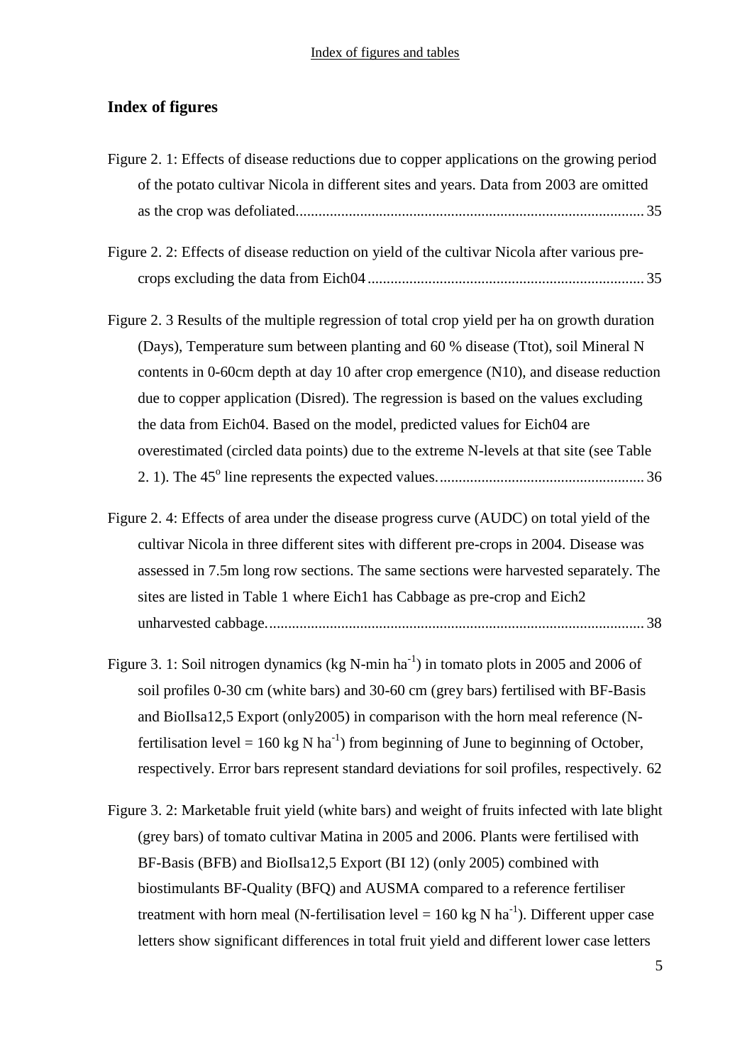## Index of figures

Figure 2. 1: Effects of disease reductions due to copper applications on the growing period of the potato cultivar Nicola in different sites and years. Data from 2003 are omitted as the crop was defoliated........................................................................................... 35

Figure 2. 2: Effects of disease reduction on yield of the cultivar Nicola after various pre-crops excluding the data from Eich04 ........................................................................ 35

Figure 2. 3 Results of the multiple regression of total crop yield per ha on growth duration (Days), Temperature sum between planting and 60 % disease (Ttot), soil Mineral N contents in 0-60cm depth at day 10 after crop emergence (N10), and disease reduction due to copper application (Disred). The regression is based on the values excluding the data from Eich04. Based on the model, predicted values for Eich04 are overestimated (circled data points) due to the extreme N-levels at that site (see Table 2. 1). The $45^{o}$ line represents the expected values...................................................... 36

Figure 2. 4: Effects of area under the disease progress curve (AUDC) on total yield of the cultivar Nicola in three different sites with different pre-crops in 2004. Disease was assessed in 7.5m long row sections. The same sections were harvested separately. The sites are listed in Table 1 where Eich1 has Cabbage as pre-crop and Eich2 unharvested cabbage................................................................................................... 38

Figure 3. 1: Soil nitrogen dynamics (kg N-min $ha^{-1}$) in tomato plots in 2005 and 2006 of soil profiles 0-30 cm (white bars) and 30-60 cm (grey bars) fertilised with BF-Basis and BioIlsa12,5 Export (only2005) in comparison with the horn meal reference (N-fertilisation level = 160 kg N $ha^{-1}$) from beginning of June to beginning of October, respectively. Error bars represent standard deviations for soil profiles, respectively. 62

Figure 3. 2: Marketable fruit yield (white bars) and weight of fruits infected with late blight (grey bars) of tomato cultivar Matina in 2005 and 2006. Plants were fertilised with BF-Basis (BFB) and BioIlsa12,5 Export (BI 12) (only 2005) combined with biostimulants BF-Quality (BFQ) and AUSMA compared to a reference fertiliser treatment with horn meal (N-fertilisation level = 160 kg N $ha^{-1}$). Different upper case letters show significant differences in total fruit yield and different lower case letters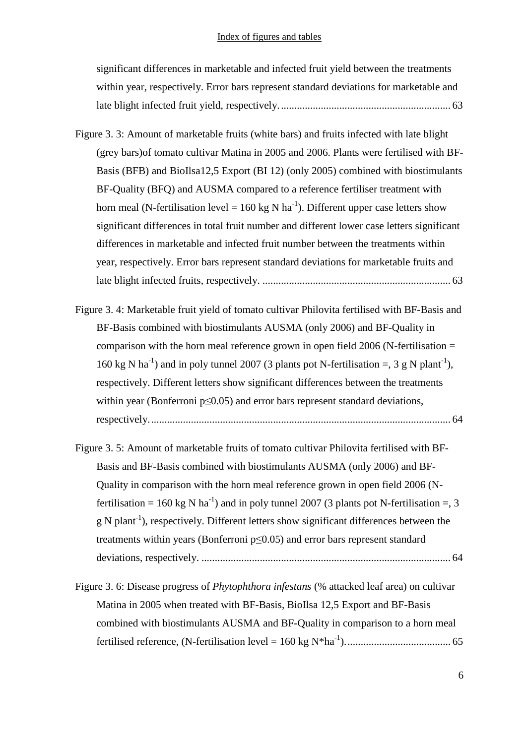significant differences in marketable and infected fruit yield between the treatments within year, respectively. Error bars represent standard deviations for marketable and late blight infected fruit yield, respectively. ................................................................ 63

Figure 3. 3: Amount of marketable fruits (white bars) and fruits infected with late blight (grey bars)of tomato cultivar Matina in 2005 and 2006. Plants were fertilised with BF-Basis (BFB) and BioIlsa12,5 Export (BI 12) (only 2005) combined with biostimulants BF-Quality (BFQ) and AUSMA compared to a reference fertiliser treatment with horn meal (N-fertilisation level = 160 kg N $ha^{-1}$). Different upper case letters show significant differences in total fruit number and different lower case letters significant differences in marketable and infected fruit number between the treatments within year, respectively. Error bars represent standard deviations for marketable fruits and late blight infected fruits, respectively. ....................................................................... 63

Figure 3. 4: Marketable fruit yield of tomato cultivar Philovita fertilised with BF-Basis and BF-Basis combined with biostimulants AUSMA (only 2006) and BF-Quality in comparison with the horn meal reference grown in open field 2006 (N-fertilisation = 160 kg N $ha^{-1}$) and in poly tunnel 2007 (3 plants pot N-fertilisation =, 3 g N $plant^{-1}$), respectively. Different letters show significant differences between the treatments within year (Bonferroni $p \leq 0.05$) and error bars represent standard deviations, respectively. ................................................................................................................. 64

Figure 3. 5: Amount of marketable fruits of tomato cultivar Philovita fertilised with BF-Basis and BF-Basis combined with biostimulants AUSMA (only 2006) and BF-Quality in comparison with the horn meal reference grown in open field 2006 (N-fertilisation = 160 kg N $ha^{-1}$) and in poly tunnel 2007 (3 plants pot N-fertilisation =, 3 g N $plant^{-1}$), respectively. Different letters show significant differences between the treatments within years (Bonferroni $p \leq 0.05$) and error bars represent standard deviations, respectively. ............................................................................................. 64

Figure 3. 6: Disease progress of *Phytophthora infestans* (% attacked leaf area) on cultivar Matina in 2005 when treated with BF-Basis, BioIlsa 12,5 Export and BF-Basis combined with biostimulants AUSMA and BF-Quality in comparison to a horn meal fertilised reference, (N-fertilisation level = 160 kg N*$ha^{-1}$). ...................................... 65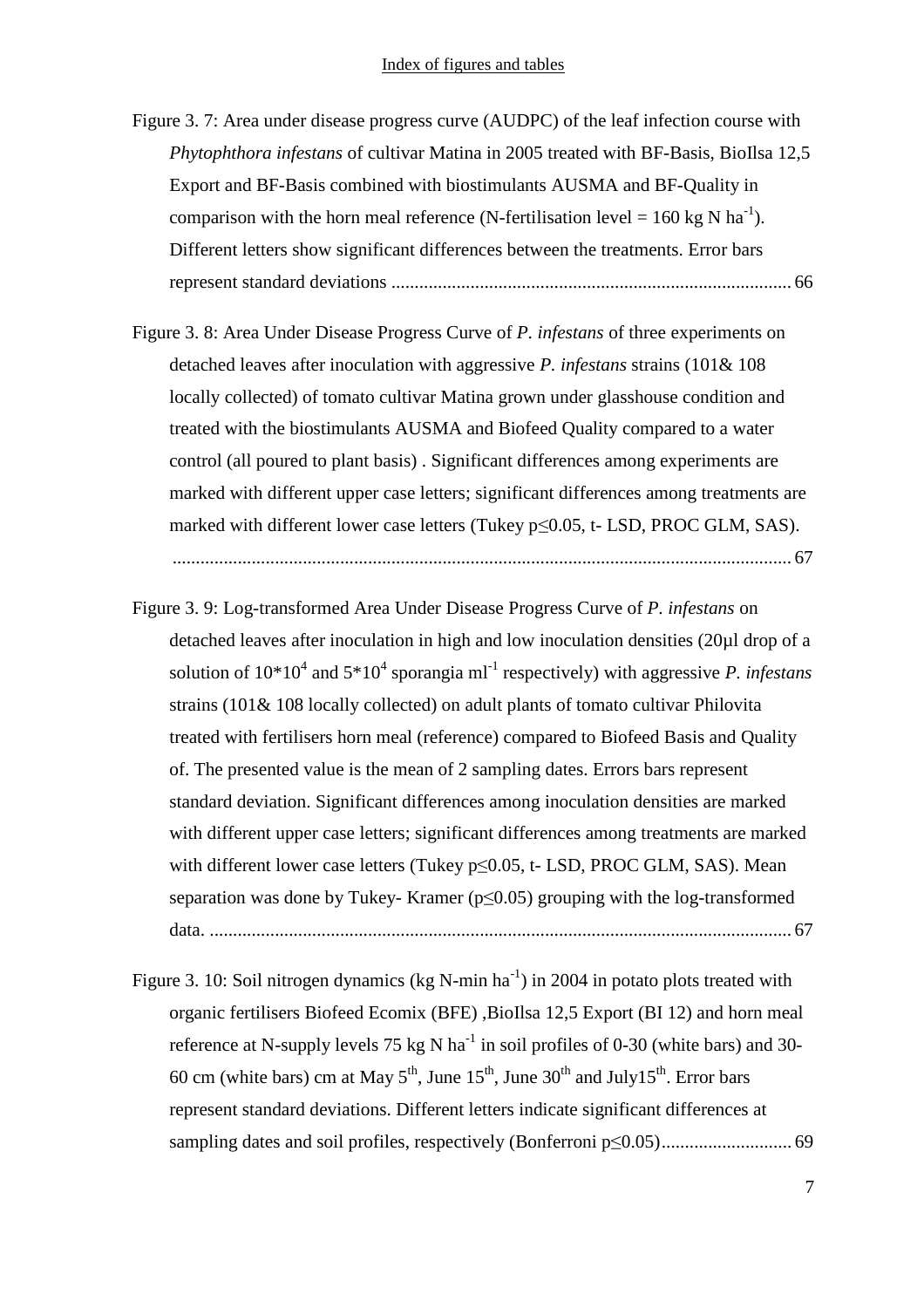Index of figures and tables

Figure 3. 7: Area under disease progress curve (AUDPC) of the leaf infection course with *Phytophthora infestans* of cultivar Matina in 2005 treated with BF-Basis, BioIlsa 12,5 Export and BF-Basis combined with biostimulants AUSMA and BF-Quality in comparison with the horn meal reference (N-fertilisation level = 160 kg N $ha^{-1}$). Different letters show significant differences between the treatments. Error bars represent standard deviations ..................................................................................... 66

Figure 3. 8: Area Under Disease Progress Curve of *P. infestans* of three experiments on detached leaves after inoculation with aggressive *P. infestans* strains (101& 108 locally collected) of tomato cultivar Matina grown under glasshouse condition and treated with the biostimulants AUSMA and Biofeed Quality compared to a water control (all poured to plant basis) . Significant differences among experiments are marked with different upper case letters; significant differences among treatments are marked with different lower case letters (Tukey $p \leq 0.05$, t- LSD, PROC GLM, SAS). .................................................................................................................................... 67

Figure 3. 9: Log-transformed Area Under Disease Progress Curve of *P. infestans* on detached leaves after inoculation in high and low inoculation densities (20µl drop of a solution of $10*10^4$ and $5*10^4$ sporangia $ml^{-1}$ respectively) with aggressive *P. infestans* strains (101& 108 locally collected) on adult plants of tomato cultivar Philovita treated with fertilisers horn meal (reference) compared to Biofeed Basis and Quality of. The presented value is the mean of 2 sampling dates. Errors bars represent standard deviation. Significant differences among inoculation densities are marked with different upper case letters; significant differences among treatments are marked with different lower case letters (Tukey $p \leq 0.05$, t- LSD, PROC GLM, SAS). Mean separation was done by Tukey- Kramer ($p \leq 0.05$) grouping with the log-transformed data. ........................................................................................................................... 67

Figure 3. 10: Soil nitrogen dynamics (kg N-min $ha^{-1}$) in 2004 in potato plots treated with organic fertilisers Biofeed Ecomix (BFE) ,BioIlsa 12,5 Export (BI 12) and horn meal reference at N-supply levels 75 kg N $ha^{-1}$ in soil profiles of 0-30 (white bars) and 30-60 cm (white bars) cm at May 5$^{th}$, June 15$^{th}$, June 30$^{th}$ and July15$^{th}$. Error bars represent standard deviations. Different letters indicate significant differences at sampling dates and soil profiles, respectively (Bonferroni $p \leq 0.05$)........................... 69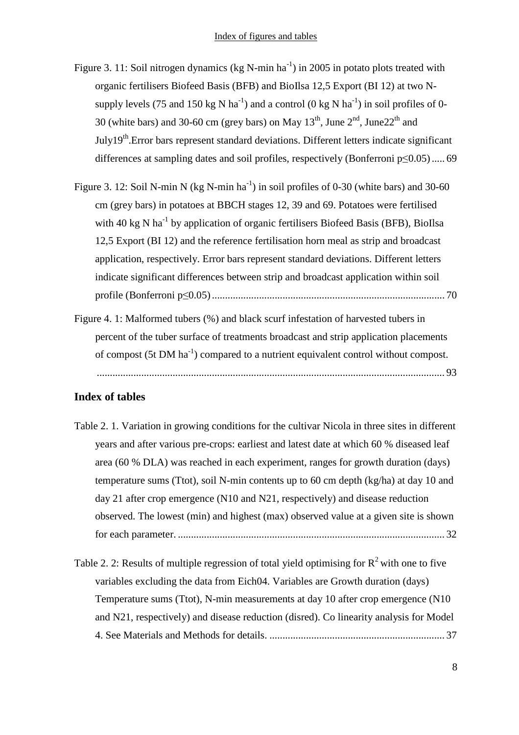Figure 3. 11: Soil nitrogen dynamics (kg N-min $ha^{-1}$) in 2005 in potato plots treated with organic fertilisers Biofeed Basis (BFB) and BioIlsa 12,5 Export (BI 12) at two N-supply levels (75 and 150 kg N $ha^{-1}$) and a control (0 kg N $ha^{-1}$) in soil profiles of 0-30 (white bars) and 30-60 cm (grey bars) on May 13[th], June 2[nd], June22[th] and July19[th].Error bars represent standard deviations. Different letters indicate significant differences at sampling dates and soil profiles, respectively (Bonferroni $p \leq 0.05$) ..... 69

Figure 3. 12: Soil N-min N (kg N-min $ha^{-1}$) in soil profiles of 0-30 (white bars) and 30-60 cm (grey bars) in potatoes at BBCH stages 12, 39 and 69. Potatoes were fertilised with 40 kg N $ha^{-1}$ by application of organic fertilisers Biofeed Basis (BFB), BioIlsa 12,5 Export (BI 12) and the reference fertilisation horn meal as strip and broadcast application, respectively. Error bars represent standard deviations. Different letters indicate significant differences between strip and broadcast application within soil profile (Bonferroni $p \leq 0.05$) ........................................................................................ 70

Figure 4. 1: Malformed tubers (%) and black scurf infestation of harvested tubers in percent of the tuber surface of treatments broadcast and strip application placements of compost (5t DM $ha^{-1}$) compared to a nutrient equivalent control without compost. ..................................................................................................................... 93

## Index of tables

Table 2. 1. Variation in growing conditions for the cultivar Nicola in three sites in different years and after various pre-crops: earliest and latest date at which 60 % diseased leaf area (60 % DLA) was reached in each experiment, ranges for growth duration (days) temperature sums (Ttot), soil N-min contents up to 60 cm depth (kg/ha) at day 10 and day 21 after crop emergence (N10 and N21, respectively) and disease reduction observed. The lowest (min) and highest (max) observed value at a given site is shown for each parameter. ..................................................................................................... 32

Table 2. 2: Results of multiple regression of total yield optimising for $R^2$ with one to five variables excluding the data from Eich04. Variables are Growth duration (days) Temperature sums (Ttot), N-min measurements at day 10 after crop emergence (N10 and N21, respectively) and disease reduction (disred). Co linearity analysis for Model 4. See Materials and Methods for details. ................................................................... 37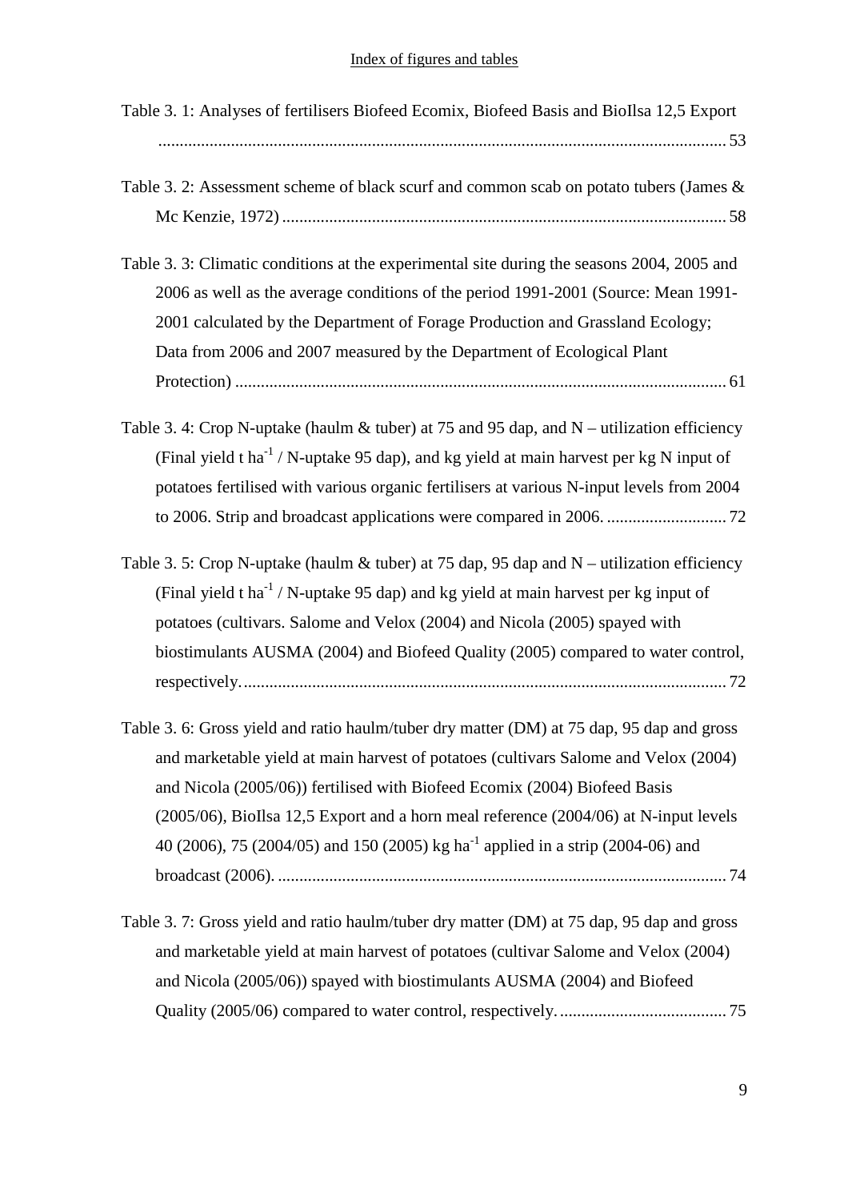Index of figures and tables

Table 3. 1: Analyses of fertilisers Biofeed Ecomix, Biofeed Basis and BioIlsa 12,5 Export ........................................................................................................................ 53

Table 3. 2: Assessment scheme of black scurf and common scab on potato tubers (James & Mc Kenzie, 1972) ........................................................................................................ 58

Table 3. 3: Climatic conditions at the experimental site during the seasons 2004, 2005 and 2006 as well as the average conditions of the period 1991-2001 (Source: Mean 1991-2001 calculated by the Department of Forage Production and Grassland Ecology; Data from 2006 and 2007 measured by the Department of Ecological Plant Protection) ................................................................................................................... 61

Table 3. 4: Crop N-uptake (haulm & tuber) at 75 and 95 dap, and N – utilization efficiency (Final yield t ha$^{-1}$ / N-uptake 95 dap), and kg yield at main harvest per kg N input of potatoes fertilised with various organic fertilisers at various N-input levels from 2004 to 2006. Strip and broadcast applications were compared in 2006. ............................ 72

Table 3. 5: Crop N-uptake (haulm & tuber) at 75 dap, 95 dap and N – utilization efficiency (Final yield t ha$^{-1}$ / N-uptake 95 dap) and kg yield at main harvest per kg input of potatoes (cultivars. Salome and Velox (2004) and Nicola (2005) spayed with biostimulants AUSMA (2004) and Biofeed Quality (2005) compared to water control, respectively. ................................................................................................................ 72

Table 3. 6: Gross yield and ratio haulm/tuber dry matter (DM) at 75 dap, 95 dap and gross and marketable yield at main harvest of potatoes (cultivars Salome and Velox (2004) and Nicola (2005/06)) fertilised with Biofeed Ecomix (2004) Biofeed Basis (2005/06), BioIlsa 12,5 Export and a horn meal reference (2004/06) at N-input levels 40 (2006), 75 (2004/05) and 150 (2005) kg ha$^{-1}$ applied in a strip (2004-06) and broadcast (2006). ........................................................................................................ 74

Table 3. 7: Gross yield and ratio haulm/tuber dry matter (DM) at 75 dap, 95 dap and gross and marketable yield at main harvest of potatoes (cultivar Salome and Velox (2004) and Nicola (2005/06)) spayed with biostimulants AUSMA (2004) and Biofeed Quality (2005/06) compared to water control, respectively. ....................................... 75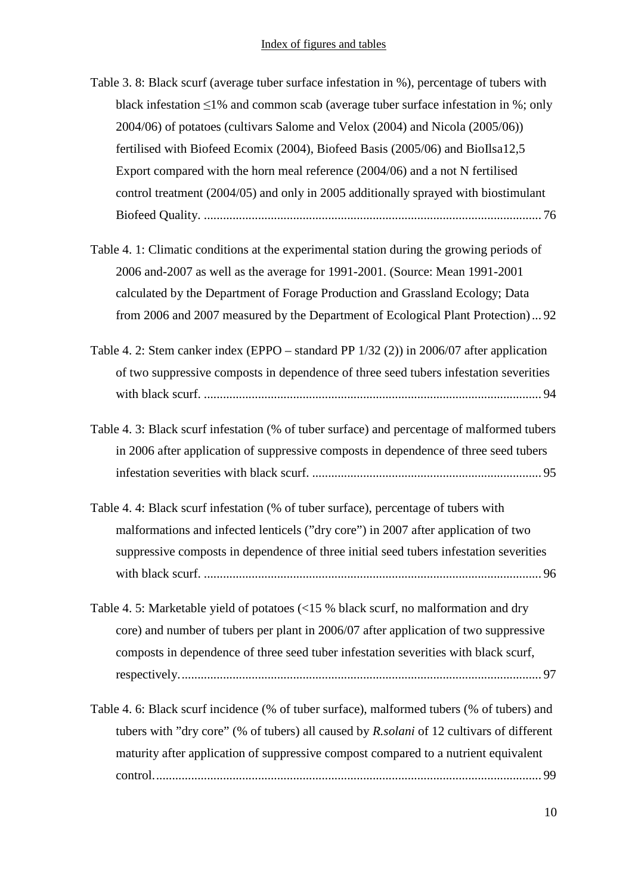Table 3. 8: Black scurf (average tuber surface infestation in %), percentage of tubers with black infestation ≤1% and common scab (average tuber surface infestation in %; only 2004/06) of potatoes (cultivars Salome and Velox (2004) and Nicola (2005/06)) fertilised with Biofeed Ecomix (2004), Biofeed Basis (2005/06) and BioIlsa12,5 Export compared with the horn meal reference (2004/06) and a not N fertilised control treatment (2004/05) and only in 2005 additionally sprayed with biostimulant Biofeed Quality. ........................................................................................................ 76

Table 4. 1: Climatic conditions at the experimental station during the growing periods of 2006 and-2007 as well as the average for 1991-2001. (Source: Mean 1991-2001 calculated by the Department of Forage Production and Grassland Ecology; Data from 2006 and 2007 measured by the Department of Ecological Plant Protection)... 92

Table 4. 2: Stem canker index (EPPO – standard PP 1/32 (2)) in 2006/07 after application of two suppressive composts in dependence of three seed tubers infestation severities with black scurf. ........................................................................................................ 94

Table 4. 3: Black scurf infestation (% of tuber surface) and percentage of malformed tubers in 2006 after application of suppressive composts in dependence of three seed tubers infestation severities with black scurf. ....................................................................... 95

Table 4. 4: Black scurf infestation (% of tuber surface), percentage of tubers with malformations and infected lenticels (”dry core”) in 2007 after application of two suppressive composts in dependence of three initial seed tubers infestation severities with black scurf. ........................................................................................................ 96

Table 4. 5: Marketable yield of potatoes (<15 % black scurf, no malformation and dry core) and number of tubers per plant in 2006/07 after application of two suppressive composts in dependence of three seed tuber infestation severities with black scurf, respectively. ............................................................................................................... 97

Table 4. 6: Black scurf incidence (% of tuber surface), malformed tubers (% of tubers) and tubers with ”dry core” (% of tubers) all caused by *R.solani* of 12 cultivars of different maturity after application of suppressive compost compared to a nutrient equivalent control. ...................................................................................................................... 99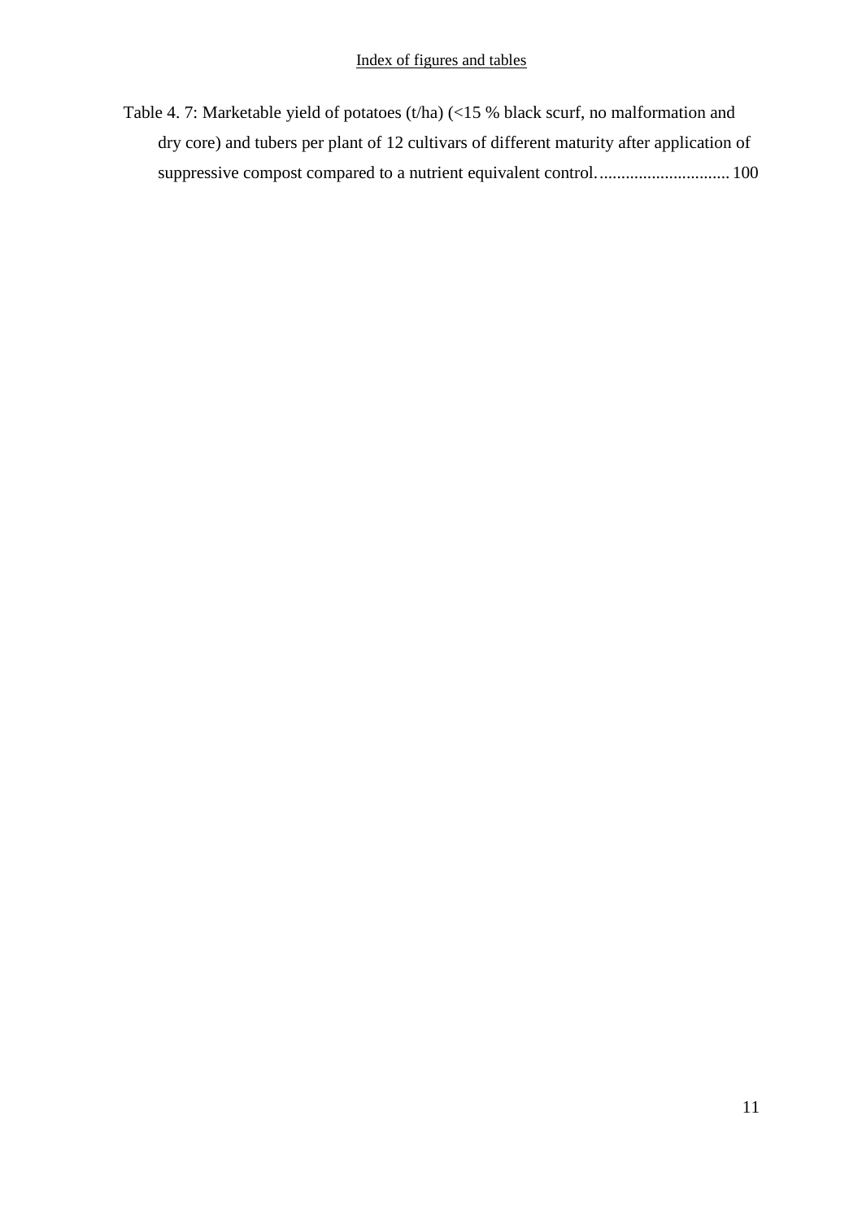Table 4. 7: Marketable yield of potatoes (t/ha) (<15 % black scurf, no malformation and dry core) and tubers per plant of 12 cultivars of different maturity after application of suppressive compost compared to a nutrient equivalent control. .............................. 100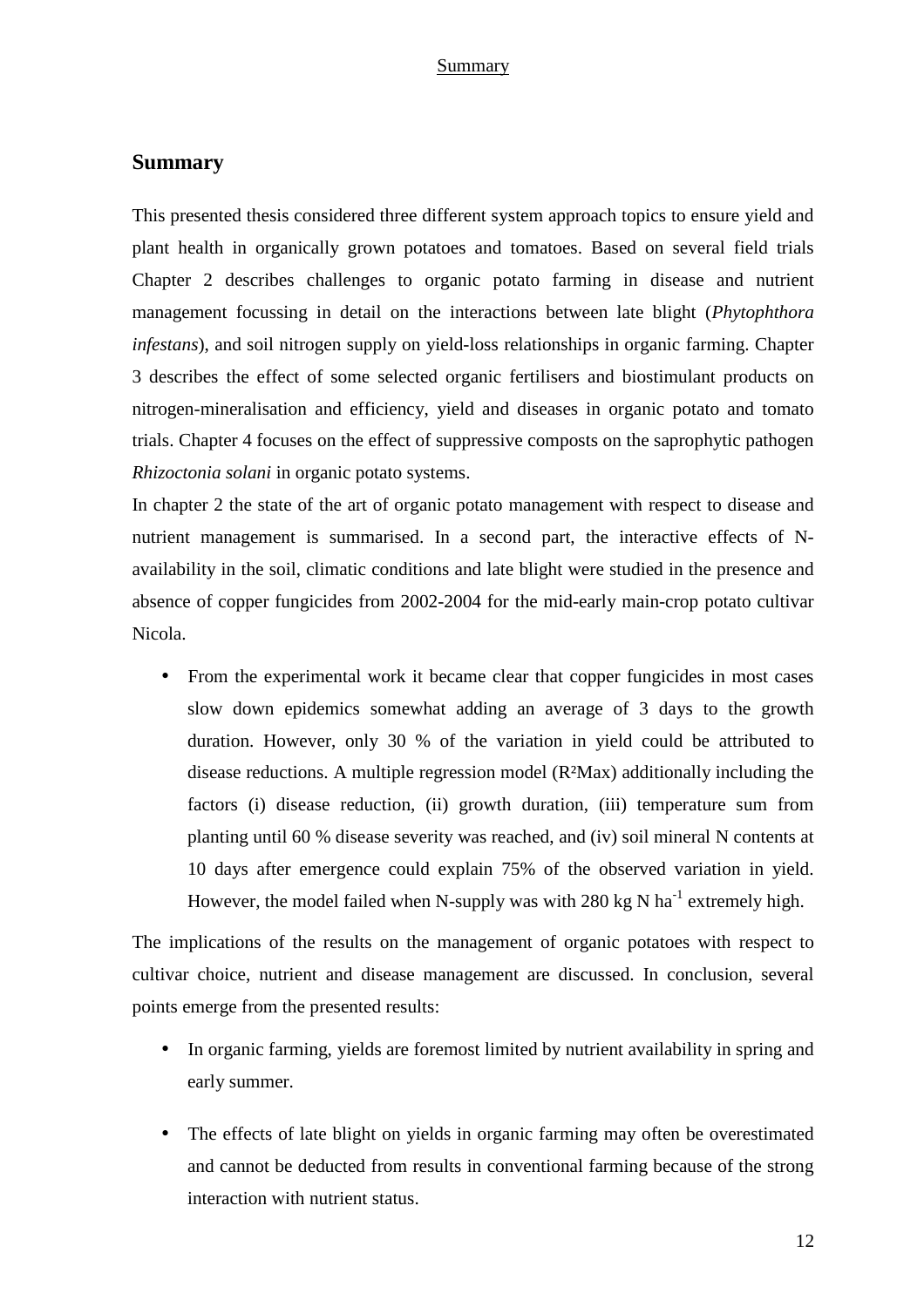# Summary

This presented thesis considered three different system approach topics to ensure yield and plant health in organically grown potatoes and tomatoes. Based on several field trials Chapter 2 describes challenges to organic potato farming in disease and nutrient management focussing in detail on the interactions between late blight (*Phytophthora infestans*), and soil nitrogen supply on yield-loss relationships in organic farming. Chapter 3 describes the effect of some selected organic fertilisers and biostimulant products on nitrogen-mineralisation and efficiency, yield and diseases in organic potato and tomato trials. Chapter 4 focuses on the effect of suppressive composts on the saprophytic pathogen *Rhizoctonia solani* in organic potato systems.

In chapter 2 the state of the art of organic potato management with respect to disease and nutrient management is summarised. In a second part, the interactive effects of N-availability in the soil, climatic conditions and late blight were studied in the presence and absence of copper fungicides from 2002-2004 for the mid-early main-crop potato cultivar Nicola.

- From the experimental work it became clear that copper fungicides in most cases slow down epidemics somewhat adding an average of 3 days to the growth duration. However, only 30 % of the variation in yield could be attributed to disease reductions. A multiple regression model ($R^2$Max) additionally including the factors (i) disease reduction, (ii) growth duration, (iii) temperature sum from planting until 60 % disease severity was reached, and (iv) soil mineral N contents at 10 days after emergence could explain 75% of the observed variation in yield. However, the model failed when N-supply was with 280 kg N $ha^{-1}$ extremely high.

The implications of the results on the management of organic potatoes with respect to cultivar choice, nutrient and disease management are discussed. In conclusion, several points emerge from the presented results:

- In organic farming, yields are foremost limited by nutrient availability in spring and early summer.

- The effects of late blight on yields in organic farming may often be overestimated and cannot be deducted from results in conventional farming because of the strong interaction with nutrient status.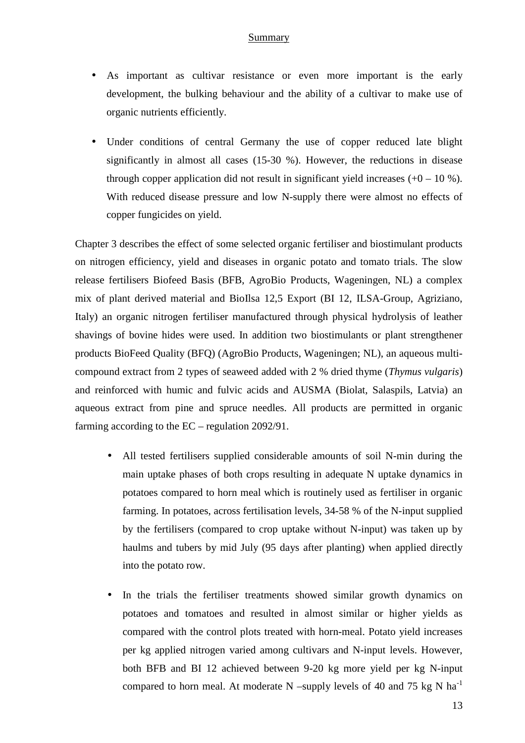- As important as cultivar resistance or even more important is the early development, the bulking behaviour and the ability of a cultivar to make use of organic nutrients efficiently.
- Under conditions of central Germany the use of copper reduced late blight significantly in almost all cases (15-30 %). However, the reductions in disease through copper application did not result in significant yield increases (+0 – 10 %). With reduced disease pressure and low N-supply there were almost no effects of copper fungicides on yield.

Chapter 3 describes the effect of some selected organic fertiliser and biostimulant products on nitrogen efficiency, yield and diseases in organic potato and tomato trials. The slow release fertilisers Biofeed Basis (BFB, AgroBio Products, Wageningen, NL) a complex mix of plant derived material and BioIlsa 12,5 Export (BI 12, ILSA-Group, Agriziano, Italy) an organic nitrogen fertiliser manufactured through physical hydrolysis of leather shavings of bovine hides were used. In addition two biostimulants or plant strengthener products BioFeed Quality (BFQ) (AgroBio Products, Wageningen; NL), an aqueous multi-compound extract from 2 types of seaweed added with 2 % dried thyme (*Thymus vulgaris*) and reinforced with humic and fulvic acids and AUSMA (Biolat, Salaspils, Latvia) an aqueous extract from pine and spruce needles. All products are permitted in organic farming according to the EC – regulation 2092/91.

- All tested fertilisers supplied considerable amounts of soil N-min during the main uptake phases of both crops resulting in adequate N uptake dynamics in potatoes compared to horn meal which is routinely used as fertiliser in organic farming. In potatoes, across fertilisation levels, 34-58 % of the N-input supplied by the fertilisers (compared to crop uptake without N-input) was taken up by haulms and tubers by mid July (95 days after planting) when applied directly into the potato row.
- In the trials the fertiliser treatments showed similar growth dynamics on potatoes and tomatoes and resulted in almost similar or higher yields as compared with the control plots treated with horn-meal. Potato yield increases per kg applied nitrogen varied among cultivars and N-input levels. However, both BFB and BI 12 achieved between 9-20 kg more yield per kg N-input compared to horn meal. At moderate N –supply levels of 40 and 75 kg N $ha^{-1}$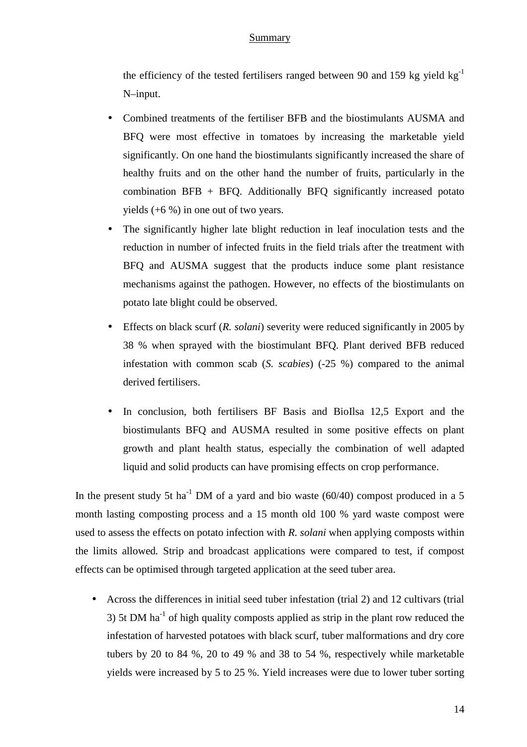the efficiency of the tested fertilisers ranged between 90 and 159 kg yield $kg^{-1}$ N–input.

- Combined treatments of the fertiliser BFB and the biostimulants AUSMA and BFQ were most effective in tomatoes by increasing the marketable yield significantly. On one hand the biostimulants significantly increased the share of healthy fruits and on the other hand the number of fruits, particularly in the combination BFB + BFQ. Additionally BFQ significantly increased potato yields (+6 %) in one out of two years.
- The significantly higher late blight reduction in leaf inoculation tests and the reduction in number of infected fruits in the field trials after the treatment with BFQ and AUSMA suggest that the products induce some plant resistance mechanisms against the pathogen. However, no effects of the biostimulants on potato late blight could be observed.
- Effects on black scurf (*R. solani*) severity were reduced significantly in 2005 by 38 % when sprayed with the biostimulant BFQ. Plant derived BFB reduced infestation with common scab (*S. scabies*) (-25 %) compared to the animal derived fertilisers.
- In conclusion, both fertilisers BF Basis and BioIlsa 12,5 Export and the biostimulants BFQ and AUSMA resulted in some positive effects on plant growth and plant health status, especially the combination of well adapted liquid and solid products can have promising effects on crop performance.

In the present study 5t $ha^{-1}$ DM of a yard and bio waste (60/40) compost produced in a 5 month lasting composting process and a 15 month old 100 % yard waste compost were used to assess the effects on potato infection with *R. solani* when applying composts within the limits allowed. Strip and broadcast applications were compared to test, if compost effects can be optimised through targeted application at the seed tuber area.

- Across the differences in initial seed tuber infestation (trial 2) and 12 cultivars (trial 3) 5t DM $ha^{-1}$ of high quality composts applied as strip in the plant row reduced the infestation of harvested potatoes with black scurf, tuber malformations and dry core tubers by 20 to 84 %, 20 to 49 % and 38 to 54 %, respectively while marketable yields were increased by 5 to 25 %. Yield increases were due to lower tuber sorting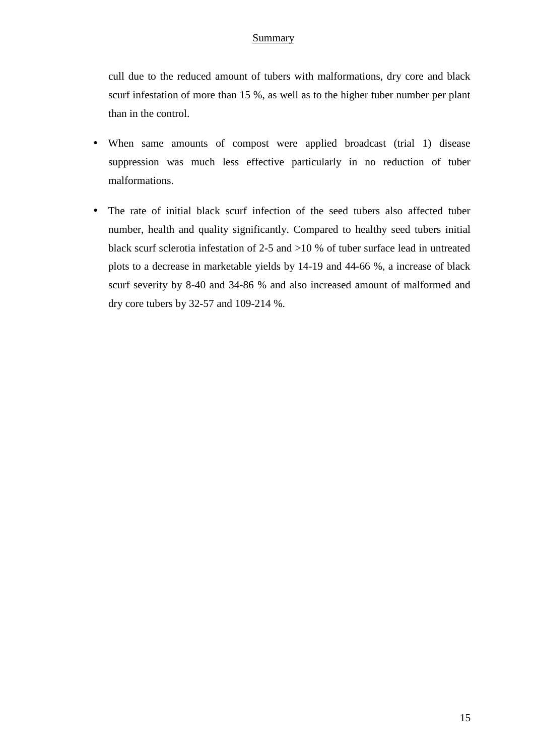cull due to the reduced amount of tubers with malformations, dry core and black scurf infestation of more than 15 %, as well as to the higher tuber number per plant than in the control.

- When same amounts of compost were applied broadcast (trial 1) disease suppression was much less effective particularly in no reduction of tuber malformations.

- The rate of initial black scurf infection of the seed tubers also affected tuber number, health and quality significantly. Compared to healthy seed tubers initial black scurf sclerotia infestation of 2-5 and >10 % of tuber surface lead in untreated plots to a decrease in marketable yields by 14-19 and 44-66 %, a increase of black scurf severity by 8-40 and 34-86 % and also increased amount of malformed and dry core tubers by 32-57 and 109-214 %.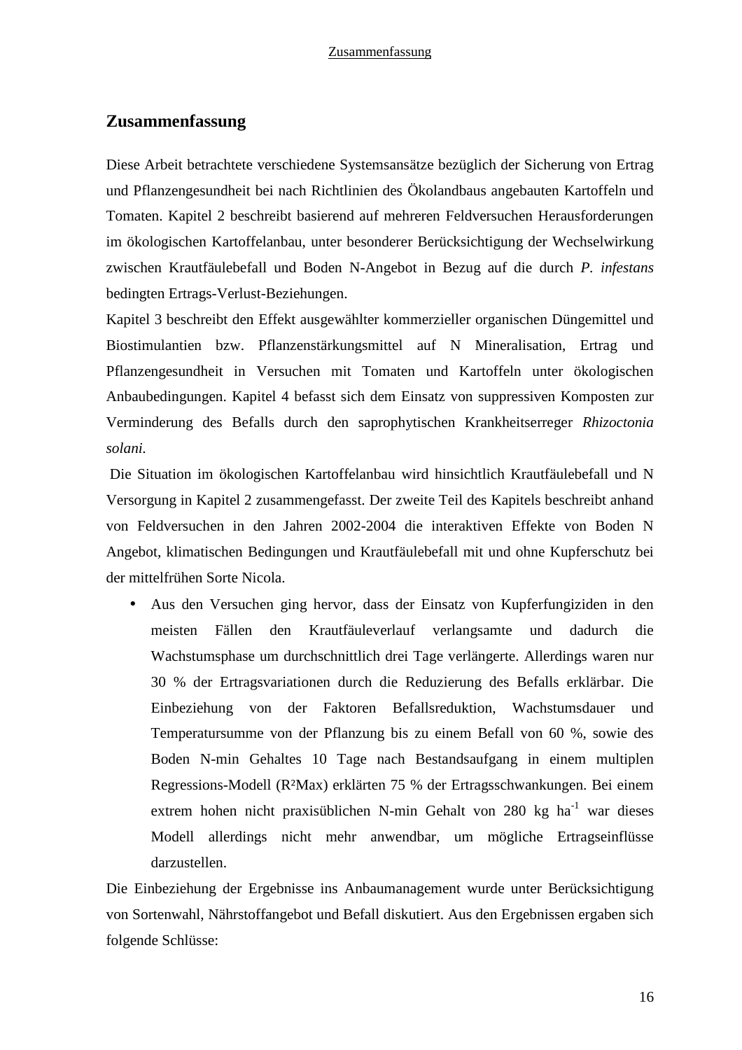# Zusammenfassung

Diese Arbeit betrachtete verschiedene Systemsansätze bezüglich der Sicherung von Ertrag und Pflanzengesundheit bei nach Richtlinien des Ökolandbaus angebauten Kartoffeln und Tomaten. Kapitel 2 beschreibt basierend auf mehreren Feldversuchen Herausforderungen im ökologischen Kartoffelanbau, unter besonderer Berücksichtigung der Wechselwirkung zwischen Krautfäulebefall und Boden N-Angebot in Bezug auf die durch *P. infestans* bedingten Ertrags-Verlust-Beziehungen.

Kapitel 3 beschreibt den Effekt ausgewählter kommerzieller organischen Düngemittel und Biostimulantien bzw. Pflanzenstärkungsmittel auf N Mineralisation, Ertrag und Pflanzengesundheit in Versuchen mit Tomaten und Kartoffeln unter ökologischen Anbaubedingungen. Kapitel 4 befasst sich dem Einsatz von suppressiven Komposten zur Verminderung des Befalls durch den saprophytischen Krankheitserreger *Rhizoctonia solani.*

Die Situation im ökologischen Kartoffelanbau wird hinsichtlich Krautfäulebefall und N Versorgung in Kapitel 2 zusammengefasst. Der zweite Teil des Kapitels beschreibt anhand von Feldversuchen in den Jahren 2002-2004 die interaktiven Effekte von Boden N Angebot, klimatischen Bedingungen und Krautfäulebefall mit und ohne Kupferschutz bei der mittelfrühen Sorte Nicola.

- Aus den Versuchen ging hervor, dass der Einsatz von Kupferfungiziden in den meisten Fällen den Krautfäuleverlauf verlangsamte und dadurch die Wachstumsphase um durchschnittlich drei Tage verlängerte. Allerdings waren nur 30 % der Ertragsvariationen durch die Reduzierung des Befalls erklärbar. Die Einbeziehung von der Faktoren Befallsreduktion, Wachstumsdauer und Temperatursumme von der Pflanzung bis zu einem Befall von 60 %, sowie des Boden N-min Gehaltes 10 Tage nach Bestandsaufgang in einem multiplen Regressions-Modell ($R^2$Max) erklärten 75 % der Ertragsschwankungen. Bei einem extrem hohen nicht praxisüblichen N-min Gehalt von 280 kg $ha^{-1}$ war dieses Modell allerdings nicht mehr anwendbar, um mögliche Ertragseinflüsse darzustellen.

Die Einbeziehung der Ergebnisse ins Anbaumanagement wurde unter Berücksichtigung von Sortenwahl, Nährstoffangebot und Befall diskutiert. Aus den Ergebnissen ergaben sich folgende Schlüsse: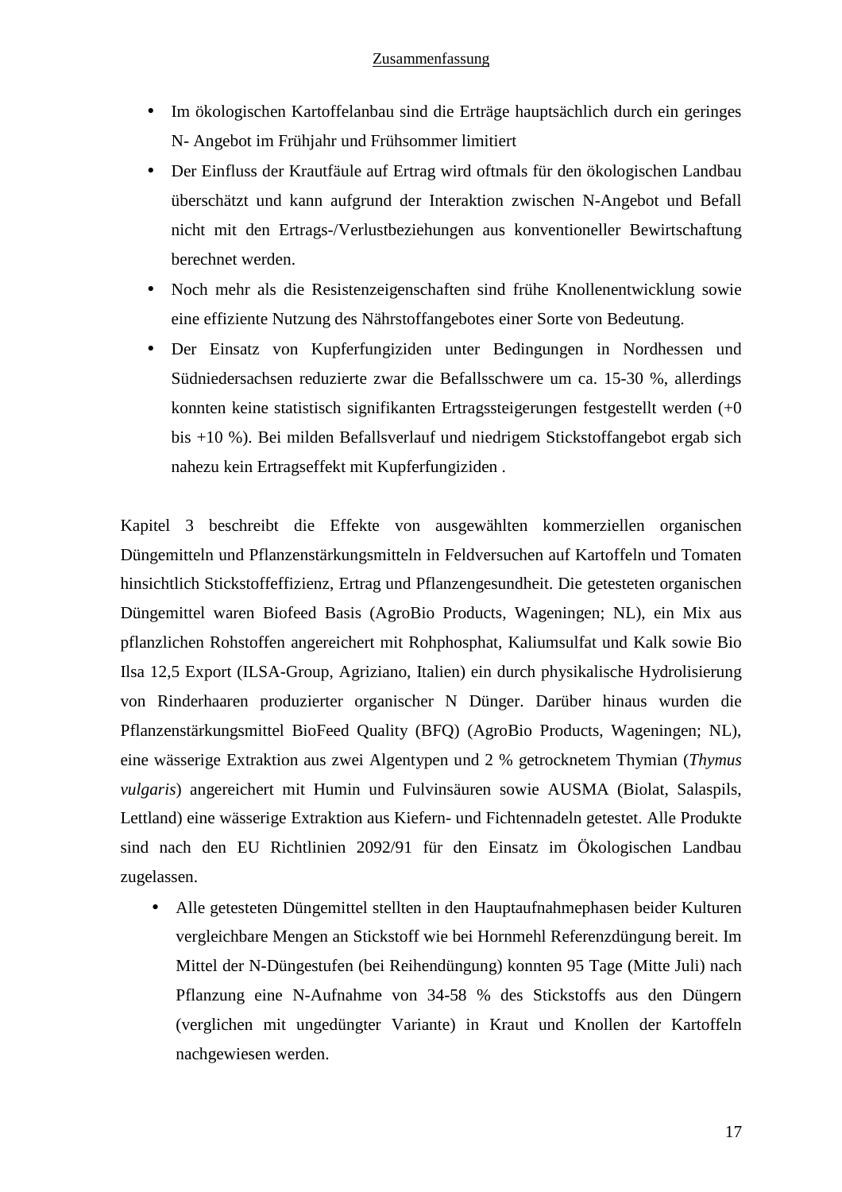- Im ökologischen Kartoffelanbau sind die Erträge hauptsächlich durch ein geringes N- Angebot im Frühjahr und Frühsommer limitiert
- Der Einfluss der Krautfäule auf Ertrag wird oftmals für den ökologischen Landbau überschätzt und kann aufgrund der Interaktion zwischen N-Angebot und Befall nicht mit den Ertrags-/Verlustbeziehungen aus konventioneller Bewirtschaftung berechnet werden.
- Noch mehr als die Resistenzeigenschaften sind frühe Knollenentwicklung sowie eine effiziente Nutzung des Nährstoffangebotes einer Sorte von Bedeutung.
- Der Einsatz von Kupferfungiziden unter Bedingungen in Nordhessen und Südniedersachsen reduzierte zwar die Befallsschwere um ca. 15-30 %, allerdings konnten keine statistisch signifikanten Ertragssteigerungen festgestellt werden (+0 bis +10 %). Bei milden Befallsverlauf und niedrigem Stickstoffangebot ergab sich nahezu kein Ertragseffekt mit Kupferfungiziden .

Kapitel 3 beschreibt die Effekte von ausgewählten kommerziellen organischen Düngemitteln und Pflanzenstärkungsmitteln in Feldversuchen auf Kartoffeln und Tomaten hinsichtlich Stickstoffeffizienz, Ertrag und Pflanzengesundheit. Die getesteten organischen Düngemittel waren Biofeed Basis (AgroBio Products, Wageningen; NL), ein Mix aus pflanzlichen Rohstoffen angereichert mit Rohphosphat, Kaliumsulfat und Kalk sowie Bio Ilsa 12,5 Export (ILSA-Group, Agriziano, Italien) ein durch physikalische Hydrolisierung von Rinderhaaren produzierter organischer N Dünger. Darüber hinaus wurden die Pflanzenstärkungsmittel BioFeed Quality (BFQ) (AgroBio Products, Wageningen; NL), eine wässerige Extraktion aus zwei Algentypen und 2 % getrocknetem Thymian (*Thymus vulgaris*) angereichert mit Humin und Fulvinsäuren sowie AUSMA (Biolat, Salaspils, Lettland) eine wässerige Extraktion aus Kiefern- und Fichtennadeln getestet. Alle Produkte sind nach den EU Richtlinien 2092/91 für den Einsatz im Ökologischen Landbau zugelassen.

- Alle getesteten Düngemittel stellten in den Hauptaufnahmephasen beider Kulturen vergleichbare Mengen an Stickstoff wie bei Hornmehl Referenzdüngung bereit. Im Mittel der N-Düngestufen (bei Reihendüngung) konnten 95 Tage (Mitte Juli) nach Pflanzung eine N-Aufnahme von 34-58 % des Stickstoffs aus den Düngern (verglichen mit ungedüngter Variante) in Kraut und Knollen der Kartoffeln nachgewiesen werden.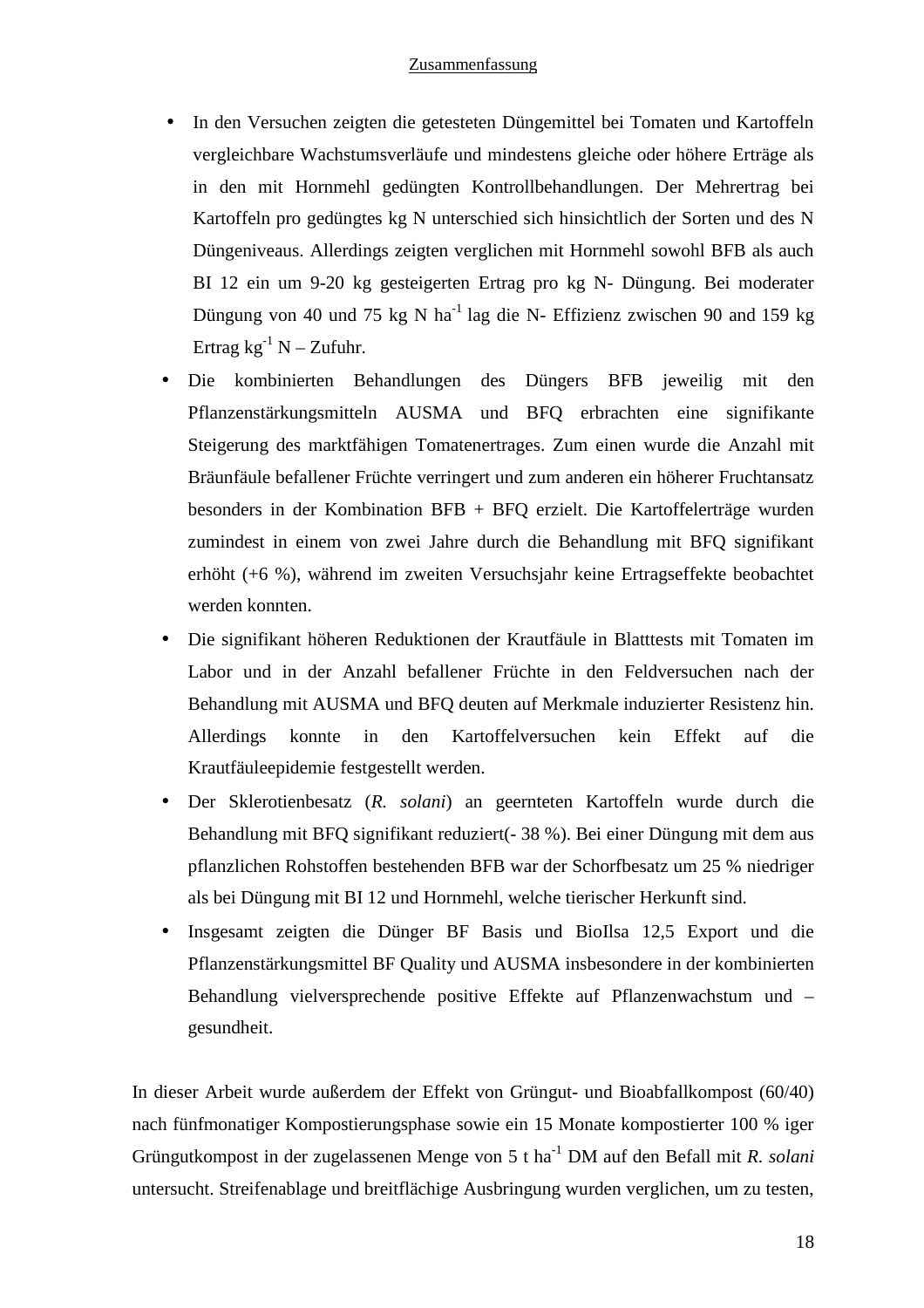- In den Versuchen zeigten die getesteten Düngemittel bei Tomaten und Kartoffeln vergleichbare Wachstumsverläufe und mindestens gleiche oder höhere Erträge als in den mit Hornmehl gedüngten Kontrollbehandlungen. Der Mehrertrag bei Kartoffeln pro gedüngtes kg N unterschied sich hinsichtlich der Sorten und des N Düngeniveaus. Allerdings zeigten verglichen mit Hornmehl sowohl BFB als auch BI 12 ein um 9-20 kg gesteigerten Ertrag pro kg N- Düngung. Bei moderater Düngung von 40 und 75 kg N ha$^{-1}$ lag die N- Effizienz zwischen 90 and 159 kg Ertrag kg$^{-1}$ N – Zufuhr.
- Die kombinierten Behandlungen des Düngers BFB jeweilig mit den Pflanzenstärkungsmitteln AUSMA und BFQ erbrachten eine signifikante Steigerung des marktfähigen Tomatenertrages. Zum einen wurde die Anzahl mit Bräunfäule befallener Früchte verringert und zum anderen ein höherer Fruchtansatz besonders in der Kombination BFB + BFQ erzielt. Die Kartoffelerträge wurden zumindest in einem von zwei Jahre durch die Behandlung mit BFQ signifikant erhöht (+6 %), während im zweiten Versuchsjahr keine Ertragseffekte beobachtet werden konnten.
- Die signifikant höheren Reduktionen der Krautfäule in Blatttests mit Tomaten im Labor und in der Anzahl befallener Früchte in den Feldversuchen nach der Behandlung mit AUSMA und BFQ deuten auf Merkmale induzierter Resistenz hin. Allerdings konnte in den Kartoffelversuchen kein Effekt auf die Krautfäuleepidemie festgestellt werden.
- Der Sklerotienbesatz (*R. solani*) an geernteten Kartoffeln wurde durch die Behandlung mit BFQ signifikant reduziert(- 38 %). Bei einer Düngung mit dem aus pflanzlichen Rohstoffen bestehenden BFB war der Schorfbesatz um 25 % niedriger als bei Düngung mit BI 12 und Hornmehl, welche tierischer Herkunft sind.
- Insgesamt zeigten die Dünger BF Basis und BioIlsa 12,5 Export und die Pflanzenstärkungsmittel BF Quality und AUSMA insbesondere in der kombinierten Behandlung vielversprechende positive Effekte auf Pflanzenwachstum und –gesundheit.

In dieser Arbeit wurde außerdem der Effekt von Grüngut- und Bioabfallkompost (60/40) nach fünfmonatiger Kompostierungsphase sowie ein 15 Monate kompostierter 100 % iger Grüngutkompost in der zugelassenen Menge von 5 t ha$^{-1}$ DM auf den Befall mit *R. solani* untersucht. Streifenablage und breitflächige Ausbringung wurden verglichen, um zu testen,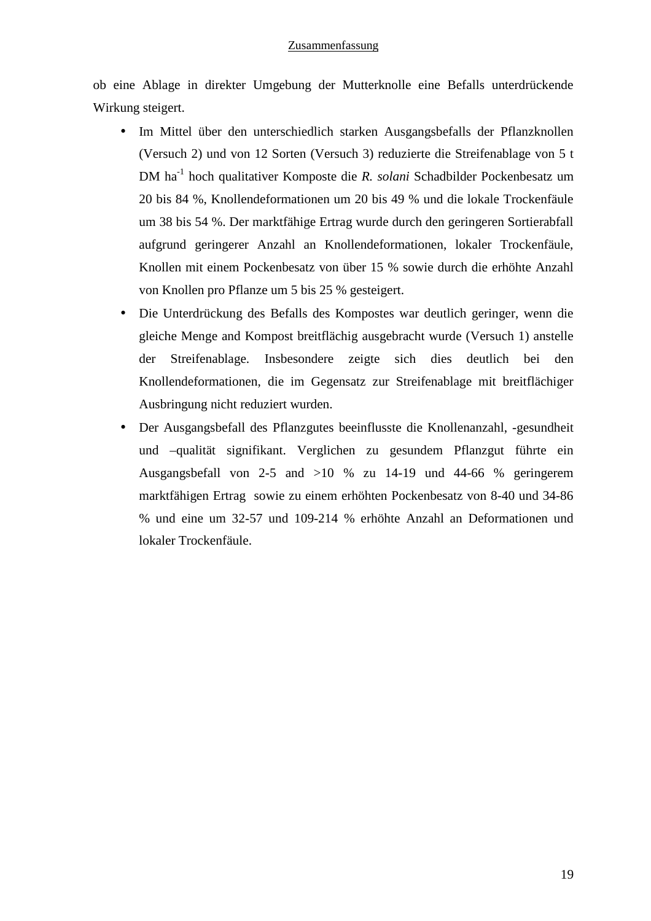ob eine Ablage in direkter Umgebung der Mutterknolle eine Befalls unterdrückende Wirkung steigert.

- Im Mittel über den unterschiedlich starken Ausgangsbefalls der Pflanzknollen (Versuch 2) und von 12 Sorten (Versuch 3) reduzierte die Streifenablage von 5 t DM ha$^{-1}$ hoch qualitativer Komposte die *R. solani* Schadbilder Pockenbesatz um 20 bis 84 %, Knollendeformationen um 20 bis 49 % und die lokale Trockenfäule um 38 bis 54 %. Der marktfähige Ertrag wurde durch den geringeren Sortierabfall aufgrund geringerer Anzahl an Knollendeformationen, lokaler Trockenfäule, Knollen mit einem Pockenbesatz von über 15 % sowie durch die erhöhte Anzahl von Knollen pro Pflanze um 5 bis 25 % gesteigert.
- Die Unterdrückung des Befalls des Kompostes war deutlich geringer, wenn die gleiche Menge and Kompost breitflächig ausgebracht wurde (Versuch 1) anstelle der Streifenablage. Insbesondere zeigte sich dies deutlich bei den Knollendeformationen, die im Gegensatz zur Streifenablage mit breitflächiger Ausbringung nicht reduziert wurden.
- Der Ausgangsbefall des Pflanzgutes beeinflusste die Knollenanzahl, -gesundheit und –qualität signifikant. Verglichen zu gesundem Pflanzgut führte ein Ausgangsbefall von 2-5 and >10 % zu 14-19 und 44-66 % geringerem marktfähigen Ertrag sowie zu einem erhöhten Pockenbesatz von 8-40 und 34-86 % und eine um 32-57 und 109-214 % erhöhte Anzahl an Deformationen und lokaler Trockenfäule.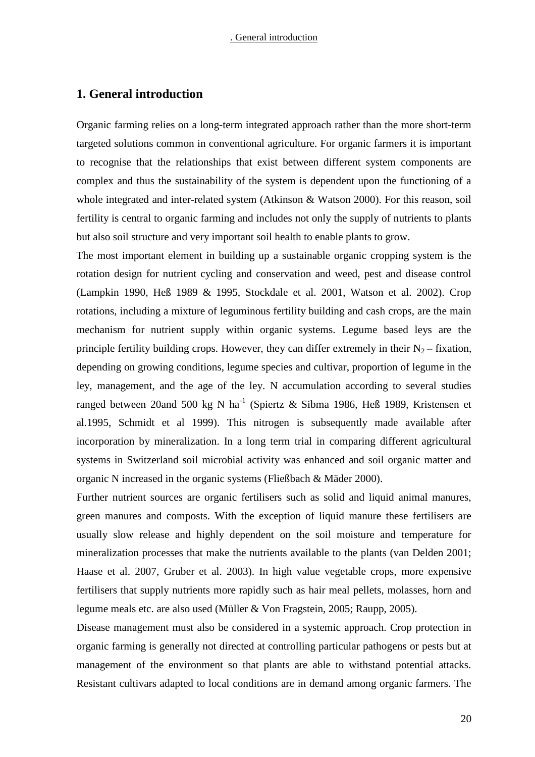# 1. General introduction

Organic farming relies on a long-term integrated approach rather than the more short-term targeted solutions common in conventional agriculture. For organic farmers it is important to recognise that the relationships that exist between different system components are complex and thus the sustainability of the system is dependent upon the functioning of a whole integrated and inter-related system (Atkinson & Watson 2000). For this reason, soil fertility is central to organic farming and includes not only the supply of nutrients to plants but also soil structure and very important soil health to enable plants to grow.

The most important element in building up a sustainable organic cropping system is the rotation design for nutrient cycling and conservation and weed, pest and disease control (Lampkin 1990, Heß 1989 & 1995, Stockdale et al. 2001, Watson et al. 2002). Crop rotations, including a mixture of leguminous fertility building and cash crops, are the main mechanism for nutrient supply within organic systems. Legume based leys are the principle fertility building crops. However, they can differ extremely in their $N_2$ – fixation, depending on growing conditions, legume species and cultivar, proportion of legume in the ley, management, and the age of the ley. N accumulation according to several studies ranged between 20and 500 kg N ha$^{-1}$ (Spiertz & Sibma 1986, Heß 1989, Kristensen et al.1995, Schmidt et al 1999). This nitrogen is subsequently made available after incorporation by mineralization. In a long term trial in comparing different agricultural systems in Switzerland soil microbial activity was enhanced and soil organic matter and organic N increased in the organic systems (Fließbach & Mäder 2000).

Further nutrient sources are organic fertilisers such as solid and liquid animal manures, green manures and composts. With the exception of liquid manure these fertilisers are usually slow release and highly dependent on the soil moisture and temperature for mineralization processes that make the nutrients available to the plants (van Delden 2001; Haase et al. 2007, Gruber et al. 2003). In high value vegetable crops, more expensive fertilisers that supply nutrients more rapidly such as hair meal pellets, molasses, horn and legume meals etc. are also used (Müller & Von Fragstein, 2005; Raupp, 2005).

Disease management must also be considered in a systemic approach. Crop protection in organic farming is generally not directed at controlling particular pathogens or pests but at management of the environment so that plants are able to withstand potential attacks. Resistant cultivars adapted to local conditions are in demand among organic farmers. The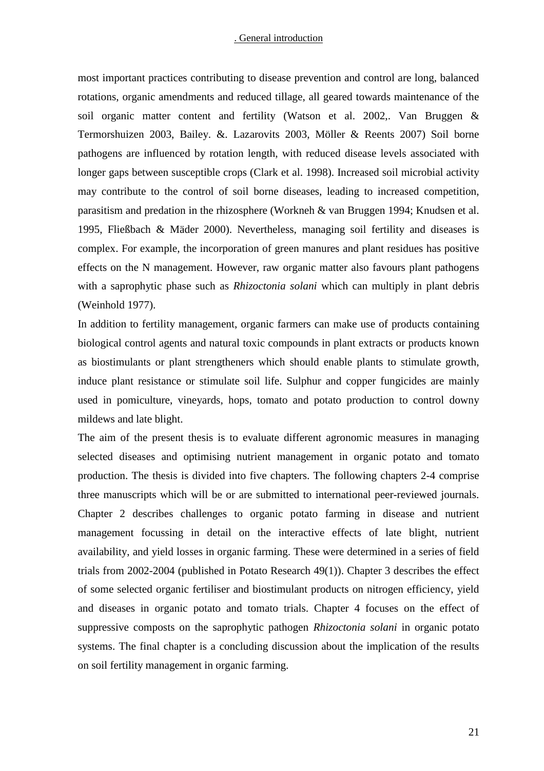most important practices contributing to disease prevention and control are long, balanced rotations, organic amendments and reduced tillage, all geared towards maintenance of the soil organic matter content and fertility (Watson et al. 2002,. Van Bruggen & Termorshuizen 2003, Bailey. &. Lazarovits 2003, Möller & Reents 2007) Soil borne pathogens are influenced by rotation length, with reduced disease levels associated with longer gaps between susceptible crops (Clark et al. 1998). Increased soil microbial activity may contribute to the control of soil borne diseases, leading to increased competition, parasitism and predation in the rhizosphere (Workneh & van Bruggen 1994; Knudsen et al. 1995, Fließbach & Mäder 2000). Nevertheless, managing soil fertility and diseases is complex. For example, the incorporation of green manures and plant residues has positive effects on the N management. However, raw organic matter also favours plant pathogens with a saprophytic phase such as *Rhizoctonia solani* which can multiply in plant debris (Weinhold 1977).

In addition to fertility management, organic farmers can make use of products containing biological control agents and natural toxic compounds in plant extracts or products known as biostimulants or plant strengtheners which should enable plants to stimulate growth, induce plant resistance or stimulate soil life. Sulphur and copper fungicides are mainly used in pomiculture, vineyards, hops, tomato and potato production to control downy mildews and late blight.

The aim of the present thesis is to evaluate different agronomic measures in managing selected diseases and optimising nutrient management in organic potato and tomato production. The thesis is divided into five chapters. The following chapters 2-4 comprise three manuscripts which will be or are submitted to international peer-reviewed journals. Chapter 2 describes challenges to organic potato farming in disease and nutrient management focussing in detail on the interactive effects of late blight, nutrient availability, and yield losses in organic farming. These were determined in a series of field trials from 2002-2004 (published in Potato Research 49(1)). Chapter 3 describes the effect of some selected organic fertiliser and biostimulant products on nitrogen efficiency, yield and diseases in organic potato and tomato trials. Chapter 4 focuses on the effect of suppressive composts on the saprophytic pathogen *Rhizoctonia solani* in organic potato systems. The final chapter is a concluding discussion about the implication of the results on soil fertility management in organic farming.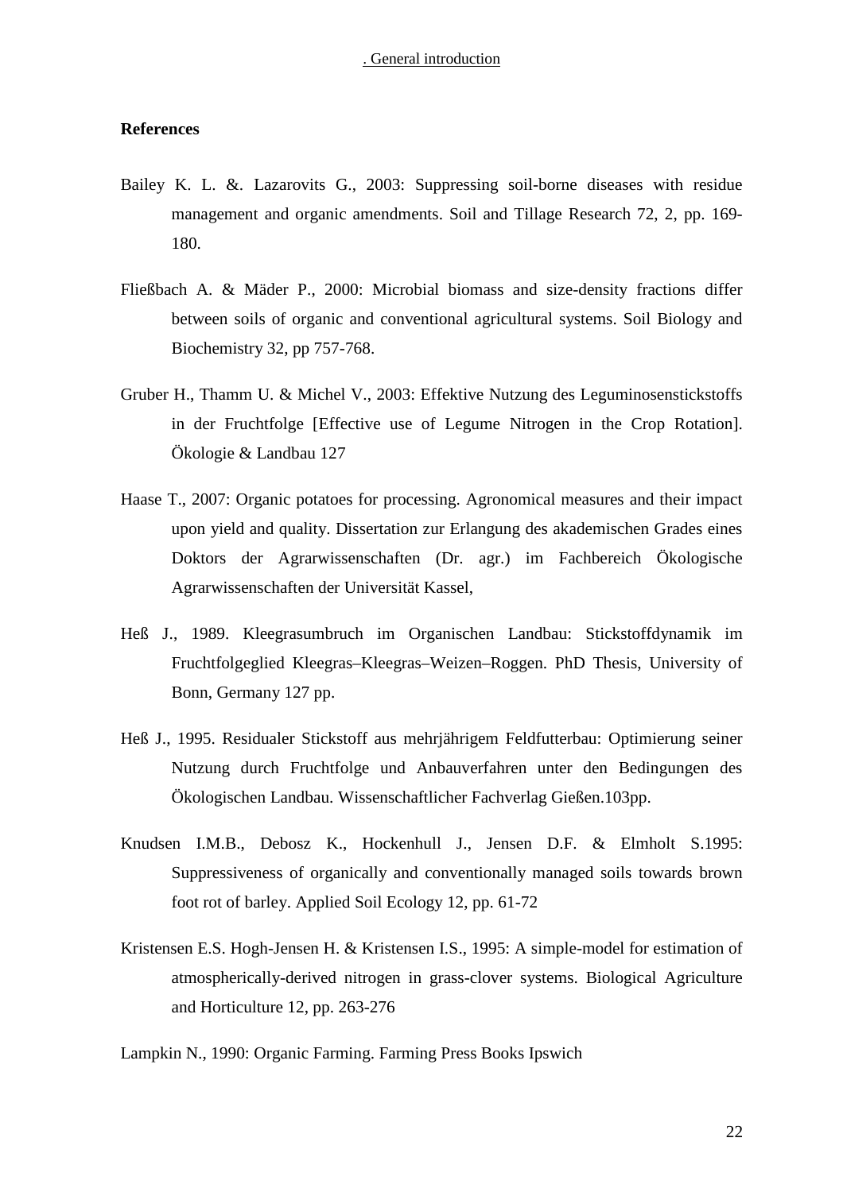## References

Bailey K. L. &. Lazarovits G., 2003: Suppressing soil-borne diseases with residue management and organic amendments. Soil and Tillage Research 72, 2, pp. 169-180.

Fließbach A. & Mäder P., 2000: Microbial biomass and size-density fractions differ between soils of organic and conventional agricultural systems. Soil Biology and Biochemistry 32, pp 757-768.

Gruber H., Thamm U. & Michel V., 2003: Effektive Nutzung des Leguminosenstickstoffs in der Fruchtfolge [Effective use of Legume Nitrogen in the Crop Rotation]. Ökologie & Landbau 127

Haase T., 2007: Organic potatoes for processing. Agronomical measures and their impact upon yield and quality. Dissertation zur Erlangung des akademischen Grades eines Doktors der Agrarwissenschaften (Dr. agr.) im Fachbereich Ökologische Agrarwissenschaften der Universität Kassel,

Heß J., 1989. Kleegrasumbruch im Organischen Landbau: Stickstoffdynamik im Fruchtfolgeglied Kleegras–Kleegras–Weizen–Roggen. PhD Thesis, University of Bonn, Germany 127 pp.

Heß J., 1995. Residualer Stickstoff aus mehrjährigem Feldfutterbau: Optimierung seiner Nutzung durch Fruchtfolge und Anbauverfahren unter den Bedingungen des Ökologischen Landbau. Wissenschaftlicher Fachverlag Gießen.103pp.

Knudsen I.M.B., Debosz K., Hockenhull J., Jensen D.F. & Elmholt S.1995: Suppressiveness of organically and conventionally managed soils towards brown foot rot of barley. Applied Soil Ecology 12, pp. 61-72

Kristensen E.S. Hogh-Jensen H. & Kristensen I.S., 1995: A simple-model for estimation of atmospherically-derived nitrogen in grass-clover systems. Biological Agriculture and Horticulture 12, pp. 263-276

Lampkin N., 1990: Organic Farming. Farming Press Books Ipswich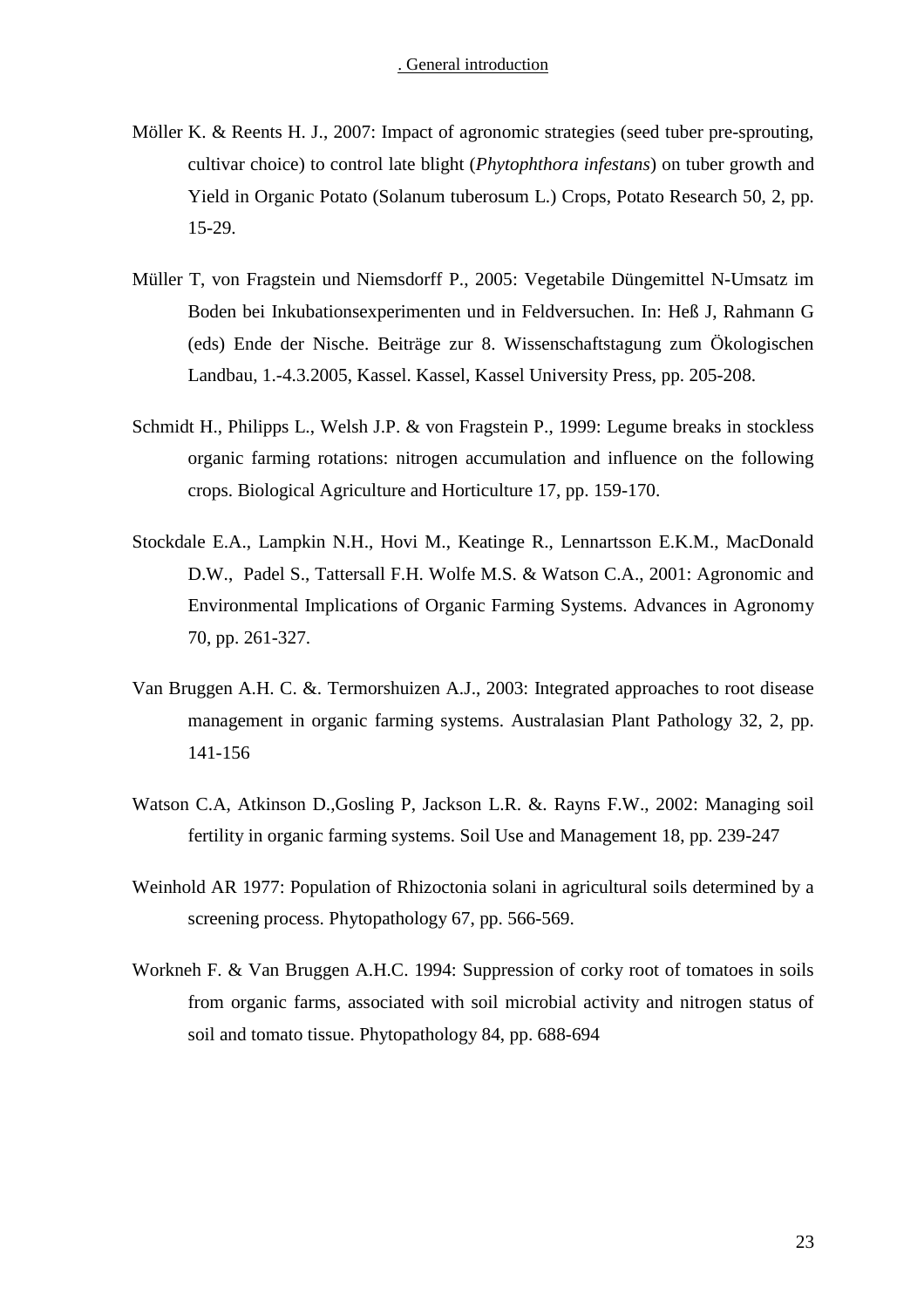Möller K. & Reents H. J., 2007: Impact of agronomic strategies (seed tuber pre-sprouting, cultivar choice) to control late blight (*Phytophthora infestans*) on tuber growth and Yield in Organic Potato (Solanum tuberosum L.) Crops, Potato Research 50, 2, pp. 15-29.

Müller T, von Fragstein und Niemsdorff P., 2005: Vegetabile Düngemittel N-Umsatz im Boden bei Inkubationsexperimenten und in Feldversuchen. In: Heß J, Rahmann G (eds) Ende der Nische. Beiträge zur 8. Wissenschaftstagung zum Ökologischen Landbau, 1.-4.3.2005, Kassel. Kassel, Kassel University Press, pp. 205-208.

Schmidt H., Philipps L., Welsh J.P. & von Fragstein P., 1999: Legume breaks in stockless organic farming rotations: nitrogen accumulation and influence on the following crops. Biological Agriculture and Horticulture 17, pp. 159-170.

Stockdale E.A., Lampkin N.H., Hovi M., Keatinge R., Lennartsson E.K.M., MacDonald D.W., Padel S., Tattersall F.H. Wolfe M.S. & Watson C.A., 2001: Agronomic and Environmental Implications of Organic Farming Systems. Advances in Agronomy 70, pp. 261-327.

Van Bruggen A.H. C. &. Termorshuizen A.J., 2003: Integrated approaches to root disease management in organic farming systems. Australasian Plant Pathology 32, 2, pp. 141-156

Watson C.A, Atkinson D.,Gosling P, Jackson L.R. &. Rayns F.W., 2002: Managing soil fertility in organic farming systems. Soil Use and Management 18, pp. 239-247

Weinhold AR 1977: Population of Rhizoctonia solani in agricultural soils determined by a screening process. Phytopathology 67, pp. 566-569.

Workneh F. & Van Bruggen A.H.C. 1994: Suppression of corky root of tomatoes in soils from organic farms, associated with soil microbial activity and nitrogen status of soil and tomato tissue. Phytopathology 84, pp. 688-694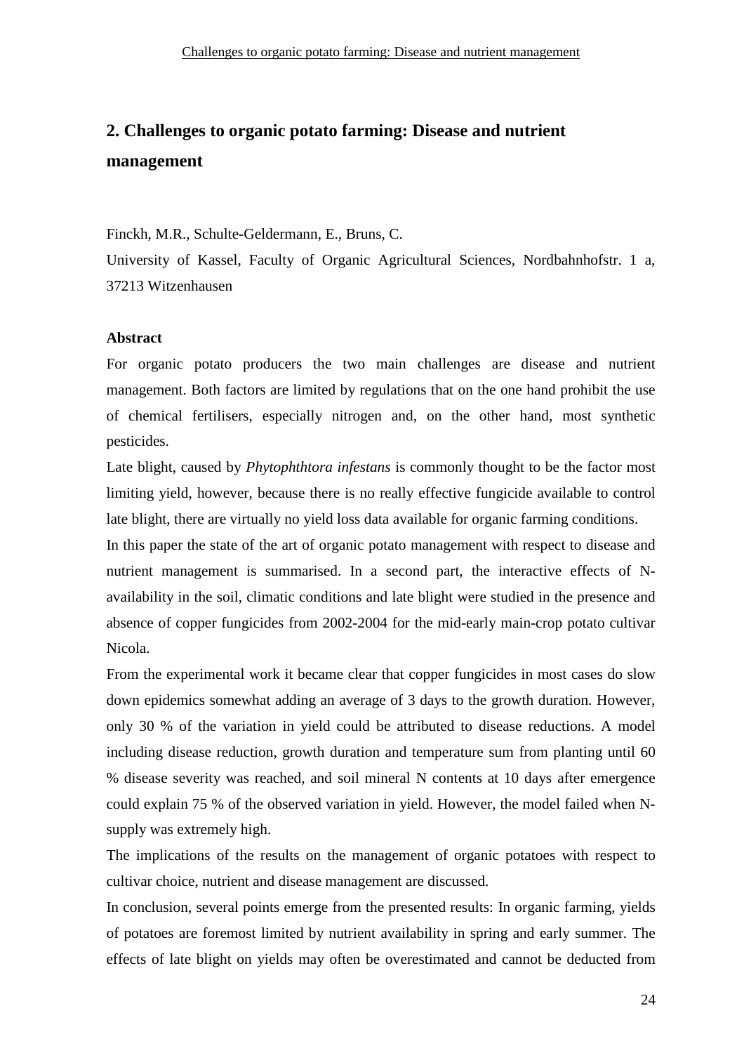## 2. Challenges to organic potato farming: Disease and nutrient management

Finckh, M.R., Schulte-Geldermann, E., Bruns, C.

University of Kassel, Faculty of Organic Agricultural Sciences, Nordbahnhofstr. 1 a, 37213 Witzenhausen

**Abstract**

For organic potato producers the two main challenges are disease and nutrient management. Both factors are limited by regulations that on the one hand prohibit the use of chemical fertilisers, especially nitrogen and, on the other hand, most synthetic pesticides.

Late blight, caused by *Phytophthtora infestans* is commonly thought to be the factor most limiting yield, however, because there is no really effective fungicide available to control late blight, there are virtually no yield loss data available for organic farming conditions.

In this paper the state of the art of organic potato management with respect to disease and nutrient management is summarised. In a second part, the interactive effects of N-availability in the soil, climatic conditions and late blight were studied in the presence and absence of copper fungicides from 2002-2004 for the mid-early main-crop potato cultivar Nicola.

From the experimental work it became clear that copper fungicides in most cases do slow down epidemics somewhat adding an average of 3 days to the growth duration. However, only 30 % of the variation in yield could be attributed to disease reductions. A model including disease reduction, growth duration and temperature sum from planting until 60 % disease severity was reached, and soil mineral N contents at 10 days after emergence could explain 75 % of the observed variation in yield. However, the model failed when N-supply was extremely high.

The implications of the results on the management of organic potatoes with respect to cultivar choice, nutrient and disease management are discussed.

In conclusion, several points emerge from the presented results: In organic farming, yields of potatoes are foremost limited by nutrient availability in spring and early summer. The effects of late blight on yields may often be overestimated and cannot be deducted from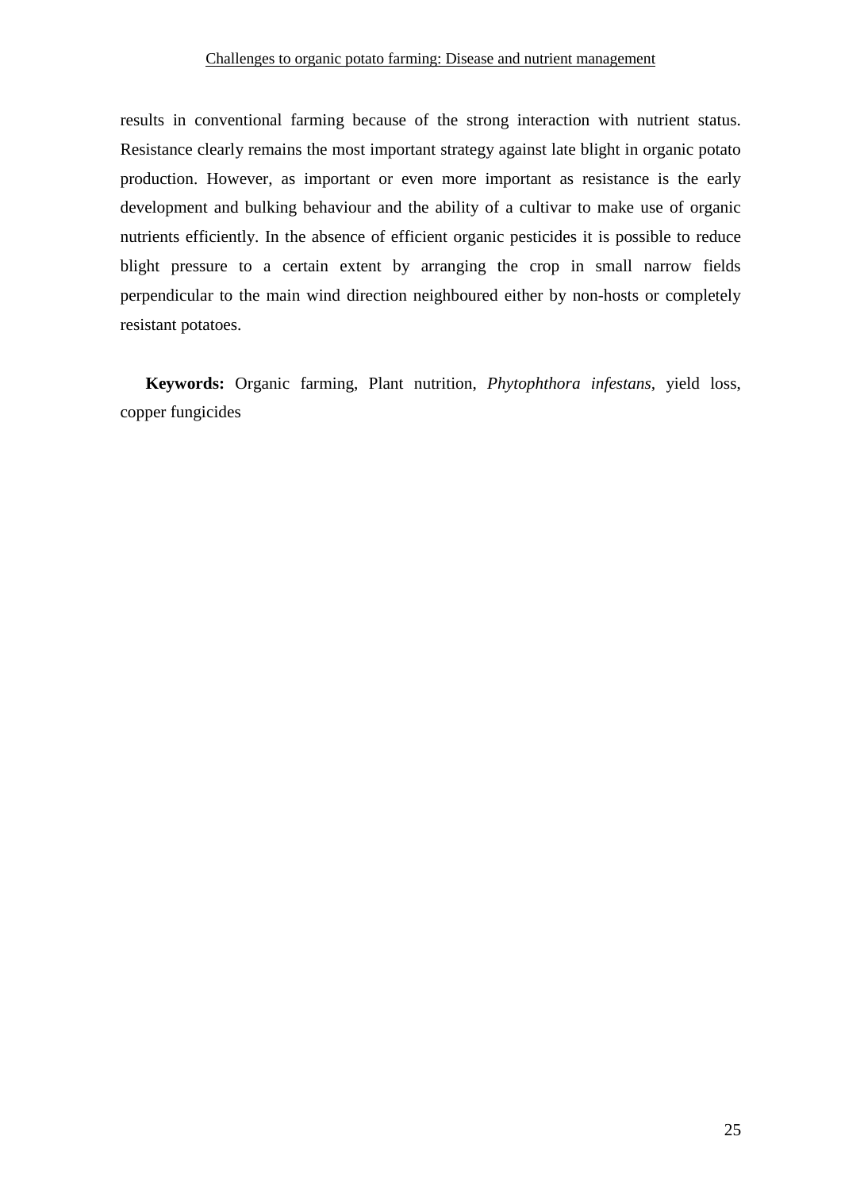results in conventional farming because of the strong interaction with nutrient status. Resistance clearly remains the most important strategy against late blight in organic potato production. However, as important or even more important as resistance is the early development and bulking behaviour and the ability of a cultivar to make use of organic nutrients efficiently. In the absence of efficient organic pesticides it is possible to reduce blight pressure to a certain extent by arranging the crop in small narrow fields perpendicular to the main wind direction neighboured either by non-hosts or completely resistant potatoes.

**Keywords:** Organic farming, Plant nutrition, *Phytophthora infestans*, yield loss, copper fungicides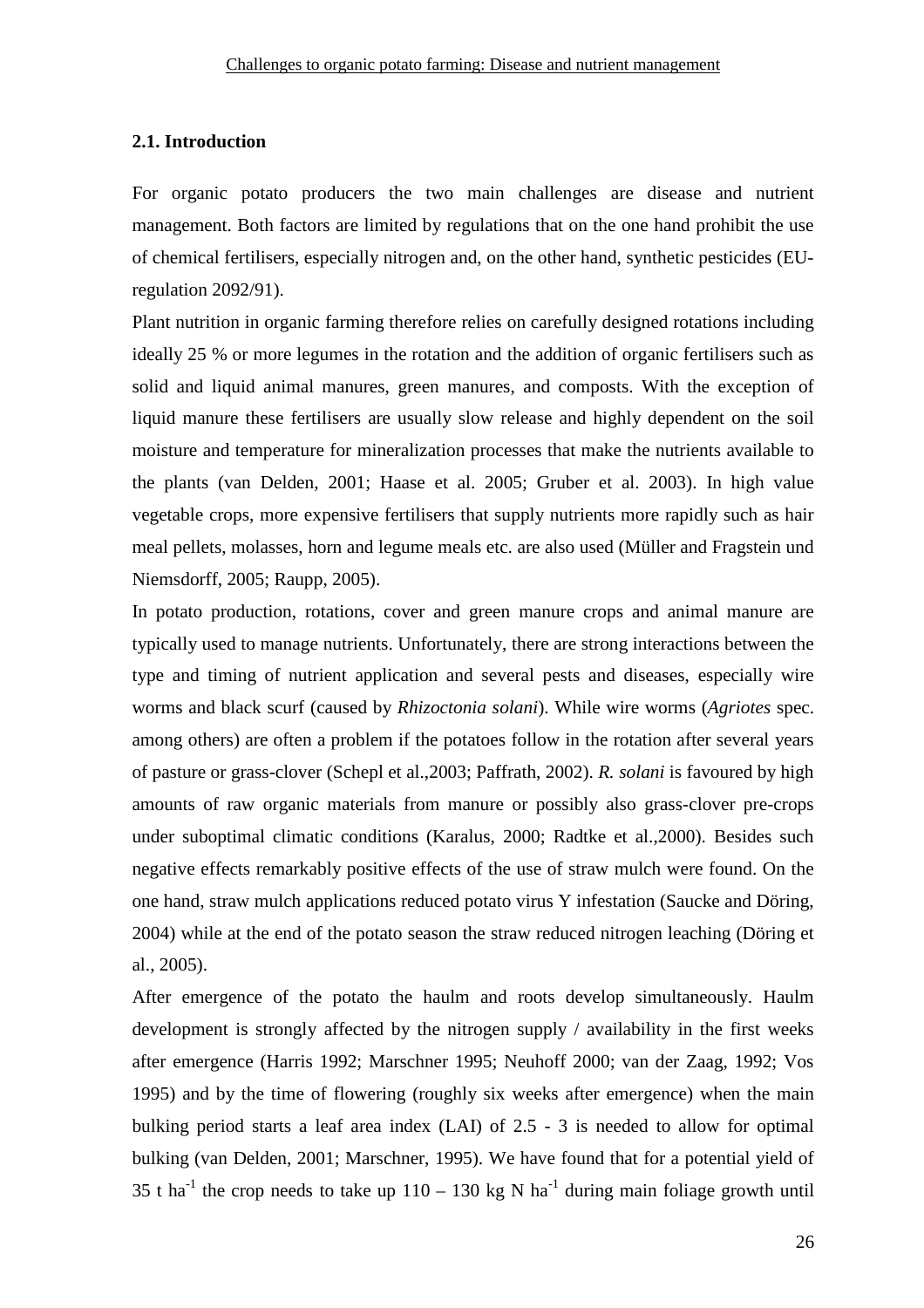## 2.1. Introduction

For organic potato producers the two main challenges are disease and nutrient management. Both factors are limited by regulations that on the one hand prohibit the use of chemical fertilisers, especially nitrogen and, on the other hand, synthetic pesticides (EU-regulation 2092/91).

Plant nutrition in organic farming therefore relies on carefully designed rotations including ideally 25 % or more legumes in the rotation and the addition of organic fertilisers such as solid and liquid animal manures, green manures, and composts. With the exception of liquid manure these fertilisers are usually slow release and highly dependent on the soil moisture and temperature for mineralization processes that make the nutrients available to the plants (van Delden, 2001; Haase et al. 2005; Gruber et al. 2003). In high value vegetable crops, more expensive fertilisers that supply nutrients more rapidly such as hair meal pellets, molasses, horn and legume meals etc. are also used (Müller and Fragstein und Niemsdorff, 2005; Raupp, 2005).

In potato production, rotations, cover and green manure crops and animal manure are typically used to manage nutrients. Unfortunately, there are strong interactions between the type and timing of nutrient application and several pests and diseases, especially wire worms and black scurf (caused by *Rhizoctonia solani*). While wire worms (*Agriotes* spec. among others) are often a problem if the potatoes follow in the rotation after several years of pasture or grass-clover (Schepl et al.,2003; Paffrath, 2002). *R. solani* is favoured by high amounts of raw organic materials from manure or possibly also grass-clover pre-crops under suboptimal climatic conditions (Karalus, 2000; Radtke et al.,2000). Besides such negative effects remarkably positive effects of the use of straw mulch were found. On the one hand, straw mulch applications reduced potato virus Y infestation (Saucke and Döring, 2004) while at the end of the potato season the straw reduced nitrogen leaching (Döring et al., 2005).

After emergence of the potato the haulm and roots develop simultaneously. Haulm development is strongly affected by the nitrogen supply / availability in the first weeks after emergence (Harris 1992; Marschner 1995; Neuhoff 2000; van der Zaag, 1992; Vos 1995) and by the time of flowering (roughly six weeks after emergence) when the main bulking period starts a leaf area index (LAI) of 2.5 - 3 is needed to allow for optimal bulking (van Delden, 2001; Marschner, 1995). We have found that for a potential yield of 35 t ha$^{-1}$ the crop needs to take up 110 – 130 kg N ha$^{-1}$ during main foliage growth until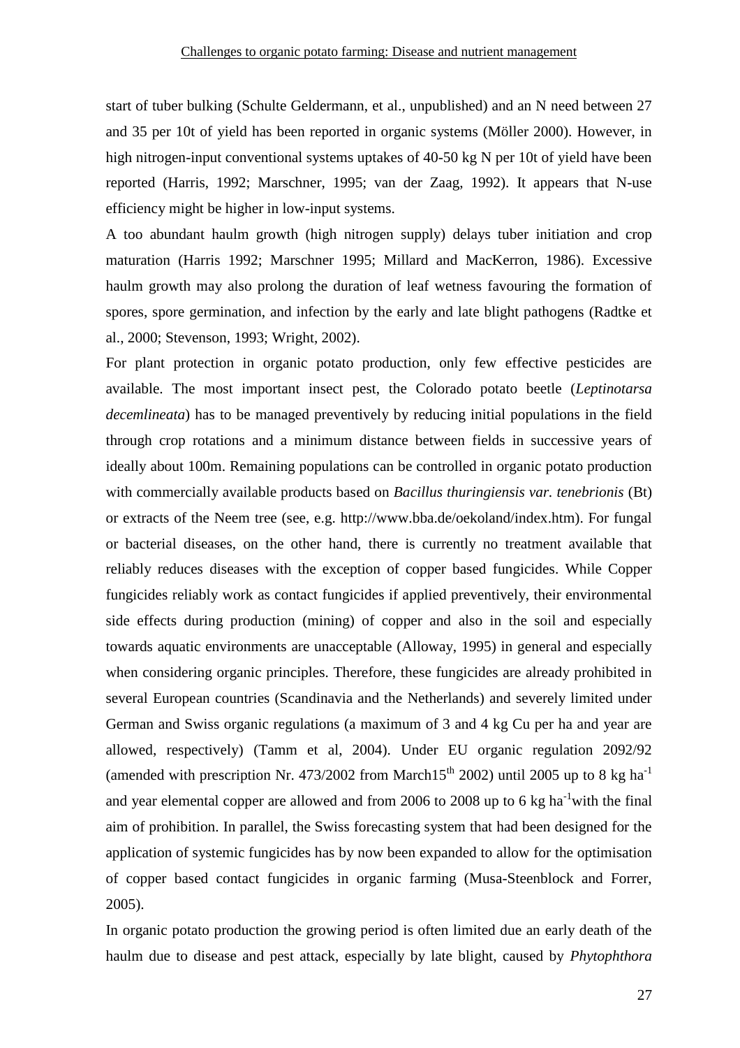start of tuber bulking (Schulte Geldermann, et al., unpublished) and an N need between 27 and 35 per 10t of yield has been reported in organic systems (Möller 2000). However, in high nitrogen-input conventional systems uptakes of 40-50 kg N per 10t of yield have been reported (Harris, 1992; Marschner, 1995; van der Zaag, 1992). It appears that N-use efficiency might be higher in low-input systems.

A too abundant haulm growth (high nitrogen supply) delays tuber initiation and crop maturation (Harris 1992; Marschner 1995; Millard and MacKerron, 1986). Excessive haulm growth may also prolong the duration of leaf wetness favouring the formation of spores, spore germination, and infection by the early and late blight pathogens (Radtke et al., 2000; Stevenson, 1993; Wright, 2002).

For plant protection in organic potato production, only few effective pesticides are available. The most important insect pest, the Colorado potato beetle (*Leptinotarsa decemlineata*) has to be managed preventively by reducing initial populations in the field through crop rotations and a minimum distance between fields in successive years of ideally about 100m. Remaining populations can be controlled in organic potato production with commercially available products based on *Bacillus thuringiensis var. tenebrionis* (Bt) or extracts of the Neem tree (see, e.g. http://www.bba.de/oekoland/index.htm). For fungal or bacterial diseases, on the other hand, there is currently no treatment available that reliably reduces diseases with the exception of copper based fungicides. While Copper fungicides reliably work as contact fungicides if applied preventively, their environmental side effects during production (mining) of copper and also in the soil and especially towards aquatic environments are unacceptable (Alloway, 1995) in general and especially when considering organic principles. Therefore, these fungicides are already prohibited in several European countries (Scandinavia and the Netherlands) and severely limited under German and Swiss organic regulations (a maximum of 3 and 4 kg Cu per ha and year are allowed, respectively) (Tamm et al, 2004). Under EU organic regulation 2092/92 (amended with prescription Nr. 473/2002 from March15th 2002) until 2005 up to 8 kg $ha^{-1}$ and year elemental copper are allowed and from 2006 to 2008 up to 6 kg $ha^{-1}$with the final aim of prohibition. In parallel, the Swiss forecasting system that had been designed for the application of systemic fungicides has by now been expanded to allow for the optimisation of copper based contact fungicides in organic farming (Musa-Steenblock and Forrer, 2005).

In organic potato production the growing period is often limited due an early death of the haulm due to disease and pest attack, especially by late blight, caused by *Phytophthora*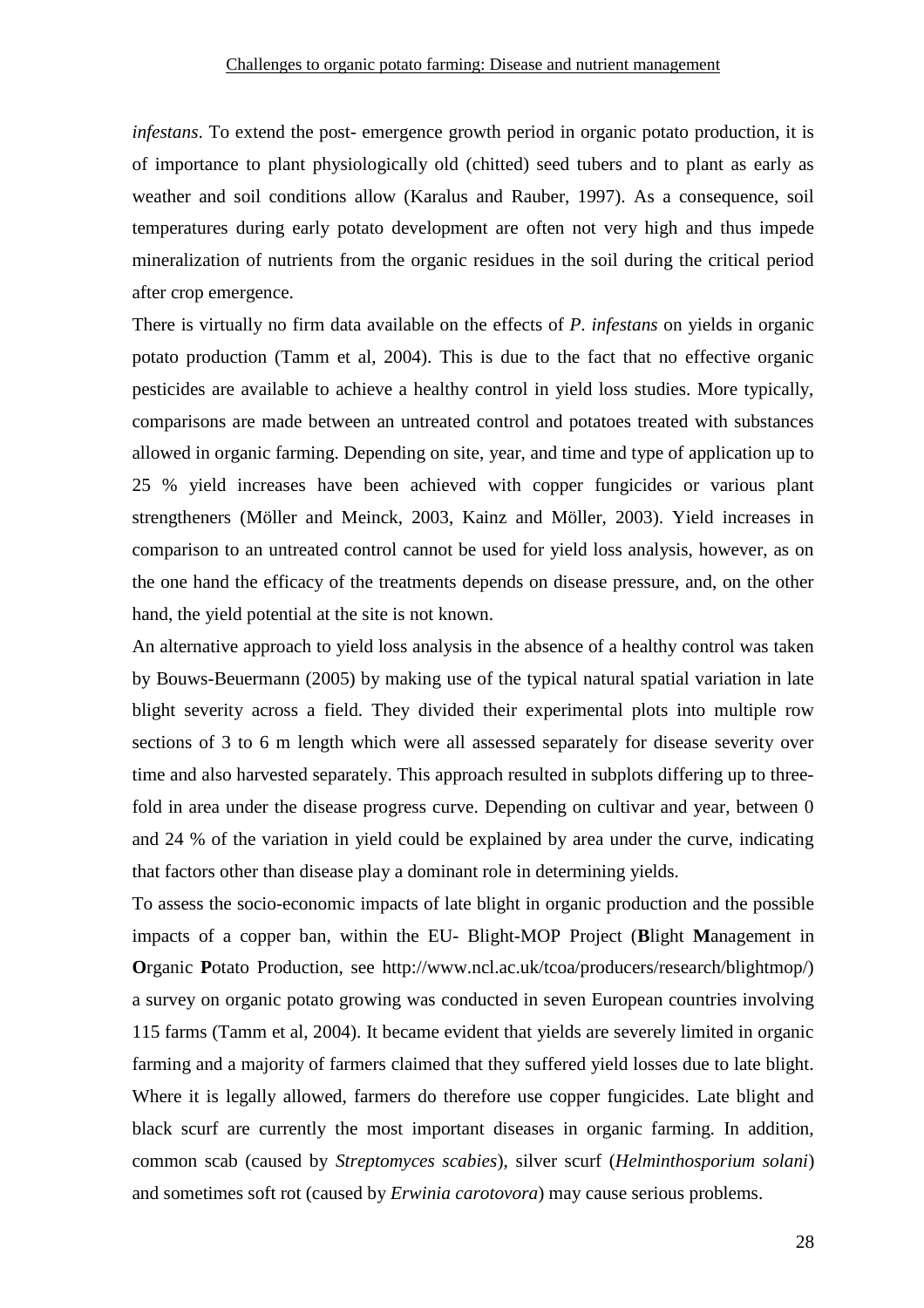*infestans*. To extend the post- emergence growth period in organic potato production, it is of importance to plant physiologically old (chitted) seed tubers and to plant as early as weather and soil conditions allow (Karalus and Rauber, 1997). As a consequence, soil temperatures during early potato development are often not very high and thus impede mineralization of nutrients from the organic residues in the soil during the critical period after crop emergence.

There is virtually no firm data available on the effects of *P. infestans* on yields in organic potato production (Tamm et al, 2004). This is due to the fact that no effective organic pesticides are available to achieve a healthy control in yield loss studies. More typically, comparisons are made between an untreated control and potatoes treated with substances allowed in organic farming. Depending on site, year, and time and type of application up to 25 % yield increases have been achieved with copper fungicides or various plant strengtheners (Möller and Meinck, 2003, Kainz and Möller, 2003). Yield increases in comparison to an untreated control cannot be used for yield loss analysis, however, as on the one hand the efficacy of the treatments depends on disease pressure, and, on the other hand, the yield potential at the site is not known.

An alternative approach to yield loss analysis in the absence of a healthy control was taken by Bouws-Beuermann (2005) by making use of the typical natural spatial variation in late blight severity across a field. They divided their experimental plots into multiple row sections of 3 to 6 m length which were all assessed separately for disease severity over time and also harvested separately. This approach resulted in subplots differing up to three-fold in area under the disease progress curve. Depending on cultivar and year, between 0 and 24 % of the variation in yield could be explained by area under the curve, indicating that factors other than disease play a dominant role in determining yields.

To assess the socio-economic impacts of late blight in organic production and the possible impacts of a copper ban, within the EU- Blight-MOP Project (**B**light **M**anagement in **O**rganic **P**otato Production, see http://www.ncl.ac.uk/tcoa/producers/research/blightmop/) a survey on organic potato growing was conducted in seven European countries involving 115 farms (Tamm et al, 2004). It became evident that yields are severely limited in organic farming and a majority of farmers claimed that they suffered yield losses due to late blight. Where it is legally allowed, farmers do therefore use copper fungicides. Late blight and black scurf are currently the most important diseases in organic farming. In addition, common scab (caused by *Streptomyces scabies*), silver scurf (*Helminthosporium solani*) and sometimes soft rot (caused by *Erwinia carotovora*) may cause serious problems.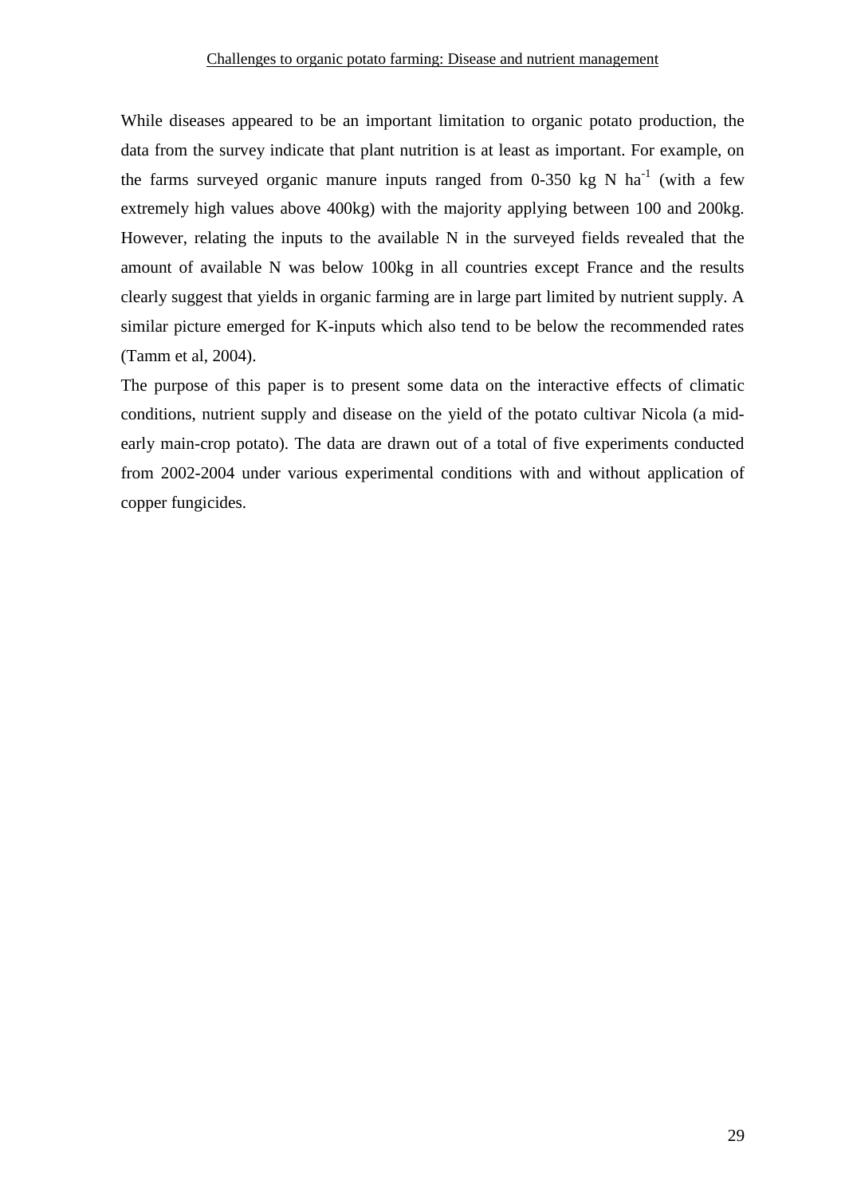While diseases appeared to be an important limitation to organic potato production, the data from the survey indicate that plant nutrition is at least as important. For example, on the farms surveyed organic manure inputs ranged from 0-350 kg N $ha^{-1}$ (with a few extremely high values above 400kg) with the majority applying between 100 and 200kg. However, relating the inputs to the available N in the surveyed fields revealed that the amount of available N was below 100kg in all countries except France and the results clearly suggest that yields in organic farming are in large part limited by nutrient supply. A similar picture emerged for K-inputs which also tend to be below the recommended rates (Tamm et al, 2004).

The purpose of this paper is to present some data on the interactive effects of climatic conditions, nutrient supply and disease on the yield of the potato cultivar Nicola (a mid-early main-crop potato). The data are drawn out of a total of five experiments conducted from 2002-2004 under various experimental conditions with and without application of copper fungicides.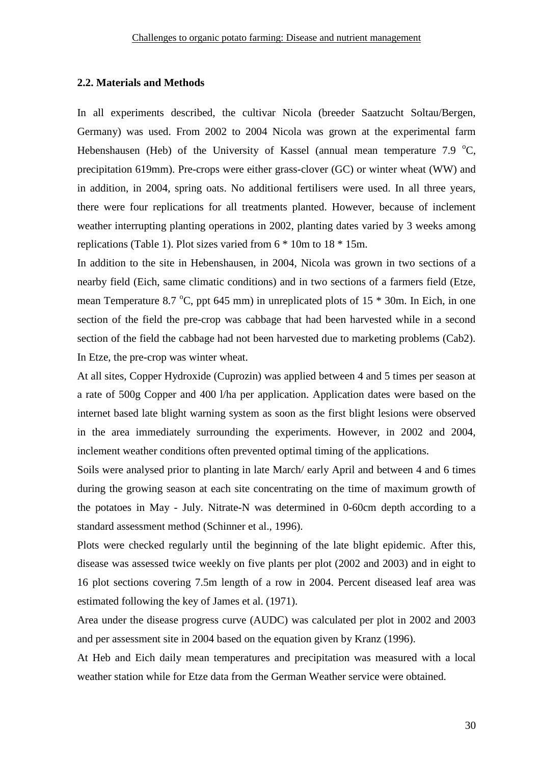### 2.2. Materials and Methods

In all experiments described, the cultivar Nicola (breeder Saatzucht Soltau/Bergen, Germany) was used. From 2002 to 2004 Nicola was grown at the experimental farm Hebenshausen (Heb) of the University of Kassel (annual mean temperature 7.9 $^{o}$C, precipitation 619mm). Pre-crops were either grass-clover (GC) or winter wheat (WW) and in addition, in 2004, spring oats. No additional fertilisers were used. In all three years, there were four replications for all treatments planted. However, because of inclement weather interrupting planting operations in 2002, planting dates varied by 3 weeks among replications (Table 1). Plot sizes varied from 6 * 10m to 18 * 15m.

In addition to the site in Hebenshausen, in 2004, Nicola was grown in two sections of a nearby field (Eich, same climatic conditions) and in two sections of a farmers field (Etze, mean Temperature 8.7 $^{o}$C, ppt 645 mm) in unreplicated plots of 15 * 30m. In Eich, in one section of the field the pre-crop was cabbage that had been harvested while in a second section of the field the cabbage had not been harvested due to marketing problems (Cab2). In Etze, the pre-crop was winter wheat.

At all sites, Copper Hydroxide (Cuprozin) was applied between 4 and 5 times per season at a rate of 500g Copper and 400 l/ha per application. Application dates were based on the internet based late blight warning system as soon as the first blight lesions were observed in the area immediately surrounding the experiments. However, in 2002 and 2004, inclement weather conditions often prevented optimal timing of the applications.

Soils were analysed prior to planting in late March/ early April and between 4 and 6 times during the growing season at each site concentrating on the time of maximum growth of the potatoes in May - July. Nitrate-N was determined in 0-60cm depth according to a standard assessment method (Schinner et al., 1996).

Plots were checked regularly until the beginning of the late blight epidemic. After this, disease was assessed twice weekly on five plants per plot (2002 and 2003) and in eight to 16 plot sections covering 7.5m length of a row in 2004. Percent diseased leaf area was estimated following the key of James et al. (1971).

Area under the disease progress curve (AUDC) was calculated per plot in 2002 and 2003 and per assessment site in 2004 based on the equation given by Kranz (1996).

At Heb and Eich daily mean temperatures and precipitation was measured with a local weather station while for Etze data from the German Weather service were obtained.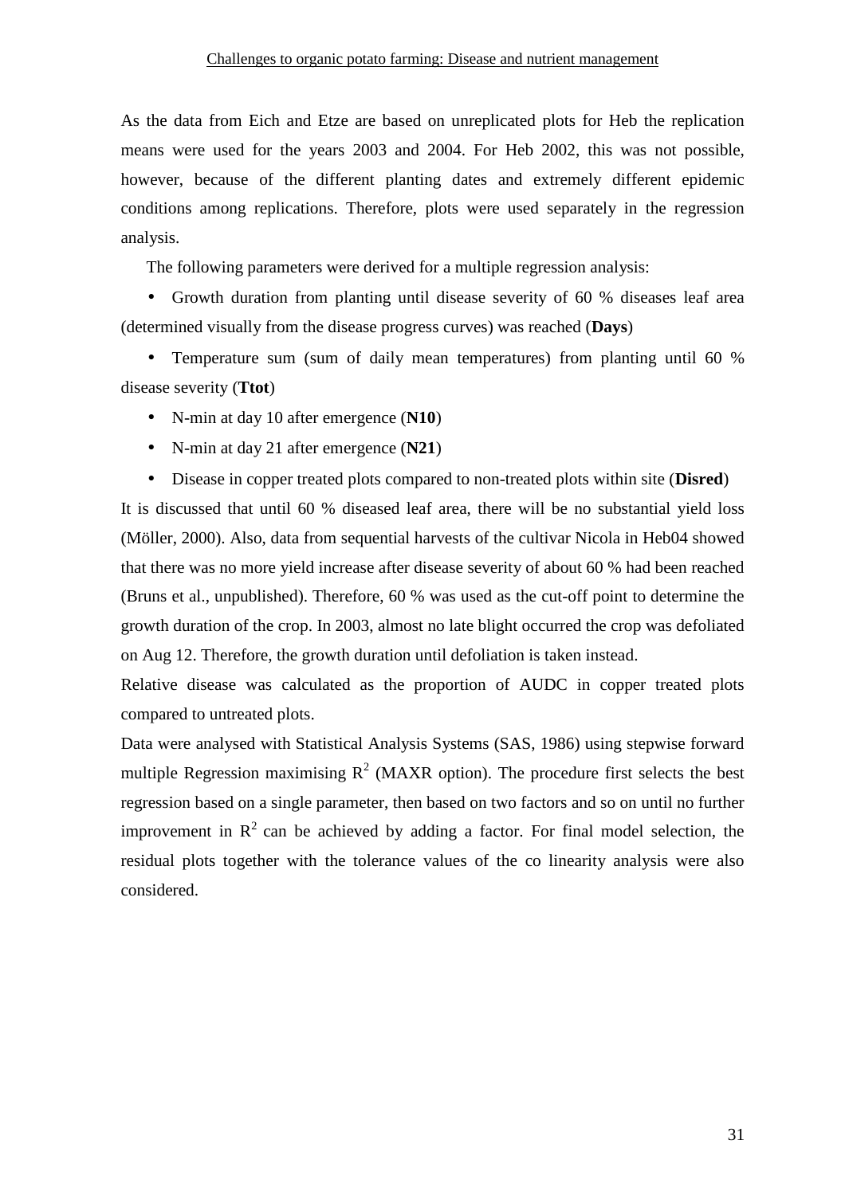As the data from Eich and Etze are based on unreplicated plots for Heb the replication means were used for the years 2003 and 2004. For Heb 2002, this was not possible, however, because of the different planting dates and extremely different epidemic conditions among replications. Therefore, plots were used separately in the regression analysis.

The following parameters were derived for a multiple regression analysis:

- Growth duration from planting until disease severity of 60 % diseases leaf area (determined visually from the disease progress curves) was reached (**Days**)
- Temperature sum (sum of daily mean temperatures) from planting until 60 % disease severity (**Ttot**)
- N-min at day 10 after emergence (**N10**)
- N-min at day 21 after emergence (**N21**)
- Disease in copper treated plots compared to non-treated plots within site (**Disred**)

It is discussed that until 60 % diseased leaf area, there will be no substantial yield loss (Möller, 2000). Also, data from sequential harvests of the cultivar Nicola in Heb04 showed that there was no more yield increase after disease severity of about 60 % had been reached (Bruns et al., unpublished). Therefore, 60 % was used as the cut-off point to determine the growth duration of the crop. In 2003, almost no late blight occurred the crop was defoliated on Aug 12. Therefore, the growth duration until defoliation is taken instead.

Relative disease was calculated as the proportion of AUDC in copper treated plots compared to untreated plots.

Data were analysed with Statistical Analysis Systems (SAS, 1986) using stepwise forward multiple Regression maximising $R^2$ (MAXR option). The procedure first selects the best regression based on a single parameter, then based on two factors and so on until no further improvement in $R^2$ can be achieved by adding a factor. For final model selection, the residual plots together with the tolerance values of the co linearity analysis were also considered.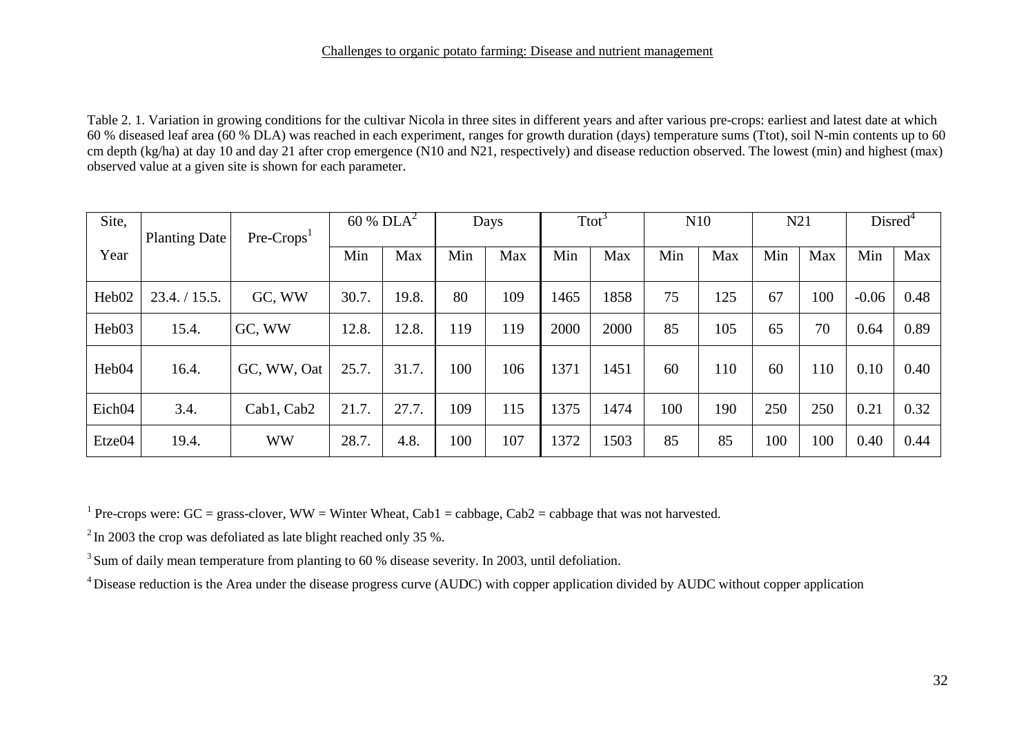Table 2. 1. Variation in growing conditions for the cultivar Nicola in three sites in different years and after various pre-crops: earliest and latest date at which 60 % diseased leaf area (60 % DLA) was reached in each experiment, ranges for growth duration (days) temperature sums (Ttot), soil N-min contents up to 60 cm depth (kg/ha) at day 10 and day 21 after crop emergence (N10 and N21, respectively) and disease reduction observed. The lowest (min) and highest (max) observed value at a given site is shown for each parameter.

| Site, Year | Planting Date | Pre-Crops[1] | 60 % DLA[2] | | Days | | Ttot[3] | | N10 | | N21 | | Disred[4] | |
|---|---|---|---|---|---|---|---|---|---|---|---|---|---|---|
| | | | Min | Max | Min | Max | Min | Max | Min | Max | Min | Max | Min | Max |
| Heb02 | 23.4. / 15.5. | GC, WW | 30.7. | 19.8. | 80 | 109 | 1465 | 1858 | 75 | 125 | 67 | 100 | -0.06 | 0.48 |
| Heb03 | 15.4. | GC, WW | 12.8. | 12.8. | 119 | 119 | 2000 | 2000 | 85 | 105 | 65 | 70 | 0.64 | 0.89 |
| Heb04 | 16.4. | GC, WW, Oat | 25.7. | 31.7. | 100 | 106 | 1371 | 1451 | 60 | 110 | 60 | 110 | 0.10 | 0.40 |
| Eich04 | 3.4. | Cab1, Cab2 | 21.7. | 27.7. | 109 | 115 | 1375 | 1474 | 100 | 190 | 250 | 250 | 0.21 | 0.32 |
| Etze04 | 19.4. | WW | 28.7. | 4.8. | 100 | 107 | 1372 | 1503 | 85 | 85 | 100 | 100 | 0.40 | 0.44 |

[1] Pre-crops were: GC = grass-clover, WW = Winter Wheat, Cab1 = cabbage, Cab2 = cabbage that was not harvested.

[2] In 2003 the crop was defoliated as late blight reached only 35 %.

[3] Sum of daily mean temperature from planting to 60 % disease severity. In 2003, until defoliation.

[4] Disease reduction is the Area under the disease progress curve (AUDC) with copper application divided by AUDC without copper application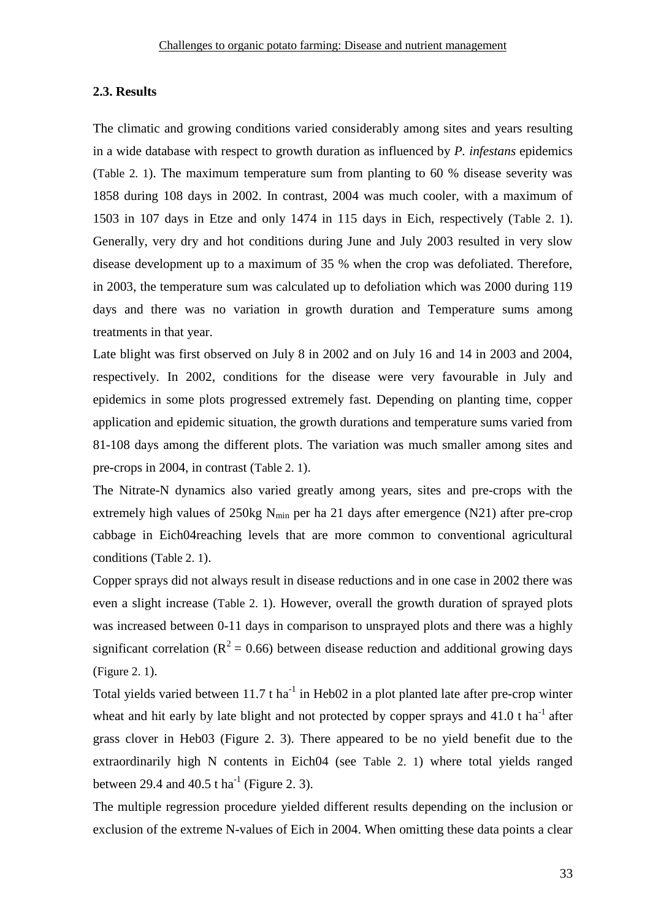### 2.3. Results

The climatic and growing conditions varied considerably among sites and years resulting in a wide database with respect to growth duration as influenced by *P. infestans* epidemics (Table 2. 1). The maximum temperature sum from planting to 60 % disease severity was 1858 during 108 days in 2002. In contrast, 2004 was much cooler, with a maximum of 1503 in 107 days in Etze and only 1474 in 115 days in Eich, respectively (Table 2. 1). Generally, very dry and hot conditions during June and July 2003 resulted in very slow disease development up to a maximum of 35 % when the crop was defoliated. Therefore, in 2003, the temperature sum was calculated up to defoliation which was 2000 during 119 days and there was no variation in growth duration and Temperature sums among treatments in that year.

Late blight was first observed on July 8 in 2002 and on July 16 and 14 in 2003 and 2004, respectively. In 2002, conditions for the disease were very favourable in July and epidemics in some plots progressed extremely fast. Depending on planting time, copper application and epidemic situation, the growth durations and temperature sums varied from 81-108 days among the different plots. The variation was much smaller among sites and pre-crops in 2004, in contrast (Table 2. 1).

The Nitrate-N dynamics also varied greatly among years, sites and pre-crops with the extremely high values of 250kg $N_{min}$ per ha 21 days after emergence (N21) after pre-crop cabbage in Eich04reaching levels that are more common to conventional agricultural conditions (Table 2. 1).

Copper sprays did not always result in disease reductions and in one case in 2002 there was even a slight increase (Table 2. 1). However, overall the growth duration of sprayed plots was increased between 0-11 days in comparison to unsprayed plots and there was a highly significant correlation ($R^2 = 0.66$) between disease reduction and additional growing days (Figure 2. 1).

Total yields varied between 11.7 t $ha^{-1}$ in Heb02 in a plot planted late after pre-crop winter wheat and hit early by late blight and not protected by copper sprays and 41.0 t $ha^{-1}$ after grass clover in Heb03 (Figure 2. 3). There appeared to be no yield benefit due to the extraordinarily high N contents in Eich04 (see Table 2. 1) where total yields ranged between 29.4 and 40.5 t $ha^{-1}$ (Figure 2. 3).

The multiple regression procedure yielded different results depending on the inclusion or exclusion of the extreme N-values of Eich in 2004. When omitting these data points a clear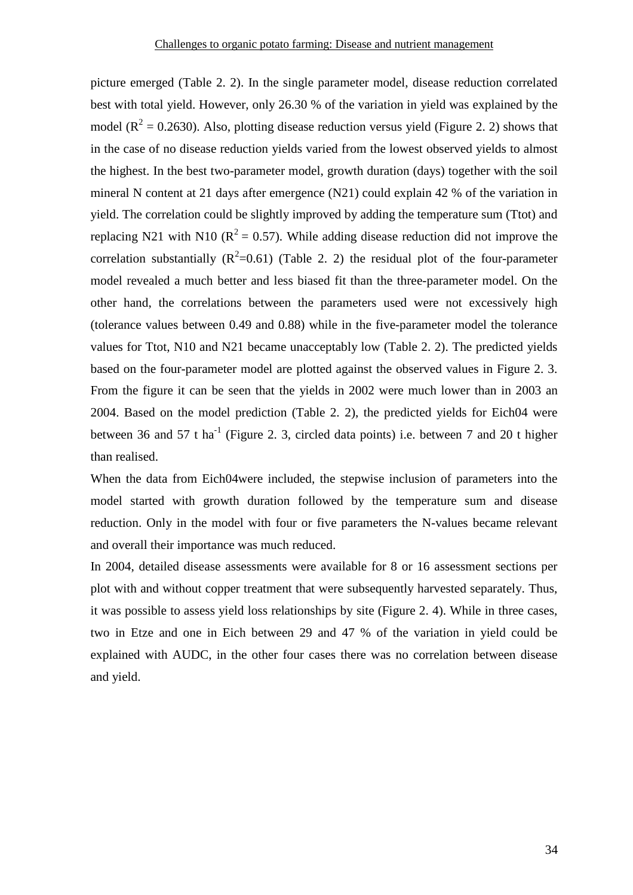picture emerged (Table 2. 2). In the single parameter model, disease reduction correlated best with total yield. However, only 26.30 % of the variation in yield was explained by the model ($R^2 = 0.2630$). Also, plotting disease reduction versus yield (Figure 2. 2) shows that in the case of no disease reduction yields varied from the lowest observed yields to almost the highest. In the best two-parameter model, growth duration (days) together with the soil mineral N content at 21 days after emergence (N21) could explain 42 % of the variation in yield. The correlation could be slightly improved by adding the temperature sum (Ttot) and replacing N21 with N10 ($R^2 = 0.57$). While adding disease reduction did not improve the correlation substantially ($R^2$=0.61) (Table 2. 2) the residual plot of the four-parameter model revealed a much better and less biased fit than the three-parameter model. On the other hand, the correlations between the parameters used were not excessively high (tolerance values between 0.49 and 0.88) while in the five-parameter model the tolerance values for Ttot, N10 and N21 became unacceptably low (Table 2. 2). The predicted yields based on the four-parameter model are plotted against the observed values in Figure 2. 3. From the figure it can be seen that the yields in 2002 were much lower than in 2003 an 2004. Based on the model prediction (Table 2. 2), the predicted yields for Eich04 were between 36 and 57 t ha$^{-1}$ (Figure 2. 3, circled data points) i.e. between 7 and 20 t higher than realised.

When the data from Eich04were included, the stepwise inclusion of parameters into the model started with growth duration followed by the temperature sum and disease reduction. Only in the model with four or five parameters the N-values became relevant and overall their importance was much reduced.

In 2004, detailed disease assessments were available for 8 or 16 assessment sections per plot with and without copper treatment that were subsequently harvested separately. Thus, it was possible to assess yield loss relationships by site (Figure 2. 4). While in three cases, two in Etze and one in Eich between 29 and 47 % of the variation in yield could be explained with AUDC, in the other four cases there was no correlation between disease and yield.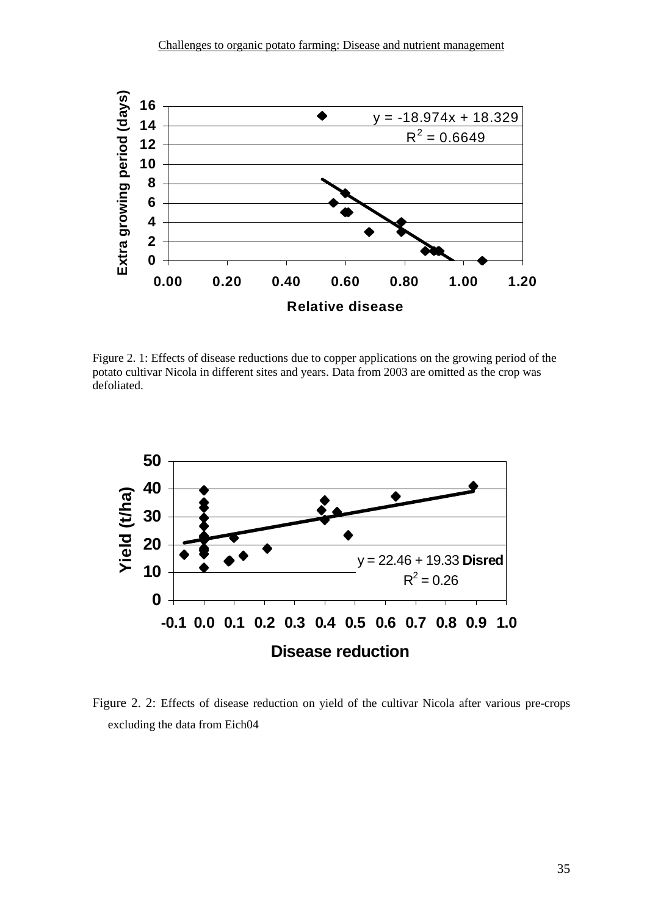Figure 2. 1: Effects of disease reductions due to copper applications on the growing period of the potato cultivar Nicola in different sites and years. Data from 2003 are omitted as the crop was defoliated.

Figure 2. 2: Effects of disease reduction on yield of the cultivar Nicola after various pre-crops excluding the data from Eich04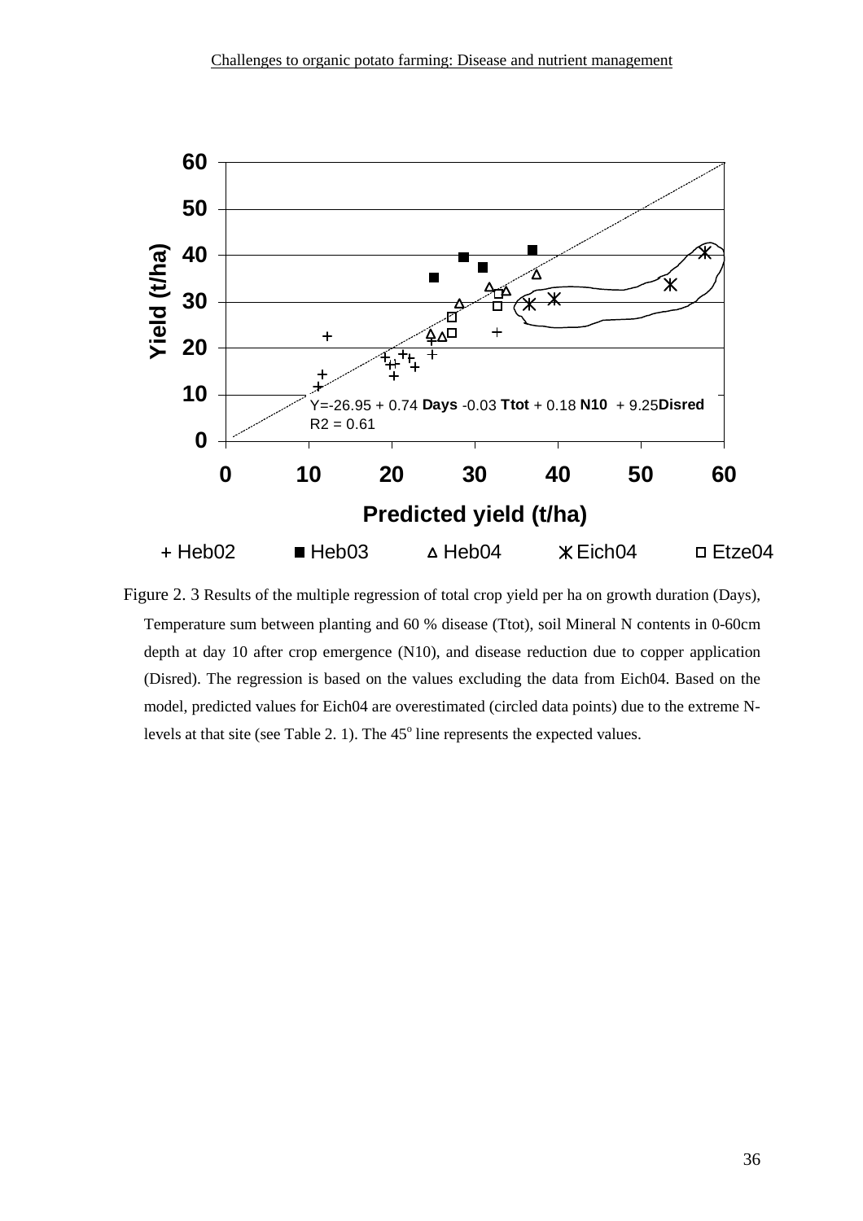Figure 2. 3 Results of the multiple regression of total crop yield per ha on growth duration (Days), Temperature sum between planting and 60 % disease (Ttot), soil Mineral N contents in 0-60cm depth at day 10 after crop emergence (N10), and disease reduction due to copper application (Disred). The regression is based on the values excluding the data from Eich04. Based on the model, predicted values for Eich04 are overestimated (circled data points) due to the extreme N-levels at that site (see Table 2. 1). The 45$^{o}$ line represents the expected values.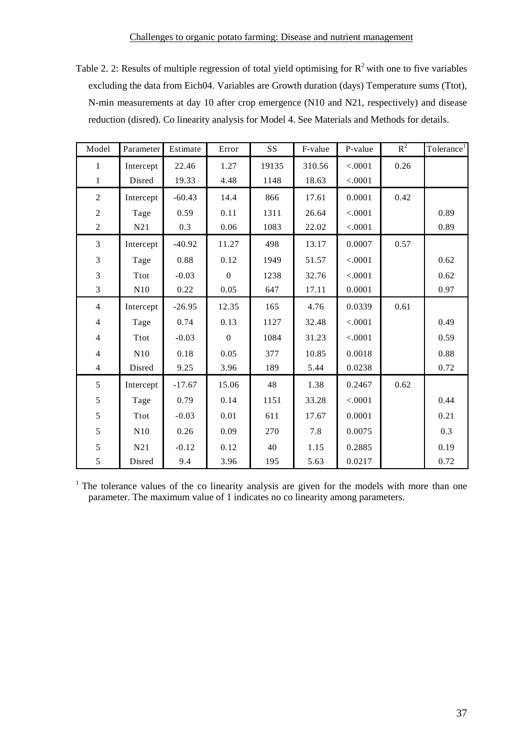Table 2. 2: Results of multiple regression of total yield optimising for $R^2$ with one to five variables excluding the data from Eich04. Variables are Growth duration (days) Temperature sums (Ttot), N-min measurements at day 10 after crop emergence (N10 and N21, respectively) and disease reduction (disred). Co linearity analysis for Model 4. See Materials and Methods for details.

| Model | Parameter | Estimate | Error | SS | F-value | P-value | $R^2$ | Tolerance[1] |
|---|---|---|---|---|---|---|---|---|
| 1 | Intercept | 22.46 | 1.27 | 19135 | 310.56 | <.0001 | 0.26 | |
| 1 | Disred | 19.33 | 4.48 | 1148 | 18.63 | <.0001 | | |
| 2 | Intercept | -60.43 | 14.4 | 866 | 17.61 | 0.0001 | 0.42 | |
| 2 | Tage | 0.59 | 0.11 | 1311 | 26.64 | <.0001 | | 0.89 |
| 2 | N21 | 0.3 | 0.06 | 1083 | 22.02 | <.0001 | | 0.89 |
| 3 | Intercept | -40.92 | 11.27 | 498 | 13.17 | 0.0007 | 0.57 | |
| 3 | Tage | 0.88 | 0.12 | 1949 | 51.57 | <.0001 | | 0.62 |
| 3 | Ttot | -0.03 | 0 | 1238 | 32.76 | <.0001 | | 0.62 |
| 3 | N10 | 0.22 | 0.05 | 647 | 17.11 | 0.0001 | | 0.97 |
| 4 | Intercept | -26.95 | 12.35 | 165 | 4.76 | 0.0339 | 0.61 | |
| 4 | Tage | 0.74 | 0.13 | 1127 | 32.48 | <.0001 | | 0.49 |
| 4 | Ttot | -0.03 | 0 | 1084 | 31.23 | <.0001 | | 0.59 |
| 4 | N10 | 0.18 | 0.05 | 377 | 10.85 | 0.0018 | | 0.88 |
| 4 | Disred | 9.25 | 3.96 | 189 | 5.44 | 0.0238 | | 0.72 |
| 5 | Intercept | -17.67 | 15.06 | 48 | 1.38 | 0.2467 | 0.62 | |
| 5 | Tage | 0.79 | 0.14 | 1151 | 33.28 | <.0001 | | 0.44 |
| 5 | Ttot | -0.03 | 0.01 | 611 | 17.67 | 0.0001 | | 0.21 |
| 5 | N10 | 0.26 | 0.09 | 270 | 7.8 | 0.0075 | | 0.3 |
| 5 | N21 | -0.12 | 0.12 | 40 | 1.15 | 0.2885 | | 0.19 |
| 5 | Disred | 9.4 | 3.96 | 195 | 5.63 | 0.0217 | | 0.72 |

[1] The tolerance values of the co linearity analysis are given for the models with more than one parameter. The maximum value of 1 indicates no co linearity among parameters.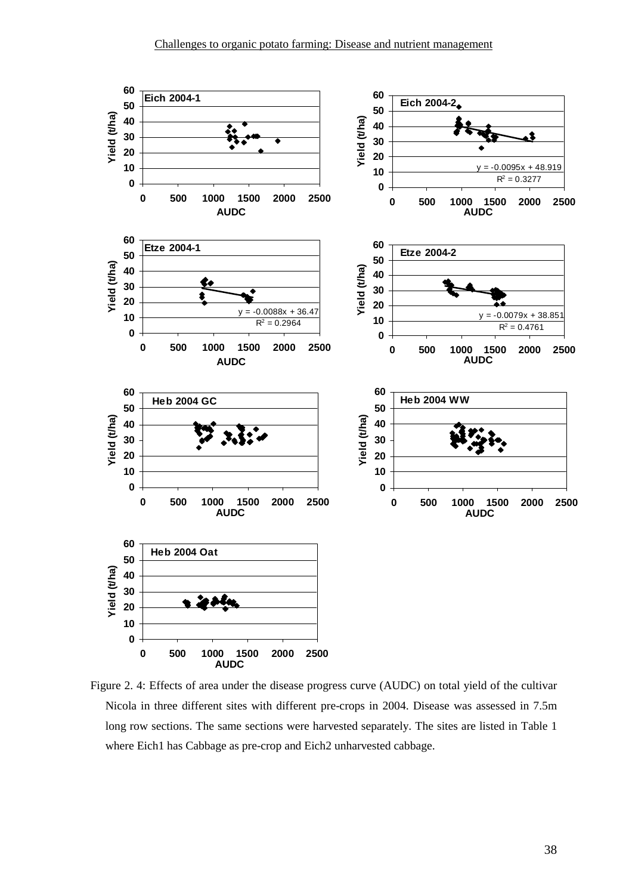Figure 2. 4: Effects of area under the disease progress curve (AUDC) on total yield of the cultivar Nicola in three different sites with different pre-crops in 2004. Disease was assessed in 7.5m long row sections. The same sections were harvested separately. The sites are listed in Table 1 where Eich1 has Cabbage as pre-crop and Eich2 unharvested cabbage.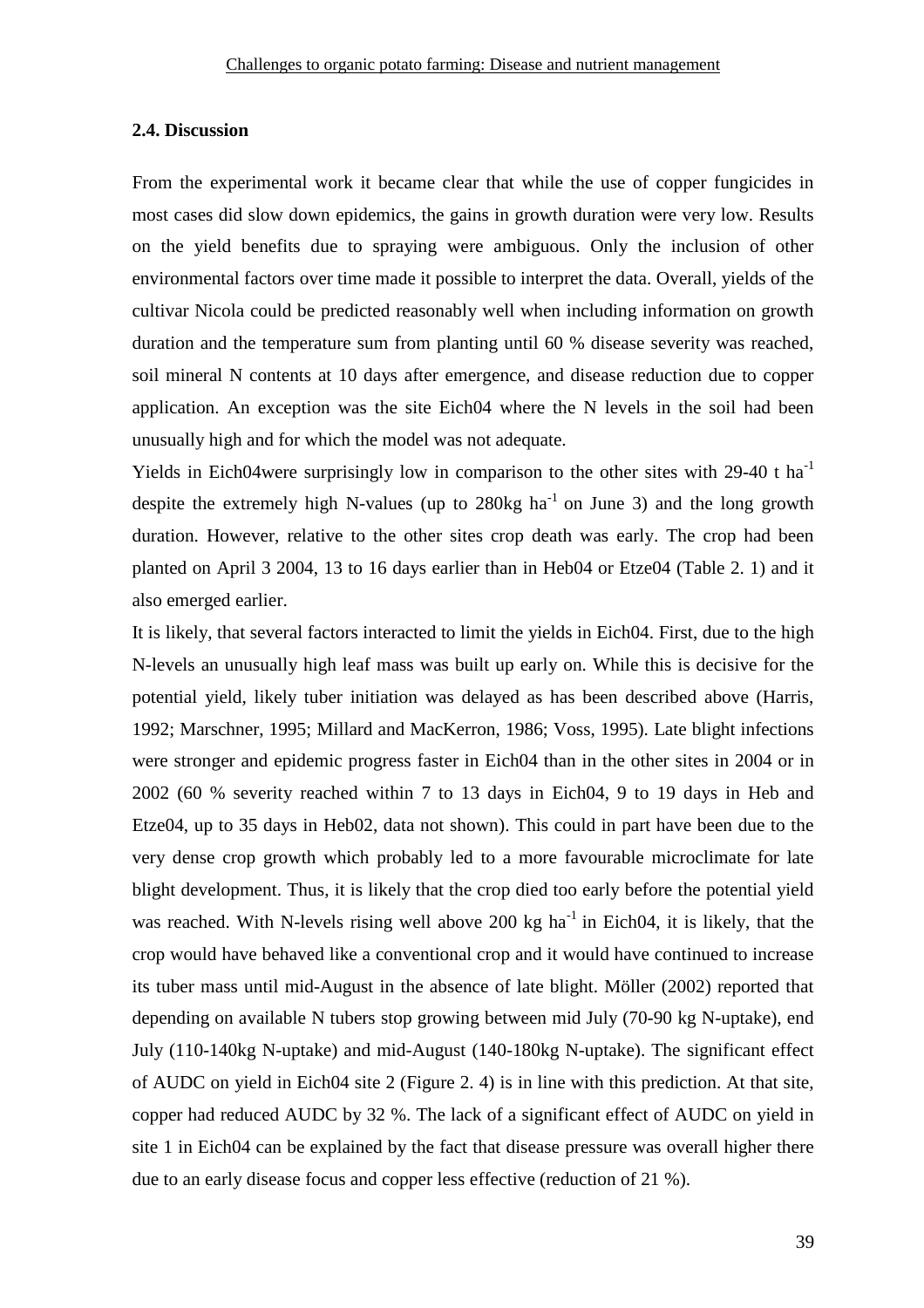## 2.4. Discussion

From the experimental work it became clear that while the use of copper fungicides in most cases did slow down epidemics, the gains in growth duration were very low. Results on the yield benefits due to spraying were ambiguous. Only the inclusion of other environmental factors over time made it possible to interpret the data. Overall, yields of the cultivar Nicola could be predicted reasonably well when including information on growth duration and the temperature sum from planting until 60 % disease severity was reached, soil mineral N contents at 10 days after emergence, and disease reduction due to copper application. An exception was the site Eich04 where the N levels in the soil had been unusually high and for which the model was not adequate.

Yields in Eich04were surprisingly low in comparison to the other sites with 29-40 t ha$^{-1}$ despite the extremely high N-values (up to 280kg ha$^{-1}$ on June 3) and the long growth duration. However, relative to the other sites crop death was early. The crop had been planted on April 3 2004, 13 to 16 days earlier than in Heb04 or Etze04 (Table 2. 1) and it also emerged earlier.

It is likely, that several factors interacted to limit the yields in Eich04. First, due to the high N-levels an unusually high leaf mass was built up early on. While this is decisive for the potential yield, likely tuber initiation was delayed as has been described above (Harris, 1992; Marschner, 1995; Millard and MacKerron, 1986; Voss, 1995). Late blight infections were stronger and epidemic progress faster in Eich04 than in the other sites in 2004 or in 2002 (60 % severity reached within 7 to 13 days in Eich04, 9 to 19 days in Heb and Etze04, up to 35 days in Heb02, data not shown). This could in part have been due to the very dense crop growth which probably led to a more favourable microclimate for late blight development. Thus, it is likely that the crop died too early before the potential yield was reached. With N-levels rising well above 200 kg ha$^{-1}$ in Eich04, it is likely, that the crop would have behaved like a conventional crop and it would have continued to increase its tuber mass until mid-August in the absence of late blight. Möller (2002) reported that depending on available N tubers stop growing between mid July (70-90 kg N-uptake), end July (110-140kg N-uptake) and mid-August (140-180kg N-uptake). The significant effect of AUDC on yield in Eich04 site 2 (Figure 2. 4) is in line with this prediction. At that site, copper had reduced AUDC by 32 %. The lack of a significant effect of AUDC on yield in site 1 in Eich04 can be explained by the fact that disease pressure was overall higher there due to an early disease focus and copper less effective (reduction of 21 %).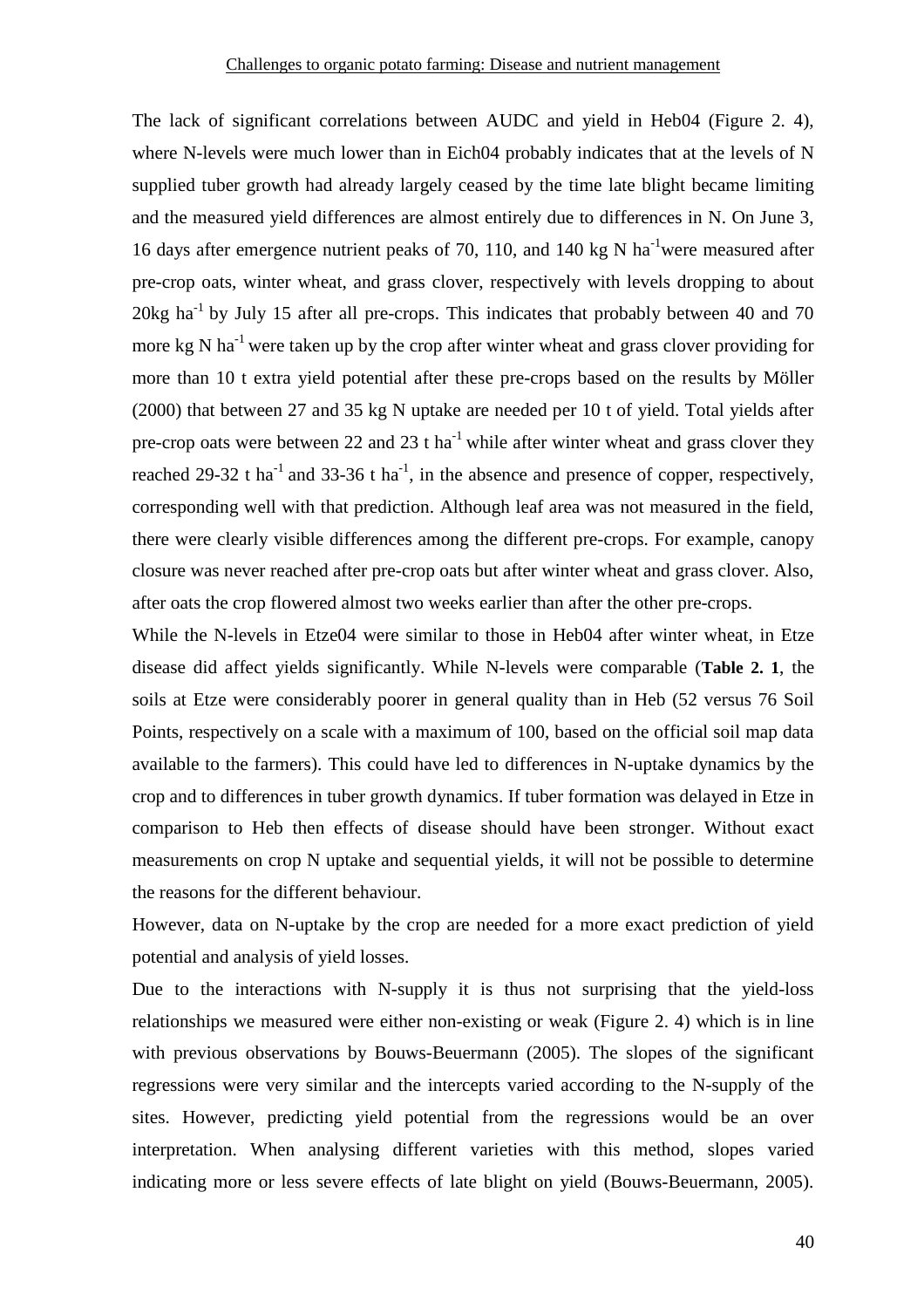The lack of significant correlations between AUDC and yield in Heb04 (Figure 2. 4), where N-levels were much lower than in Eich04 probably indicates that at the levels of N supplied tuber growth had already largely ceased by the time late blight became limiting and the measured yield differences are almost entirely due to differences in N. On June 3, 16 days after emergence nutrient peaks of 70, 110, and 140 kg N $ha^{-1}$were measured after pre-crop oats, winter wheat, and grass clover, respectively with levels dropping to about 20kg $ha^{-1}$ by July 15 after all pre-crops. This indicates that probably between 40 and 70 more kg N $ha^{-1}$ were taken up by the crop after winter wheat and grass clover providing for more than 10 t extra yield potential after these pre-crops based on the results by Möller (2000) that between 27 and 35 kg N uptake are needed per 10 t of yield. Total yields after pre-crop oats were between 22 and 23 t $ha^{-1}$ while after winter wheat and grass clover they reached 29-32 t $ha^{-1}$ and 33-36 t $ha^{-1}$, in the absence and presence of copper, respectively, corresponding well with that prediction. Although leaf area was not measured in the field, there were clearly visible differences among the different pre-crops. For example, canopy closure was never reached after pre-crop oats but after winter wheat and grass clover. Also, after oats the crop flowered almost two weeks earlier than after the other pre-crops.

While the N-levels in Etze04 were similar to those in Heb04 after winter wheat, in Etze disease did affect yields significantly. While N-levels were comparable (**Table 2. 1**, the soils at Etze were considerably poorer in general quality than in Heb (52 versus 76 Soil Points, respectively on a scale with a maximum of 100, based on the official soil map data available to the farmers). This could have led to differences in N-uptake dynamics by the crop and to differences in tuber growth dynamics. If tuber formation was delayed in Etze in comparison to Heb then effects of disease should have been stronger. Without exact measurements on crop N uptake and sequential yields, it will not be possible to determine the reasons for the different behaviour.

However, data on N-uptake by the crop are needed for a more exact prediction of yield potential and analysis of yield losses.

Due to the interactions with N-supply it is thus not surprising that the yield-loss relationships we measured were either non-existing or weak (Figure 2. 4) which is in line with previous observations by Bouws-Beuermann (2005). The slopes of the significant regressions were very similar and the intercepts varied according to the N-supply of the sites. However, predicting yield potential from the regressions would be an over interpretation. When analysing different varieties with this method, slopes varied indicating more or less severe effects of late blight on yield (Bouws-Beuermann, 2005).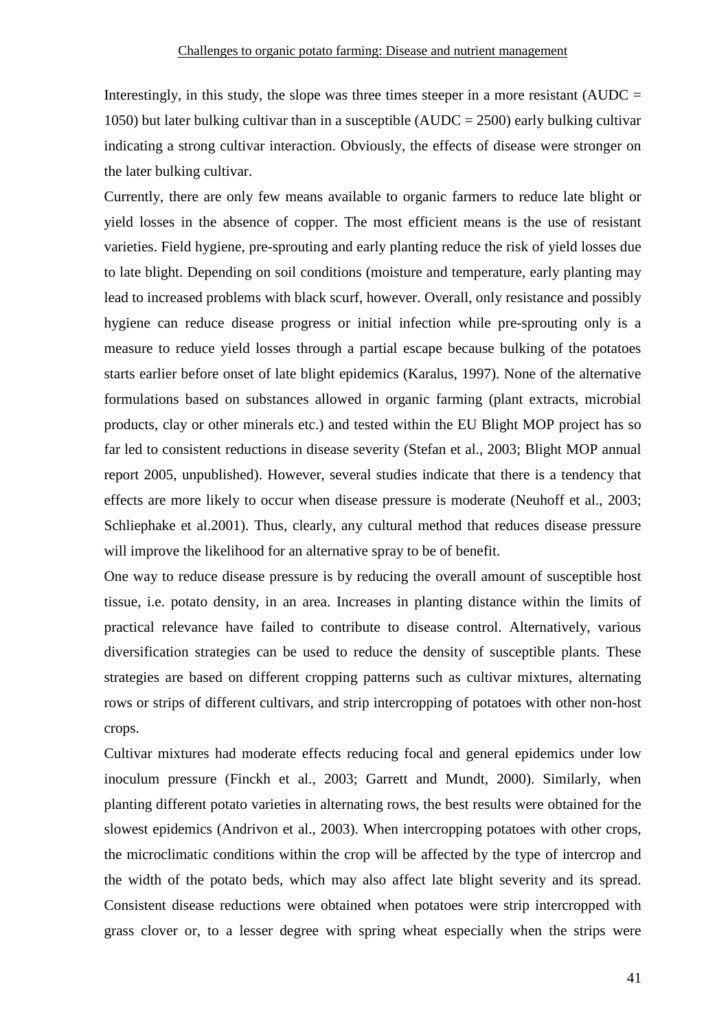Interestingly, in this study, the slope was three times steeper in a more resistant (AUDC = 1050) but later bulking cultivar than in a susceptible (AUDC = 2500) early bulking cultivar indicating a strong cultivar interaction. Obviously, the effects of disease were stronger on the later bulking cultivar.

Currently, there are only few means available to organic farmers to reduce late blight or yield losses in the absence of copper. The most efficient means is the use of resistant varieties. Field hygiene, pre-sprouting and early planting reduce the risk of yield losses due to late blight. Depending on soil conditions (moisture and temperature, early planting may lead to increased problems with black scurf, however. Overall, only resistance and possibly hygiene can reduce disease progress or initial infection while pre-sprouting only is a measure to reduce yield losses through a partial escape because bulking of the potatoes starts earlier before onset of late blight epidemics (Karalus, 1997). None of the alternative formulations based on substances allowed in organic farming (plant extracts, microbial products, clay or other minerals etc.) and tested within the EU Blight MOP project has so far led to consistent reductions in disease severity (Stefan et al., 2003; Blight MOP annual report 2005, unpublished). However, several studies indicate that there is a tendency that effects are more likely to occur when disease pressure is moderate (Neuhoff et al., 2003; Schliephake et al.2001). Thus, clearly, any cultural method that reduces disease pressure will improve the likelihood for an alternative spray to be of benefit.

One way to reduce disease pressure is by reducing the overall amount of susceptible host tissue, i.e. potato density, in an area. Increases in planting distance within the limits of practical relevance have failed to contribute to disease control. Alternatively, various diversification strategies can be used to reduce the density of susceptible plants. These strategies are based on different cropping patterns such as cultivar mixtures, alternating rows or strips of different cultivars, and strip intercropping of potatoes with other non-host crops.

Cultivar mixtures had moderate effects reducing focal and general epidemics under low inoculum pressure (Finckh et al., 2003; Garrett and Mundt, 2000). Similarly, when planting different potato varieties in alternating rows, the best results were obtained for the slowest epidemics (Andrivon et al., 2003). When intercropping potatoes with other crops, the microclimatic conditions within the crop will be affected by the type of intercrop and the width of the potato beds, which may also affect late blight severity and its spread. Consistent disease reductions were obtained when potatoes were strip intercropped with grass clover or, to a lesser degree with spring wheat especially when the strips were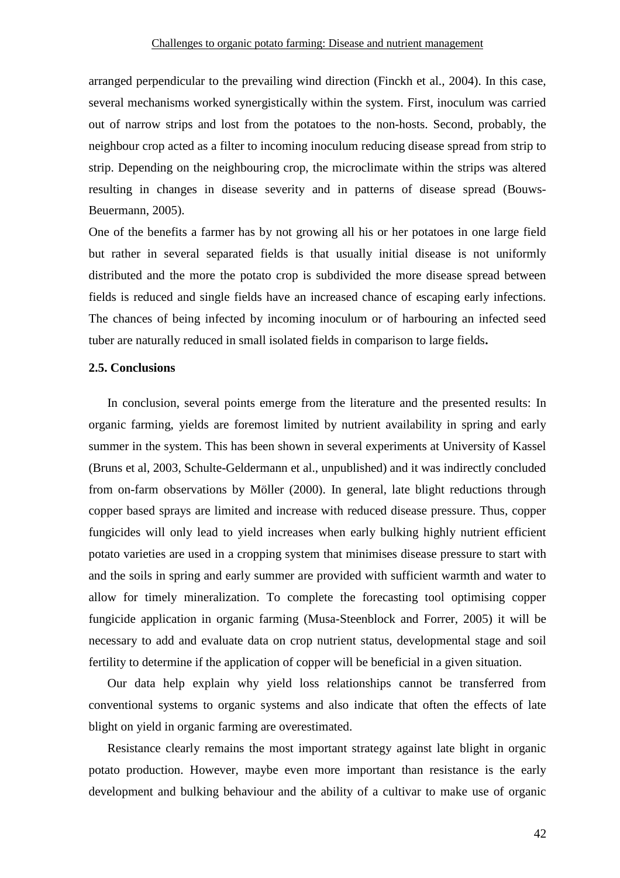arranged perpendicular to the prevailing wind direction (Finckh et al., 2004). In this case, several mechanisms worked synergistically within the system. First, inoculum was carried out of narrow strips and lost from the potatoes to the non-hosts. Second, probably, the neighbour crop acted as a filter to incoming inoculum reducing disease spread from strip to strip. Depending on the neighbouring crop, the microclimate within the strips was altered resulting in changes in disease severity and in patterns of disease spread (Bouws-Beuermann, 2005).

One of the benefits a farmer has by not growing all his or her potatoes in one large field but rather in several separated fields is that usually initial disease is not uniformly distributed and the more the potato crop is subdivided the more disease spread between fields is reduced and single fields have an increased chance of escaping early infections. The chances of being infected by incoming inoculum or of harbouring an infected seed tuber are naturally reduced in small isolated fields in comparison to large fields**.**

### 2.5. Conclusions

In conclusion, several points emerge from the literature and the presented results: In organic farming, yields are foremost limited by nutrient availability in spring and early summer in the system. This has been shown in several experiments at University of Kassel (Bruns et al, 2003, Schulte-Geldermann et al., unpublished) and it was indirectly concluded from on-farm observations by Möller (2000). In general, late blight reductions through copper based sprays are limited and increase with reduced disease pressure. Thus, copper fungicides will only lead to yield increases when early bulking highly nutrient efficient potato varieties are used in a cropping system that minimises disease pressure to start with and the soils in spring and early summer are provided with sufficient warmth and water to allow for timely mineralization. To complete the forecasting tool optimising copper fungicide application in organic farming (Musa-Steenblock and Forrer, 2005) it will be necessary to add and evaluate data on crop nutrient status, developmental stage and soil fertility to determine if the application of copper will be beneficial in a given situation.

Our data help explain why yield loss relationships cannot be transferred from conventional systems to organic systems and also indicate that often the effects of late blight on yield in organic farming are overestimated.

Resistance clearly remains the most important strategy against late blight in organic potato production. However, maybe even more important than resistance is the early development and bulking behaviour and the ability of a cultivar to make use of organic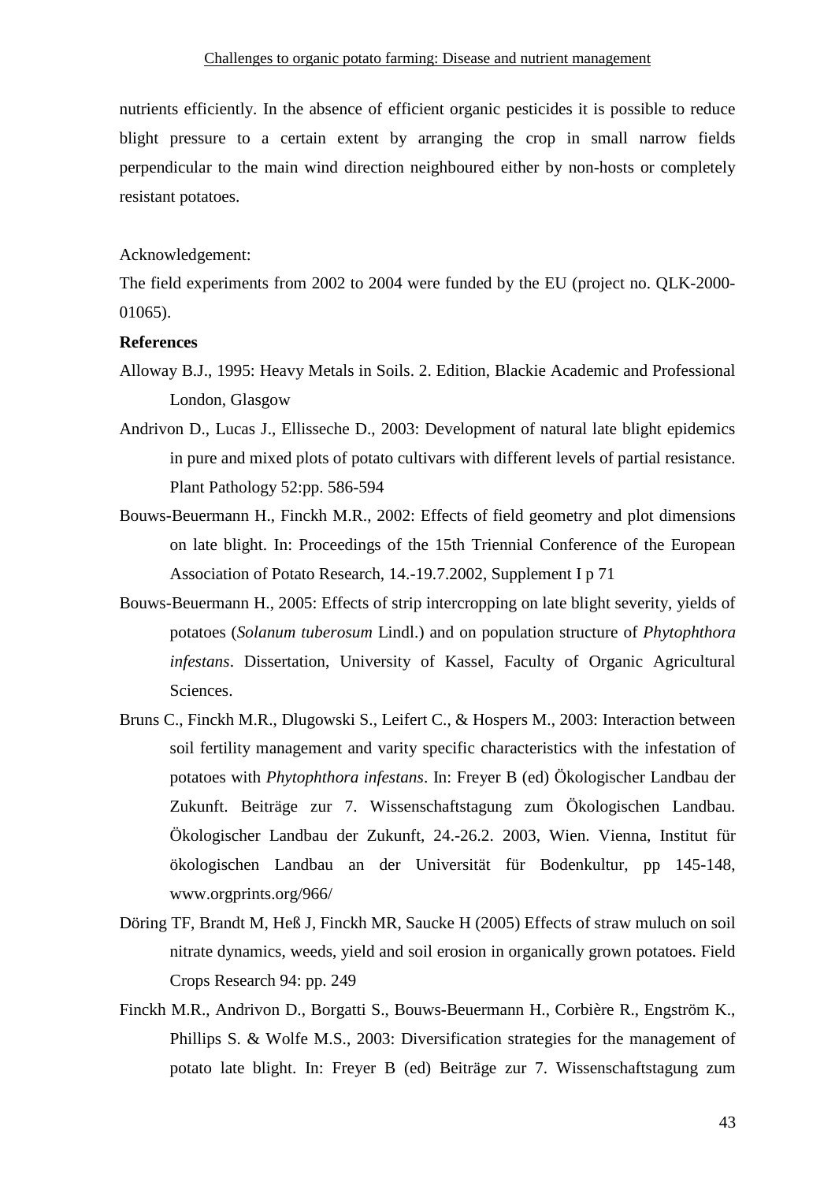nutrients efficiently. In the absence of efficient organic pesticides it is possible to reduce blight pressure to a certain extent by arranging the crop in small narrow fields perpendicular to the main wind direction neighboured either by non-hosts or completely resistant potatoes.

Acknowledgement:

The field experiments from 2002 to 2004 were funded by the EU (project no. QLK-2000-01065).

**References**

Alloway B.J., 1995: Heavy Metals in Soils. 2. Edition, Blackie Academic and Professional London, Glasgow

Andrivon D., Lucas J., Ellisseche D., 2003: Development of natural late blight epidemics in pure and mixed plots of potato cultivars with different levels of partial resistance. Plant Pathology 52:pp. 586-594

Bouws-Beuermann H., Finckh M.R., 2002: Effects of field geometry and plot dimensions on late blight. In: Proceedings of the 15th Triennial Conference of the European Association of Potato Research, 14.-19.7.2002, Supplement I p 71

Bouws-Beuermann H., 2005: Effects of strip intercropping on late blight severity, yields of potatoes (*Solanum tuberosum* Lindl.) and on population structure of *Phytophthora infestans*. Dissertation, University of Kassel, Faculty of Organic Agricultural Sciences.

Bruns C., Finckh M.R., Dlugowski S., Leifert C., & Hospers M., 2003: Interaction between soil fertility management and varity specific characteristics with the infestation of potatoes with *Phytophthora infestans*. In: Freyer B (ed) Ökologischer Landbau der Zukunft. Beiträge zur 7. Wissenschaftstagung zum Ökologischen Landbau. Ökologischer Landbau der Zukunft, 24.-26.2. 2003, Wien. Vienna, Institut für ökologischen Landbau an der Universität für Bodenkultur, pp 145-148, www.orgprints.org/966/

Döring TF, Brandt M, Heß J, Finckh MR, Saucke H (2005) Effects of straw muluch on soil nitrate dynamics, weeds, yield and soil erosion in organically grown potatoes. Field Crops Research 94: pp. 249

Finckh M.R., Andrivon D., Borgatti S., Bouws-Beuermann H., Corbière R., Engström K., Phillips S. & Wolfe M.S., 2003: Diversification strategies for the management of potato late blight. In: Freyer B (ed) Beiträge zur 7. Wissenschaftstagung zum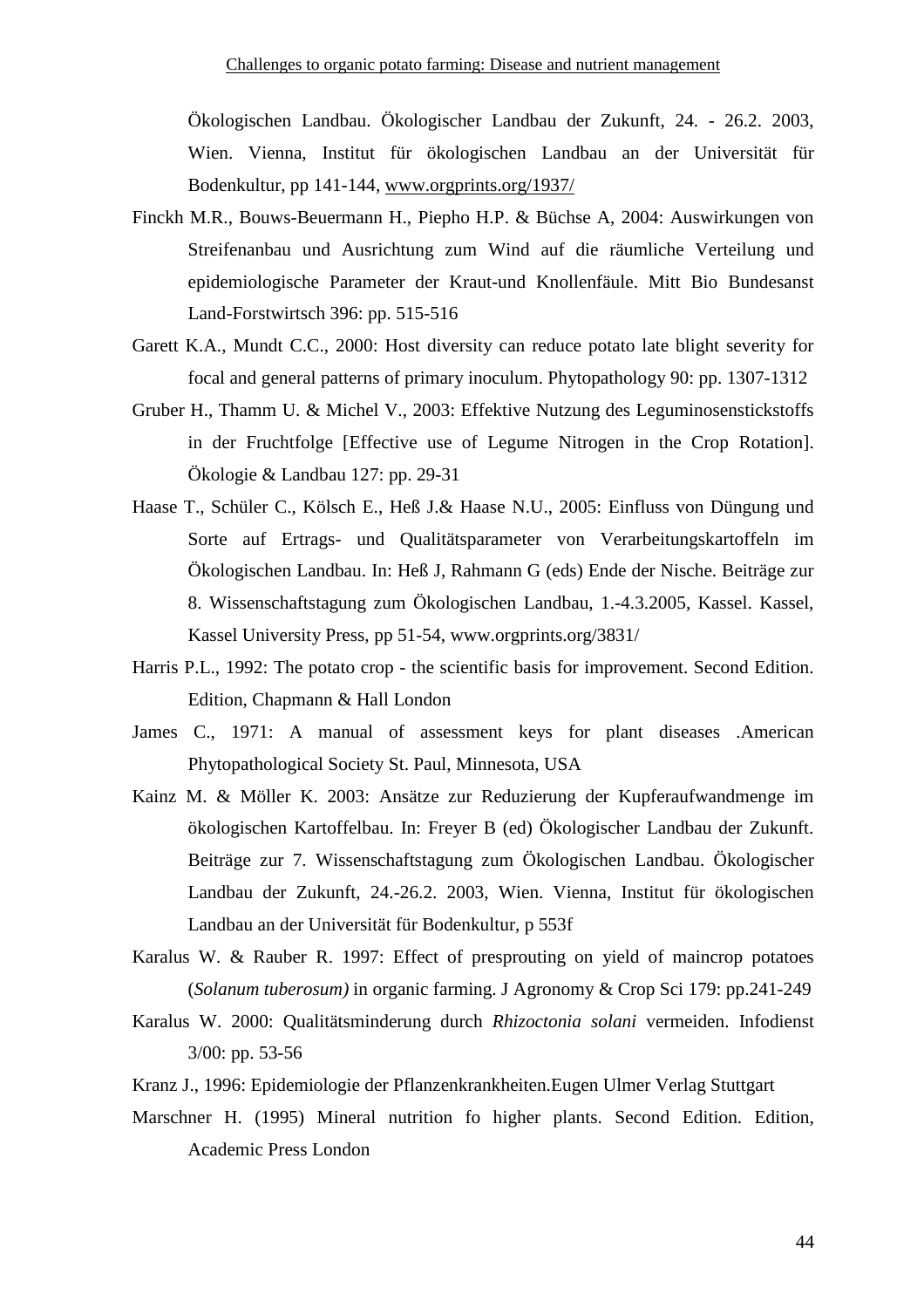Ökologischen Landbau. Ökologischer Landbau der Zukunft, 24. - 26.2. 2003, Wien. Vienna, Institut für ökologischen Landbau an der Universität für Bodenkultur, pp 141-144, www.orgprints.org/1937/

Finckh M.R., Bouws-Beuermann H., Piepho H.P. & Büchse A, 2004: Auswirkungen von Streifenanbau und Ausrichtung zum Wind auf die räumliche Verteilung und epidemiologische Parameter der Kraut-und Knollenfäule. Mitt Bio Bundesanst Land-Forstwirtsch 396: pp. 515-516

Garett K.A., Mundt C.C., 2000: Host diversity can reduce potato late blight severity for focal and general patterns of primary inoculum. Phytopathology 90: pp. 1307-1312

Gruber H., Thamm U. & Michel V., 2003: Effektive Nutzung des Leguminosenstickstoffs in der Fruchtfolge [Effective use of Legume Nitrogen in the Crop Rotation]. Ökologie & Landbau 127: pp. 29-31

Haase T., Schüler C., Kölsch E., Heß J.& Haase N.U., 2005: Einfluss von Düngung und Sorte auf Ertrags- und Qualitätsparameter von Verarbeitungskartoffeln im Ökologischen Landbau. In: Heß J, Rahmann G (eds) Ende der Nische. Beiträge zur 8. Wissenschaftstagung zum Ökologischen Landbau, 1.-4.3.2005, Kassel. Kassel, Kassel University Press, pp 51-54, www.orgprints.org/3831/

Harris P.L., 1992: The potato crop - the scientific basis for improvement. Second Edition. Edition, Chapmann & Hall London

James C., 1971: A manual of assessment keys for plant diseases .American Phytopathological Society St. Paul, Minnesota, USA

Kainz M. & Möller K. 2003: Ansätze zur Reduzierung der Kupferaufwandmenge im ökologischen Kartoffelbau. In: Freyer B (ed) Ökologischer Landbau der Zukunft. Beiträge zur 7. Wissenschaftstagung zum Ökologischen Landbau. Ökologischer Landbau der Zukunft, 24.-26.2. 2003, Wien. Vienna, Institut für ökologischen Landbau an der Universität für Bodenkultur, p 553f

Karalus W. & Rauber R. 1997: Effect of presprouting on yield of maincrop potatoes (*Solanum tuberosum)* in organic farming. J Agronomy & Crop Sci 179: pp.241-249

Karalus W. 2000: Qualitätsminderung durch *Rhizoctonia solani* vermeiden. Infodienst 3/00: pp. 53-56

Kranz J., 1996: Epidemiologie der Pflanzenkrankheiten.Eugen Ulmer Verlag Stuttgart

Marschner H. (1995) Mineral nutrition fo higher plants. Second Edition. Edition, Academic Press London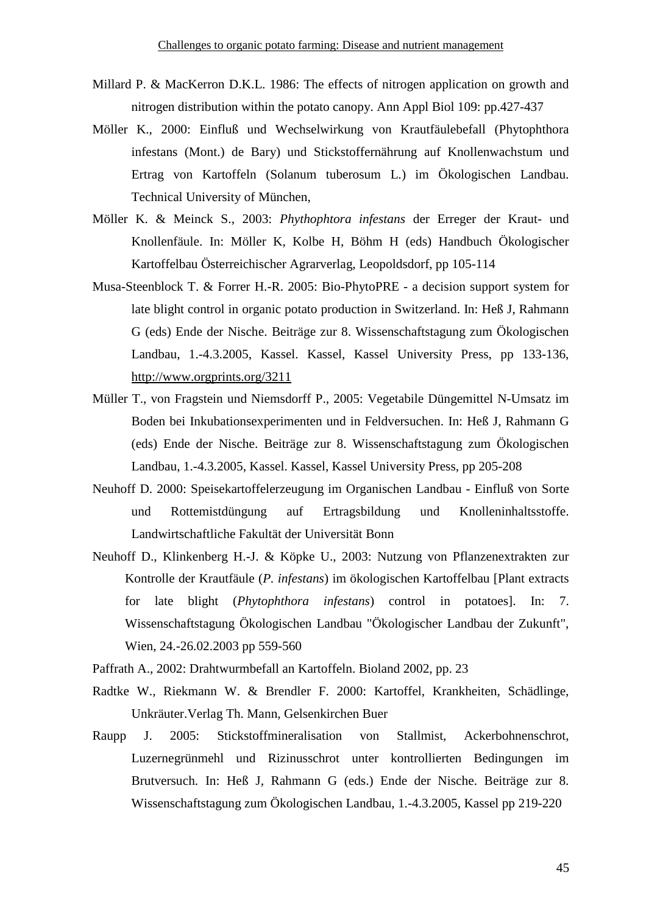Millard P. & MacKerron D.K.L. 1986: The effects of nitrogen application on growth and nitrogen distribution within the potato canopy. Ann Appl Biol 109: pp.427-437

Möller K., 2000: Einfluß und Wechselwirkung von Krautfäulebefall (Phytophthora infestans (Mont.) de Bary) und Stickstoffernährung auf Knollenwachstum und Ertrag von Kartoffeln (Solanum tuberosum L.) im Ökologischen Landbau. Technical University of München,

Möller K. & Meinck S., 2003: *Phythophtora infestans* der Erreger der Kraut- und Knollenfäule. In: Möller K, Kolbe H, Böhm H (eds) Handbuch Ökologischer Kartoffelbau Österreichischer Agrarverlag, Leopoldsdorf, pp 105-114

Musa-Steenblock T. & Forrer H.-R. 2005: Bio-PhytoPRE - a decision support system for late blight control in organic potato production in Switzerland. In: Heß J, Rahmann G (eds) Ende der Nische. Beiträge zur 8. Wissenschaftstagung zum Ökologischen Landbau, 1.-4.3.2005, Kassel. Kassel, Kassel University Press, pp 133-136, http://www.orgprints.org/3211

Müller T., von Fragstein und Niemsdorff P., 2005: Vegetabile Düngemittel N-Umsatz im Boden bei Inkubationsexperimenten und in Feldversuchen. In: Heß J, Rahmann G (eds) Ende der Nische. Beiträge zur 8. Wissenschaftstagung zum Ökologischen Landbau, 1.-4.3.2005, Kassel. Kassel, Kassel University Press, pp 205-208

Neuhoff D. 2000: Speisekartoffelerzeugung im Organischen Landbau - Einfluß von Sorte und Rottemistdüngung auf Ertragsbildung und Knolleninhaltsstoffe. Landwirtschaftliche Fakultät der Universität Bonn

Neuhoff D., Klinkenberg H.-J. & Köpke U., 2003: Nutzung von Pflanzenextrakten zur Kontrolle der Krautfäule (*P. infestans*) im ökologischen Kartoffelbau [Plant extracts for late blight (*Phytophthora infestans*) control in potatoes]. In: 7. Wissenschaftstagung Ökologischen Landbau "Ökologischer Landbau der Zukunft", Wien, 24.-26.02.2003 pp 559-560

Paffrath A., 2002: Drahtwurmbefall an Kartoffeln. Bioland 2002, pp. 23

Radtke W., Riekmann W. & Brendler F. 2000: Kartoffel, Krankheiten, Schädlinge, Unkräuter.Verlag Th. Mann, Gelsenkirchen Buer

Raupp J. 2005: Stickstoffmineralisation von Stallmist, Ackerbohnenschrot, Luzernegrünmehl und Rizinusschrot unter kontrollierten Bedingungen im Brutversuch. In: Heß J, Rahmann G (eds.) Ende der Nische. Beiträge zur 8. Wissenschaftstagung zum Ökologischen Landbau, 1.-4.3.2005, Kassel pp 219-220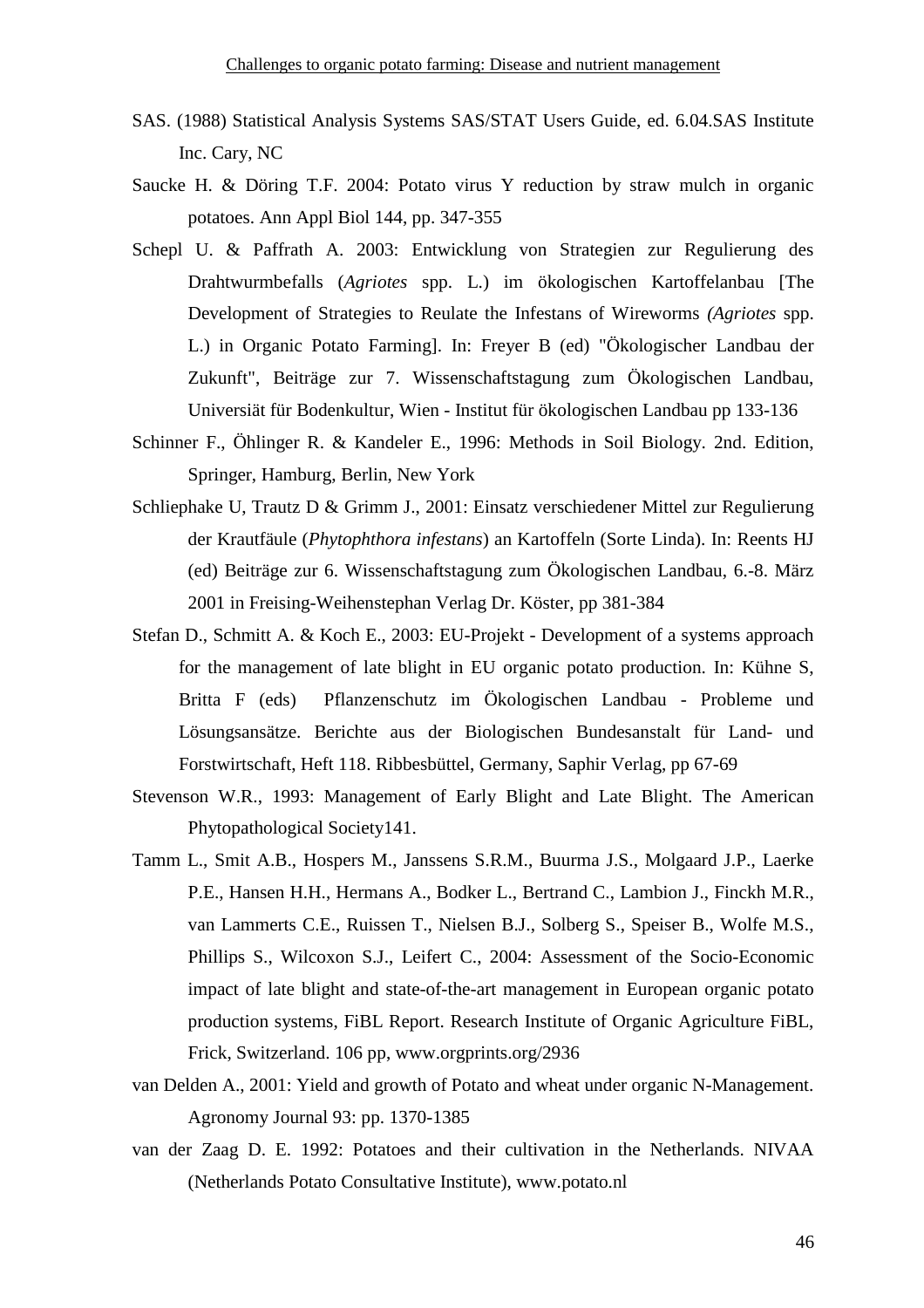SAS. (1988) Statistical Analysis Systems SAS/STAT Users Guide, ed. 6.04.SAS Institute Inc. Cary, NC

Saucke H. & Döring T.F. 2004: Potato virus Y reduction by straw mulch in organic potatoes. Ann Appl Biol 144, pp. 347-355

Schepl U. & Paffrath A. 2003: Entwicklung von Strategien zur Regulierung des Drahtwurmbefalls (*Agriotes* spp. L.) im ökologischen Kartoffelanbau [The Development of Strategies to Reulate the Infestans of Wireworms *(Agriotes* spp. L.) in Organic Potato Farming]. In: Freyer B (ed) "Ökologischer Landbau der Zukunft", Beiträge zur 7. Wissenschaftstagung zum Ökologischen Landbau, Universiät für Bodenkultur, Wien - Institut für ökologischen Landbau pp 133-136

Schinner F., Öhlinger R. & Kandeler E., 1996: Methods in Soil Biology. 2nd. Edition, Springer, Hamburg, Berlin, New York

Schliephake U, Trautz D & Grimm J., 2001: Einsatz verschiedener Mittel zur Regulierung der Krautfäule (*Phytophthora infestans*) an Kartoffeln (Sorte Linda). In: Reents HJ (ed) Beiträge zur 6. Wissenschaftstagung zum Ökologischen Landbau, 6.-8. März 2001 in Freising-Weihenstephan Verlag Dr. Köster, pp 381-384

Stefan D., Schmitt A. & Koch E., 2003: EU-Projekt - Development of a systems approach for the management of late blight in EU organic potato production. In: Kühne S, Britta F (eds) Pflanzenschutz im Ökologischen Landbau - Probleme und Lösungsansätze. Berichte aus der Biologischen Bundesanstalt für Land- und Forstwirtschaft, Heft 118. Ribbesbüttel, Germany, Saphir Verlag, pp 67-69

Stevenson W.R., 1993: Management of Early Blight and Late Blight. The American Phytopathological Society141.

Tamm L., Smit A.B., Hospers M., Janssens S.R.M., Buurma J.S., Molgaard J.P., Laerke P.E., Hansen H.H., Hermans A., Bodker L., Bertrand C., Lambion J., Finckh M.R., van Lammerts C.E., Ruissen T., Nielsen B.J., Solberg S., Speiser B., Wolfe M.S., Phillips S., Wilcoxon S.J., Leifert C., 2004: Assessment of the Socio-Economic impact of late blight and state-of-the-art management in European organic potato production systems, FiBL Report. Research Institute of Organic Agriculture FiBL, Frick, Switzerland. 106 pp, www.orgprints.org/2936

van Delden A., 2001: Yield and growth of Potato and wheat under organic N-Management. Agronomy Journal 93: pp. 1370-1385

van der Zaag D. E. 1992: Potatoes and their cultivation in the Netherlands. NIVAA (Netherlands Potato Consultative Institute), www.potato.nl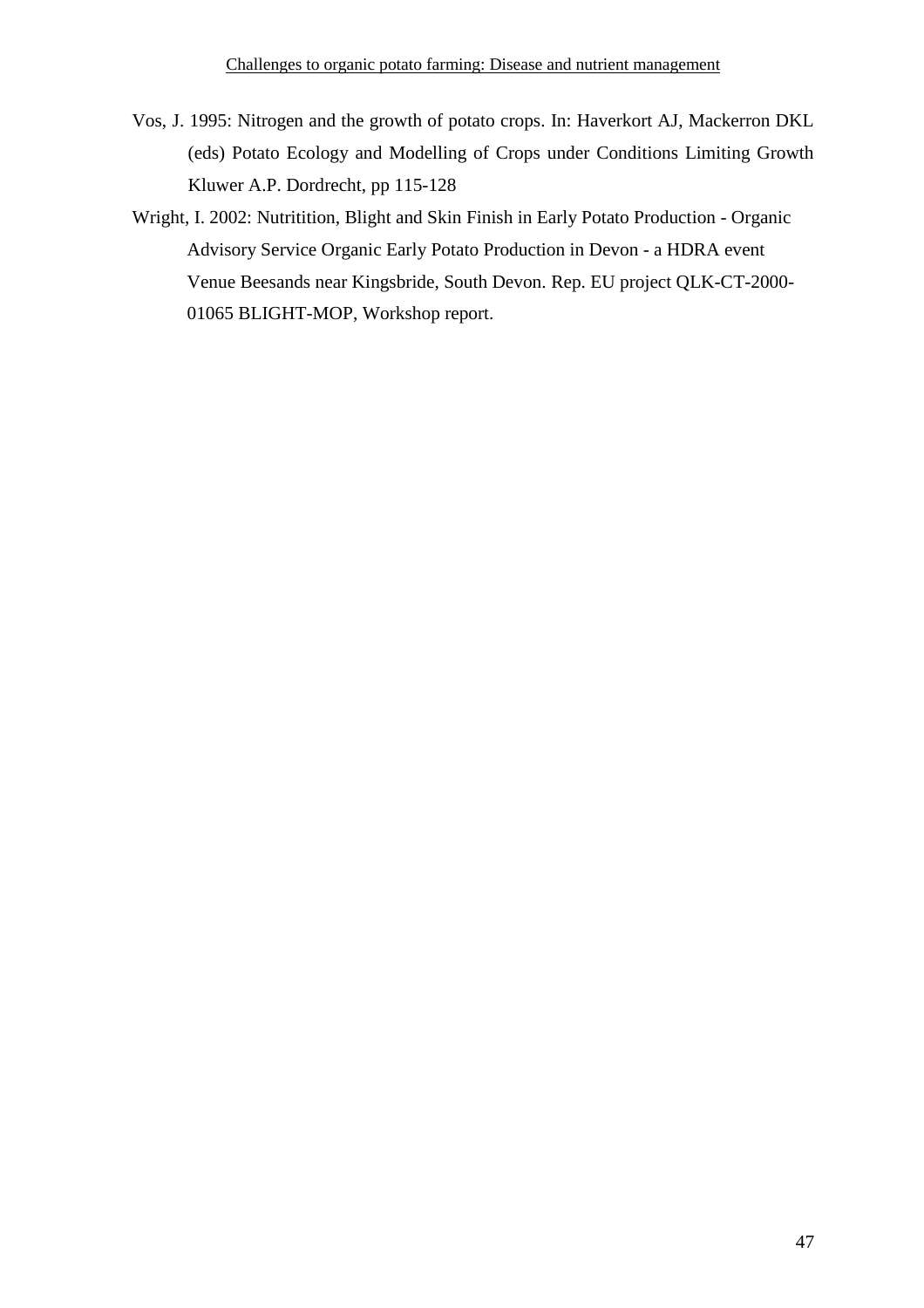Vos, J. 1995: Nitrogen and the growth of potato crops. In: Haverkort AJ, Mackerron DKL (eds) Potato Ecology and Modelling of Crops under Conditions Limiting Growth Kluwer A.P. Dordrecht, pp 115-128

Wright, I. 2002: Nutritition, Blight and Skin Finish in Early Potato Production - Organic Advisory Service Organic Early Potato Production in Devon - a HDRA event Venue Beesands near Kingsbride, South Devon. Rep. EU project QLK-CT-2000-01065 BLIGHT-MOP, Workshop report.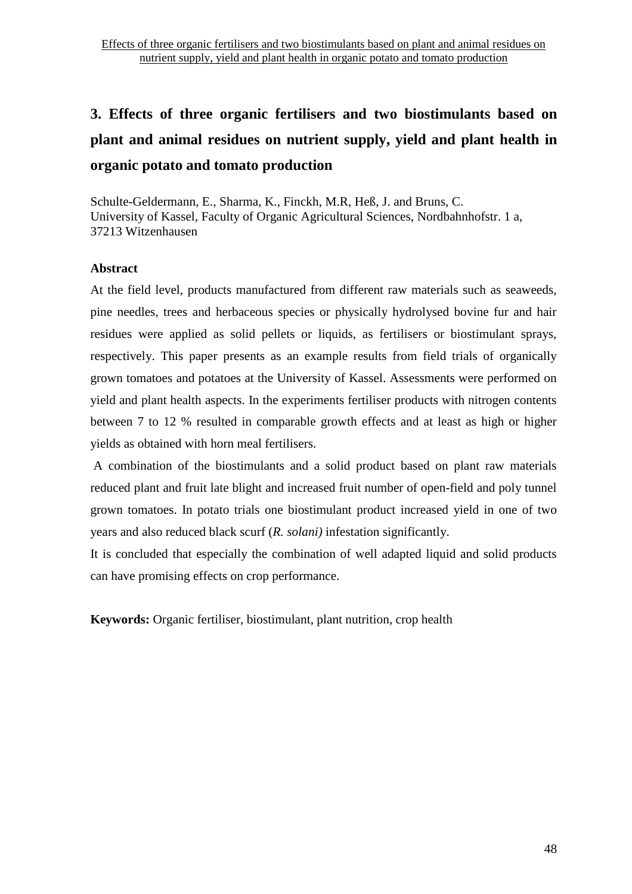# 3. Effects of three organic fertilisers and two biostimulants based on plant and animal residues on nutrient supply, yield and plant health in organic potato and tomato production

Schulte-Geldermann, E., Sharma, K., Finckh, M.R, Heß, J. and Bruns, C.
University of Kassel, Faculty of Organic Agricultural Sciences, Nordbahnhofstr. 1 a, 37213 Witzenhausen

**Abstract**

At the field level, products manufactured from different raw materials such as seaweeds, pine needles, trees and herbaceous species or physically hydrolysed bovine fur and hair residues were applied as solid pellets or liquids, as fertilisers or biostimulant sprays, respectively. This paper presents as an example results from field trials of organically grown tomatoes and potatoes at the University of Kassel. Assessments were performed on yield and plant health aspects. In the experiments fertiliser products with nitrogen contents between 7 to 12 % resulted in comparable growth effects and at least as high or higher yields as obtained with horn meal fertilisers.

A combination of the biostimulants and a solid product based on plant raw materials reduced plant and fruit late blight and increased fruit number of open-field and poly tunnel grown tomatoes. In potato trials one biostimulant product increased yield in one of two years and also reduced black scurf (*R. solani)* infestation significantly.

It is concluded that especially the combination of well adapted liquid and solid products can have promising effects on crop performance.

**Keywords:** Organic fertiliser, biostimulant, plant nutrition, crop health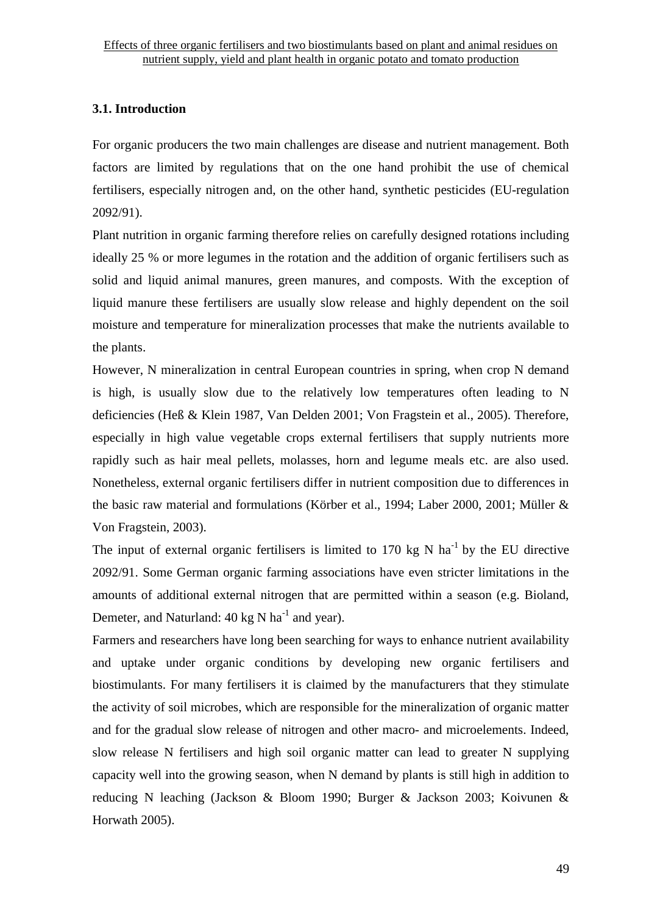### 3.1. Introduction

For organic producers the two main challenges are disease and nutrient management. Both factors are limited by regulations that on the one hand prohibit the use of chemical fertilisers, especially nitrogen and, on the other hand, synthetic pesticides (EU-regulation 2092/91).

Plant nutrition in organic farming therefore relies on carefully designed rotations including ideally 25 % or more legumes in the rotation and the addition of organic fertilisers such as solid and liquid animal manures, green manures, and composts. With the exception of liquid manure these fertilisers are usually slow release and highly dependent on the soil moisture and temperature for mineralization processes that make the nutrients available to the plants.

However, N mineralization in central European countries in spring, when crop N demand is high, is usually slow due to the relatively low temperatures often leading to N deficiencies (Heß & Klein 1987, Van Delden 2001; Von Fragstein et al., 2005). Therefore, especially in high value vegetable crops external fertilisers that supply nutrients more rapidly such as hair meal pellets, molasses, horn and legume meals etc. are also used. Nonetheless, external organic fertilisers differ in nutrient composition due to differences in the basic raw material and formulations (Körber et al., 1994; Laber 2000, 2001; Müller & Von Fragstein, 2003).

The input of external organic fertilisers is limited to 170 kg N $ha^{-1}$ by the EU directive 2092/91. Some German organic farming associations have even stricter limitations in the amounts of additional external nitrogen that are permitted within a season (e.g. Bioland, Demeter, and Naturland: 40 kg N $ha^{-1}$ and year).

Farmers and researchers have long been searching for ways to enhance nutrient availability and uptake under organic conditions by developing new organic fertilisers and biostimulants. For many fertilisers it is claimed by the manufacturers that they stimulate the activity of soil microbes, which are responsible for the mineralization of organic matter and for the gradual slow release of nitrogen and other macro- and microelements. Indeed, slow release N fertilisers and high soil organic matter can lead to greater N supplying capacity well into the growing season, when N demand by plants is still high in addition to reducing N leaching (Jackson & Bloom 1990; Burger & Jackson 2003; Koivunen & Horwath 2005).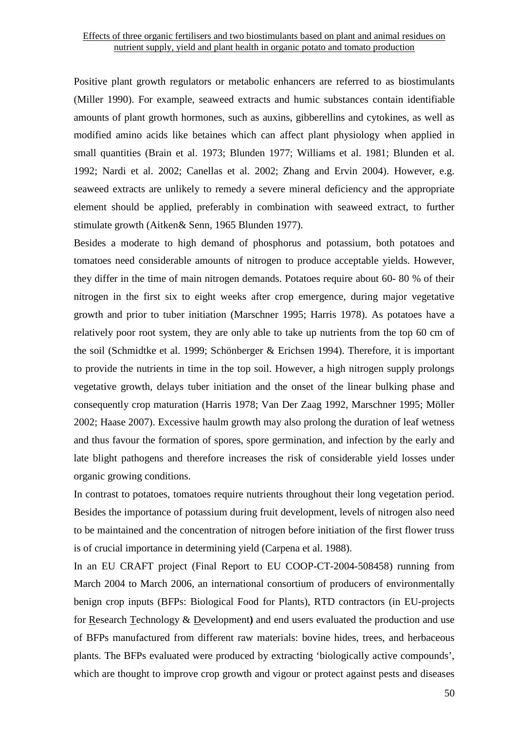Positive plant growth regulators or metabolic enhancers are referred to as biostimulants (Miller 1990). For example, seaweed extracts and humic substances contain identifiable amounts of plant growth hormones, such as auxins, gibberellins and cytokines, as well as modified amino acids like betaines which can affect plant physiology when applied in small quantities (Brain et al. 1973; Blunden 1977; Williams et al. 1981; Blunden et al. 1992; Nardi et al. 2002; Canellas et al. 2002; Zhang and Ervin 2004). However, e.g. seaweed extracts are unlikely to remedy a severe mineral deficiency and the appropriate element should be applied, preferably in combination with seaweed extract, to further stimulate growth (Aitken& Senn, 1965 Blunden 1977).

Besides a moderate to high demand of phosphorus and potassium, both potatoes and tomatoes need considerable amounts of nitrogen to produce acceptable yields. However, they differ in the time of main nitrogen demands. Potatoes require about 60- 80 % of their nitrogen in the first six to eight weeks after crop emergence, during major vegetative growth and prior to tuber initiation (Marschner 1995; Harris 1978). As potatoes have a relatively poor root system, they are only able to take up nutrients from the top 60 cm of the soil (Schmidtke et al. 1999; Schönberger & Erichsen 1994). Therefore, it is important to provide the nutrients in time in the top soil. However, a high nitrogen supply prolongs vegetative growth, delays tuber initiation and the onset of the linear bulking phase and consequently crop maturation (Harris 1978; Van Der Zaag 1992, Marschner 1995; Möller 2002; Haase 2007). Excessive haulm growth may also prolong the duration of leaf wetness and thus favour the formation of spores, spore germination, and infection by the early and late blight pathogens and therefore increases the risk of considerable yield losses under organic growing conditions.

In contrast to potatoes, tomatoes require nutrients throughout their long vegetation period. Besides the importance of potassium during fruit development, levels of nitrogen also need to be maintained and the concentration of nitrogen before initiation of the first flower truss is of crucial importance in determining yield (Carpena et al. 1988).

In an EU CRAFT project (Final Report to EU COOP-CT-2004-508458) running from March 2004 to March 2006, an international consortium of producers of environmentally benign crop inputs (BFPs: Biological Food for Plants), RTD contractors (in EU-projects for Research Technology & Development**)** and end users evaluated the production and use of BFPs manufactured from different raw materials: bovine hides, trees, and herbaceous plants. The BFPs evaluated were produced by extracting 'biologically active compounds', which are thought to improve crop growth and vigour or protect against pests and diseases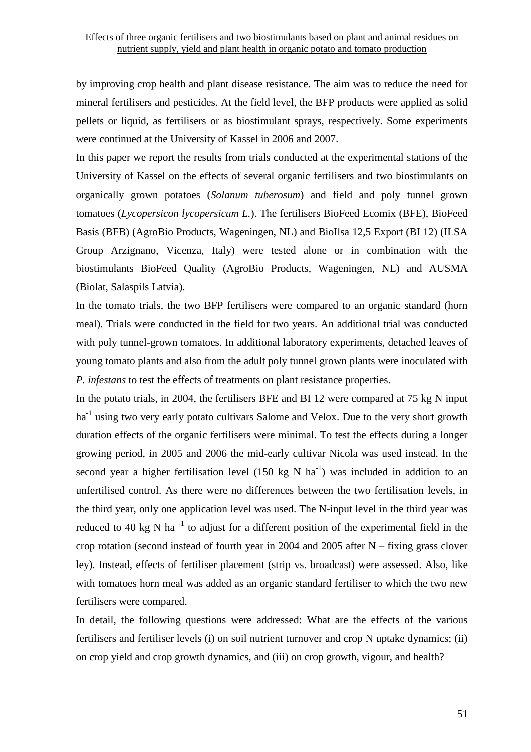by improving crop health and plant disease resistance. The aim was to reduce the need for mineral fertilisers and pesticides. At the field level, the BFP products were applied as solid pellets or liquid, as fertilisers or as biostimulant sprays, respectively. Some experiments were continued at the University of Kassel in 2006 and 2007.

In this paper we report the results from trials conducted at the experimental stations of the University of Kassel on the effects of several organic fertilisers and two biostimulants on organically grown potatoes (*Solanum tuberosum*) and field and poly tunnel grown tomatoes (*Lycopersicon lycopersicum L.*). The fertilisers BioFeed Ecomix (BFE), BioFeed Basis (BFB) (AgroBio Products, Wageningen, NL) and BioIlsa 12,5 Export (BI 12) (ILSA Group Arzignano, Vicenza, Italy) were tested alone or in combination with the biostimulants BioFeed Quality (AgroBio Products, Wageningen, NL) and AUSMA (Biolat, Salaspils Latvia).

In the tomato trials, the two BFP fertilisers were compared to an organic standard (horn meal). Trials were conducted in the field for two years. An additional trial was conducted with poly tunnel-grown tomatoes. In additional laboratory experiments, detached leaves of young tomato plants and also from the adult poly tunnel grown plants were inoculated with *P. infestans* to test the effects of treatments on plant resistance properties.

In the potato trials, in 2004, the fertilisers BFE and BI 12 were compared at 75 kg N input ha$^{-1}$ using two very early potato cultivars Salome and Velox. Due to the very short growth duration effects of the organic fertilisers were minimal. To test the effects during a longer growing period, in 2005 and 2006 the mid-early cultivar Nicola was used instead. In the second year a higher fertilisation level (150 kg N ha$^{-1}$) was included in addition to an unfertilised control. As there were no differences between the two fertilisation levels, in the third year, only one application level was used. The N-input level in the third year was reduced to 40 kg N ha $^{-1}$ to adjust for a different position of the experimental field in the crop rotation (second instead of fourth year in 2004 and 2005 after N – fixing grass clover ley). Instead, effects of fertiliser placement (strip vs. broadcast) were assessed. Also, like with tomatoes horn meal was added as an organic standard fertiliser to which the two new fertilisers were compared.

In detail, the following questions were addressed: What are the effects of the various fertilisers and fertiliser levels (i) on soil nutrient turnover and crop N uptake dynamics; (ii) on crop yield and crop growth dynamics, and (iii) on crop growth, vigour, and health?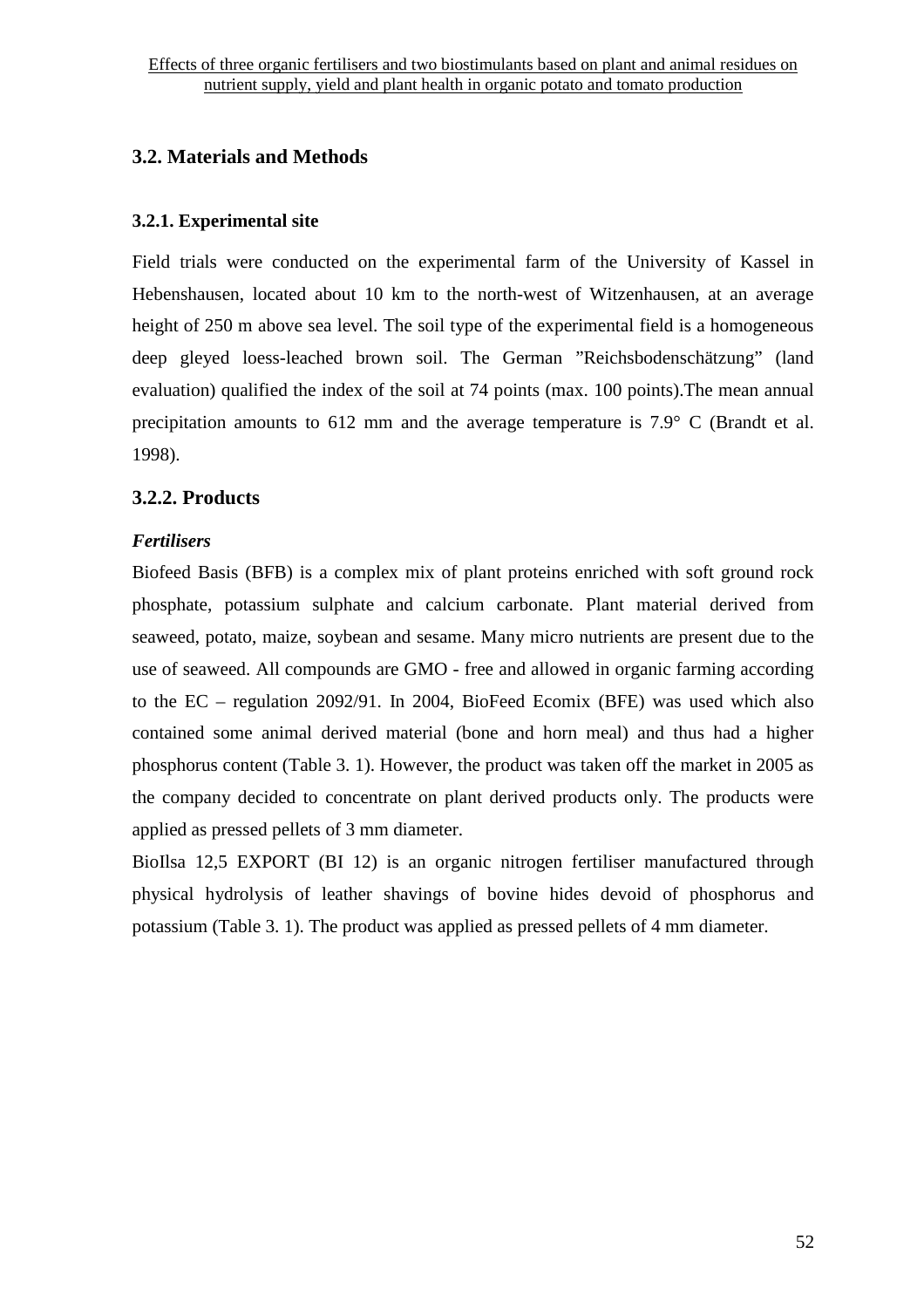## 3.2. Materials and Methods

### 3.2.1. Experimental site

Field trials were conducted on the experimental farm of the University of Kassel in Hebenshausen, located about 10 km to the north-west of Witzenhausen, at an average height of 250 m above sea level. The soil type of the experimental field is a homogeneous deep gleyed loess-leached brown soil. The German ”Reichsbodenschätzung” (land evaluation) qualified the index of the soil at 74 points (max. 100 points).The mean annual precipitation amounts to 612 mm and the average temperature is 7.9° C (Brandt et al. 1998).

### 3.2.2. Products

***Fertilisers***

Biofeed Basis (BFB) is a complex mix of plant proteins enriched with soft ground rock phosphate, potassium sulphate and calcium carbonate. Plant material derived from seaweed, potato, maize, soybean and sesame. Many micro nutrients are present due to the use of seaweed. All compounds are GMO - free and allowed in organic farming according to the EC – regulation 2092/91. In 2004, BioFeed Ecomix (BFE) was used which also contained some animal derived material (bone and horn meal) and thus had a higher phosphorus content (Table 3. 1). However, the product was taken off the market in 2005 as the company decided to concentrate on plant derived products only. The products were applied as pressed pellets of 3 mm diameter.

BioIlsa 12,5 EXPORT (BI 12) is an organic nitrogen fertiliser manufactured through physical hydrolysis of leather shavings of bovine hides devoid of phosphorus and potassium (Table 3. 1). The product was applied as pressed pellets of 4 mm diameter.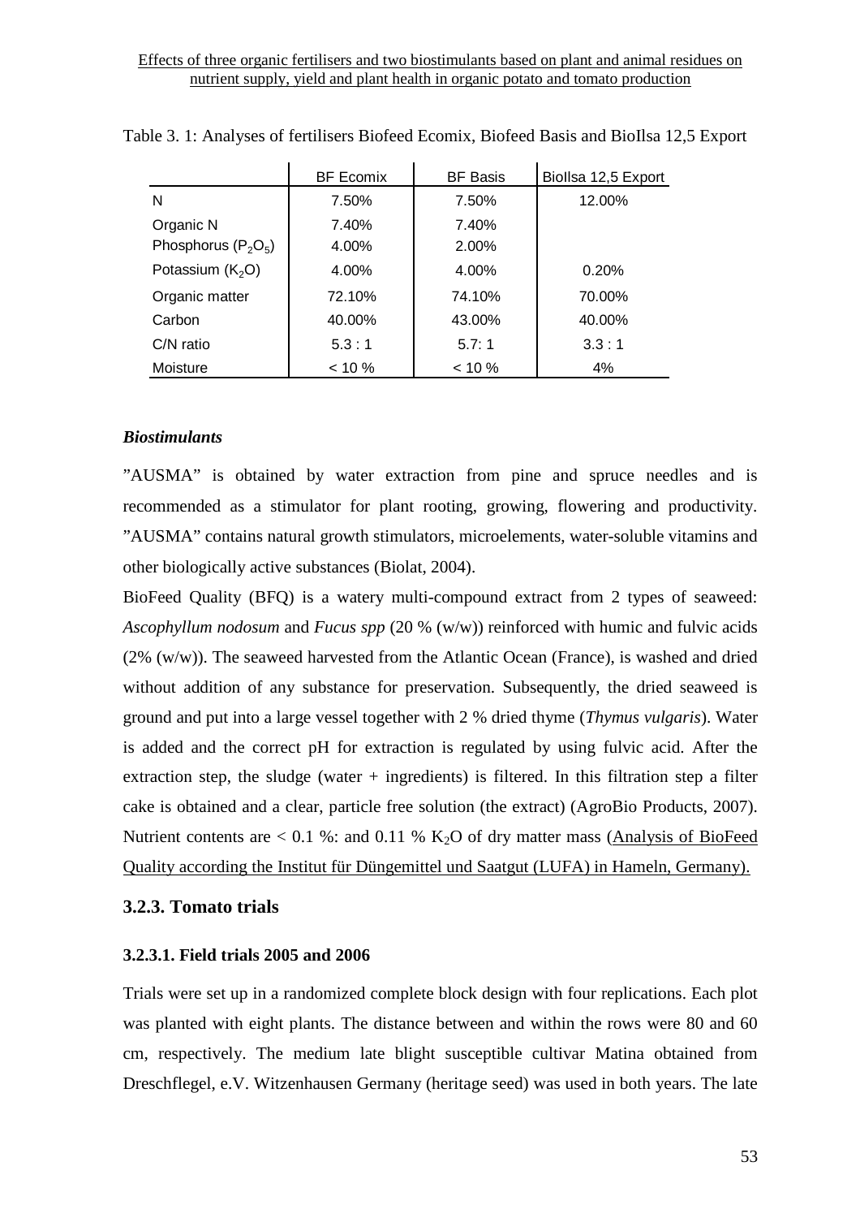Table 3. 1: Analyses of fertilisers Biofeed Ecomix, Biofeed Basis and BioIlsa 12,5 Export

| | BF Ecomix | BF Basis | BioIlsa 12,5 Export |
|---|---|---|---|
| N | 7.50% | 7.50% | 12.00% |
| Organic N | 7.40% | 7.40% | |
| Phosphorus ($P_2O_5$) | 4.00% | 2.00% | |
| Potassium ($K_2O$) | 4.00% | 4.00% | 0.20% |
| Organic matter | 72.10% | 74.10% | 70.00% |
| Carbon | 40.00% | 43.00% | 40.00% |
| C/N ratio | 5.3 : 1 | 5.7: 1 | 3.3 : 1 |
| Moisture | < 10 % | < 10 % | 4% |

***Biostimulants***

"AUSMA" is obtained by water extraction from pine and spruce needles and is recommended as a stimulator for plant rooting, growing, flowering and productivity. "AUSMA" contains natural growth stimulators, microelements, water-soluble vitamins and other biologically active substances (Biolat, 2004).

BioFeed Quality (BFQ) is a watery multi-compound extract from 2 types of seaweed: *Ascophyllum nodosum* and *Fucus spp* (20 % (w/w)) reinforced with humic and fulvic acids (2% (w/w)). The seaweed harvested from the Atlantic Ocean (France), is washed and dried without addition of any substance for preservation. Subsequently, the dried seaweed is ground and put into a large vessel together with 2 % dried thyme (*Thymus vulgaris*). Water is added and the correct pH for extraction is regulated by using fulvic acid. After the extraction step, the sludge (water + ingredients) is filtered. In this filtration step a filter cake is obtained and a clear, particle free solution (the extract) (AgroBio Products, 2007). Nutrient contents are < 0.1 %: and 0.11 % $K_2O$ of dry matter mass (Analysis of BioFeed Quality according the Institut für Düngemittel und Saatgut (LUFA) in Hameln, Germany).

### 3.2.3. Tomato trials

#### 3.2.3.1. Field trials 2005 and 2006

Trials were set up in a randomized complete block design with four replications. Each plot was planted with eight plants. The distance between and within the rows were 80 and 60 cm, respectively. The medium late blight susceptible cultivar Matina obtained from Dreschflegel, e.V. Witzenhausen Germany (heritage seed) was used in both years. The late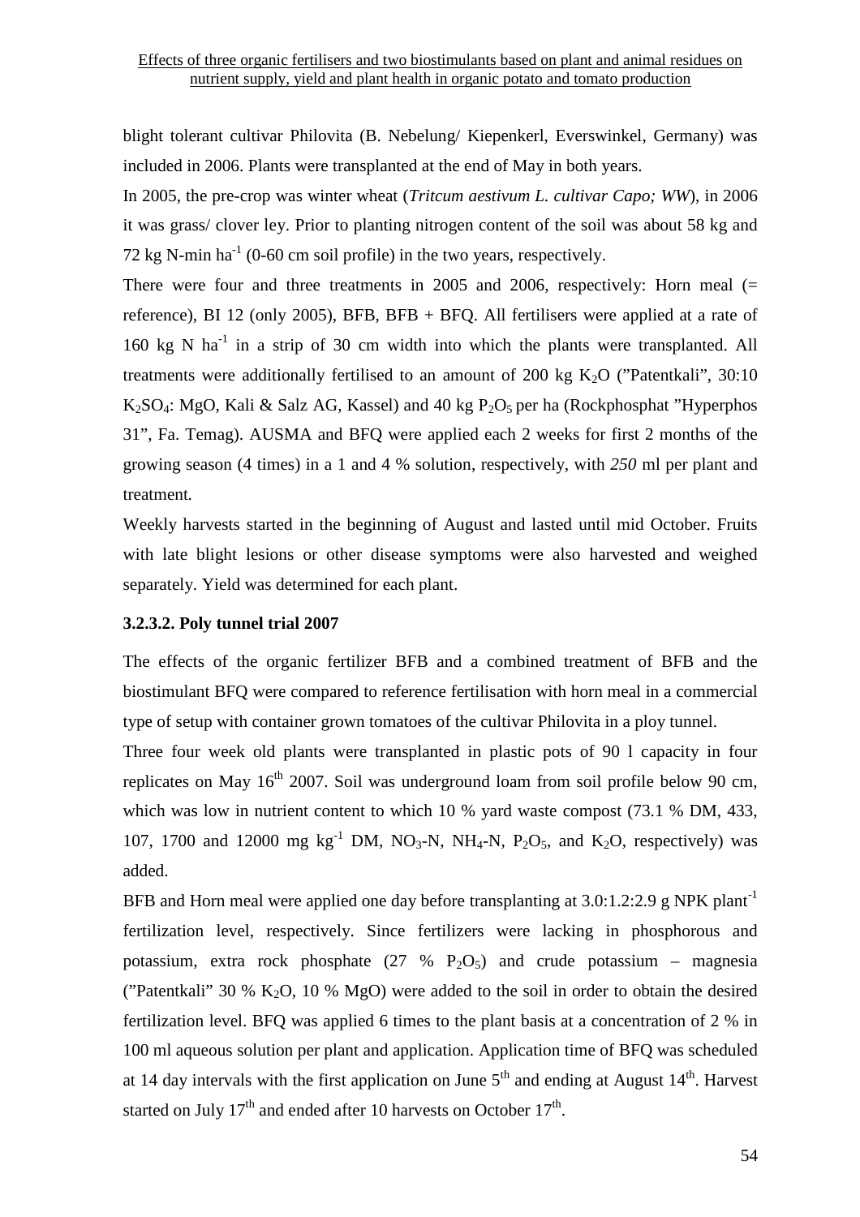blight tolerant cultivar Philovita (B. Nebelung/ Kiepenkerl, Everswinkel, Germany) was included in 2006. Plants were transplanted at the end of May in both years.

In 2005, the pre-crop was winter wheat (*Tritcum aestivum L. cultivar Capo; WW*), in 2006 it was grass/ clover ley. Prior to planting nitrogen content of the soil was about 58 kg and 72 kg N-min $ha^{-1}$ (0-60 cm soil profile) in the two years, respectively.

There were four and three treatments in 2005 and 2006, respectively: Horn meal (= reference), BI 12 (only 2005), BFB, BFB + BFQ. All fertilisers were applied at a rate of 160 kg N $ha^{-1}$ in a strip of 30 cm width into which the plants were transplanted. All treatments were additionally fertilised to an amount of 200 kg $K_2O$ ("Patentkali", 30:10 $K_2SO_4$: MgO, Kali & Salz AG, Kassel) and 40 kg $P_2O_5$ per ha (Rockphosphat "Hyperphos 31", Fa. Temag). AUSMA and BFQ were applied each 2 weeks for first 2 months of the growing season (4 times) in a 1 and 4 % solution, respectively, with *250* ml per plant and treatment.

Weekly harvests started in the beginning of August and lasted until mid October. Fruits with late blight lesions or other disease symptoms were also harvested and weighed separately. Yield was determined for each plant.

### 3.2.3.2. Poly tunnel trial 2007

The effects of the organic fertilizer BFB and a combined treatment of BFB and the biostimulant BFQ were compared to reference fertilisation with horn meal in a commercial type of setup with container grown tomatoes of the cultivar Philovita in a ploy tunnel.

Three four week old plants were transplanted in plastic pots of 90 l capacity in four replicates on May 16th 2007. Soil was underground loam from soil profile below 90 cm, which was low in nutrient content to which 10 % yard waste compost (73.1 % DM, 433, 107, 1700 and 12000 mg $kg^{-1}$ DM, $NO_3$-N, $NH_4$-N, $P_2O_5$, and $K_2O$, respectively) was added.

BFB and Horn meal were applied one day before transplanting at 3.0:1.2:2.9 g NPK $plant^{-1}$ fertilization level, respectively. Since fertilizers were lacking in phosphorous and potassium, extra rock phosphate (27 % $P_2O_5$) and crude potassium – magnesia ("Patentkali" 30 % $K_2O$, 10 % MgO) were added to the soil in order to obtain the desired fertilization level. BFQ was applied 6 times to the plant basis at a concentration of 2 % in 100 ml aqueous solution per plant and application. Application time of BFQ was scheduled at 14 day intervals with the first application on June 5th and ending at August 14th. Harvest started on July 17th and ended after 10 harvests on October 17th.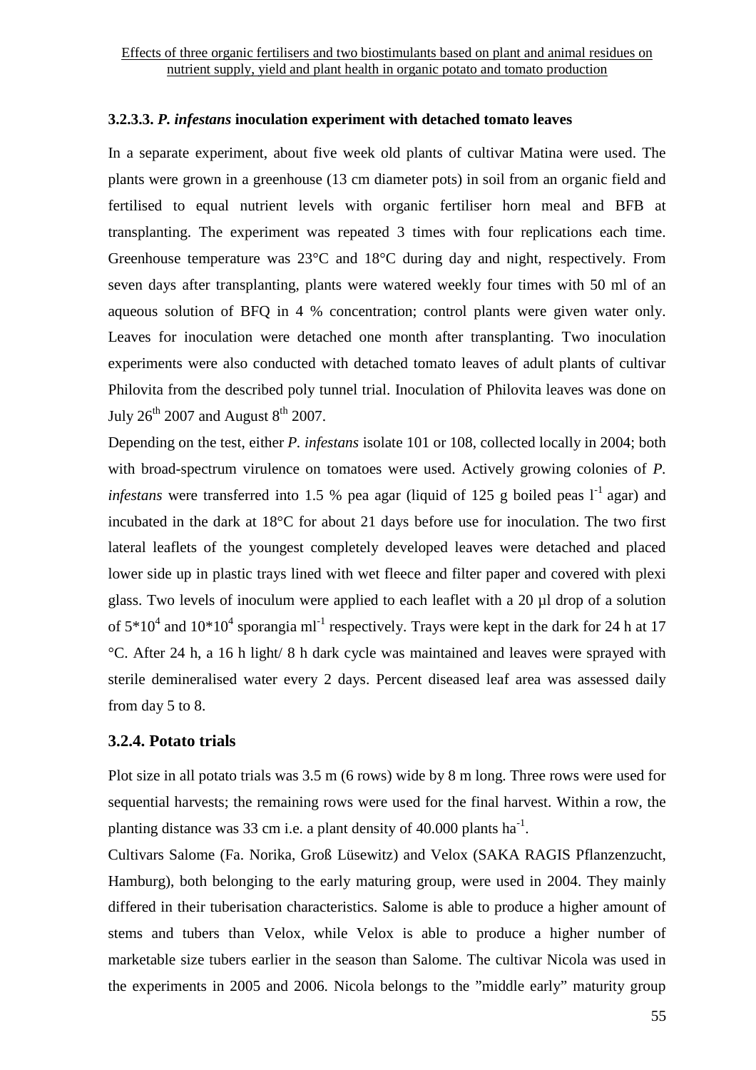### 3.2.3.3. *P. infestans* inoculation experiment with detached tomato leaves

In a separate experiment, about five week old plants of cultivar Matina were used. The plants were grown in a greenhouse (13 cm diameter pots) in soil from an organic field and fertilised to equal nutrient levels with organic fertiliser horn meal and BFB at transplanting. The experiment was repeated 3 times with four replications each time. Greenhouse temperature was 23°C and 18°C during day and night, respectively. From seven days after transplanting, plants were watered weekly four times with 50 ml of an aqueous solution of BFQ in 4 % concentration; control plants were given water only. Leaves for inoculation were detached one month after transplanting. Two inoculation experiments were also conducted with detached tomato leaves of adult plants of cultivar Philovita from the described poly tunnel trial. Inoculation of Philovita leaves was done on July 26$^{th}$ 2007 and August 8$^{th}$ 2007.

Depending on the test, either *P. infestans* isolate 101 or 108, collected locally in 2004; both with broad-spectrum virulence on tomatoes were used. Actively growing colonies of *P. infestans* were transferred into 1.5 % pea agar (liquid of 125 g boiled peas $l^{-1}$ agar) and incubated in the dark at 18°C for about 21 days before use for inoculation. The two first lateral leaflets of the youngest completely developed leaves were detached and placed lower side up in plastic trays lined with wet fleece and filter paper and covered with plexi glass. Two levels of inoculum were applied to each leaflet with a 20 µl drop of a solution of $5*10^4$ and $10*10^4$ sporangia ml$^{-1}$ respectively. Trays were kept in the dark for 24 h at 17 °C. After 24 h, a 16 h light/ 8 h dark cycle was maintained and leaves were sprayed with sterile demineralised water every 2 days. Percent diseased leaf area was assessed daily from day 5 to 8.

## 3.2.4. Potato trials

Plot size in all potato trials was 3.5 m (6 rows) wide by 8 m long. Three rows were used for sequential harvests; the remaining rows were used for the final harvest. Within a row, the planting distance was 33 cm i.e. a plant density of 40.000 plants ha$^{-1}$.

Cultivars Salome (Fa. Norika, Groß Lüsewitz) and Velox (SAKA RAGIS Pflanzenzucht, Hamburg), both belonging to the early maturing group, were used in 2004. They mainly differed in their tuberisation characteristics. Salome is able to produce a higher amount of stems and tubers than Velox, while Velox is able to produce a higher number of marketable size tubers earlier in the season than Salome. The cultivar Nicola was used in the experiments in 2005 and 2006. Nicola belongs to the ”middle early” maturity group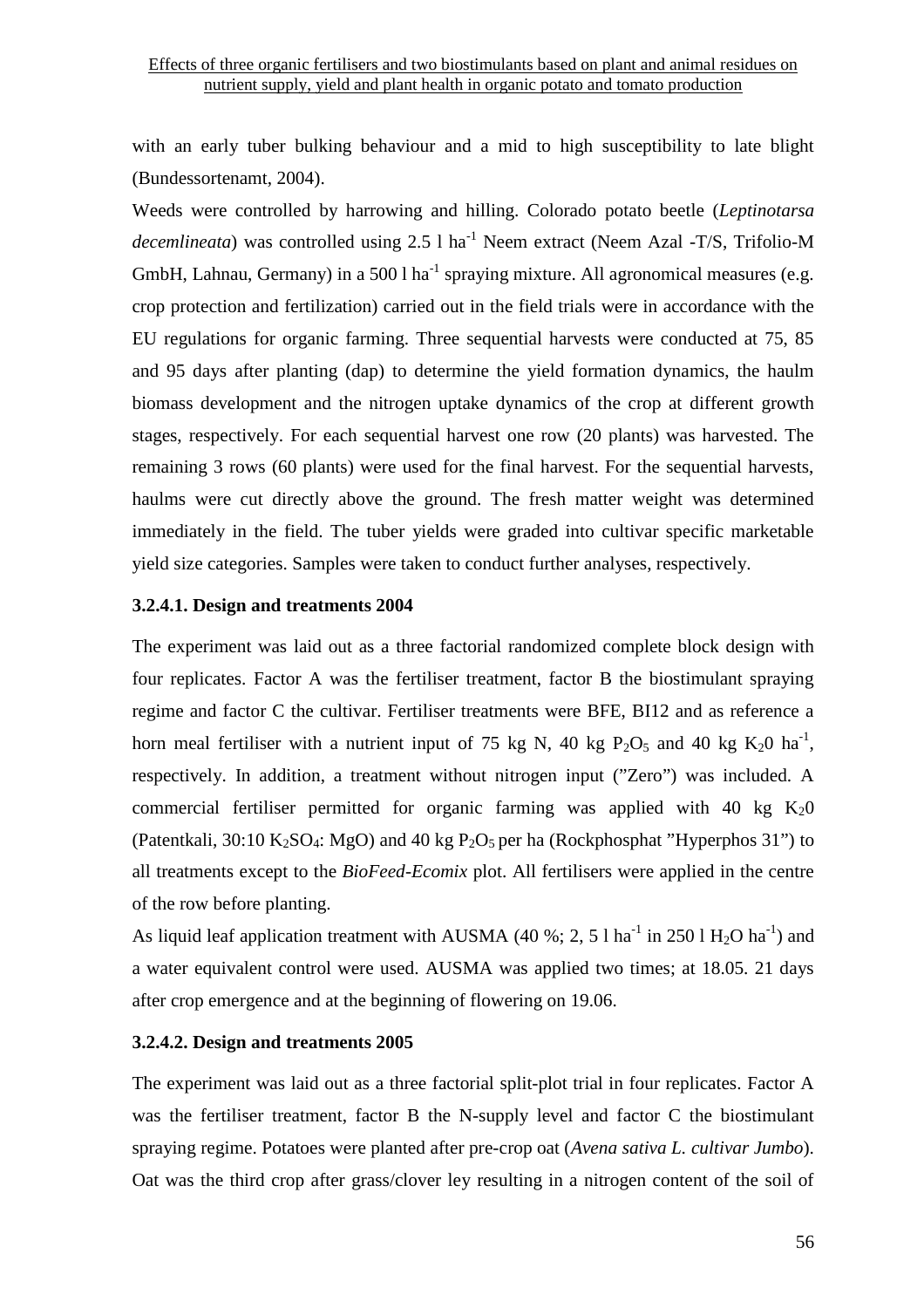with an early tuber bulking behaviour and a mid to high susceptibility to late blight (Bundessortenamt, 2004).

Weeds were controlled by harrowing and hilling. Colorado potato beetle (*Leptinotarsa decemlineata*) was controlled using 2.5 l $ha^{-1}$ Neem extract (Neem Azal -T/S, Trifolio-M GmbH, Lahnau, Germany) in a 500 l $ha^{-1}$ spraying mixture. All agronomical measures (e.g. crop protection and fertilization) carried out in the field trials were in accordance with the EU regulations for organic farming. Three sequential harvests were conducted at 75, 85 and 95 days after planting (dap) to determine the yield formation dynamics, the haulm biomass development and the nitrogen uptake dynamics of the crop at different growth stages, respectively. For each sequential harvest one row (20 plants) was harvested. The remaining 3 rows (60 plants) were used for the final harvest. For the sequential harvests, haulms were cut directly above the ground. The fresh matter weight was determined immediately in the field. The tuber yields were graded into cultivar specific marketable yield size categories. Samples were taken to conduct further analyses, respectively.

#### 3.2.4.1. Design and treatments 2004

The experiment was laid out as a three factorial randomized complete block design with four replicates. Factor A was the fertiliser treatment, factor B the biostimulant spraying regime and factor C the cultivar. Fertiliser treatments were BFE, BI12 and as reference a horn meal fertiliser with a nutrient input of 75 kg N, 40 kg $P_2O_5$ and 40 kg $K_20$ $ha^{-1}$, respectively. In addition, a treatment without nitrogen input ("Zero") was included. A commercial fertiliser permitted for organic farming was applied with 40 kg $K_20$ (Patentkali, 30:10 $K_2SO_4$: MgO) and 40 kg $P_2O_5$ per ha (Rockphosphat "Hyperphos 31") to all treatments except to the *BioFeed-Ecomix* plot. All fertilisers were applied in the centre of the row before planting.

As liquid leaf application treatment with AUSMA (40 %; 2, 5 l $ha^{-1}$ in 250 l $H_2O$ $ha^{-1}$) and a water equivalent control were used. AUSMA was applied two times; at 18.05. 21 days after crop emergence and at the beginning of flowering on 19.06.

#### 3.2.4.2. Design and treatments 2005

The experiment was laid out as a three factorial split-plot trial in four replicates. Factor A was the fertiliser treatment, factor B the N-supply level and factor C the biostimulant spraying regime. Potatoes were planted after pre-crop oat (*Avena sativa L. cultivar Jumbo*). Oat was the third crop after grass/clover ley resulting in a nitrogen content of the soil of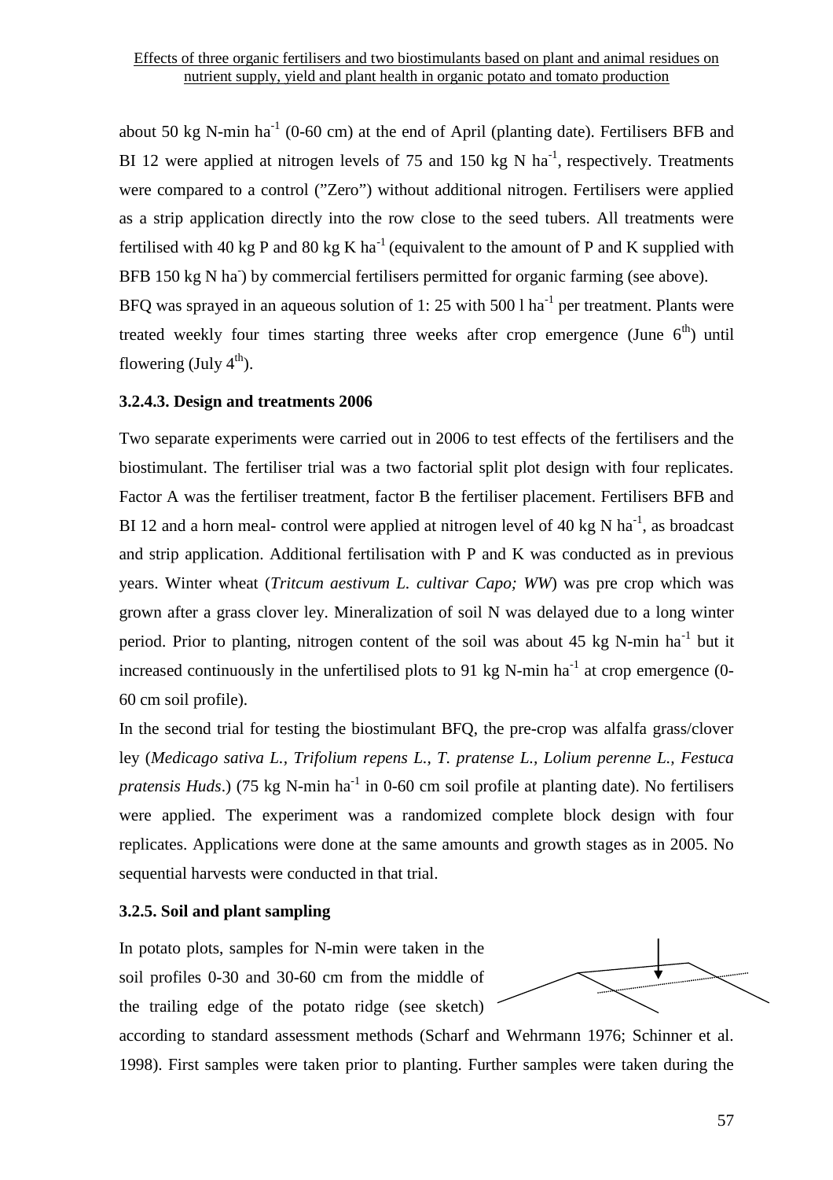about 50 kg N-min ha$^{-1}$ (0-60 cm) at the end of April (planting date). Fertilisers BFB and BI 12 were applied at nitrogen levels of 75 and 150 kg N ha$^{-1}$, respectively. Treatments were compared to a control ("Zero") without additional nitrogen. Fertilisers were applied as a strip application directly into the row close to the seed tubers. All treatments were fertilised with 40 kg P and 80 kg K ha$^{-1}$ (equivalent to the amount of P and K supplied with BFB 150 kg N ha$^{-}$) by commercial fertilisers permitted for organic farming (see above).

BFQ was sprayed in an aqueous solution of 1: 25 with 500 l ha$^{-1}$ per treatment. Plants were treated weekly four times starting three weeks after crop emergence (June 6$^{th}$) until flowering (July 4$^{th}$).

### 3.2.4.3. Design and treatments 2006

Two separate experiments were carried out in 2006 to test effects of the fertilisers and the biostimulant. The fertiliser trial was a two factorial split plot design with four replicates. Factor A was the fertiliser treatment, factor B the fertiliser placement. Fertilisers BFB and BI 12 and a horn meal- control were applied at nitrogen level of 40 kg N ha$^{-1}$, as broadcast and strip application. Additional fertilisation with P and K was conducted as in previous years. Winter wheat (*Tritcum aestivum L. cultivar Capo; WW*) was pre crop which was grown after a grass clover ley. Mineralization of soil N was delayed due to a long winter period. Prior to planting, nitrogen content of the soil was about 45 kg N-min ha$^{-1}$ but it increased continuously in the unfertilised plots to 91 kg N-min ha$^{-1}$ at crop emergence (0-60 cm soil profile).

In the second trial for testing the biostimulant BFQ, the pre-crop was alfalfa grass/clover ley (*Medicago sativa L., Trifolium repens L., T. pratense L., Lolium perenne L., Festuca pratensis Huds*.) (75 kg N-min ha$^{-1}$ in 0-60 cm soil profile at planting date). No fertilisers were applied. The experiment was a randomized complete block design with four replicates. Applications were done at the same amounts and growth stages as in 2005. No sequential harvests were conducted in that trial.

### 3.2.5. Soil and plant sampling

In potato plots, samples for N-min were taken in the soil profiles 0-30 and 30-60 cm from the middle of the trailing edge of the potato ridge (see sketch) according to standard assessment methods (Scharf and Wehrmann 1976; Schinner et al. 1998). First samples were taken prior to planting. Further samples were taken during the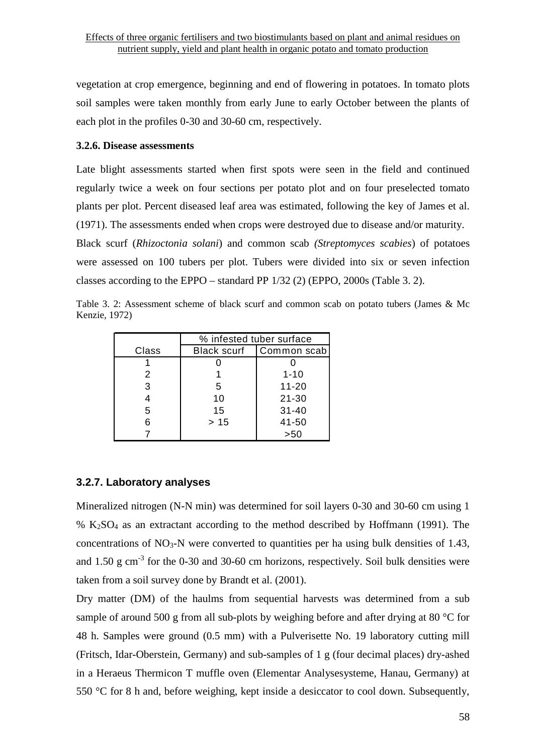vegetation at crop emergence, beginning and end of flowering in potatoes. In tomato plots soil samples were taken monthly from early June to early October between the plants of each plot in the profiles 0-30 and 30-60 cm, respectively.

### 3.2.6. Disease assessments

Late blight assessments started when first spots were seen in the field and continued regularly twice a week on four sections per potato plot and on four preselected tomato plants per plot. Percent diseased leaf area was estimated, following the key of James et al. (1971). The assessments ended when crops were destroyed due to disease and/or maturity.

Black scurf (*Rhizoctonia solani*) and common scab *(Streptomyces scabies*) of potatoes were assessed on 100 tubers per plot. Tubers were divided into six or seven infection classes according to the EPPO – standard PP 1/32 (2) (EPPO, 2000s (Table 3. 2).

Table 3. 2: Assessment scheme of black scurf and common scab on potato tubers (James & Mc Kenzie, 1972)

| | % infested tuber surface | |
|---|---|---|
| Class | Black scurf | Common scab |
| 1 | 0 | 0 |
| 2 | 1 | 1-10 |
| 3 | 5 | 11-20 |
| 4 | 10 | 21-30 |
| 5 | 15 | 31-40 |
| 6 | > 15 | 41-50 |
| 7 | | >50 |

### 3.2.7. Laboratory analyses

Mineralized nitrogen (N-N min) was determined for soil layers 0-30 and 30-60 cm using 1 % $K_2SO_4$ as an extractant according to the method described by Hoffmann (1991). The concentrations of $NO_3$-N were converted to quantities per ha using bulk densities of 1.43, and 1.50 g $cm^{-3}$ for the 0-30 and 30-60 cm horizons, respectively. Soil bulk densities were taken from a soil survey done by Brandt et al. (2001).

Dry matter (DM) of the haulms from sequential harvests was determined from a sub sample of around 500 g from all sub-plots by weighing before and after drying at 80 °C for 48 h. Samples were ground (0.5 mm) with a Pulverisette No. 19 laboratory cutting mill (Fritsch, Idar-Oberstein, Germany) and sub-samples of 1 g (four decimal places) dry-ashed in a Heraeus Thermicon T muffle oven (Elementar Analysesysteme, Hanau, Germany) at 550 °C for 8 h and, before weighing, kept inside a desiccator to cool down. Subsequently,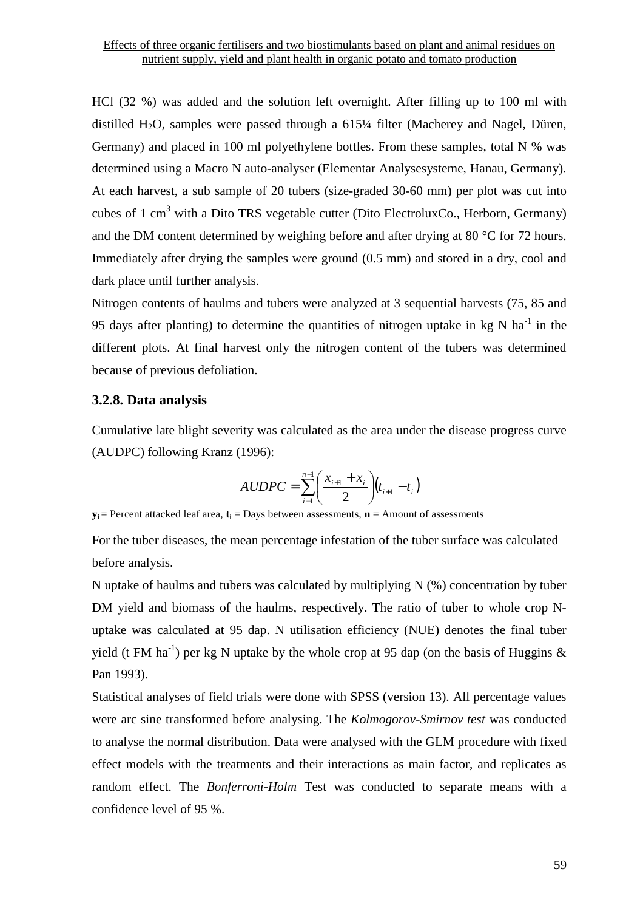HCl (32 %) was added and the solution left overnight. After filling up to 100 ml with distilled $H_2O$, samples were passed through a 615¼ filter (Macherey and Nagel, Düren, Germany) and placed in 100 ml polyethylene bottles. From these samples, total N % was determined using a Macro N auto-analyser (Elementar Analysesysteme, Hanau, Germany). At each harvest, a sub sample of 20 tubers (size-graded 30-60 mm) per plot was cut into cubes of 1 $cm^3$ with a Dito TRS vegetable cutter (Dito ElectroluxCo., Herborn, Germany) and the DM content determined by weighing before and after drying at 80 °C for 72 hours. Immediately after drying the samples were ground (0.5 mm) and stored in a dry, cool and dark place until further analysis.

Nitrogen contents of haulms and tubers were analyzed at 3 sequential harvests (75, 85 and 95 days after planting) to determine the quantities of nitrogen uptake in kg N $ha^{-1}$ in the different plots. At final harvest only the nitrogen content of the tubers was determined because of previous defoliation.

### 3.2.8. Data analysis

Cumulative late blight severity was calculated as the area under the disease progress curve (AUDPC) following Kranz (1996):

$$AUDPC = \sum_{i=1}^{n-1} \left( \frac{x_{i+1} + x_i}{2} \right) (t_{i+1} - t_i)$$

$\mathbf{y_i}$ = Percent attacked leaf area, $\mathbf{t_i}$ = Days between assessments, $\mathbf{n}$ = Amount of assessments

For the tuber diseases, the mean percentage infestation of the tuber surface was calculated before analysis.

N uptake of haulms and tubers was calculated by multiplying N (%) concentration by tuber DM yield and biomass of the haulms, respectively. The ratio of tuber to whole crop N-uptake was calculated at 95 dap. N utilisation efficiency (NUE) denotes the final tuber yield (t FM $ha^{-1}$) per kg N uptake by the whole crop at 95 dap (on the basis of Huggins & Pan 1993).

Statistical analyses of field trials were done with SPSS (version 13). All percentage values were arc sine transformed before analysing. The *Kolmogorov-Smirnov test* was conducted to analyse the normal distribution. Data were analysed with the GLM procedure with fixed effect models with the treatments and their interactions as main factor, and replicates as random effect. The *Bonferroni-Holm* Test was conducted to separate means with a confidence level of 95 %.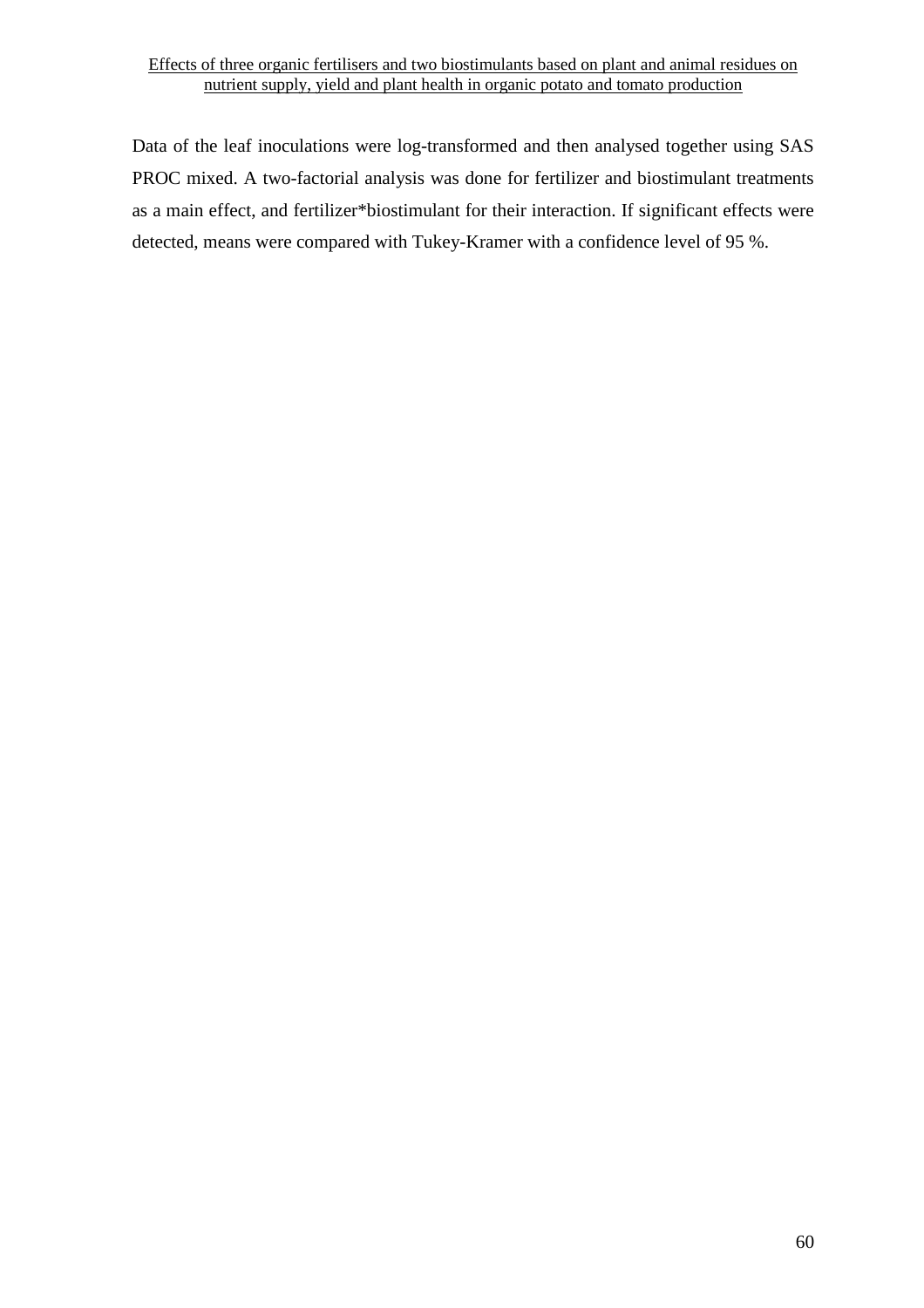Data of the leaf inoculations were log-transformed and then analysed together using SAS PROC mixed. A two-factorial analysis was done for fertilizer and biostimulant treatments as a main effect, and fertilizer*biostimulant for their interaction. If significant effects were detected, means were compared with Tukey-Kramer with a confidence level of 95 %.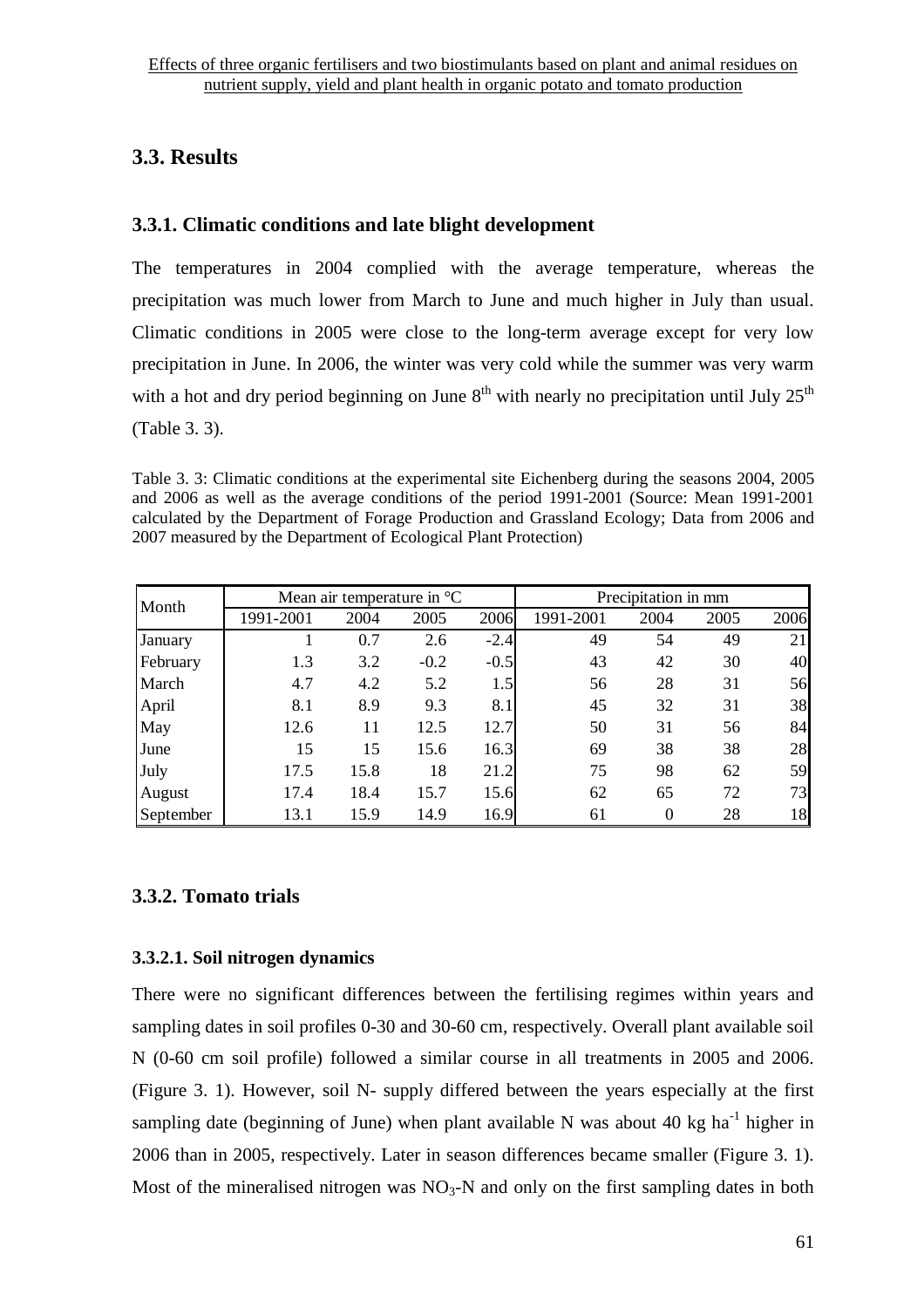## 3.3. Results

### 3.3.1. Climatic conditions and late blight development

The temperatures in 2004 complied with the average temperature, whereas the precipitation was much lower from March to June and much higher in July than usual. Climatic conditions in 2005 were close to the long-term average except for very low precipitation in June. In 2006, the winter was very cold while the summer was very warm with a hot and dry period beginning on June 8$^{th}$ with nearly no precipitation until July 25$^{th}$ (Table 3. 3).

Table 3. 3: Climatic conditions at the experimental site Eichenberg during the seasons 2004, 2005 and 2006 as well as the average conditions of the period 1991-2001 (Source: Mean 1991-2001 calculated by the Department of Forage Production and Grassland Ecology; Data from 2006 and 2007 measured by the Department of Ecological Plant Protection)

| Month | Mean air temperature in °C | | | | Precipitation in mm | | | |
|---|---|---|---|---|---|---|---|---|
| | 1991-2001 | 2004 | 2005 | 2006 | 1991-2001 | 2004 | 2005 | 2006 |
| January | 1 | 0.7 | 2.6 | -2.4 | 49 | 54 | 49 | 21 |
| February | 1.3 | 3.2 | -0.2 | -0.5 | 43 | 42 | 30 | 40 |
| March | 4.7 | 4.2 | 5.2 | 1.5 | 56 | 28 | 31 | 56 |
| April | 8.1 | 8.9 | 9.3 | 8.1 | 45 | 32 | 31 | 38 |
| May | 12.6 | 11 | 12.5 | 12.7 | 50 | 31 | 56 | 84 |
| June | 15 | 15 | 15.6 | 16.3 | 69 | 38 | 38 | 28 |
| July | 17.5 | 15.8 | 18 | 21.2 | 75 | 98 | 62 | 59 |
| August | 17.4 | 18.4 | 15.7 | 15.6 | 62 | 65 | 72 | 73 |
| September | 13.1 | 15.9 | 14.9 | 16.9 | 61 | 0 | 28 | 18 |

### 3.3.2. Tomato trials

#### 3.3.2.1. Soil nitrogen dynamics

There were no significant differences between the fertilising regimes within years and sampling dates in soil profiles 0-30 and 30-60 cm, respectively. Overall plant available soil N (0-60 cm soil profile) followed a similar course in all treatments in 2005 and 2006. (Figure 3. 1). However, soil N- supply differed between the years especially at the first sampling date (beginning of June) when plant available N was about 40 kg ha$^{-1}$ higher in 2006 than in 2005, respectively. Later in season differences became smaller (Figure 3. 1). Most of the mineralised nitrogen was $NO_3$-N and only on the first sampling dates in both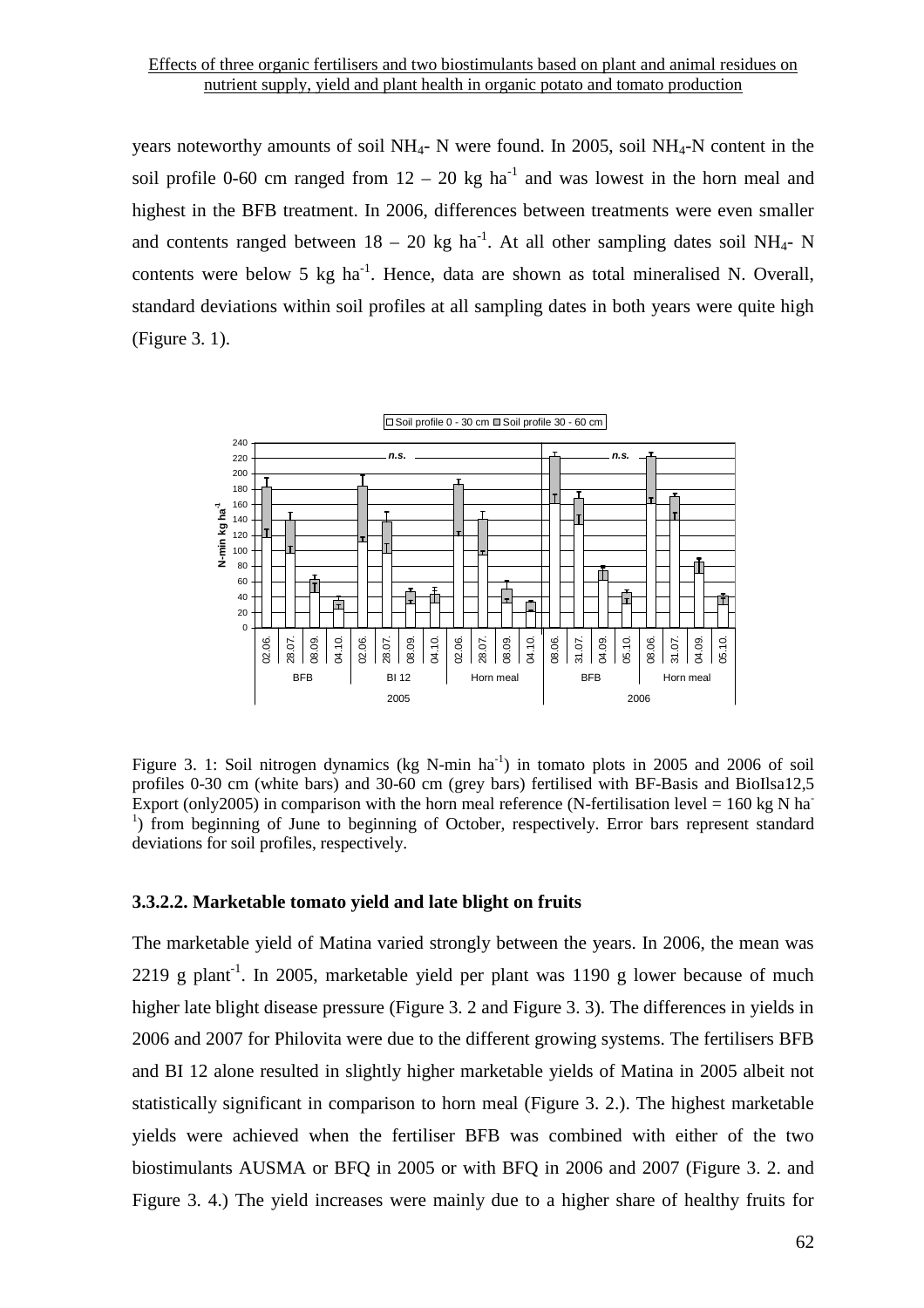years noteworthy amounts of soil $NH_4$- N were found. In 2005, soil $NH_4$-N content in the soil profile 0-60 cm ranged from 12 – 20 kg $ha^{-1}$ and was lowest in the horn meal and highest in the BFB treatment. In 2006, differences between treatments were even smaller and contents ranged between 18 – 20 kg $ha^{-1}$. At all other sampling dates soil $NH_4$- N contents were below 5 kg $ha^{-1}$. Hence, data are shown as total mineralised N. Overall, standard deviations within soil profiles at all sampling dates in both years were quite high (Figure 3. 1).

Figure 3. 1: Soil nitrogen dynamics (kg N-min $ha^{-1}$) in tomato plots in 2005 and 2006 of soil profiles 0-30 cm (white bars) and 30-60 cm (grey bars) fertilised with BF-Basis and BioIlsa12,5 Export (only2005) in comparison with the horn meal reference (N-fertilisation level = 160 kg N $ha^{-1}$) from beginning of June to beginning of October, respectively. Error bars represent standard deviations for soil profiles, respectively.

### 3.3.2.2. Marketable tomato yield and late blight on fruits

The marketable yield of Matina varied strongly between the years. In 2006, the mean was 2219 g $plant^{-1}$. In 2005, marketable yield per plant was 1190 g lower because of much higher late blight disease pressure (Figure 3. 2 and Figure 3. 3). The differences in yields in 2006 and 2007 for Philovita were due to the different growing systems. The fertilisers BFB and BI 12 alone resulted in slightly higher marketable yields of Matina in 2005 albeit not statistically significant in comparison to horn meal (Figure 3. 2.). The highest marketable yields were achieved when the fertiliser BFB was combined with either of the two biostimulants AUSMA or BFQ in 2005 or with BFQ in 2006 and 2007 (Figure 3. 2. and Figure 3. 4.) The yield increases were mainly due to a higher share of healthy fruits for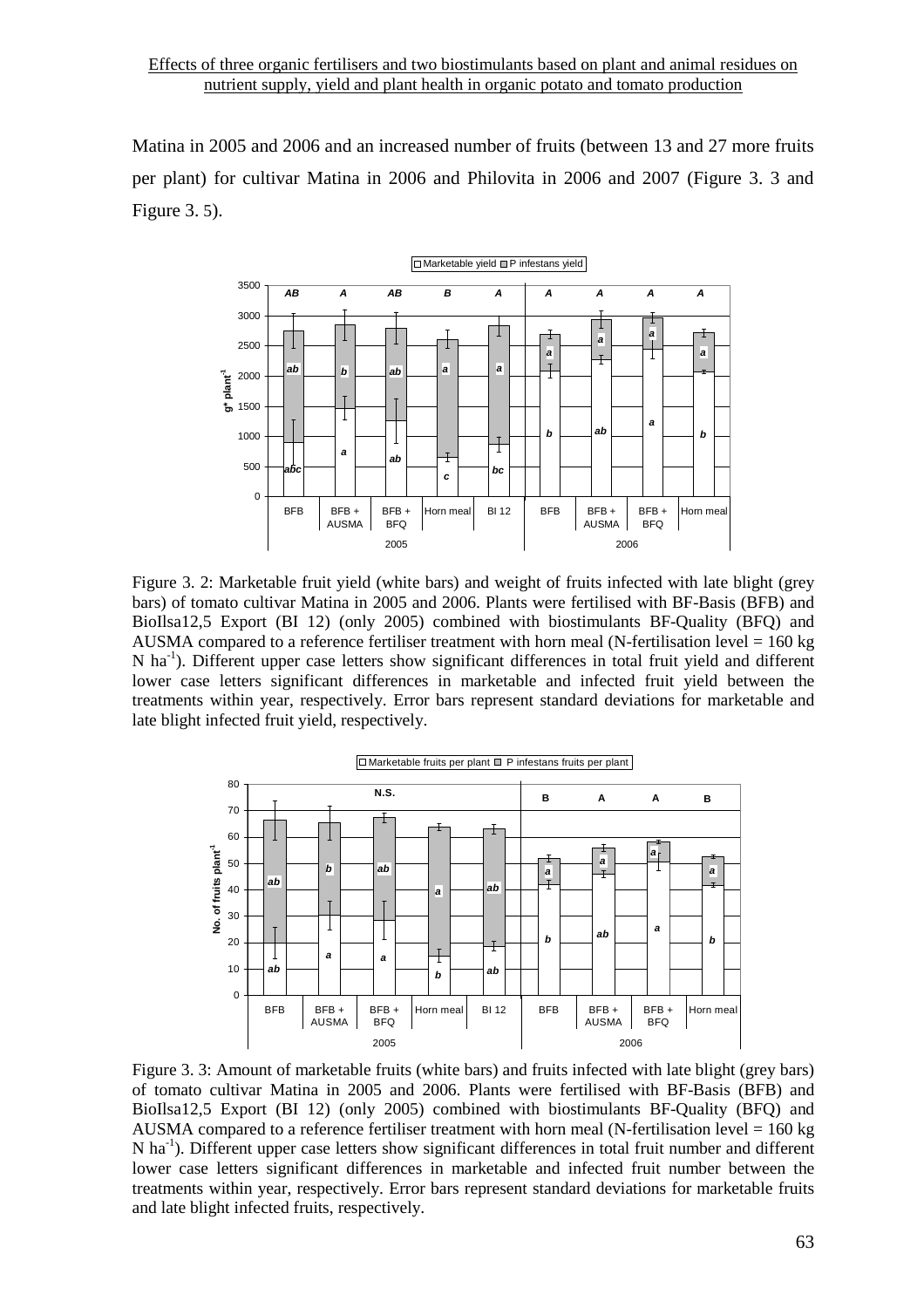Matina in 2005 and 2006 and an increased number of fruits (between 13 and 27 more fruits per plant) for cultivar Matina in 2006 and Philovita in 2006 and 2007 (Figure 3. 3 and Figure 3. 5).

Figure 3. 2: Marketable fruit yield (white bars) and weight of fruits infected with late blight (grey bars) of tomato cultivar Matina in 2005 and 2006. Plants were fertilised with BF-Basis (BFB) and BioIlsa12,5 Export (BI 12) (only 2005) combined with biostimulants BF-Quality (BFQ) and AUSMA compared to a reference fertiliser treatment with horn meal (N-fertilisation level = 160 kg N $ha^{-1}$). Different upper case letters show significant differences in total fruit yield and different lower case letters significant differences in marketable and infected fruit yield between the treatments within year, respectively. Error bars represent standard deviations for marketable and late blight infected fruit yield, respectively.

Figure 3. 3: Amount of marketable fruits (white bars) and fruits infected with late blight (grey bars) of tomato cultivar Matina in 2005 and 2006. Plants were fertilised with BF-Basis (BFB) and BioIlsa12,5 Export (BI 12) (only 2005) combined with biostimulants BF-Quality (BFQ) and AUSMA compared to a reference fertiliser treatment with horn meal (N-fertilisation level = 160 kg N $ha^{-1}$). Different upper case letters show significant differences in total fruit number and different lower case letters significant differences in marketable and infected fruit number between the treatments within year, respectively. Error bars represent standard deviations for marketable fruits and late blight infected fruits, respectively.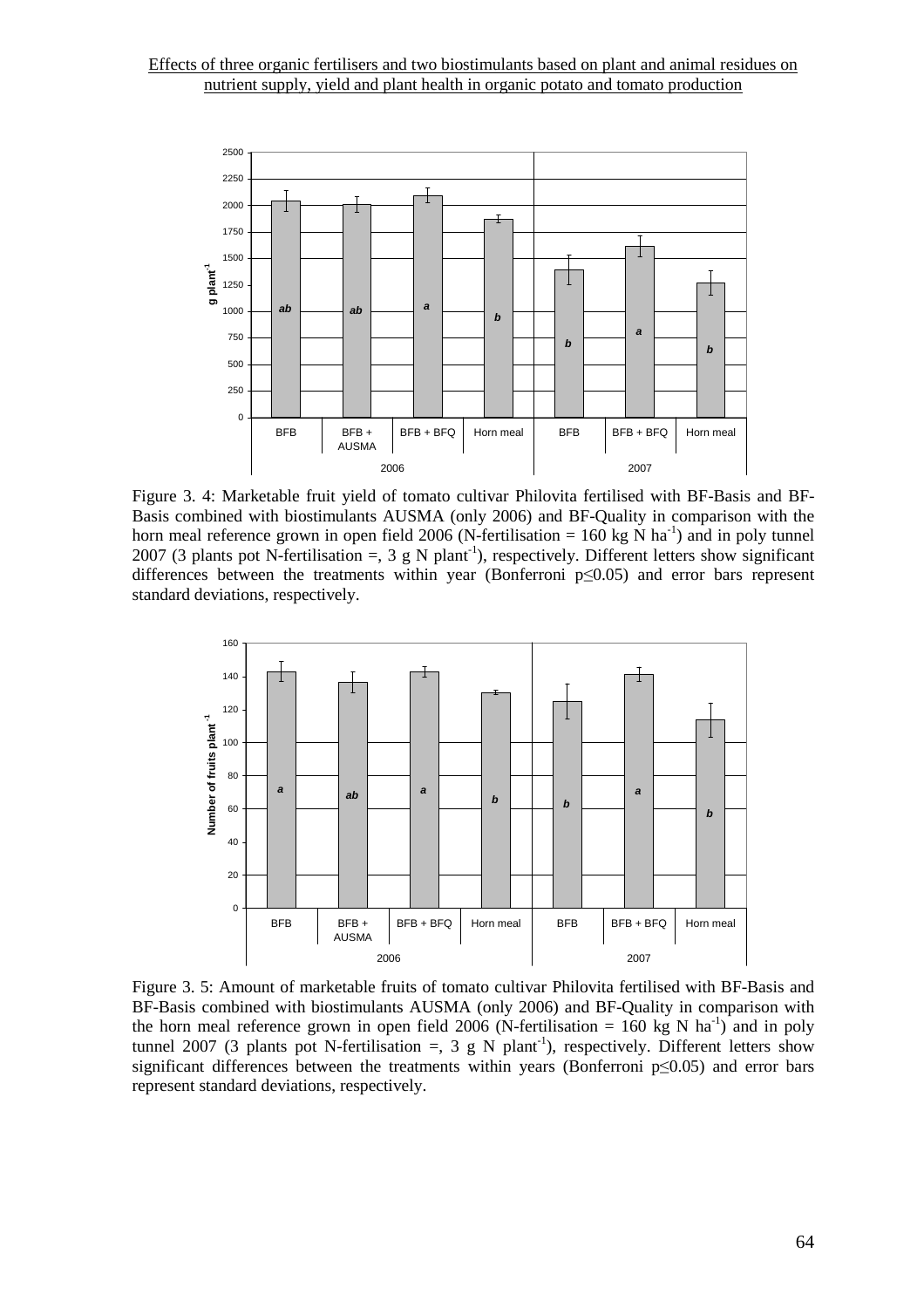Figure 3. 4: Marketable fruit yield of tomato cultivar Philovita fertilised with BF-Basis and BF-Basis combined with biostimulants AUSMA (only 2006) and BF-Quality in comparison with the horn meal reference grown in open field 2006 (N-fertilisation = 160 kg N $ha^{-1}$) and in poly tunnel 2007 (3 plants pot N-fertilisation =, 3 g N $plant^{-1}$), respectively. Different letters show significant differences between the treatments within year (Bonferroni $p \leq 0.05$) and error bars represent standard deviations, respectively.

Figure 3. 5: Amount of marketable fruits of tomato cultivar Philovita fertilised with BF-Basis and BF-Basis combined with biostimulants AUSMA (only 2006) and BF-Quality in comparison with the horn meal reference grown in open field 2006 (N-fertilisation = 160 kg N $ha^{-1}$) and in poly tunnel 2007 (3 plants pot N-fertilisation =, 3 g N $plant^{-1}$), respectively. Different letters show significant differences between the treatments within years (Bonferroni $p \leq 0.05$) and error bars represent standard deviations, respectively.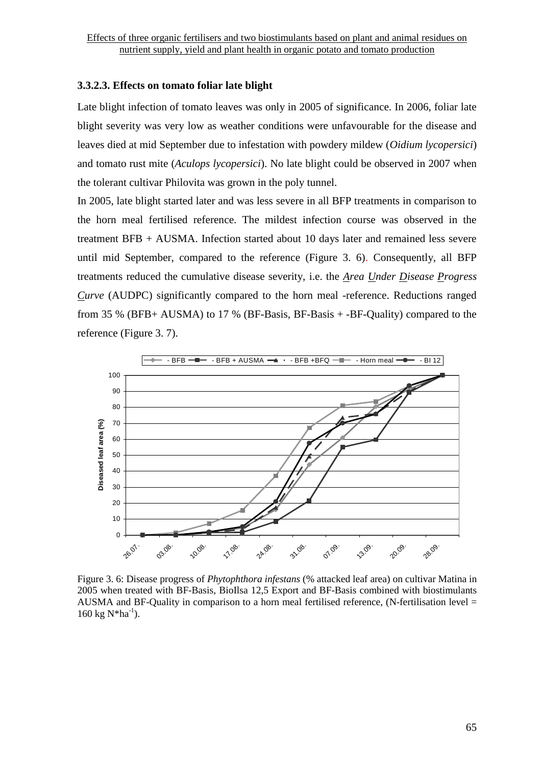### 3.3.2.3. Effects on tomato foliar late blight

Late blight infection of tomato leaves was only in 2005 of significance. In 2006, foliar late blight severity was very low as weather conditions were unfavourable for the disease and leaves died at mid September due to infestation with powdery mildew (*Oidium lycopersici*) and tomato rust mite (*Aculops lycopersici*). No late blight could be observed in 2007 when the tolerant cultivar Philovita was grown in the poly tunnel.

In 2005, late blight started later and was less severe in all BFP treatments in comparison to the horn meal fertilised reference. The mildest infection course was observed in the treatment BFB + AUSMA. Infection started about 10 days later and remained less severe until mid September, compared to the reference (Figure 3. 6). Consequently, all BFP treatments reduced the cumulative disease severity, i.e. the *Area Under Disease Progress Curve* (AUDPC) significantly compared to the horn meal -reference. Reductions ranged from 35 % (BFB+ AUSMA) to 17 % (BF-Basis, BF-Basis + -BF-Quality) compared to the reference (Figure 3. 7).

Figure 3. 6: Disease progress of *Phytophthora infestans* (% attacked leaf area) on cultivar Matina in 2005 when treated with BF-Basis, BioIlsa 12,5 Export and BF-Basis combined with biostimulants AUSMA and BF-Quality in comparison to a horn meal fertilised reference, (N-fertilisation level = 160 kg N*ha$^{-1}$).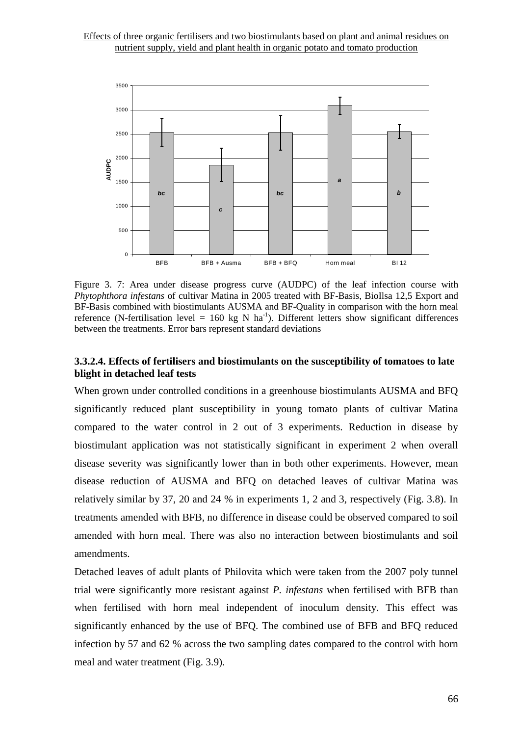Figure 3. 7: Area under disease progress curve (AUDPC) of the leaf infection course with *Phytophthora infestans* of cultivar Matina in 2005 treated with BF-Basis, BioIlsa 12,5 Export and BF-Basis combined with biostimulants AUSMA and BF-Quality in comparison with the horn meal reference (N-fertilisation level = 160 kg N $ha^{-1}$). Different letters show significant differences between the treatments. Error bars represent standard deviations

### 3.3.2.4. Effects of fertilisers and biostimulants on the susceptibility of tomatoes to late blight in detached leaf tests

When grown under controlled conditions in a greenhouse biostimulants AUSMA and BFQ significantly reduced plant susceptibility in young tomato plants of cultivar Matina compared to the water control in 2 out of 3 experiments. Reduction in disease by biostimulant application was not statistically significant in experiment 2 when overall disease severity was significantly lower than in both other experiments. However, mean disease reduction of AUSMA and BFQ on detached leaves of cultivar Matina was relatively similar by 37, 20 and 24 % in experiments 1, 2 and 3, respectively (Fig. 3.8). In treatments amended with BFB, no difference in disease could be observed compared to soil amended with horn meal. There was also no interaction between biostimulants and soil amendments.

Detached leaves of adult plants of Philovita which were taken from the 2007 poly tunnel trial were significantly more resistant against *P. infestans* when fertilised with BFB than when fertilised with horn meal independent of inoculum density. This effect was significantly enhanced by the use of BFQ. The combined use of BFB and BFQ reduced infection by 57 and 62 % across the two sampling dates compared to the control with horn meal and water treatment (Fig. 3.9).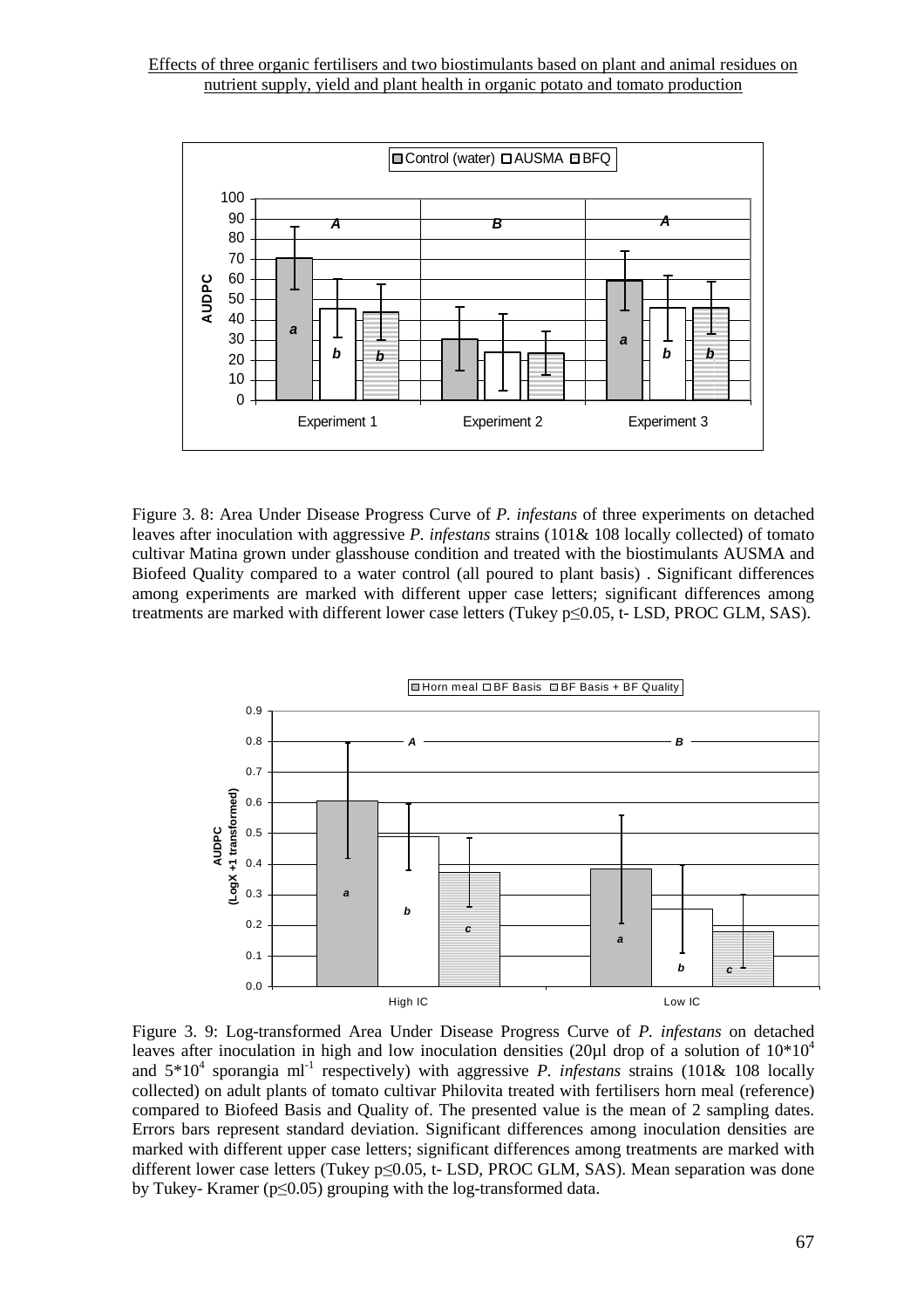Figure 3. 8: Area Under Disease Progress Curve of *P. infestans* of three experiments on detached leaves after inoculation with aggressive *P. infestans* strains (101& 108 locally collected) of tomato cultivar Matina grown under glasshouse condition and treated with the biostimulants AUSMA and Biofeed Quality compared to a water control (all poured to plant basis) . Significant differences among experiments are marked with different upper case letters; significant differences among treatments are marked with different lower case letters (Tukey p≤0.05, t- LSD, PROC GLM, SAS).

Figure 3. 9: Log-transformed Area Under Disease Progress Curve of *P. infestans* on detached leaves after inoculation in high and low inoculation densities (20µl drop of a solution of $10*10^4$ and $5*10^4$ sporangia $ml^{-1}$ respectively) with aggressive *P. infestans* strains (101& 108 locally collected) on adult plants of tomato cultivar Philovita treated with fertilisers horn meal (reference) compared to Biofeed Basis and Quality of. The presented value is the mean of 2 sampling dates. Errors bars represent standard deviation. Significant differences among inoculation densities are marked with different upper case letters; significant differences among treatments are marked with different lower case letters (Tukey p≤0.05, t- LSD, PROC GLM, SAS). Mean separation was done by Tukey- Kramer (p≤0.05) grouping with the log-transformed data.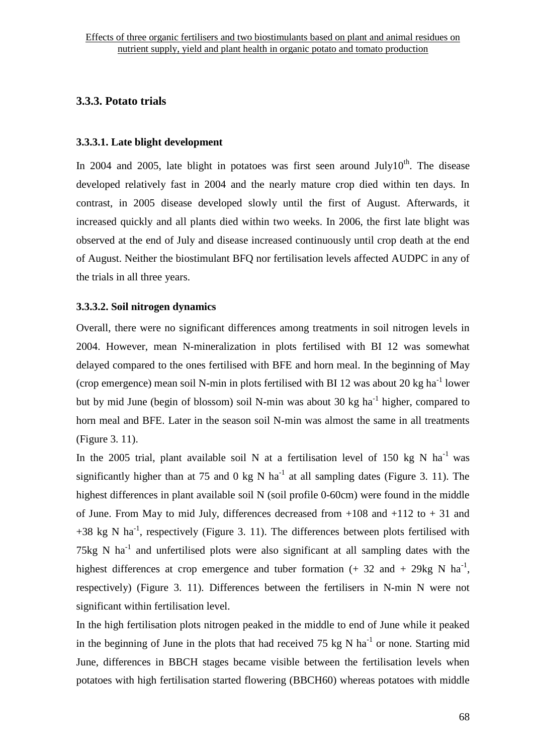### 3.3.3. Potato trials

#### 3.3.3.1. Late blight development

In 2004 and 2005, late blight in potatoes was first seen around July10th. The disease developed relatively fast in 2004 and the nearly mature crop died within ten days. In contrast, in 2005 disease developed slowly until the first of August. Afterwards, it increased quickly and all plants died within two weeks. In 2006, the first late blight was observed at the end of July and disease increased continuously until crop death at the end of August. Neither the biostimulant BFQ nor fertilisation levels affected AUDPC in any of the trials in all three years.

#### 3.3.3.2. Soil nitrogen dynamics

Overall, there were no significant differences among treatments in soil nitrogen levels in 2004. However, mean N-mineralization in plots fertilised with BI 12 was somewhat delayed compared to the ones fertilised with BFE and horn meal. In the beginning of May (crop emergence) mean soil N-min in plots fertilised with BI 12 was about 20 kg ha$^{-1}$ lower but by mid June (begin of blossom) soil N-min was about 30 kg ha$^{-1}$ higher, compared to horn meal and BFE. Later in the season soil N-min was almost the same in all treatments (Figure 3. 11).

In the 2005 trial, plant available soil N at a fertilisation level of 150 kg N ha$^{-1}$ was significantly higher than at 75 and 0 kg N ha$^{-1}$ at all sampling dates (Figure 3. 11). The highest differences in plant available soil N (soil profile 0-60cm) were found in the middle of June. From May to mid July, differences decreased from +108 and +112 to + 31 and +38 kg N ha$^{-1}$, respectively (Figure 3. 11). The differences between plots fertilised with 75kg N ha$^{-1}$ and unfertilised plots were also significant at all sampling dates with the highest differences at crop emergence and tuber formation (+ 32 and + 29kg N ha$^{-1}$, respectively) (Figure 3. 11). Differences between the fertilisers in N-min N were not significant within fertilisation level.

In the high fertilisation plots nitrogen peaked in the middle to end of June while it peaked in the beginning of June in the plots that had received 75 kg N ha$^{-1}$ or none. Starting mid June, differences in BBCH stages became visible between the fertilisation levels when potatoes with high fertilisation started flowering (BBCH60) whereas potatoes with middle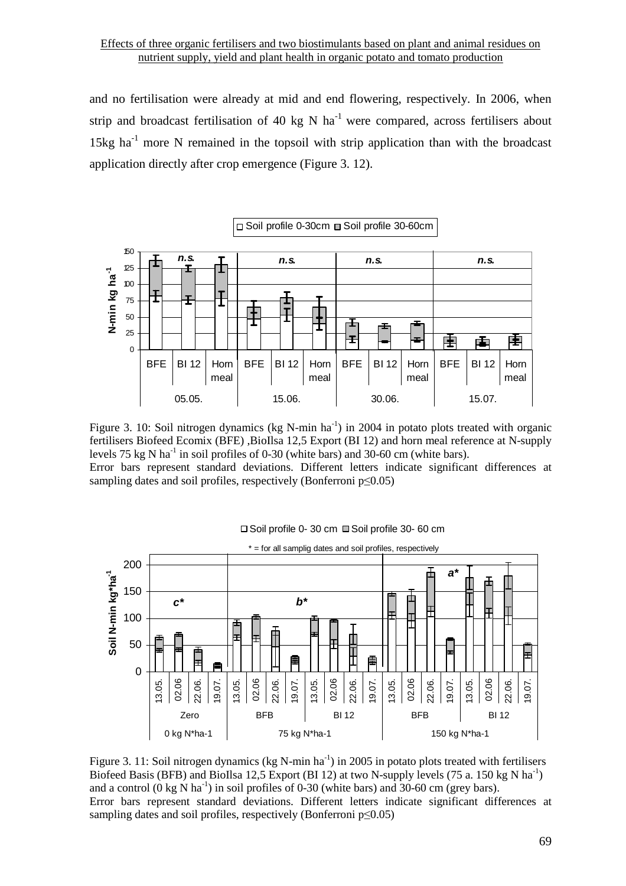and no fertilisation were already at mid and end flowering, respectively. In 2006, when strip and broadcast fertilisation of 40 kg N ha$^{-1}$ were compared, across fertilisers about 15kg ha$^{-1}$ more N remained in the topsoil with strip application than with the broadcast application directly after crop emergence (Figure 3. 12).

Figure 3. 10: Soil nitrogen dynamics (kg N-min ha$^{-1}$) in 2004 in potato plots treated with organic fertilisers Biofeed Ecomix (BFE) ,BioIlsa 12,5 Export (BI 12) and horn meal reference at N-supply levels 75 kg N ha$^{-1}$ in soil profiles of 0-30 (white bars) and 30-60 cm (white bars).
Error bars represent standard deviations. Different letters indicate significant differences at sampling dates and soil profiles, respectively (Bonferroni p≤0.05)

Figure 3. 11: Soil nitrogen dynamics (kg N-min ha$^{-1}$) in 2005 in potato plots treated with fertilisers Biofeed Basis (BFB) and BioIlsa 12,5 Export (BI 12) at two N-supply levels (75 a. 150 kg N ha$^{-1}$) and a control (0 kg N ha$^{-1}$) in soil profiles of 0-30 (white bars) and 30-60 cm (grey bars).
Error bars represent standard deviations. Different letters indicate significant differences at sampling dates and soil profiles, respectively (Bonferroni p≤0.05)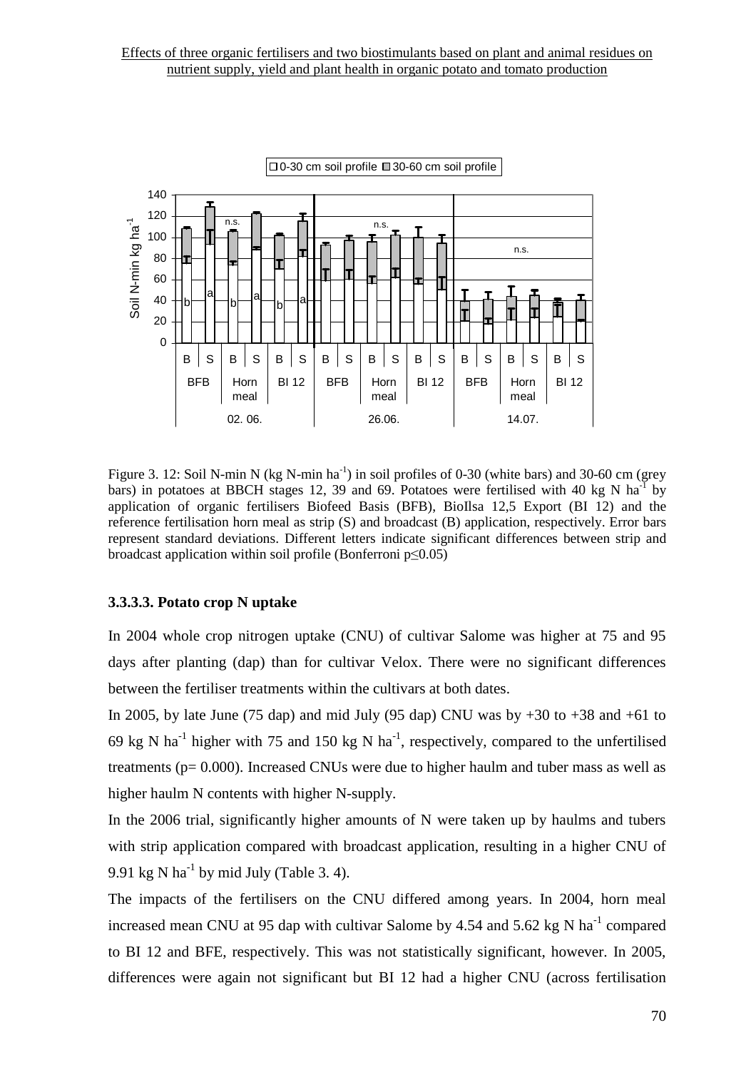Figure 3. 12: Soil N-min N (kg N-min $ha^{-1}$) in soil profiles of 0-30 (white bars) and 30-60 cm (grey bars) in potatoes at BBCH stages 12, 39 and 69. Potatoes were fertilised with 40 kg N $ha^{-1}$ by application of organic fertilisers Biofeed Basis (BFB), BioIlsa 12,5 Export (BI 12) and the reference fertilisation horn meal as strip (S) and broadcast (B) application, respectively. Error bars represent standard deviations. Different letters indicate significant differences between strip and broadcast application within soil profile (Bonferroni $p \leq 0.05$)

### 3.3.3.3. Potato crop N uptake

In 2004 whole crop nitrogen uptake (CNU) of cultivar Salome was higher at 75 and 95 days after planting (dap) than for cultivar Velox. There were no significant differences between the fertiliser treatments within the cultivars at both dates.

In 2005, by late June (75 dap) and mid July (95 dap) CNU was by +30 to +38 and +61 to 69 kg N $ha^{-1}$ higher with 75 and 150 kg N $ha^{-1}$, respectively, compared to the unfertilised treatments (p= 0.000). Increased CNUs were due to higher haulm and tuber mass as well as higher haulm N contents with higher N-supply.

In the 2006 trial, significantly higher amounts of N were taken up by haulms and tubers with strip application compared with broadcast application, resulting in a higher CNU of 9.91 kg N $ha^{-1}$ by mid July (Table 3. 4).

The impacts of the fertilisers on the CNU differed among years. In 2004, horn meal increased mean CNU at 95 dap with cultivar Salome by 4.54 and 5.62 kg N $ha^{-1}$ compared to BI 12 and BFE, respectively. This was not statistically significant, however. In 2005, differences were again not significant but BI 12 had a higher CNU (across fertilisation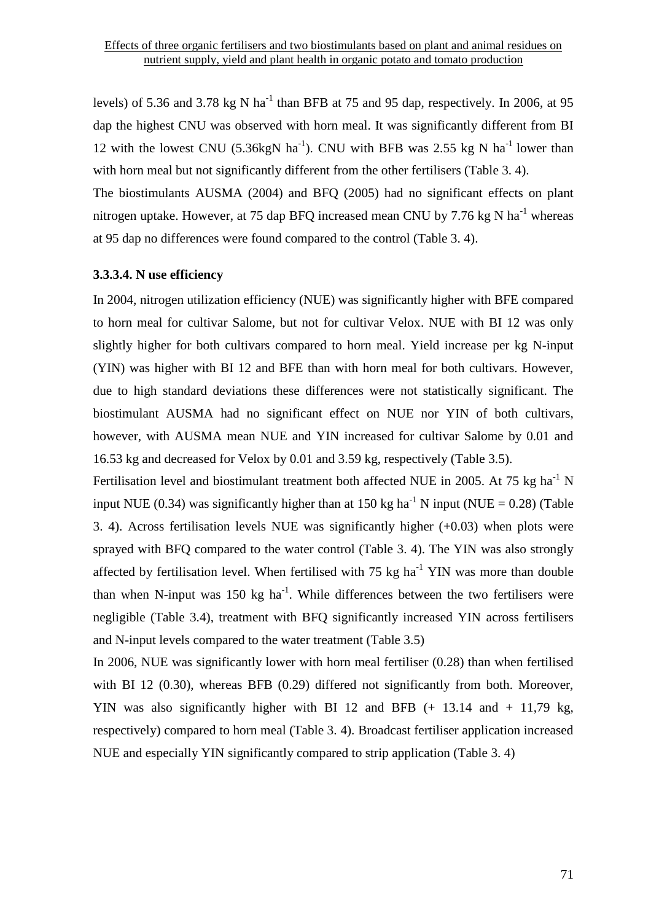levels) of 5.36 and 3.78 kg N $ha^{-1}$ than BFB at 75 and 95 dap, respectively. In 2006, at 95 dap the highest CNU was observed with horn meal. It was significantly different from BI 12 with the lowest CNU (5.36kgN $ha^{-1}$). CNU with BFB was 2.55 kg N $ha^{-1}$ lower than with horn meal but not significantly different from the other fertilisers (Table 3. 4).

The biostimulants AUSMA (2004) and BFQ (2005) had no significant effects on plant nitrogen uptake. However, at 75 dap BFQ increased mean CNU by 7.76 kg N $ha^{-1}$ whereas at 95 dap no differences were found compared to the control (Table 3. 4).

#### 3.3.3.4. N use efficiency

In 2004, nitrogen utilization efficiency (NUE) was significantly higher with BFE compared to horn meal for cultivar Salome, but not for cultivar Velox. NUE with BI 12 was only slightly higher for both cultivars compared to horn meal. Yield increase per kg N-input (YIN) was higher with BI 12 and BFE than with horn meal for both cultivars. However, due to high standard deviations these differences were not statistically significant. The biostimulant AUSMA had no significant effect on NUE nor YIN of both cultivars, however, with AUSMA mean NUE and YIN increased for cultivar Salome by 0.01 and 16.53 kg and decreased for Velox by 0.01 and 3.59 kg, respectively (Table 3.5).

Fertilisation level and biostimulant treatment both affected NUE in 2005. At 75 kg $ha^{-1}$ N input NUE (0.34) was significantly higher than at 150 kg $ha^{-1}$ N input (NUE = 0.28) (Table 3. 4). Across fertilisation levels NUE was significantly higher (+0.03) when plots were sprayed with BFQ compared to the water control (Table 3. 4). The YIN was also strongly affected by fertilisation level. When fertilised with 75 kg $ha^{-1}$ YIN was more than double than when N-input was 150 kg $ha^{-1}$. While differences between the two fertilisers were negligible (Table 3.4), treatment with BFQ significantly increased YIN across fertilisers and N-input levels compared to the water treatment (Table 3.5)

In 2006, NUE was significantly lower with horn meal fertiliser (0.28) than when fertilised with BI 12 (0.30), whereas BFB (0.29) differed not significantly from both. Moreover, YIN was also significantly higher with BI 12 and BFB (+ 13.14 and + 11,79 kg, respectively) compared to horn meal (Table 3. 4). Broadcast fertiliser application increased NUE and especially YIN significantly compared to strip application (Table 3. 4)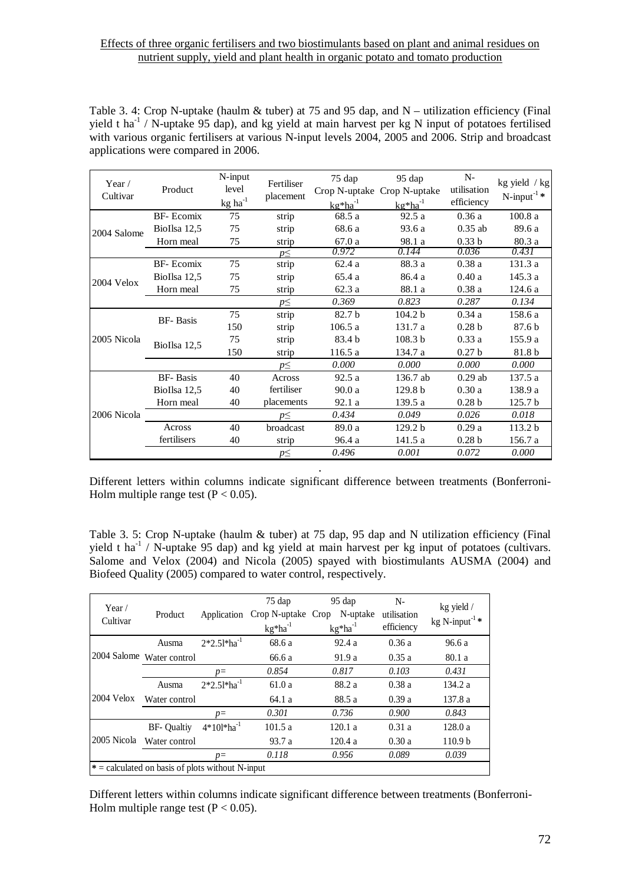Table 3. 4: Crop N-uptake (haulm & tuber) at 75 and 95 dap, and N – utilization efficiency (Final yield t ha$^{-1}$ / N-uptake 95 dap), and kg yield at main harvest per kg N input of potatoes fertilised with various organic fertilisers at various N-input levels 2004, 2005 and 2006. Strip and broadcast applications were compared in 2006.

| Year / Cultivar | Product | N-input level kg ha$^{-1}$ | Fertiliser placement | 75 dap Crop N-uptake kg*ha$^{-1}$ | 95 dap Crop N-uptake kg*ha$^{-1}$ | N-utilisation efficiency | kg yield / kg N-input$^{-1}$ * |
|---|---|---|---|---|---|---|---|
| 2004 Salome | BF- Ecomix | 75 | strip | 68.5 a | 92.5 a | 0.36 a | 100.8 a |
| | BioIlsa 12,5 | 75 | strip | 68.6 a | 93.6 a | 0.35 ab | 89.6 a |
| | Horn meal | 75 | strip | 67.0 a | 98.1 a | 0.33 b | 80.3 a |
| | | | *p≤* | *0.972* | *0.144* | *0.036* | *0.431* |
| 2004 Velox | BF- Ecomix | 75 | strip | 62.4 a | 88.3 a | 0.38 a | 131.3 a |
| | BioIlsa 12,5 | 75 | strip | 65.4 a | 86.4 a | 0.40 a | 145.3 a |
| | Horn meal | 75 | strip | 62.3 a | 88.1 a | 0.38 a | 124.6 a |
| | | | *p≤* | *0.369* | *0.823* | *0.287* | *0.134* |
| 2005 Nicola | BF- Basis | 75 | strip | 82.7 b | 104.2 b | 0.34 a | 158.6 a |
| | | 150 | strip | 106.5 a | 131.7 a | 0.28 b | 87.6 b |
| | BioIlsa 12,5 | 75 | strip | 83.4 b | 108.3 b | 0.33 a | 155.9 a |
| | | 150 | strip | 116.5 a | 134.7 a | 0.27 b | 81.8 b |
| | | | *p≤* | *0.000* | *0.000* | *0.000* | *0.000* |
| 2006 Nicola | BF- Basis | 40 | Across fertiliser placements | 92.5 a | 136.7 ab | 0.29 ab | 137.5 a |
| | BioIlsa 12,5 | 40 | | 90.0 a | 129.8 b | 0.30 a | 138.9 a |
| | Horn meal | 40 | | 92.1 a | 139.5 a | 0.28 b | 125.7 b |
| | | | *p≤* | *0.434* | *0.049* | *0.026* | *0.018* |
| | Across fertilisers | 40 | broadcast | 89.0 a | 129.2 b | 0.29 a | 113.2 b |
| | | 40 | strip | 96.4 a | 141.5 a | 0.28 b | 156.7 a |
| | | | *p≤* | *0.496* | *0.001* | *0.072* | *0.000* |

Different letters within columns indicate significant difference between treatments (Bonferroni-Holm multiple range test ($P < 0.05$).

Table 3. 5: Crop N-uptake (haulm & tuber) at 75 dap, 95 dap and N utilization efficiency (Final yield t ha$^{-1}$ / N-uptake 95 dap) and kg yield at main harvest per kg input of potatoes (cultivars. Salome and Velox (2004) and Nicola (2005) spayed with biostimulants AUSMA (2004) and Biofeed Quality (2005) compared to water control, respectively.

| Year / Cultivar | Product | Application | 75 dap Crop N-uptake kg*ha$^{-1}$ | 95 dap Crop N-uptake kg*ha$^{-1}$ | N-utilisation efficiency | kg yield / kg N-input$^{-1}$ * |
|---|---|---|---|---|---|---|
| 2004 Salome | Ausma | 2*2.5l*ha$^{-1}$ | 68.6 a | 92.4 a | 0.36 a | 96.6 a |
| | Water control | | 66.6 a | 91.9 a | 0.35 a | 80.1 a |
| | | *p=* | *0.854* | *0.817* | *0.103* | *0.431* |
| 2004 Velox | Ausma | 2*2.5l*ha$^{-1}$ | 61.0 a | 88.2 a | 0.38 a | 134.2 a |
| | Water control | | 64.1 a | 88.5 a | 0.39 a | 137.8 a |
| | | *p=* | *0.301* | *0.736* | *0.900* | *0.843* |
| 2005 Nicola | BF- Qualtiy | 4*10l*ha$^{-1}$ | 101.5 a | 120.1 a | 0.31 a | 128.0 a |
| | Water control | | 93.7 a | 120.4 a | 0.30 a | 110.9 b |
| | | *p=* | *0.118* | *0.956* | *0.089* | *0.039* |

* = calculated on basis of plots without N-input

Different letters within columns indicate significant difference between treatments (Bonferroni-Holm multiple range test ($P < 0.05$).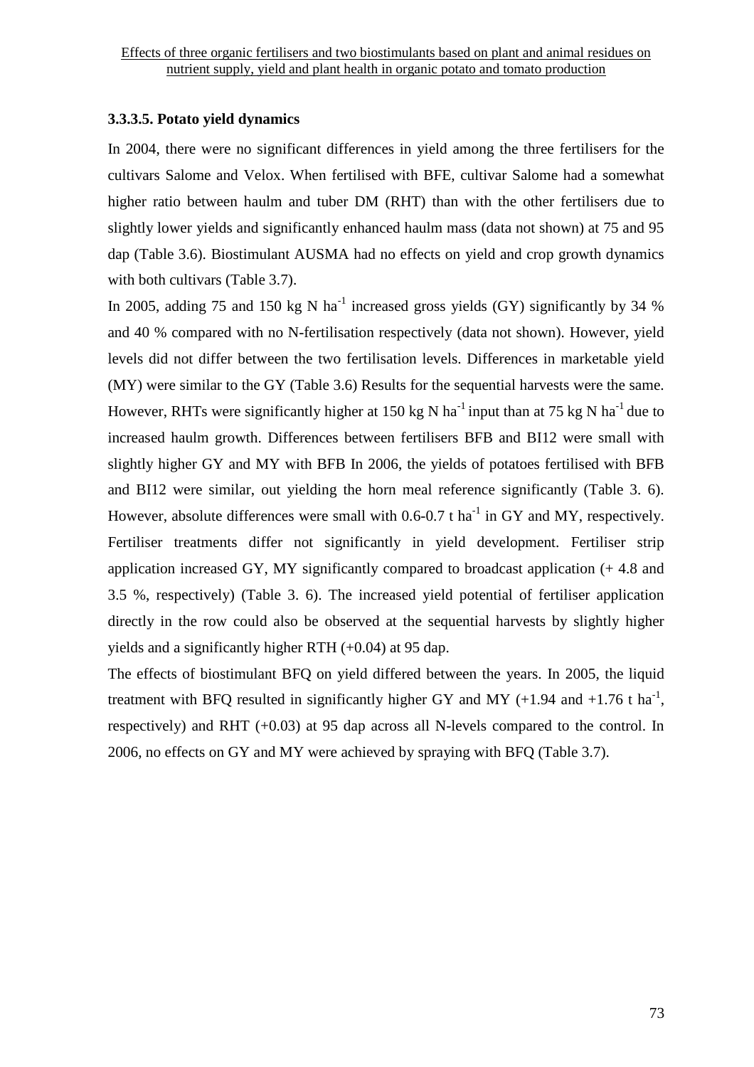### 3.3.3.5. Potato yield dynamics

In 2004, there were no significant differences in yield among the three fertilisers for the cultivars Salome and Velox. When fertilised with BFE, cultivar Salome had a somewhat higher ratio between haulm and tuber DM (RHT) than with the other fertilisers due to slightly lower yields and significantly enhanced haulm mass (data not shown) at 75 and 95 dap (Table 3.6). Biostimulant AUSMA had no effects on yield and crop growth dynamics with both cultivars (Table 3.7).

In 2005, adding 75 and 150 kg N $ha^{-1}$ increased gross yields (GY) significantly by 34 % and 40 % compared with no N-fertilisation respectively (data not shown). However, yield levels did not differ between the two fertilisation levels. Differences in marketable yield (MY) were similar to the GY (Table 3.6) Results for the sequential harvests were the same. However, RHTs were significantly higher at 150 kg N $ha^{-1}$ input than at 75 kg N $ha^{-1}$ due to increased haulm growth. Differences between fertilisers BFB and BI12 were small with slightly higher GY and MY with BFB In 2006, the yields of potatoes fertilised with BFB and BI12 were similar, out yielding the horn meal reference significantly (Table 3. 6). However, absolute differences were small with 0.6-0.7 t $ha^{-1}$ in GY and MY, respectively. Fertiliser treatments differ not significantly in yield development. Fertiliser strip application increased GY, MY significantly compared to broadcast application (+ 4.8 and 3.5 %, respectively) (Table 3. 6). The increased yield potential of fertiliser application directly in the row could also be observed at the sequential harvests by slightly higher yields and a significantly higher RTH (+0.04) at 95 dap.

The effects of biostimulant BFQ on yield differed between the years. In 2005, the liquid treatment with BFQ resulted in significantly higher GY and MY (+1.94 and +1.76 t $ha^{-1}$, respectively) and RHT (+0.03) at 95 dap across all N-levels compared to the control. In 2006, no effects on GY and MY were achieved by spraying with BFQ (Table 3.7).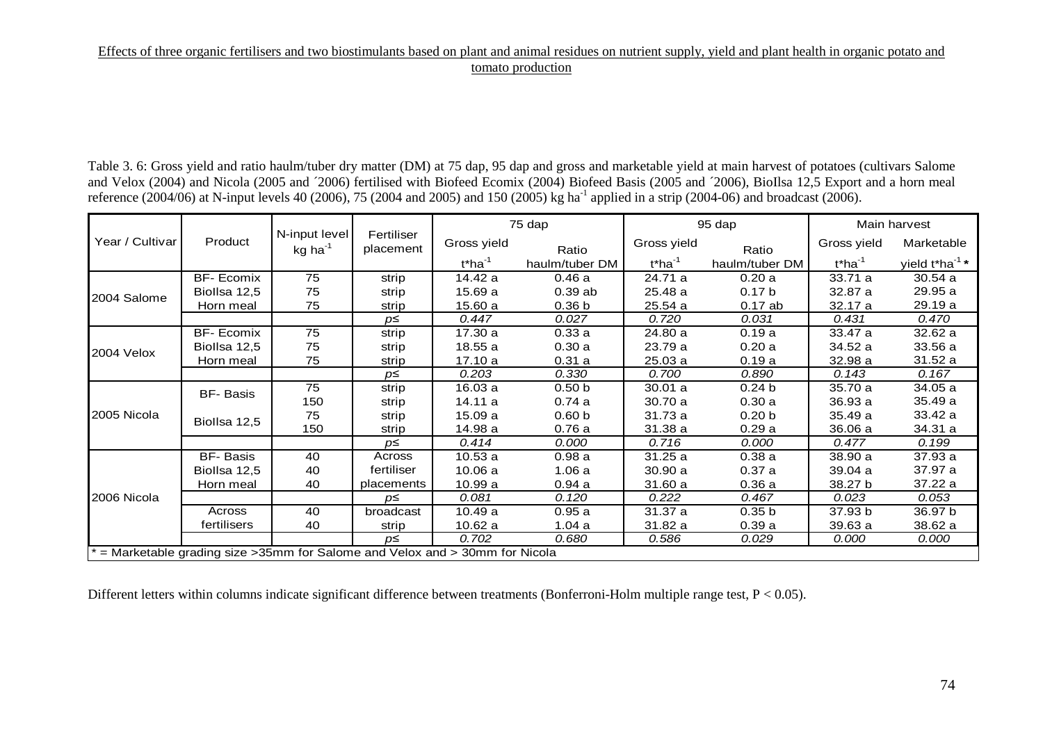Table 3. 6: Gross yield and ratio haulm/tuber dry matter (DM) at 75 dap, 95 dap and gross and marketable yield at main harvest of potatoes (cultivars Salome and Velox (2004) and Nicola (2005 and ´2006) fertilised with Biofeed Ecomix (2004) Biofeed Basis (2005 and ´2006), BioIlsa 12,5 Export and a horn meal reference (2004/06) at N-input levels 40 (2006), 75 (2004 and 2005) and 150 (2005) kg ha$^{-1}$ applied in a strip (2004-06) and broadcast (2006).

| Year / Cultivar | Product | N-input level kg ha$^{-1}$ | Fertiliser placement | 75 dap | | 95 dap | | Main harvest | |
|---|---|---|---|---|---|---|---|---|---|
| | | | | Gross yield t*ha$^{-1}$ | Ratio haulm/tuber DM | Gross yield t*ha$^{-1}$ | Ratio haulm/tuber DM | Gross yield t*ha$^{-1}$ | Marketable yield t*ha$^{-1}$ * |
| 2004 Salome | BF- Ecomix | 75 | strip | 14.42 a | 0.46 a | 24.71 a | 0.20 a | 33.71 a | 30.54 a |
| | Biollsa 12,5 | 75 | strip | 15.69 a | 0.39 ab | 25.48 a | 0.17 b | 32.87 a | 29.95 a |
| | Horn meal | 75 | strip | 15.60 a | 0.36 b | 25.54 a | 0.17 ab | 32.17 a | 29.19 a |
| | | | *p≤* | *0.447* | *0.027* | *0.720* | *0.031* | *0.431* | *0.470* |
| 2004 Velox | BF- Ecomix | 75 | strip | 17.30 a | 0.33 a | 24.80 a | 0.19 a | 33.47 a | 32.62 a |
| | Biollsa 12,5 | 75 | strip | 18.55 a | 0.30 a | 23.79 a | 0.20 a | 34.52 a | 33.56 a |
| | Horn meal | 75 | strip | 17.10 a | 0.31 a | 25.03 a | 0.19 a | 32.98 a | 31.52 a |
| | | | *p≤* | *0.203* | *0.330* | *0.700* | *0.890* | *0.143* | *0.167* |
| 2005 Nicola | BF- Basis | 75 | strip | 16.03 a | 0.50 b | 30.01 a | 0.24 b | 35.70 a | 34.05 a |
| | | 150 | strip | 14.11 a | 0.74 a | 30.70 a | 0.30 a | 36.93 a | 35.49 a |
| | Biollsa 12,5 | 75 | strip | 15.09 a | 0.60 b | 31.73 a | 0.20 b | 35.49 a | 33.42 a |
| | | 150 | strip | 14.98 a | 0.76 a | 31.38 a | 0.29 a | 36.06 a | 34.31 a |
| | | | *p≤* | *0.414* | *0.000* | *0.716* | *0.000* | *0.477* | *0.199* |
| 2006 Nicola | BF- Basis | 40 | Across fertiliser placements | 10.53 a | 0.98 a | 31.25 a | 0.38 a | 38.90 a | 37.93 a |
| | Biollsa 12,5 | 40 | | 10.06 a | 1.06 a | 30.90 a | 0.37 a | 39.04 a | 37.97 a |
| | Horn meal | 40 | | 10.99 a | 0.94 a | 31.60 a | 0.36 a | 38.27 b | 37.22 a |
| | | | *p≤* | *0.081* | *0.120* | *0.222* | *0.467* | *0.023* | *0.053* |
| | Across fertilisers | 40 | broadcast | 10.49 a | 0.95 a | 31.37 a | 0.35 b | 37.93 b | 36.97 b |
| | | 40 | strip | 10.62 a | 1.04 a | 31.82 a | 0.39 a | 39.63 a | 38.62 a |
| | | | *p≤* | *0.702* | *0.680* | *0.586* | *0.029* | *0.000* | *0.000* |

* = Marketable grading size >35mm for Salome and Velox and > 30mm for Nicola

Different letters within columns indicate significant difference between treatments (Bonferroni-Holm multiple range test, $P < 0.05$).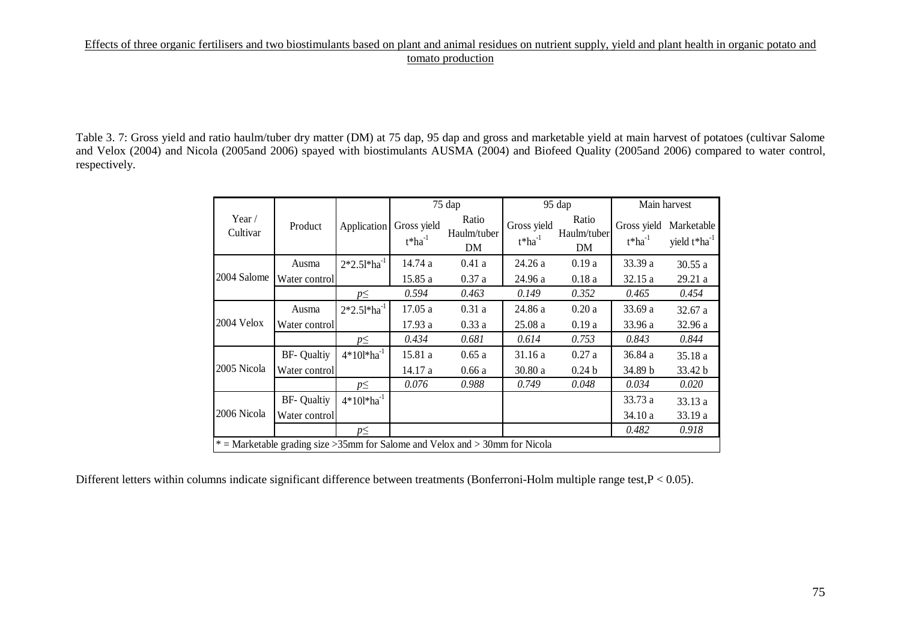Effects of three organic fertilisers and two biostimulants based on plant and animal residues on nutrient supply, yield and plant health in organic potato and tomato production

Table 3. 7: Gross yield and ratio haulm/tuber dry matter (DM) at 75 dap, 95 dap and gross and marketable yield at main harvest of potatoes (cultivar Salome and Velox (2004) and Nicola (2005and 2006) spayed with biostimulants AUSMA (2004) and Biofeed Quality (2005and 2006) compared to water control, respectively.

| Year / Cultivar | Product | Application | 75 dap | | 95 dap | | Main harvest | |
|---|---|---|---|---|---|---|---|---|
| | | | Gross yield $t*ha^{-1}$ | Ratio Haulm/tuber DM | Gross yield $t*ha^{-1}$ | Ratio Haulm/tuber DM | Gross yield $t*ha^{-1}$ | Marketable yield $t*ha^{-1}$ |
| 2004 Salome | Ausma | $2*2.5l*ha^{-1}$ | 14.74 a | 0.41 a | 24.26 a | 0.19 a | 33.39 a | 30.55 a |
| | Water control | | 15.85 a | 0.37 a | 24.96 a | 0.18 a | 32.15 a | 29.21 a |
| | | $p\leq$ | *0.594* | *0.463* | *0.149* | *0.352* | *0.465* | *0.454* |
| 2004 Velox | Ausma | $2*2.5l*ha^{-1}$ | 17.05 a | 0.31 a | 24.86 a | 0.20 a | 33.69 a | 32.67 a |
| | Water control | | 17.93 a | 0.33 a | 25.08 a | 0.19 a | 33.96 a | 32.96 a |
| | | $p\leq$ | *0.434* | *0.681* | *0.614* | *0.753* | *0.843* | *0.844* |
| 2005 Nicola | BF- Qualtiy | $4*10l*ha^{-1}$ | 15.81 a | 0.65 a | 31.16 a | 0.27 a | 36.84 a | 35.18 a |
| | Water control | | 14.17 a | 0.66 a | 30.80 a | 0.24 b | 34.89 b | 33.42 b |
| | | $p\leq$ | *0.076* | *0.988* | *0.749* | *0.048* | *0.034* | *0.020* |
| 2006 Nicola | BF- Qualtiy | $4*10l*ha^{-1}$ | | | | | 33.73 a | 33.13 a |
| | Water control | | | | | | 34.10 a | 33.19 a |
| | | $p\leq$ | | | | | *0.482* | *0.918* |

* = Marketable grading size >35mm for Salome and Velox and > 30mm for Nicola

Different letters within columns indicate significant difference between treatments (Bonferroni-Holm multiple range test, $P < 0.05$).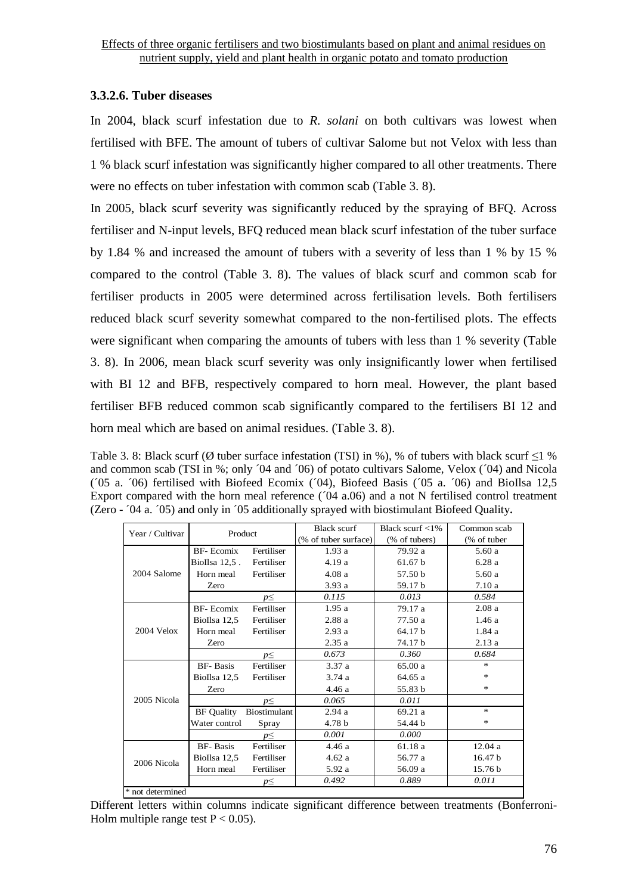### 3.3.2.6. Tuber diseases

In 2004, black scurf infestation due to *R. solani* on both cultivars was lowest when fertilised with BFE. The amount of tubers of cultivar Salome but not Velox with less than 1 % black scurf infestation was significantly higher compared to all other treatments. There were no effects on tuber infestation with common scab (Table 3. 8).

In 2005, black scurf severity was significantly reduced by the spraying of BFQ. Across fertiliser and N-input levels, BFQ reduced mean black scurf infestation of the tuber surface by 1.84 % and increased the amount of tubers with a severity of less than 1 % by 15 % compared to the control (Table 3. 8). The values of black scurf and common scab for fertiliser products in 2005 were determined across fertilisation levels. Both fertilisers reduced black scurf severity somewhat compared to the non-fertilised plots. The effects were significant when comparing the amounts of tubers with less than 1 % severity (Table 3. 8). In 2006, mean black scurf severity was only insignificantly lower when fertilised with BI 12 and BFB, respectively compared to horn meal. However, the plant based fertiliser BFB reduced common scab significantly compared to the fertilisers BI 12 and horn meal which are based on animal residues. (Table 3. 8).

Table 3. 8: Black scurf (Ø tuber surface infestation (TSI) in %), % of tubers with black scurf ≤1 % and common scab (TSI in %; only ´04 and ´06) of potato cultivars Salome, Velox (´04) and Nicola (´05 a. ´06) fertilised with Biofeed Ecomix (´04), Biofeed Basis (´05 a. ´06) and BioIlsa 12,5 Export compared with the horn meal reference (´04 a.06) and a not N fertilised control treatment (Zero - ´04 a. ´05) and only in ´05 additionally sprayed with biostimulant Biofeed Quality**.**

| Year / Cultivar | Product | | Black scurf (% of tuber surface) | Black scurf <1% (% of tubers) | Common scab (% of tuber |
|---|---|---|---|---|---|
| 2004 Salome | BF- Ecomix | Fertiliser | 1.93 a | 79.92 a | 5.60 a |
| | BioIlsa 12,5 . | Fertiliser | 4.19 a | 61.67 b | 6.28 a |
| | Horn meal | Fertiliser | 4.08 a | 57.50 b | 5.60 a |
| | Zero | | 3.93 a | 59.17 b | 7.10 a |
| | | *p≤* | *0.115* | *0.013* | *0.584* |
| 2004 Velox | BF- Ecomix | Fertiliser | 1.95 a | 79.17 a | 2.08 a |
| | BioIlsa 12,5 | Fertiliser | 2.88 a | 77.50 a | 1.46 a |
| | Horn meal | Fertiliser | 2.93 a | 64.17 b | 1.84 a |
| | Zero | | 2.35 a | 74.17 b | 2.13 a |
| | | *p≤* | *0.673* | *0.360* | *0.684* |
| 2005 Nicola | BF- Basis | Fertiliser | 3.37 a | 65.00 a | * |
| | BioIlsa 12,5 | Fertiliser | 3.74 a | 64.65 a | * |
| | Zero | | 4.46 a | 55.83 b | * |
| | | *p≤* | *0.065* | *0.011* | |
| | BF Quality | Biostimulant | 2.94 a | 69.21 a | * |
| | Water control | Spray | 4.78 b | 54.44 b | * |
| | | *p≤* | *0.001* | *0.000* | |
| 2006 Nicola | BF- Basis | Fertiliser | 4.46 a | 61.18 a | 12.04 a |
| | BioIlsa 12,5 | Fertiliser | 4.62 a | 56.77 a | 16.47 b |
| | Horn meal | Fertiliser | 5.92 a | 56.09 a | 15.76 b |
| | | *p≤* | *0.492* | *0.889* | *0.011* |

\* not determined

Different letters within columns indicate significant difference between treatments (Bonferroni-Holm multiple range test $P < 0.05$).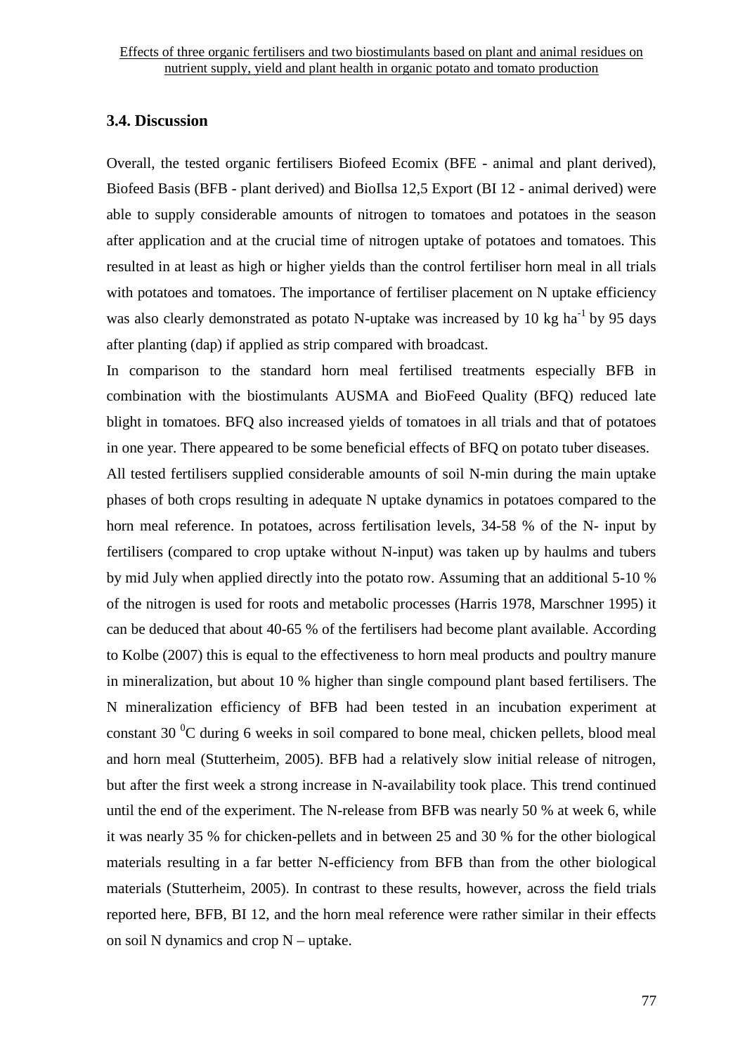### 3.4. Discussion

Overall, the tested organic fertilisers Biofeed Ecomix (BFE - animal and plant derived), Biofeed Basis (BFB - plant derived) and BioIlsa 12,5 Export (BI 12 - animal derived) were able to supply considerable amounts of nitrogen to tomatoes and potatoes in the season after application and at the crucial time of nitrogen uptake of potatoes and tomatoes. This resulted in at least as high or higher yields than the control fertiliser horn meal in all trials with potatoes and tomatoes. The importance of fertiliser placement on N uptake efficiency was also clearly demonstrated as potato N-uptake was increased by 10 kg $ha^{-1}$ by 95 days after planting (dap) if applied as strip compared with broadcast.

In comparison to the standard horn meal fertilised treatments especially BFB in combination with the biostimulants AUSMA and BioFeed Quality (BFQ) reduced late blight in tomatoes. BFQ also increased yields of tomatoes in all trials and that of potatoes in one year. There appeared to be some beneficial effects of BFQ on potato tuber diseases.

All tested fertilisers supplied considerable amounts of soil N-min during the main uptake phases of both crops resulting in adequate N uptake dynamics in potatoes compared to the horn meal reference. In potatoes, across fertilisation levels, 34-58 % of the N- input by fertilisers (compared to crop uptake without N-input) was taken up by haulms and tubers by mid July when applied directly into the potato row. Assuming that an additional 5-10 % of the nitrogen is used for roots and metabolic processes (Harris 1978, Marschner 1995) it can be deduced that about 40-65 % of the fertilisers had become plant available. According to Kolbe (2007) this is equal to the effectiveness to horn meal products and poultry manure in mineralization, but about 10 % higher than single compound plant based fertilisers. The N mineralization efficiency of BFB had been tested in an incubation experiment at constant 30 $^{0}$C during 6 weeks in soil compared to bone meal, chicken pellets, blood meal and horn meal (Stutterheim, 2005). BFB had a relatively slow initial release of nitrogen, but after the first week a strong increase in N-availability took place. This trend continued until the end of the experiment. The N-release from BFB was nearly 50 % at week 6, while it was nearly 35 % for chicken-pellets and in between 25 and 30 % for the other biological materials resulting in a far better N-efficiency from BFB than from the other biological materials (Stutterheim, 2005). In contrast to these results, however, across the field trials reported here, BFB, BI 12, and the horn meal reference were rather similar in their effects on soil N dynamics and crop N – uptake.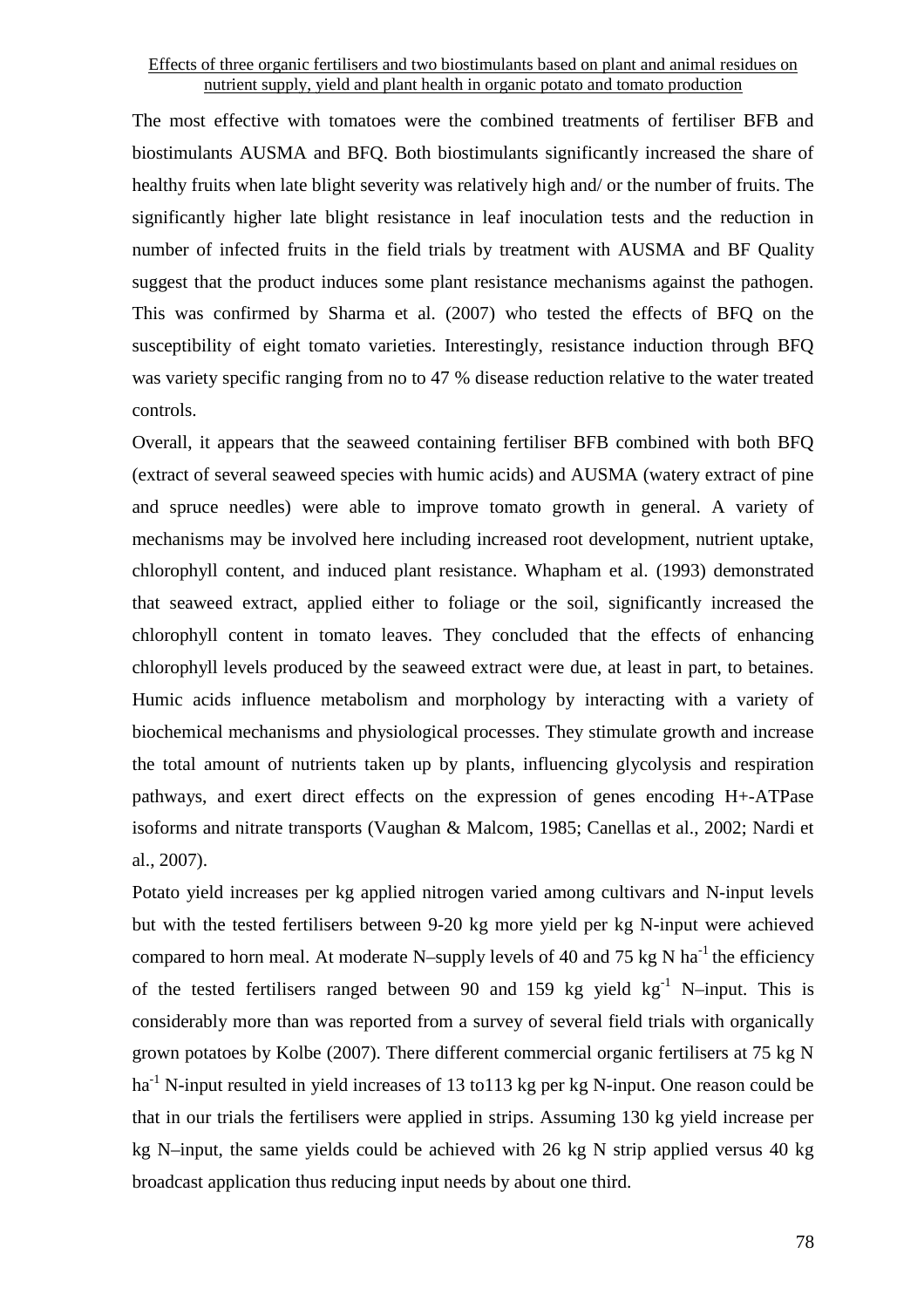The most effective with tomatoes were the combined treatments of fertiliser BFB and biostimulants AUSMA and BFQ. Both biostimulants significantly increased the share of healthy fruits when late blight severity was relatively high and/ or the number of fruits. The significantly higher late blight resistance in leaf inoculation tests and the reduction in number of infected fruits in the field trials by treatment with AUSMA and BF Quality suggest that the product induces some plant resistance mechanisms against the pathogen. This was confirmed by Sharma et al. (2007) who tested the effects of BFQ on the susceptibility of eight tomato varieties. Interestingly, resistance induction through BFQ was variety specific ranging from no to 47 % disease reduction relative to the water treated controls.

Overall, it appears that the seaweed containing fertiliser BFB combined with both BFQ (extract of several seaweed species with humic acids) and AUSMA (watery extract of pine and spruce needles) were able to improve tomato growth in general. A variety of mechanisms may be involved here including increased root development, nutrient uptake, chlorophyll content, and induced plant resistance. Whapham et al. (1993) demonstrated that seaweed extract, applied either to foliage or the soil, significantly increased the chlorophyll content in tomato leaves. They concluded that the effects of enhancing chlorophyll levels produced by the seaweed extract were due, at least in part, to betaines. Humic acids influence metabolism and morphology by interacting with a variety of biochemical mechanisms and physiological processes. They stimulate growth and increase the total amount of nutrients taken up by plants, influencing glycolysis and respiration pathways, and exert direct effects on the expression of genes encoding H+-ATPase isoforms and nitrate transports (Vaughan & Malcom, 1985; Canellas et al., 2002; Nardi et al., 2007).

Potato yield increases per kg applied nitrogen varied among cultivars and N-input levels but with the tested fertilisers between 9-20 kg more yield per kg N-input were achieved compared to horn meal. At moderate N–supply levels of 40 and 75 kg N $ha^{-1}$ the efficiency of the tested fertilisers ranged between 90 and 159 kg yield $kg^{-1}$ N–input. This is considerably more than was reported from a survey of several field trials with organically grown potatoes by Kolbe (2007). There different commercial organic fertilisers at 75 kg N $ha^{-1}$ N-input resulted in yield increases of 13 to113 kg per kg N-input. One reason could be that in our trials the fertilisers were applied in strips. Assuming 130 kg yield increase per kg N–input, the same yields could be achieved with 26 kg N strip applied versus 40 kg broadcast application thus reducing input needs by about one third.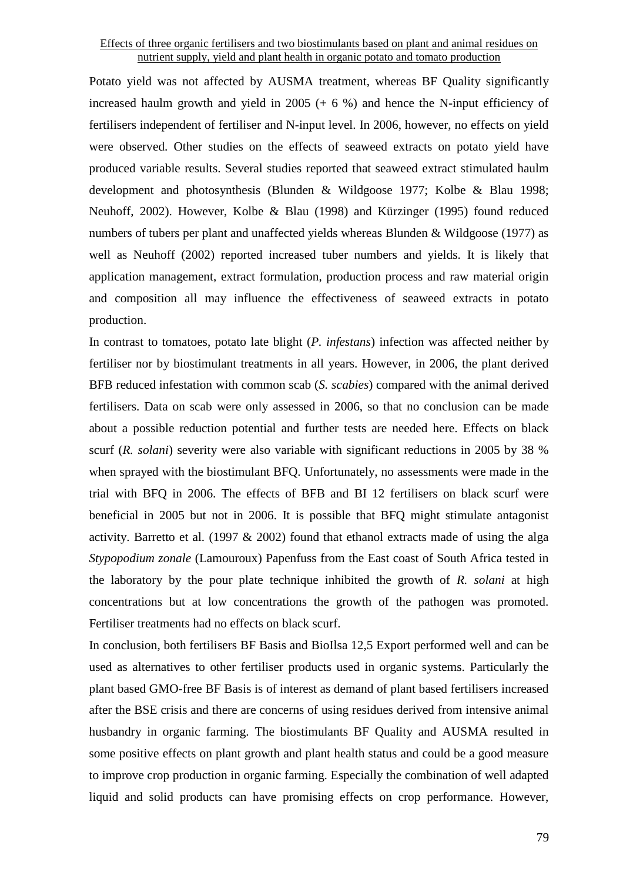Potato yield was not affected by AUSMA treatment, whereas BF Quality significantly increased haulm growth and yield in 2005 (+ 6 %) and hence the N-input efficiency of fertilisers independent of fertiliser and N-input level. In 2006, however, no effects on yield were observed. Other studies on the effects of seaweed extracts on potato yield have produced variable results. Several studies reported that seaweed extract stimulated haulm development and photosynthesis (Blunden & Wildgoose 1977; Kolbe & Blau 1998; Neuhoff, 2002). However, Kolbe & Blau (1998) and Kürzinger (1995) found reduced numbers of tubers per plant and unaffected yields whereas Blunden & Wildgoose (1977) as well as Neuhoff (2002) reported increased tuber numbers and yields. It is likely that application management, extract formulation, production process and raw material origin and composition all may influence the effectiveness of seaweed extracts in potato production.

In contrast to tomatoes, potato late blight (*P. infestans*) infection was affected neither by fertiliser nor by biostimulant treatments in all years. However, in 2006, the plant derived BFB reduced infestation with common scab (*S. scabies*) compared with the animal derived fertilisers. Data on scab were only assessed in 2006, so that no conclusion can be made about a possible reduction potential and further tests are needed here. Effects on black scurf (*R. solani*) severity were also variable with significant reductions in 2005 by 38 % when sprayed with the biostimulant BFQ. Unfortunately, no assessments were made in the trial with BFQ in 2006. The effects of BFB and BI 12 fertilisers on black scurf were beneficial in 2005 but not in 2006. It is possible that BFQ might stimulate antagonist activity. Barretto et al. (1997 & 2002) found that ethanol extracts made of using the alga *Stypopodium zonale* (Lamouroux) Papenfuss from the East coast of South Africa tested in the laboratory by the pour plate technique inhibited the growth of *R. solani* at high concentrations but at low concentrations the growth of the pathogen was promoted. Fertiliser treatments had no effects on black scurf.

In conclusion, both fertilisers BF Basis and BioIlsa 12,5 Export performed well and can be used as alternatives to other fertiliser products used in organic systems. Particularly the plant based GMO-free BF Basis is of interest as demand of plant based fertilisers increased after the BSE crisis and there are concerns of using residues derived from intensive animal husbandry in organic farming. The biostimulants BF Quality and AUSMA resulted in some positive effects on plant growth and plant health status and could be a good measure to improve crop production in organic farming. Especially the combination of well adapted liquid and solid products can have promising effects on crop performance. However,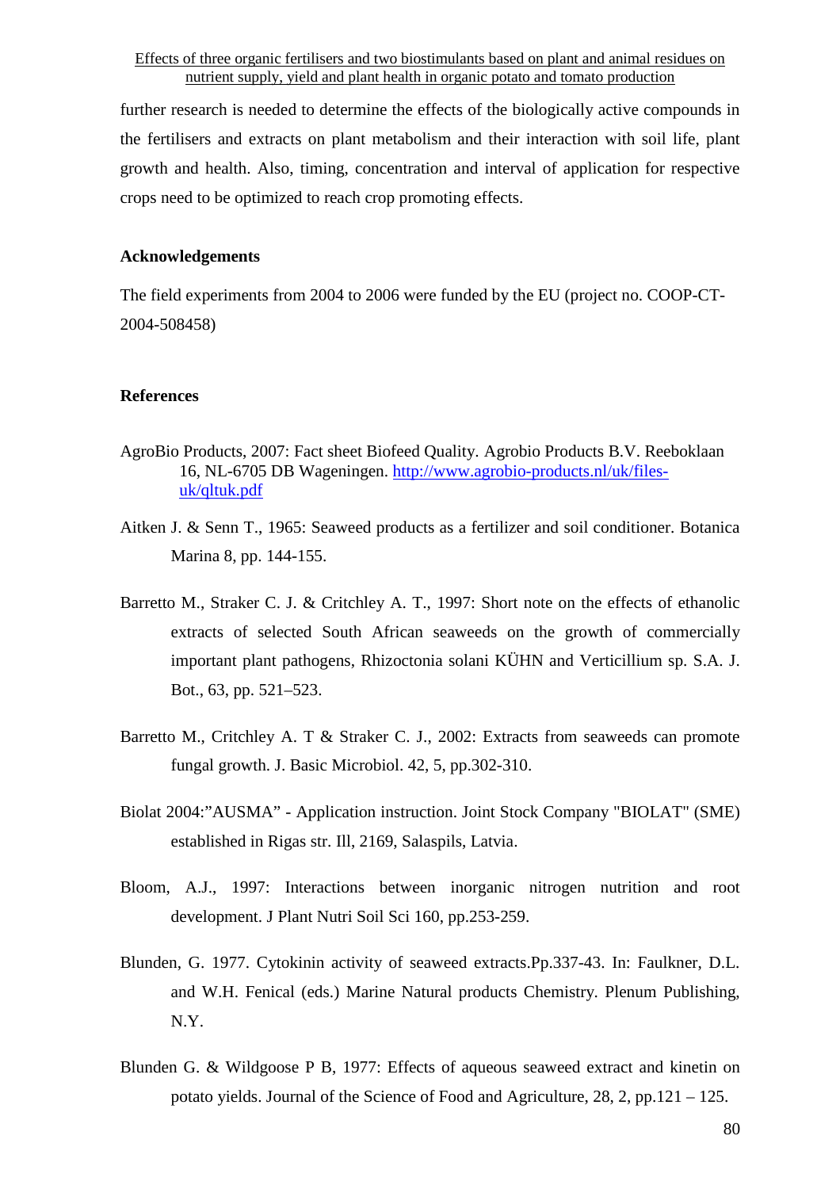further research is needed to determine the effects of the biologically active compounds in the fertilisers and extracts on plant metabolism and their interaction with soil life, plant growth and health. Also, timing, concentration and interval of application for respective crops need to be optimized to reach crop promoting effects.

## Acknowledgements

The field experiments from 2004 to 2006 were funded by the EU (project no. COOP-CT-2004-508458)

## References

AgroBio Products, 2007: Fact sheet Biofeed Quality. Agrobio Products B.V. Reeboklaan 16, NL-6705 DB Wageningen. http://www.agrobio-products.nl/uk/files-uk/qltuk.pdf

Aitken J. & Senn T., 1965: Seaweed products as a fertilizer and soil conditioner. Botanica Marina 8, pp. 144-155.

Barretto M., Straker C. J. & Critchley A. T., 1997: Short note on the effects of ethanolic extracts of selected South African seaweeds on the growth of commercially important plant pathogens, Rhizoctonia solani KÜHN and Verticillium sp. S.A. J. Bot., 63, pp. 521–523.

Barretto M., Critchley A. T & Straker C. J., 2002: Extracts from seaweeds can promote fungal growth. J. Basic Microbiol. 42, 5, pp.302-310.

Biolat 2004:"AUSMA" - Application instruction. Joint Stock Company "BIOLAT" (SME) established in Rigas str. Ill, 2169, Salaspils, Latvia.

Bloom, A.J., 1997: Interactions between inorganic nitrogen nutrition and root development. J Plant Nutri Soil Sci 160, pp.253-259.

Blunden, G. 1977. Cytokinin activity of seaweed extracts.Pp.337-43. In: Faulkner, D.L. and W.H. Fenical (eds.) Marine Natural products Chemistry. Plenum Publishing, N.Y.

Blunden G. & Wildgoose P B, 1977: Effects of aqueous seaweed extract and kinetin on potato yields. Journal of the Science of Food and Agriculture, 28, 2, pp.121 – 125.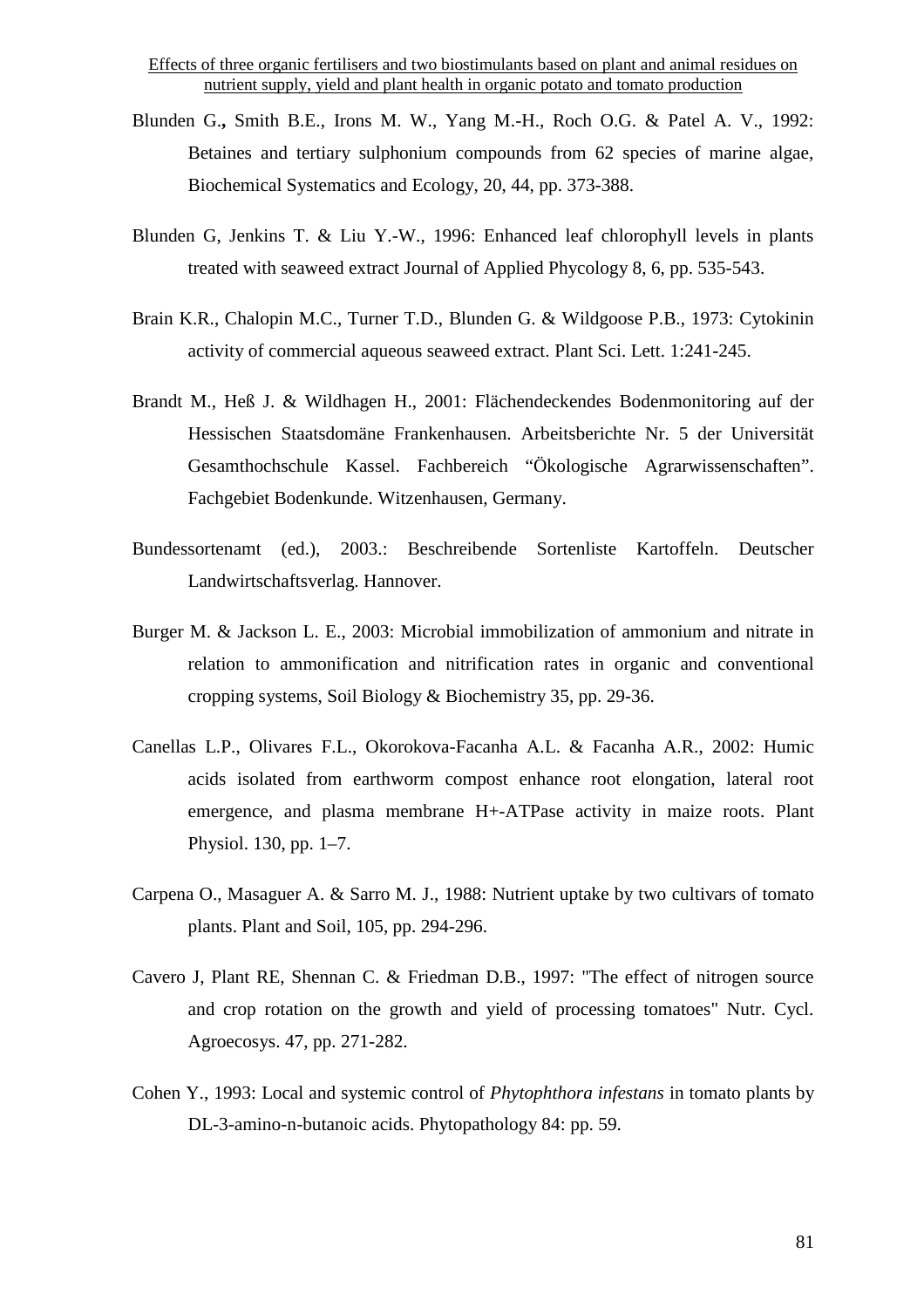Blunden G**.,** Smith B.E., Irons M. W., Yang M.-H., Roch O.G. & Patel A. V., 1992: Betaines and tertiary sulphonium compounds from 62 species of marine algae, Biochemical Systematics and Ecology, 20, 44, pp. 373-388.

Blunden G, Jenkins T. & Liu Y.-W., 1996: Enhanced leaf chlorophyll levels in plants treated with seaweed extract Journal of Applied Phycology 8, 6, pp. 535-543.

Brain K.R., Chalopin M.C., Turner T.D., Blunden G. & Wildgoose P.B., 1973: Cytokinin activity of commercial aqueous seaweed extract. Plant Sci. Lett. 1:241-245.

Brandt M., Heß J. & Wildhagen H., 2001: Flächendeckendes Bodenmonitoring auf der Hessischen Staatsdomäne Frankenhausen. Arbeitsberichte Nr. 5 der Universität Gesamthochschule Kassel. Fachbereich "Ökologische Agrarwissenschaften". Fachgebiet Bodenkunde. Witzenhausen, Germany.

Bundessortenamt (ed.), 2003.: Beschreibende Sortenliste Kartoffeln. Deutscher Landwirtschaftsverlag. Hannover.

Burger M. & Jackson L. E., 2003: Microbial immobilization of ammonium and nitrate in relation to ammonification and nitrification rates in organic and conventional cropping systems, Soil Biology & Biochemistry 35, pp. 29-36.

Canellas L.P., Olivares F.L., Okorokova-Facanha A.L. & Facanha A.R., 2002: Humic acids isolated from earthworm compost enhance root elongation, lateral root emergence, and plasma membrane H+-ATPase activity in maize roots. Plant Physiol. 130, pp. 1–7.

Carpena O., Masaguer A. & Sarro M. J., 1988: Nutrient uptake by two cultivars of tomato plants. Plant and Soil, 105, pp. 294-296.

Cavero J, Plant RE, Shennan C. & Friedman D.B., 1997: "The effect of nitrogen source and crop rotation on the growth and yield of processing tomatoes" Nutr. Cycl. Agroecosys. 47, pp. 271-282.

Cohen Y., 1993: Local and systemic control of *Phytophthora infestans* in tomato plants by DL-3-amino-n-butanoic acids. Phytopathology 84: pp. 59.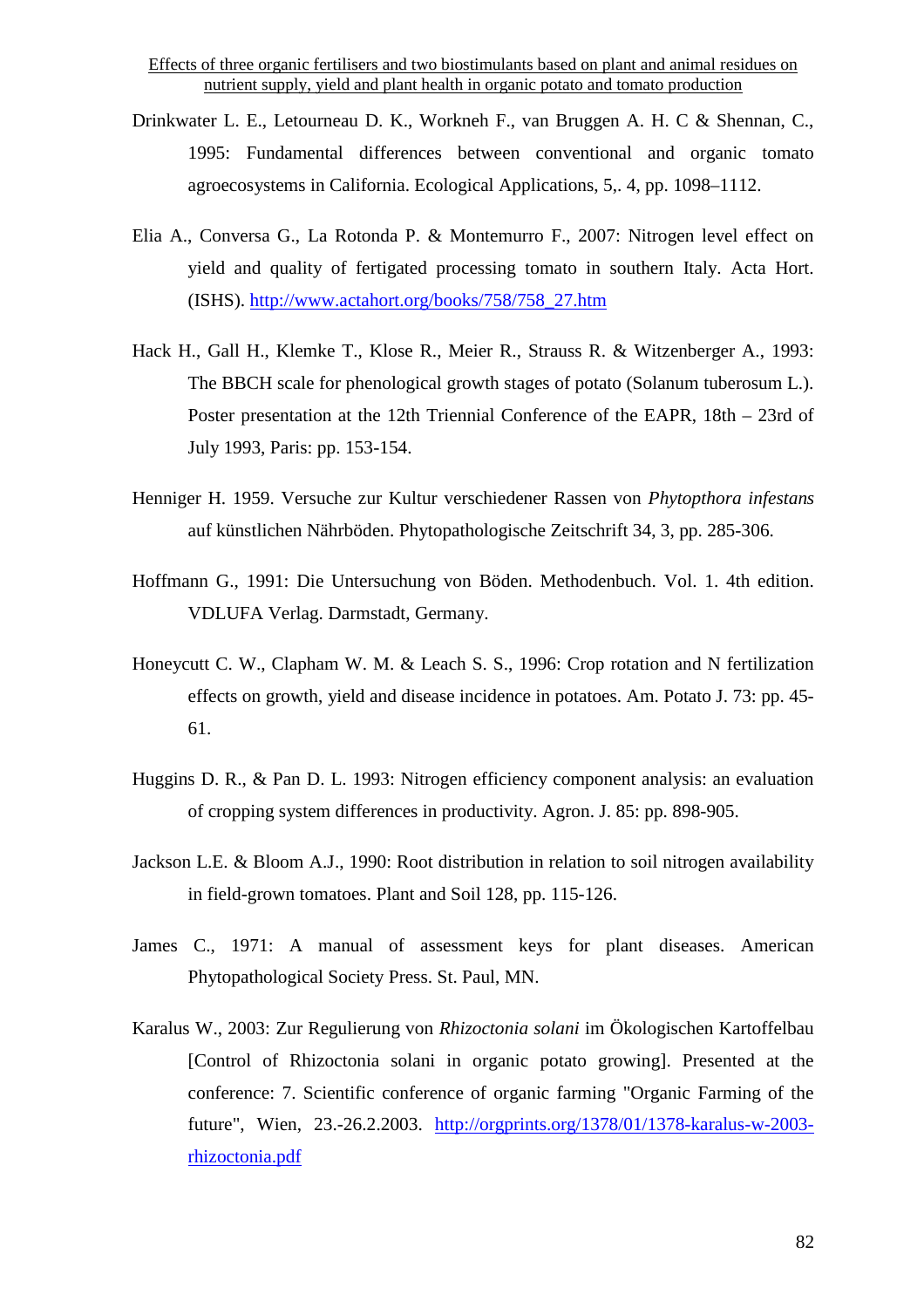Drinkwater L. E., Letourneau D. K., Workneh F., van Bruggen A. H. C & Shennan, C., 1995: Fundamental differences between conventional and organic tomato agroecosystems in California. Ecological Applications, 5,. 4, pp. 1098–1112.

Elia A., Conversa G., La Rotonda P. & Montemurro F., 2007: Nitrogen level effect on yield and quality of fertigated processing tomato in southern Italy. Acta Hort. (ISHS). http://www.actahort.org/books/758/758_27.htm

Hack H., Gall H., Klemke T., Klose R., Meier R., Strauss R. & Witzenberger A., 1993: The BBCH scale for phenological growth stages of potato (Solanum tuberosum L.). Poster presentation at the 12th Triennial Conference of the EAPR, 18th – 23rd of July 1993, Paris: pp. 153-154.

Henniger H. 1959. Versuche zur Kultur verschiedener Rassen von *Phytopthora infestans* auf künstlichen Nährböden. Phytopathologische Zeitschrift 34, 3, pp. 285-306.

Hoffmann G., 1991: Die Untersuchung von Böden. Methodenbuch. Vol. 1. 4th edition. VDLUFA Verlag. Darmstadt, Germany.

Honeycutt C. W., Clapham W. M. & Leach S. S., 1996: Crop rotation and N fertilization effects on growth, yield and disease incidence in potatoes. Am. Potato J. 73: pp. 45-61.

Huggins D. R., & Pan D. L. 1993: Nitrogen efficiency component analysis: an evaluation of cropping system differences in productivity. Agron. J. 85: pp. 898-905.

Jackson L.E. & Bloom A.J., 1990: Root distribution in relation to soil nitrogen availability in field-grown tomatoes. Plant and Soil 128, pp. 115-126.

James C., 1971: A manual of assessment keys for plant diseases. American Phytopathological Society Press. St. Paul, MN.

Karalus W., 2003: Zur Regulierung von *Rhizoctonia solani* im Ökologischen Kartoffelbau [Control of Rhizoctonia solani in organic potato growing]. Presented at the conference: 7. Scientific conference of organic farming "Organic Farming of the future", Wien, 23.-26.2.2003. http://orgprints.org/1378/01/1378-karalus-w-2003-rhizoctonia.pdf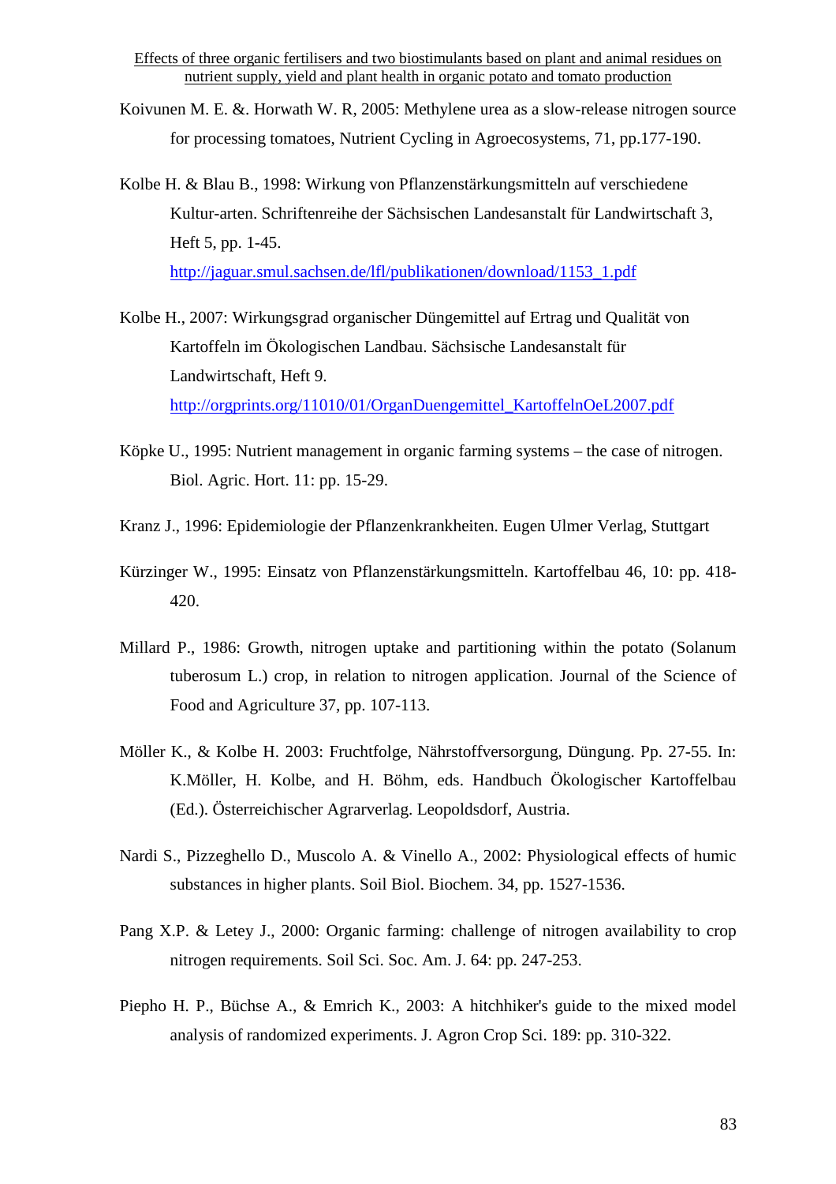Koivunen M. E. &. Horwath W. R, 2005: Methylene urea as a slow-release nitrogen source for processing tomatoes, Nutrient Cycling in Agroecosystems, 71, pp.177-190.

Kolbe H. & Blau B., 1998: Wirkung von Pflanzenstärkungsmitteln auf verschiedene Kultur-arten. Schriftenreihe der Sächsischen Landesanstalt für Landwirtschaft 3, Heft 5, pp. 1-45. http://jaguar.smul.sachsen.de/lfl/publikationen/download/1153_1.pdf

Kolbe H., 2007: Wirkungsgrad organischer Düngemittel auf Ertrag und Qualität von Kartoffeln im Ökologischen Landbau. Sächsische Landesanstalt für Landwirtschaft, Heft 9. http://orgprints.org/11010/01/OrganDuengemittel_KartoffelnOeL2007.pdf

Köpke U., 1995: Nutrient management in organic farming systems – the case of nitrogen. Biol. Agric. Hort. 11: pp. 15-29.

Kranz J., 1996: Epidemiologie der Pflanzenkrankheiten. Eugen Ulmer Verlag, Stuttgart

Kürzinger W., 1995: Einsatz von Pflanzenstärkungsmitteln. Kartoffelbau 46, 10: pp. 418-420.

Millard P., 1986: Growth, nitrogen uptake and partitioning within the potato (Solanum tuberosum L.) crop, in relation to nitrogen application. Journal of the Science of Food and Agriculture 37, pp. 107-113.

Möller K., & Kolbe H. 2003: Fruchtfolge, Nährstoffversorgung, Düngung. Pp. 27-55. In: K.Möller, H. Kolbe, and H. Böhm, eds. Handbuch Ökologischer Kartoffelbau (Ed.). Österreichischer Agrarverlag. Leopoldsdorf, Austria.

Nardi S., Pizzeghello D., Muscolo A. & Vinello A., 2002: Physiological effects of humic substances in higher plants. Soil Biol. Biochem. 34, pp. 1527-1536.

Pang X.P. & Letey J., 2000: Organic farming: challenge of nitrogen availability to crop nitrogen requirements. Soil Sci. Soc. Am. J. 64: pp. 247-253.

Piepho H. P., Büchse A., & Emrich K., 2003: A hitchhiker's guide to the mixed model analysis of randomized experiments. J. Agron Crop Sci. 189: pp. 310-322.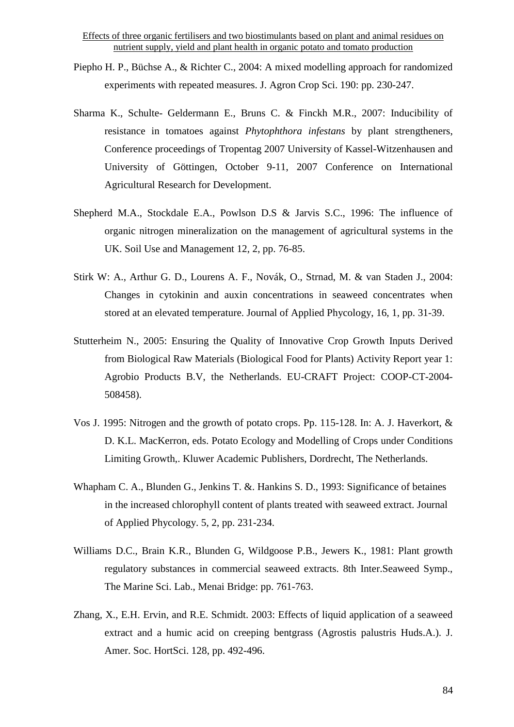Piepho H. P., Büchse A., & Richter C., 2004: A mixed modelling approach for randomized experiments with repeated measures. J. Agron Crop Sci. 190: pp. 230-247.

Sharma K., Schulte- Geldermann E., Bruns C. & Finckh M.R., 2007: Inducibility of resistance in tomatoes against *Phytophthora infestans* by plant strengtheners, Conference proceedings of Tropentag 2007 University of Kassel-Witzenhausen and University of Göttingen, October 9-11, 2007 Conference on International Agricultural Research for Development.

Shepherd M.A., Stockdale E.A., Powlson D.S & Jarvis S.C., 1996: The influence of organic nitrogen mineralization on the management of agricultural systems in the UK. Soil Use and Management 12, 2, pp. 76-85.

Stirk W: A., Arthur G. D., Lourens A. F., Novák, O., Strnad, M. & van Staden J., 2004: Changes in cytokinin and auxin concentrations in seaweed concentrates when stored at an elevated temperature. Journal of Applied Phycology, 16, 1, pp. 31-39.

Stutterheim N., 2005: Ensuring the Quality of Innovative Crop Growth Inputs Derived from Biological Raw Materials (Biological Food for Plants) Activity Report year 1: Agrobio Products B.V, the Netherlands. EU-CRAFT Project: COOP-CT-2004-508458).

Vos J. 1995: Nitrogen and the growth of potato crops. Pp. 115-128. In: A. J. Haverkort, & D. K.L. MacKerron, eds. Potato Ecology and Modelling of Crops under Conditions Limiting Growth,. Kluwer Academic Publishers, Dordrecht, The Netherlands.

Whapham C. A., Blunden G., Jenkins T. &. Hankins S. D., 1993: Significance of betaines in the increased chlorophyll content of plants treated with seaweed extract. Journal of Applied Phycology. 5, 2, pp. 231-234.

Williams D.C., Brain K.R., Blunden G, Wildgoose P.B., Jewers K., 1981: Plant growth regulatory substances in commercial seaweed extracts. 8th Inter.Seaweed Symp., The Marine Sci. Lab., Menai Bridge: pp. 761-763.

Zhang, X., E.H. Ervin, and R.E. Schmidt. 2003: Effects of liquid application of a seaweed extract and a humic acid on creeping bentgrass (Agrostis palustris Huds.A.). J. Amer. Soc. HortSci. 128, pp. 492-496.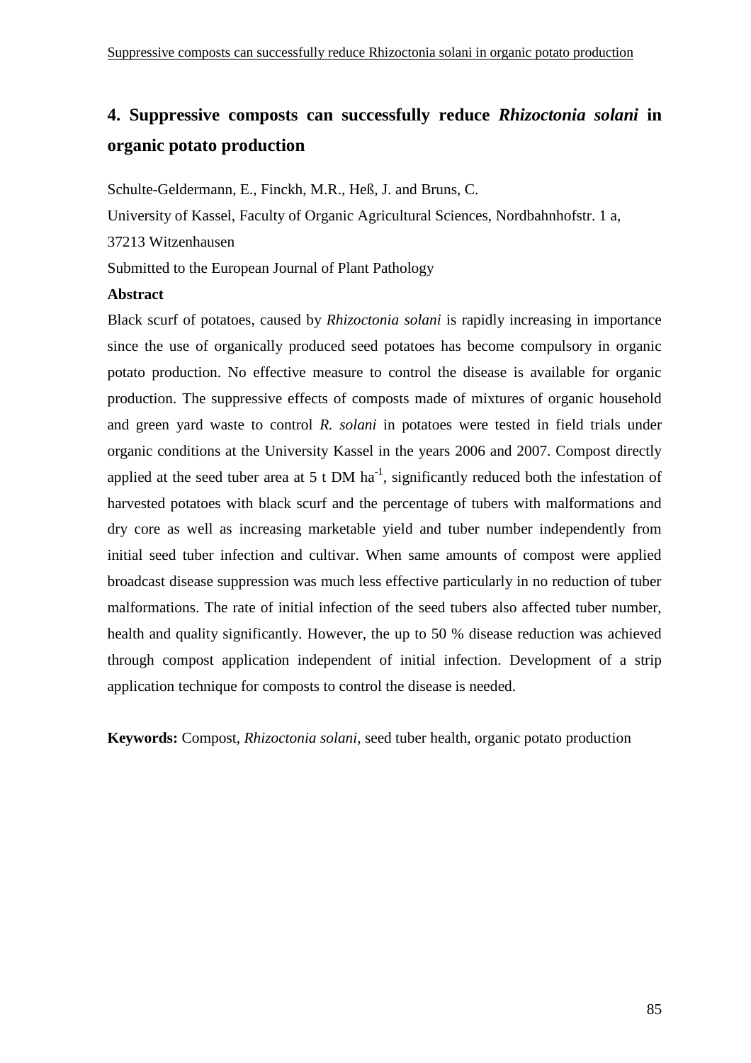# 4. Suppressive composts can successfully reduce *Rhizoctonia solani* in organic potato production

Schulte-Geldermann, E., Finckh, M.R., Heß, J. and Bruns, C.

University of Kassel, Faculty of Organic Agricultural Sciences, Nordbahnhofstr. 1 a,

37213 Witzenhausen

Submitted to the European Journal of Plant Pathology

**Abstract**

Black scurf of potatoes, caused by *Rhizoctonia solani* is rapidly increasing in importance since the use of organically produced seed potatoes has become compulsory in organic potato production. No effective measure to control the disease is available for organic production. The suppressive effects of composts made of mixtures of organic household and green yard waste to control *R. solani* in potatoes were tested in field trials under organic conditions at the University Kassel in the years 2006 and 2007. Compost directly applied at the seed tuber area at 5 t DM $ha^{-1}$, significantly reduced both the infestation of harvested potatoes with black scurf and the percentage of tubers with malformations and dry core as well as increasing marketable yield and tuber number independently from initial seed tuber infection and cultivar. When same amounts of compost were applied broadcast disease suppression was much less effective particularly in no reduction of tuber malformations. The rate of initial infection of the seed tubers also affected tuber number, health and quality significantly. However, the up to 50 % disease reduction was achieved through compost application independent of initial infection. Development of a strip application technique for composts to control the disease is needed.

**Keywords:** Compost, *Rhizoctonia solani*, seed tuber health, organic potato production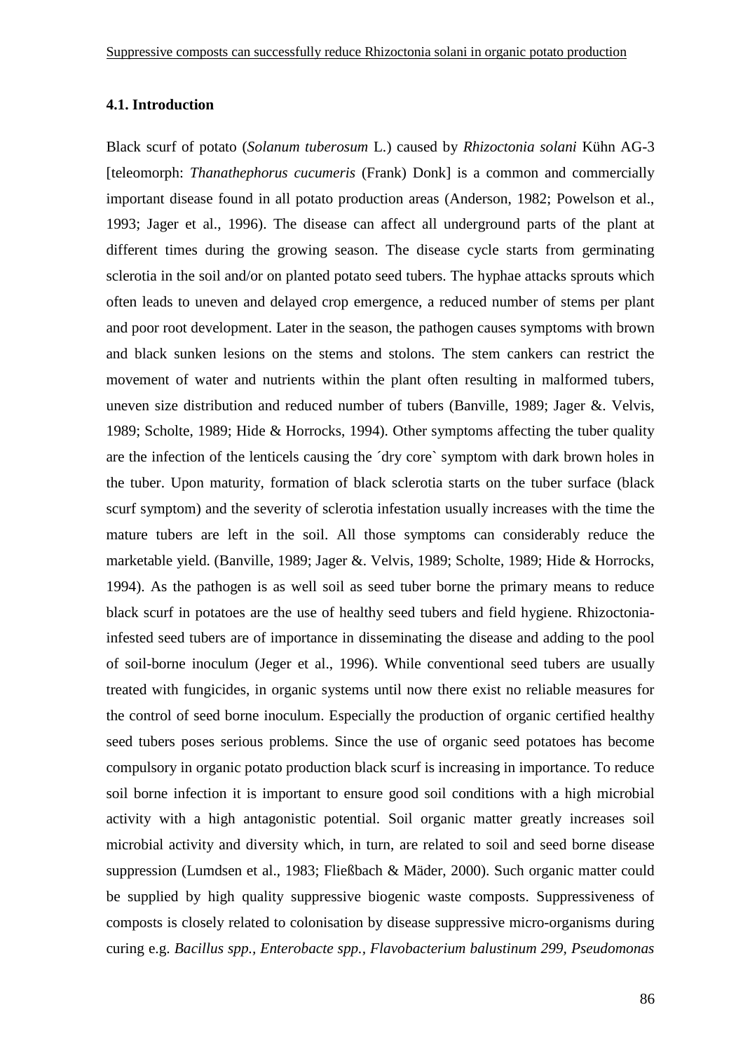### 4.1. Introduction

Black scurf of potato (*Solanum tuberosum* L.) caused by *Rhizoctonia solani* Kühn AG-3 [teleomorph: *Thanathephorus cucumeris* (Frank) Donk] is a common and commercially important disease found in all potato production areas (Anderson, 1982; Powelson et al., 1993; Jager et al., 1996). The disease can affect all underground parts of the plant at different times during the growing season. The disease cycle starts from germinating sclerotia in the soil and/or on planted potato seed tubers. The hyphae attacks sprouts which often leads to uneven and delayed crop emergence, a reduced number of stems per plant and poor root development. Later in the season, the pathogen causes symptoms with brown and black sunken lesions on the stems and stolons. The stem cankers can restrict the movement of water and nutrients within the plant often resulting in malformed tubers, uneven size distribution and reduced number of tubers (Banville, 1989; Jager &. Velvis, 1989; Scholte, 1989; Hide & Horrocks, 1994). Other symptoms affecting the tuber quality are the infection of the lenticels causing the ´dry core` symptom with dark brown holes in the tuber. Upon maturity, formation of black sclerotia starts on the tuber surface (black scurf symptom) and the severity of sclerotia infestation usually increases with the time the mature tubers are left in the soil. All those symptoms can considerably reduce the marketable yield. (Banville, 1989; Jager &. Velvis, 1989; Scholte, 1989; Hide & Horrocks, 1994). As the pathogen is as well soil as seed tuber borne the primary means to reduce black scurf in potatoes are the use of healthy seed tubers and field hygiene. Rhizoctonia-infested seed tubers are of importance in disseminating the disease and adding to the pool of soil-borne inoculum (Jeger et al., 1996). While conventional seed tubers are usually treated with fungicides, in organic systems until now there exist no reliable measures for the control of seed borne inoculum. Especially the production of organic certified healthy seed tubers poses serious problems. Since the use of organic seed potatoes has become compulsory in organic potato production black scurf is increasing in importance. To reduce soil borne infection it is important to ensure good soil conditions with a high microbial activity with a high antagonistic potential. Soil organic matter greatly increases soil microbial activity and diversity which, in turn, are related to soil and seed borne disease suppression (Lumdsen et al., 1983; Fließbach & Mäder, 2000). Such organic matter could be supplied by high quality suppressive biogenic waste composts. Suppressiveness of composts is closely related to colonisation by disease suppressive micro-organisms during curing e.g. *Bacillus spp., Enterobacte spp., Flavobacterium balustinum 299, Pseudomonas*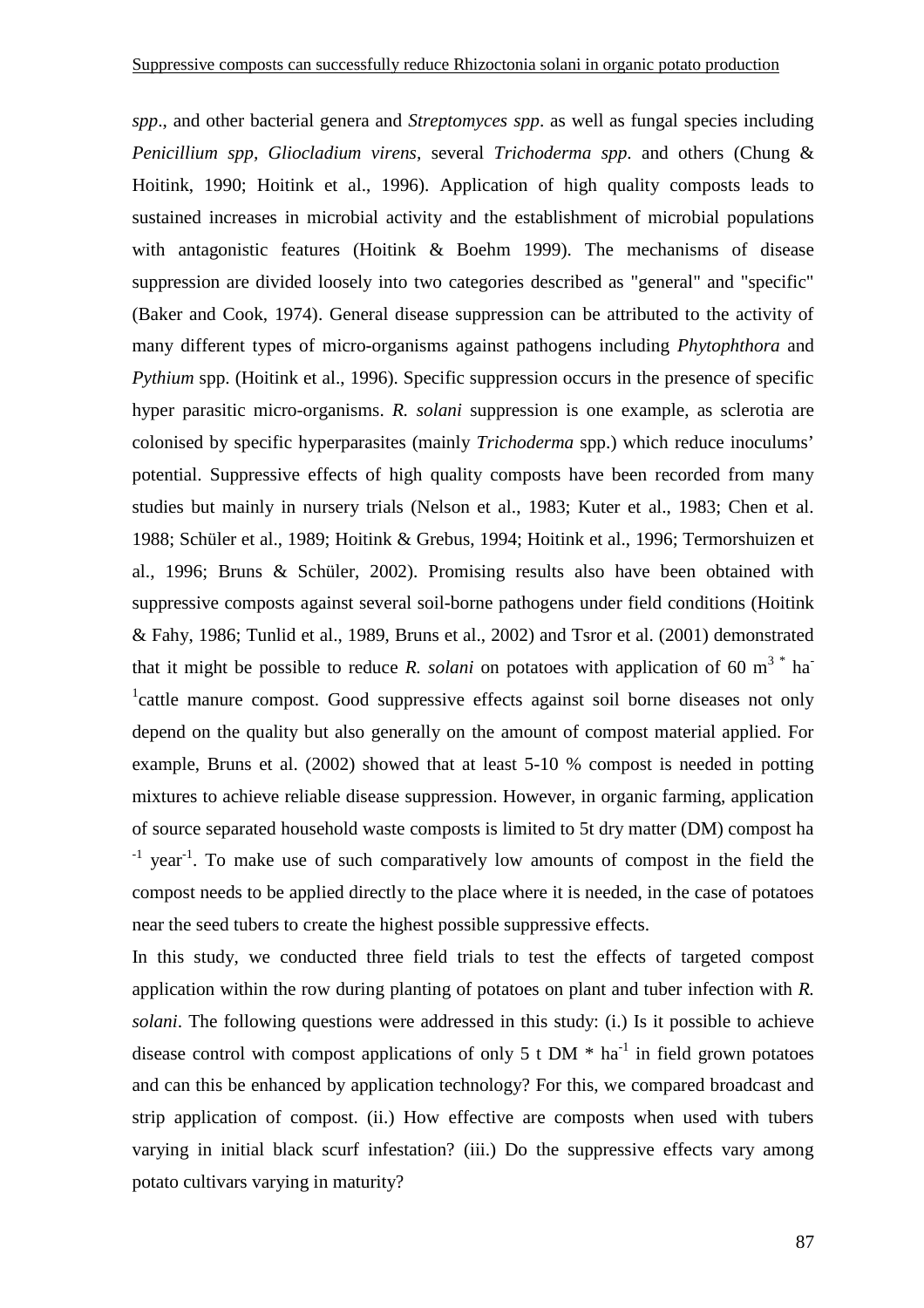*spp*., and other bacterial genera and *Streptomyces spp*. as well as fungal species including *Penicillium spp*, *Gliocladium virens*, several *Trichoderma spp*. and others (Chung & Hoitink, 1990; Hoitink et al., 1996). Application of high quality composts leads to sustained increases in microbial activity and the establishment of microbial populations with antagonistic features (Hoitink & Boehm 1999). The mechanisms of disease suppression are divided loosely into two categories described as "general" and "specific" (Baker and Cook, 1974). General disease suppression can be attributed to the activity of many different types of micro-organisms against pathogens including *Phytophthora* and *Pythium* spp. (Hoitink et al., 1996). Specific suppression occurs in the presence of specific hyper parasitic micro-organisms. *R. solani* suppression is one example, as sclerotia are colonised by specific hyperparasites (mainly *Trichoderma* spp.) which reduce inoculums' potential. Suppressive effects of high quality composts have been recorded from many studies but mainly in nursery trials (Nelson et al., 1983; Kuter et al., 1983; Chen et al. 1988; Schüler et al., 1989; Hoitink & Grebus, 1994; Hoitink et al., 1996; Termorshuizen et al., 1996; Bruns & Schüler, 2002). Promising results also have been obtained with suppressive composts against several soil-borne pathogens under field conditions (Hoitink & Fahy, 1986; Tunlid et al., 1989, Bruns et al., 2002) and Tsror et al. (2001) demonstrated that it might be possible to reduce *R. solani* on potatoes with application of 60 $m^3 * ha^{-1}$ cattle manure compost. Good suppressive effects against soil borne diseases not only depend on the quality but also generally on the amount of compost material applied. For example, Bruns et al. (2002) showed that at least 5-10 % compost is needed in potting mixtures to achieve reliable disease suppression. However, in organic farming, application of source separated household waste composts is limited to 5t dry matter (DM) compost $ha^{-1}$ $year^{-1}$. To make use of such comparatively low amounts of compost in the field the compost needs to be applied directly to the place where it is needed, in the case of potatoes near the seed tubers to create the highest possible suppressive effects.

In this study, we conducted three field trials to test the effects of targeted compost application within the row during planting of potatoes on plant and tuber infection with *R. solani*. The following questions were addressed in this study: (i.) Is it possible to achieve disease control with compost applications of only 5 t DM * $ha^{-1}$ in field grown potatoes and can this be enhanced by application technology? For this, we compared broadcast and strip application of compost. (ii.) How effective are composts when used with tubers varying in initial black scurf infestation? (iii.) Do the suppressive effects vary among potato cultivars varying in maturity?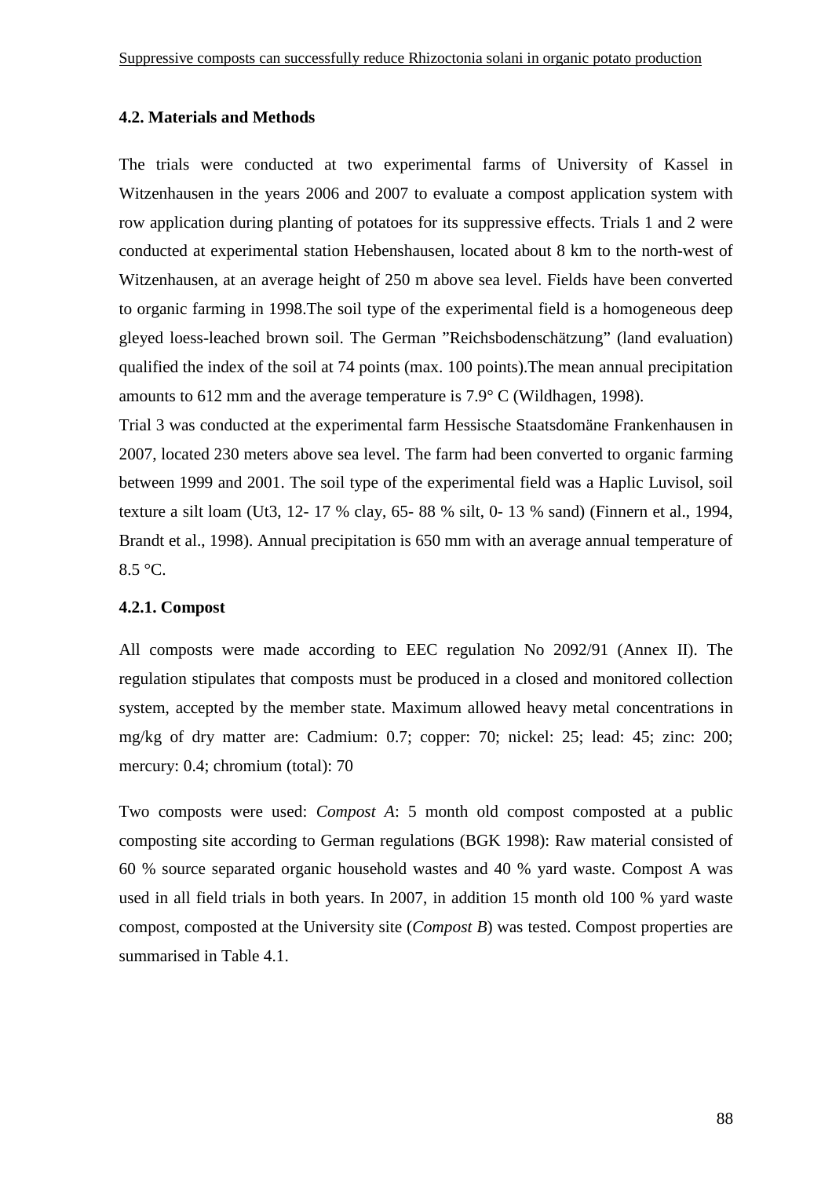## 4.2. Materials and Methods

The trials were conducted at two experimental farms of University of Kassel in Witzenhausen in the years 2006 and 2007 to evaluate a compost application system with row application during planting of potatoes for its suppressive effects. Trials 1 and 2 were conducted at experimental station Hebenshausen, located about 8 km to the north-west of Witzenhausen, at an average height of 250 m above sea level. Fields have been converted to organic farming in 1998.The soil type of the experimental field is a homogeneous deep gleyed loess-leached brown soil. The German ”Reichsbodenschätzung” (land evaluation) qualified the index of the soil at 74 points (max. 100 points).The mean annual precipitation amounts to 612 mm and the average temperature is 7.9° C (Wildhagen, 1998).

Trial 3 was conducted at the experimental farm Hessische Staatsdomäne Frankenhausen in 2007, located 230 meters above sea level. The farm had been converted to organic farming between 1999 and 2001. The soil type of the experimental field was a Haplic Luvisol, soil texture a silt loam (Ut3, 12- 17 % clay, 65- 88 % silt, 0- 13 % sand) (Finnern et al., 1994, Brandt et al., 1998). Annual precipitation is 650 mm with an average annual temperature of 8.5 °C.

### 4.2.1. Compost

All composts were made according to EEC regulation No 2092/91 (Annex II). The regulation stipulates that composts must be produced in a closed and monitored collection system, accepted by the member state. Maximum allowed heavy metal concentrations in mg/kg of dry matter are: Cadmium: 0.7; copper: 70; nickel: 25; lead: 45; zinc: 200; mercury: 0.4; chromium (total): 70

Two composts were used: *Compost A*: 5 month old compost composted at a public composting site according to German regulations (BGK 1998): Raw material consisted of 60 % source separated organic household wastes and 40 % yard waste. Compost A was used in all field trials in both years. In 2007, in addition 15 month old 100 % yard waste compost, composted at the University site (*Compost B*) was tested. Compost properties are summarised in Table 4.1.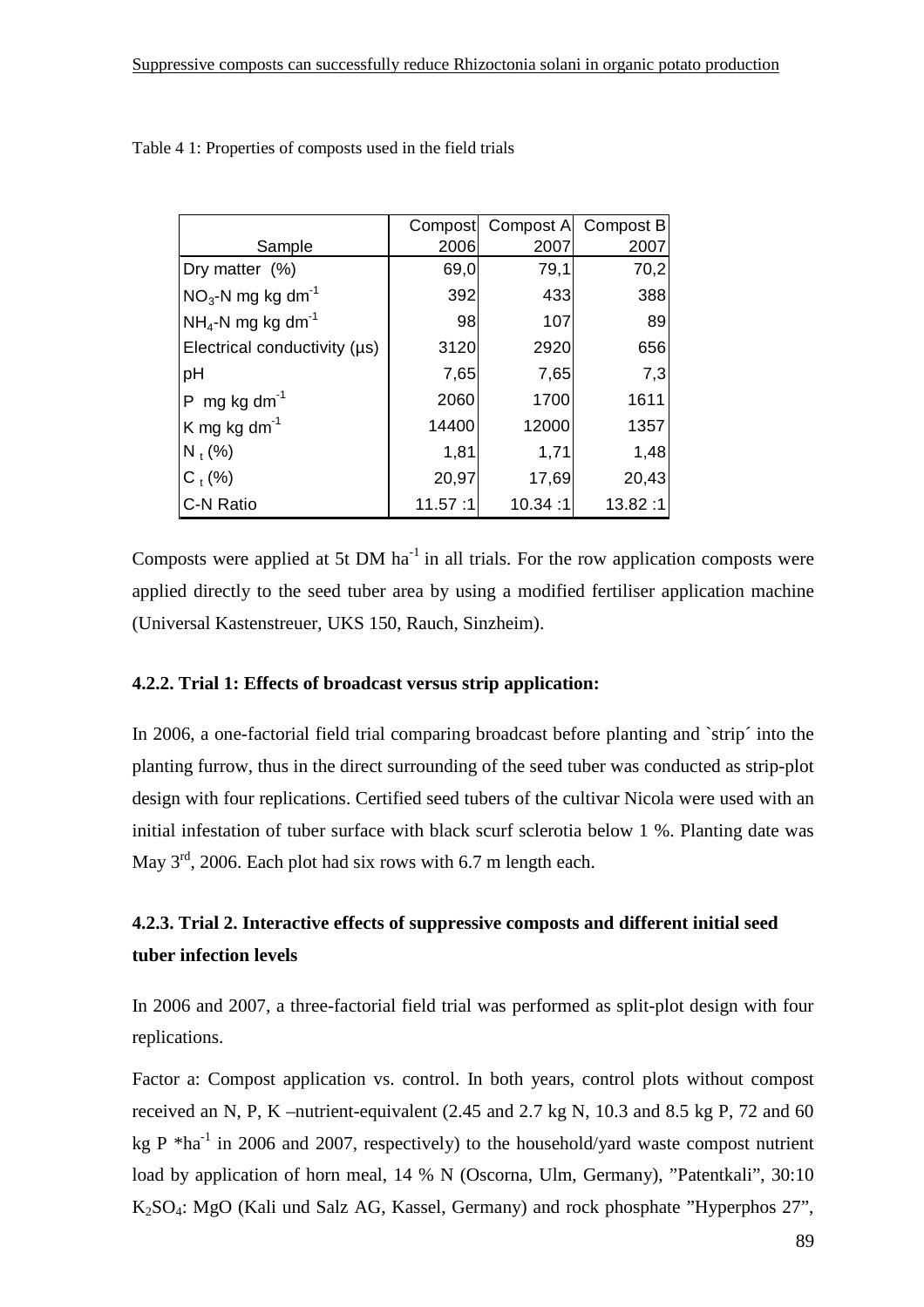Table 4 1: Properties of composts used in the field trials

| Sample | Compost 2006 | Compost A 2007 | Compost B 2007 |
|---|---|---|---|
| Dry matter (%) | 69,0 | 79,1 | 70,2 |
| $NO_3$-N mg kg $dm^{-1}$ | 392 | 433 | 388 |
| $NH_4$-N mg kg $dm^{-1}$ | 98 | 107 | 89 |
| Electrical conductivity (µs) | 3120 | 2920 | 656 |
| pH | 7,65 | 7,65 | 7,3 |
| P mg kg $dm^{-1}$ | 2060 | 1700 | 1611 |
| K mg kg $dm^{-1}$ | 14400 | 12000 | 1357 |
| $N_t$ (%) | 1,81 | 1,71 | 1,48 |
| $C_t$ (%) | 20,97 | 17,69 | 20,43 |
| C-N Ratio | 11.57 :1 | 10.34 :1 | 13.82 :1 |

Composts were applied at 5t DM $ha^{-1}$ in all trials. For the row application composts were applied directly to the seed tuber area by using a modified fertiliser application machine (Universal Kastenstreuer, UKS 150, Rauch, Sinzheim).

#### 4.2.2. Trial 1: Effects of broadcast versus strip application:

In 2006, a one-factorial field trial comparing broadcast before planting and `strip´ into the planting furrow, thus in the direct surrounding of the seed tuber was conducted as strip-plot design with four replications. Certified seed tubers of the cultivar Nicola were used with an initial infestation of tuber surface with black scurf sclerotia below 1 %. Planting date was May 3rd, 2006. Each plot had six rows with 6.7 m length each.

#### 4.2.3. Trial 2. Interactive effects of suppressive composts and different initial seed tuber infection levels

In 2006 and 2007, a three-factorial field trial was performed as split-plot design with four replications.

Factor a: Compost application vs. control. In both years, control plots without compost received an N, P, K –nutrient-equivalent (2.45 and 2.7 kg N, 10.3 and 8.5 kg P, 72 and 60 kg P *$ha^{-1}$ in 2006 and 2007, respectively) to the household/yard waste compost nutrient load by application of horn meal, 14 % N (Oscorna, Ulm, Germany), "Patentkali", 30:10 $K_2SO_4$: MgO (Kali und Salz AG, Kassel, Germany) and rock phosphate "Hyperphos 27",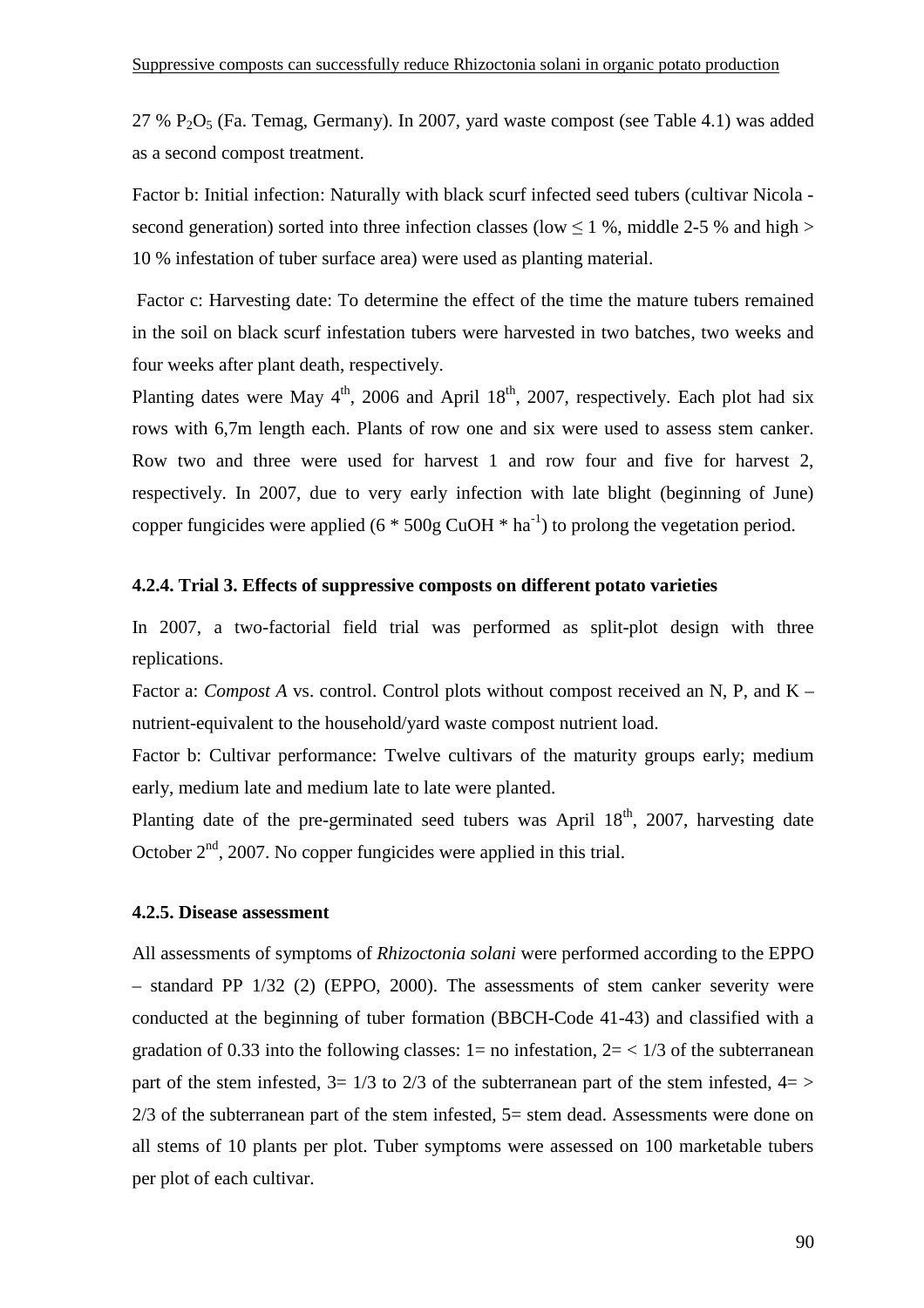27 % $P_2O_5$ (Fa. Temag, Germany). In 2007, yard waste compost (see Table 4.1) was added as a second compost treatment.

Factor b: Initial infection: Naturally with black scurf infected seed tubers (cultivar Nicola - second generation) sorted into three infection classes (low $\leq$ 1 %, middle 2-5 % and high > 10 % infestation of tuber surface area) were used as planting material.

Factor c: Harvesting date: To determine the effect of the time the mature tubers remained in the soil on black scurf infestation tubers were harvested in two batches, two weeks and four weeks after plant death, respectively.

Planting dates were May 4th, 2006 and April 18th, 2007, respectively. Each plot had six rows with 6,7m length each. Plants of row one and six were used to assess stem canker. Row two and three were used for harvest 1 and row four and five for harvest 2, respectively. In 2007, due to very early infection with late blight (beginning of June) copper fungicides were applied ($6 * 500g\ CuOH * ha^{-1}$) to prolong the vegetation period.

### 4.2.4. Trial 3. Effects of suppressive composts on different potato varieties

In 2007, a two-factorial field trial was performed as split-plot design with three replications.

Factor a: *Compost A* vs. control. Control plots without compost received an N, P, and K – nutrient-equivalent to the household/yard waste compost nutrient load.

Factor b: Cultivar performance: Twelve cultivars of the maturity groups early; medium early, medium late and medium late to late were planted.

Planting date of the pre-germinated seed tubers was April 18th, 2007, harvesting date October 2nd, 2007. No copper fungicides were applied in this trial.

### 4.2.5. Disease assessment

All assessments of symptoms of *Rhizoctonia solani* were performed according to the EPPO – standard PP 1/32 (2) (EPPO, 2000). The assessments of stem canker severity were conducted at the beginning of tuber formation (BBCH-Code 41-43) and classified with a gradation of 0.33 into the following classes: 1= no infestation, 2= < 1/3 of the subterranean part of the stem infested, 3= 1/3 to 2/3 of the subterranean part of the stem infested, 4= > 2/3 of the subterranean part of the stem infested, 5= stem dead. Assessments were done on all stems of 10 plants per plot. Tuber symptoms were assessed on 100 marketable tubers per plot of each cultivar.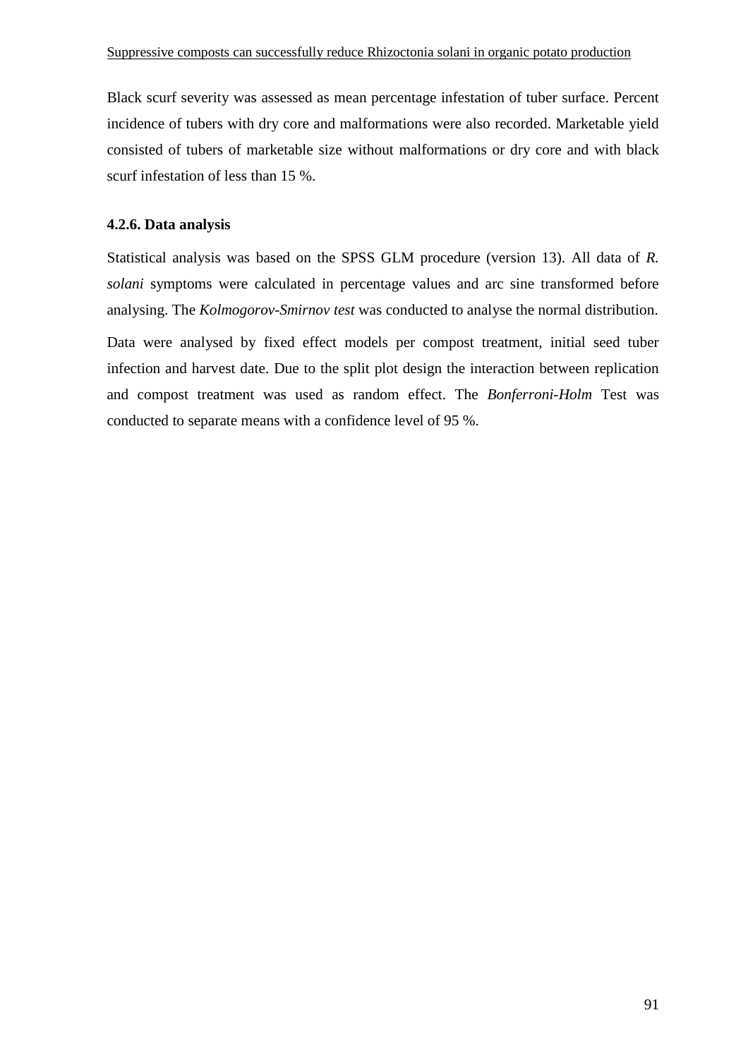Black scurf severity was assessed as mean percentage infestation of tuber surface. Percent incidence of tubers with dry core and malformations were also recorded. Marketable yield consisted of tubers of marketable size without malformations or dry core and with black scurf infestation of less than 15 %.

### 4.2.6. Data analysis

Statistical analysis was based on the SPSS GLM procedure (version 13). All data of *R. solani* symptoms were calculated in percentage values and arc sine transformed before analysing. The *Kolmogorov-Smirnov test* was conducted to analyse the normal distribution.

Data were analysed by fixed effect models per compost treatment, initial seed tuber infection and harvest date. Due to the split plot design the interaction between replication and compost treatment was used as random effect. The *Bonferroni-Holm* Test was conducted to separate means with a confidence level of 95 %.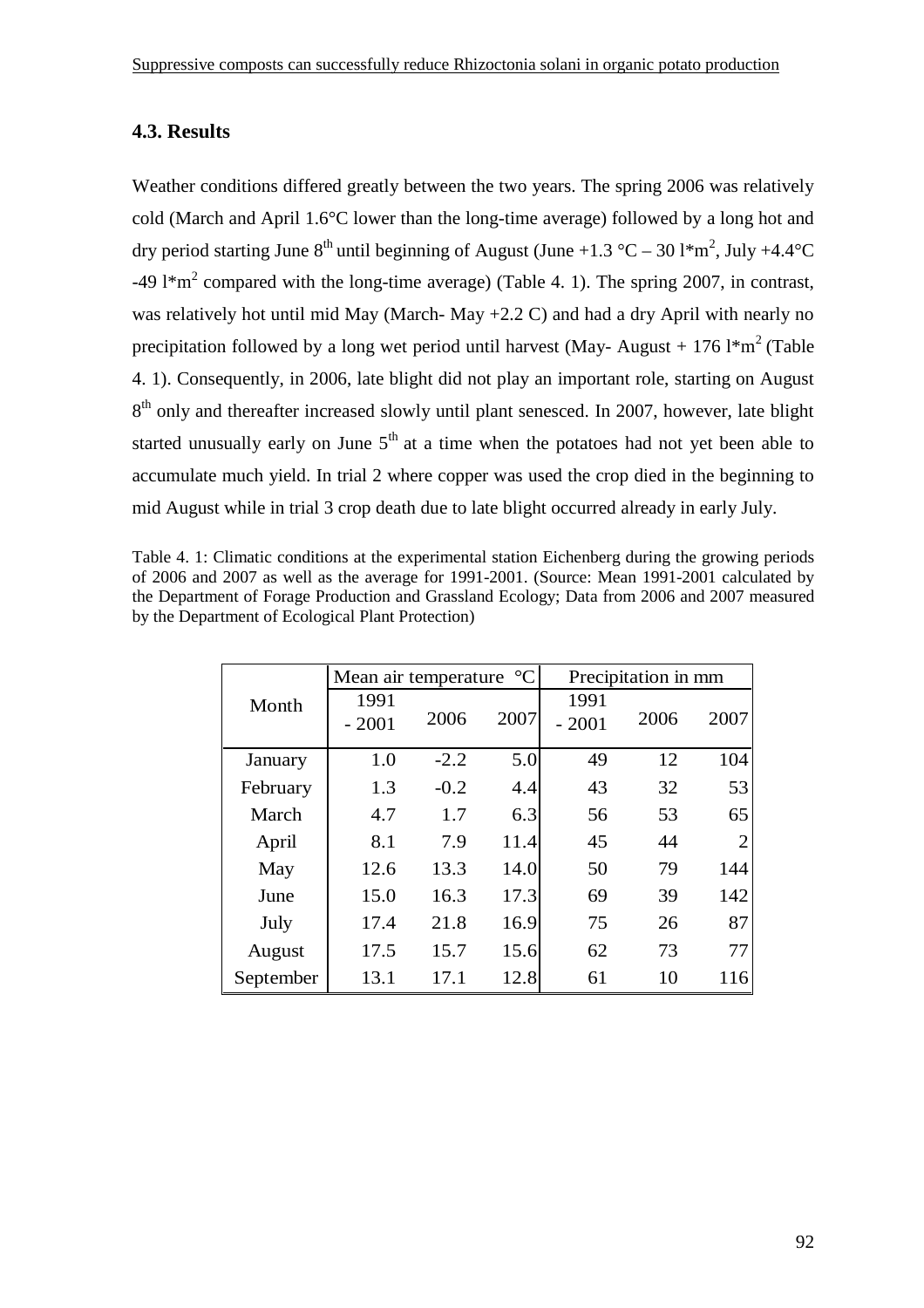## 4.3. Results

Weather conditions differed greatly between the two years. The spring 2006 was relatively cold (March and April 1.6°C lower than the long-time average) followed by a long hot and dry period starting June 8th until beginning of August (June +1.3 °C – 30 l*m$^2$, July +4.4°C -49 l*m$^2$ compared with the long-time average) (Table 4. 1). The spring 2007, in contrast, was relatively hot until mid May (March- May +2.2 C) and had a dry April with nearly no precipitation followed by a long wet period until harvest (May- August + 176 l*m$^2$ (Table 4. 1). Consequently, in 2006, late blight did not play an important role, starting on August 8th only and thereafter increased slowly until plant senesced. In 2007, however, late blight started unusually early on June 5th at a time when the potatoes had not yet been able to accumulate much yield. In trial 2 where copper was used the crop died in the beginning to mid August while in trial 3 crop death due to late blight occurred already in early July.

Table 4. 1: Climatic conditions at the experimental station Eichenberg during the growing periods of 2006 and 2007 as well as the average for 1991-2001. (Source: Mean 1991-2001 calculated by the Department of Forage Production and Grassland Ecology; Data from 2006 and 2007 measured by the Department of Ecological Plant Protection)

| Month | Mean air temperature °C | | | Precipitation in mm | | |
|---|---|---|---|---|---|---|
| | 1991 - 2001 | 2006 | 2007 | 1991 - 2001 | 2006 | 2007 |
| January | 1.0 | -2.2 | 5.0 | 49 | 12 | 104 |
| February | 1.3 | -0.2 | 4.4 | 43 | 32 | 53 |
| March | 4.7 | 1.7 | 6.3 | 56 | 53 | 65 |
| April | 8.1 | 7.9 | 11.4 | 45 | 44 | 2 |
| May | 12.6 | 13.3 | 14.0 | 50 | 79 | 144 |
| June | 15.0 | 16.3 | 17.3 | 69 | 39 | 142 |
| July | 17.4 | 21.8 | 16.9 | 75 | 26 | 87 |
| August | 17.5 | 15.7 | 15.6 | 62 | 73 | 77 |
| September | 13.1 | 17.1 | 12.8 | 61 | 10 | 116 |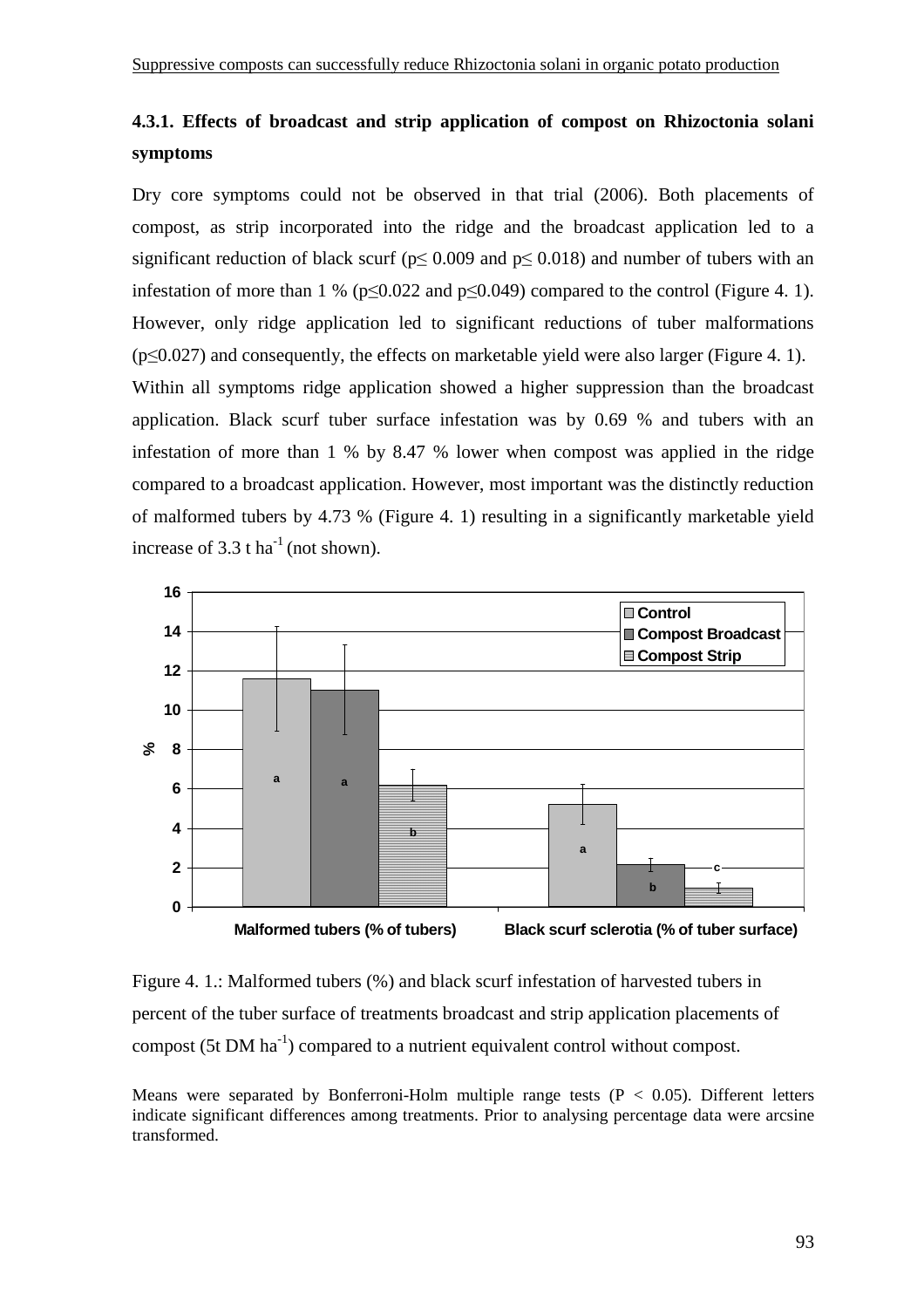### 4.3.1. Effects of broadcast and strip application of compost on Rhizoctonia solani symptoms

Dry core symptoms could not be observed in that trial (2006). Both placements of compost, as strip incorporated into the ridge and the broadcast application led to a significant reduction of black scurf ($p \leq 0.009$ and $p \leq 0.018$) and number of tubers with an infestation of more than 1 % ($p \leq 0.022$ and $p \leq 0.049$) compared to the control (Figure 4. 1). However, only ridge application led to significant reductions of tuber malformations ($p \leq 0.027$) and consequently, the effects on marketable yield were also larger (Figure 4. 1).

Within all symptoms ridge application showed a higher suppression than the broadcast application. Black scurf tuber surface infestation was by 0.69 % and tubers with an infestation of more than 1 % by 8.47 % lower when compost was applied in the ridge compared to a broadcast application. However, most important was the distinctly reduction of malformed tubers by 4.73 % (Figure 4. 1) resulting in a significantly marketable yield increase of 3.3 t $ha^{-1}$ (not shown).

Figure 4. 1.: Malformed tubers (%) and black scurf infestation of harvested tubers in percent of the tuber surface of treatments broadcast and strip application placements of compost (5t DM $ha^{-1}$) compared to a nutrient equivalent control without compost.

Means were separated by Bonferroni-Holm multiple range tests ($P < 0.05$). Different letters indicate significant differences among treatments. Prior to analysing percentage data were arcsine transformed.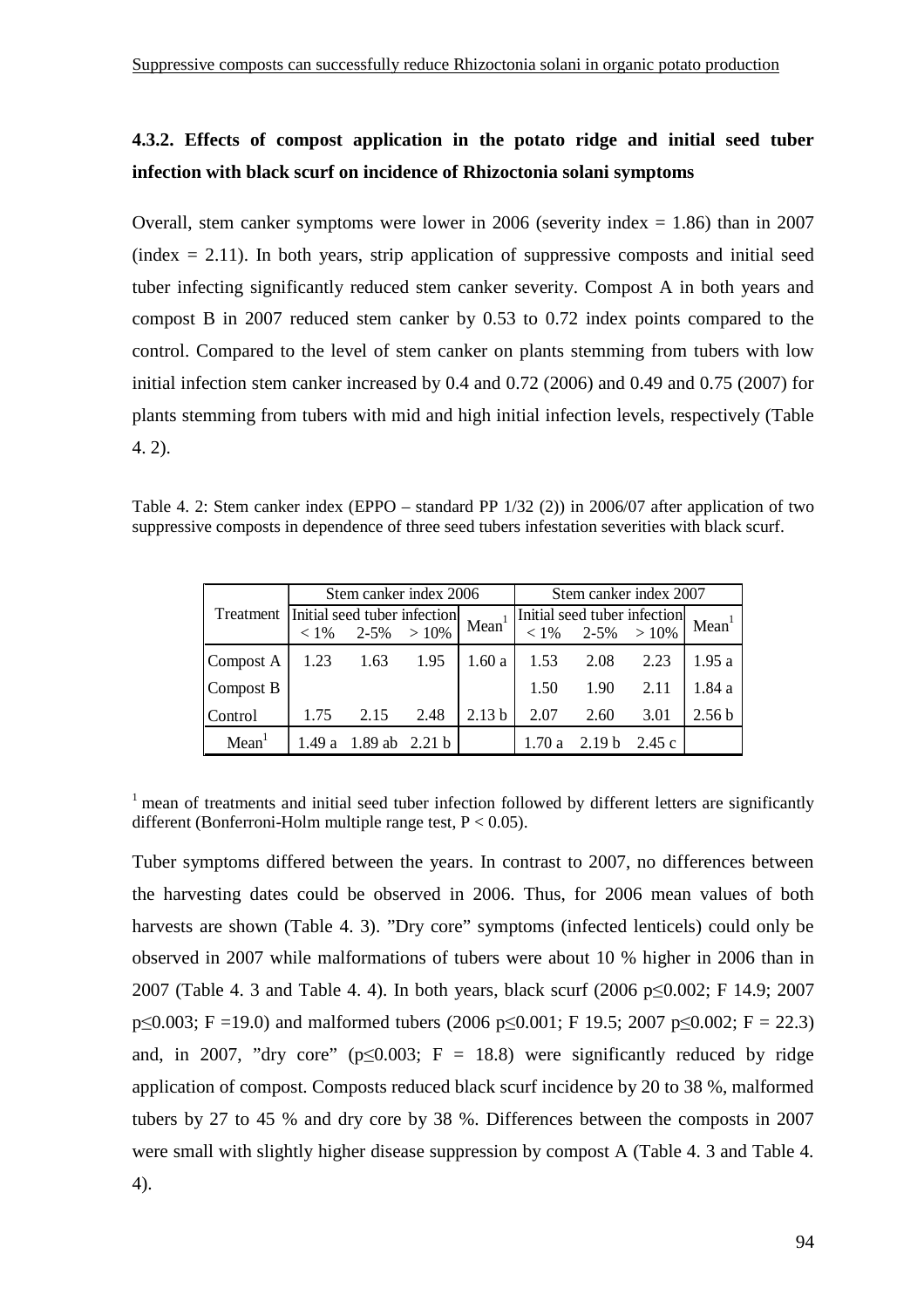### 4.3.2. Effects of compost application in the potato ridge and initial seed tuber infection with black scurf on incidence of Rhizoctonia solani symptoms

Overall, stem canker symptoms were lower in 2006 (severity index = 1.86) than in 2007 (index = 2.11). In both years, strip application of suppressive composts and initial seed tuber infecting significantly reduced stem canker severity. Compost A in both years and compost B in 2007 reduced stem canker by 0.53 to 0.72 index points compared to the control. Compared to the level of stem canker on plants stemming from tubers with low initial infection stem canker increased by 0.4 and 0.72 (2006) and 0.49 and 0.75 (2007) for plants stemming from tubers with mid and high initial infection levels, respectively (Table 4. 2).

Table 4. 2: Stem canker index (EPPO – standard PP 1/32 (2)) in 2006/07 after application of two suppressive composts in dependence of three seed tubers infestation severities with black scurf.

| Treatment | Stem canker index 2006 | | | | Stem canker index 2007 | | | |
|---|---|---|---|---|---|---|---|---|
| | Initial seed tuber infection | | | Mean[1] | Initial seed tuber infection | | | Mean[1] |
| | < 1% | 2-5% | > 10% | | < 1% | 2-5% | > 10% | |
| Compost A | 1.23 | 1.63 | 1.95 | 1.60 a | 1.53 | 2.08 | 2.23 | 1.95 a |
| Compost B | | | | | 1.50 | 1.90 | 2.11 | 1.84 a |
| Control | 1.75 | 2.15 | 2.48 | 2.13 b | 2.07 | 2.60 | 3.01 | 2.56 b |
| Mean[1] | 1.49 a | 1.89 ab | 2.21 b | | 1.70 a | 2.19 b | 2.45 c | |

[1] mean of treatments and initial seed tuber infection followed by different letters are significantly different (Bonferroni-Holm multiple range test, $P < 0.05$).

Tuber symptoms differed between the years. In contrast to 2007, no differences between the harvesting dates could be observed in 2006. Thus, for 2006 mean values of both harvests are shown (Table 4. 3). "Dry core" symptoms (infected lenticels) could only be observed in 2007 while malformations of tubers were about 10 % higher in 2006 than in 2007 (Table 4. 3 and Table 4. 4). In both years, black scurf (2006 $p \leq 0.002$; F 14.9; 2007 $p \leq 0.003$; $F = 19.0$) and malformed tubers (2006 $p \leq 0.001$; F 19.5; 2007 $p \leq 0.002$; $F = 22.3$) and, in 2007, "dry core" ($p \leq 0.003$; $F = 18.8$) were significantly reduced by ridge application of compost. Composts reduced black scurf incidence by 20 to 38 %, malformed tubers by 27 to 45 % and dry core by 38 %. Differences between the composts in 2007 were small with slightly higher disease suppression by compost A (Table 4. 3 and Table 4. 4).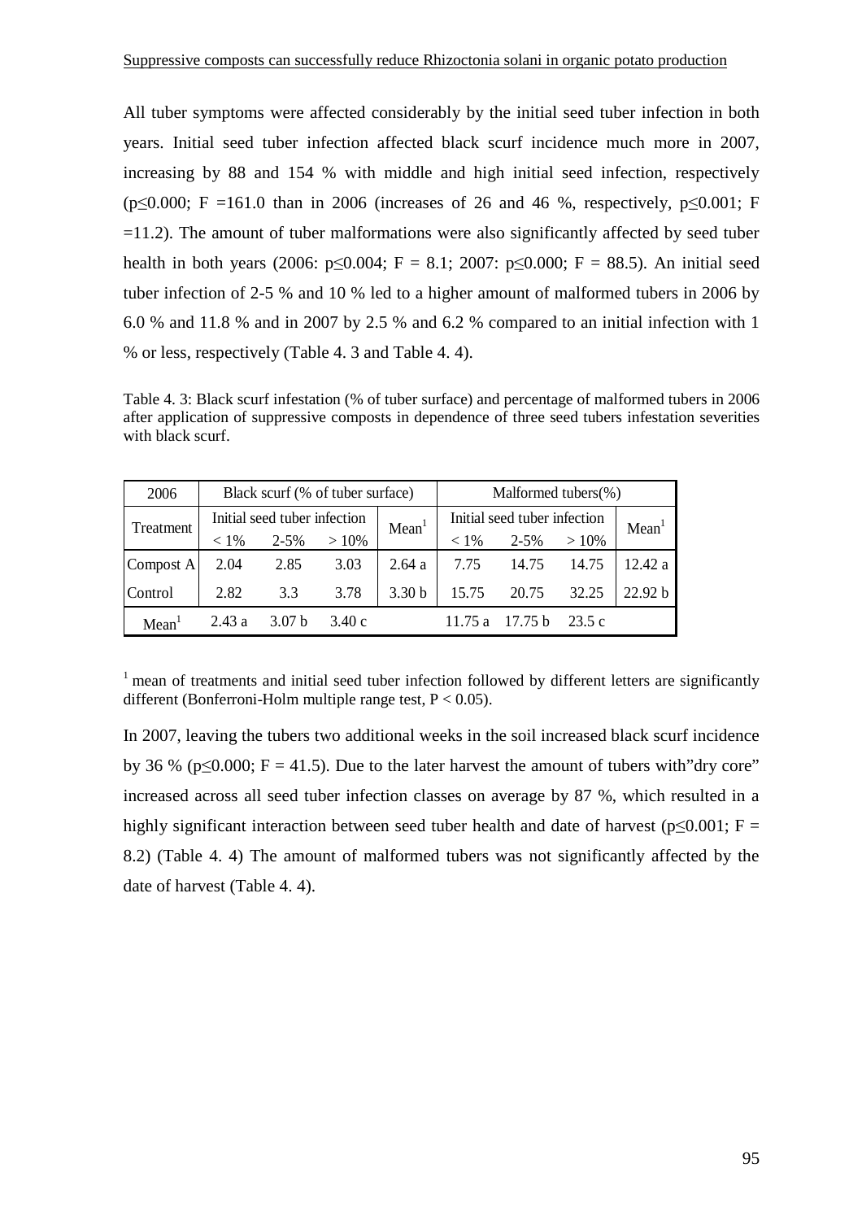All tuber symptoms were affected considerably by the initial seed tuber infection in both years. Initial seed tuber infection affected black scurf incidence much more in 2007, increasing by 88 and 154 % with middle and high initial seed infection, respectively ($p \leq 0.000$; $F = 161.0$ than in 2006 (increases of 26 and 46 %, respectively, $p \leq 0.001$; $F = 11.2$). The amount of tuber malformations were also significantly affected by seed tuber health in both years (2006: $p \leq 0.004$; $F = 8.1$; 2007: $p \leq 0.000$; $F = 88.5$). An initial seed tuber infection of 2-5 % and 10 % led to a higher amount of malformed tubers in 2006 by 6.0 % and 11.8 % and in 2007 by 2.5 % and 6.2 % compared to an initial infection with 1 % or less, respectively (Table 4. 3 and Table 4. 4).

Table 4. 3: Black scurf infestation (% of tuber surface) and percentage of malformed tubers in 2006 after application of suppressive composts in dependence of three seed tubers infestation severities with black scurf.

| 2006 | Black scurf (% of tuber surface) | | | | Malformed tubers(%) | | | |
|---|---|---|---|---|---|---|---|---|
| Treatment | Initial seed tuber infection | | | Mean[1] | Initial seed tuber infection | | | Mean[1] |
| | < 1% | 2-5% | > 10% | | < 1% | 2-5% | > 10% | |
| Compost A | 2.04 | 2.85 | 3.03 | 2.64 a | 7.75 | 14.75 | 14.75 | 12.42 a |
| Control | 2.82 | 3.3 | 3.78 | 3.30 b | 15.75 | 20.75 | 32.25 | 22.92 b |
| Mean[1] | 2.43 a | 3.07 b | 3.40 c | | 11.75 a | 17.75 b | 23.5 c | |

[1] mean of treatments and initial seed tuber infection followed by different letters are significantly different (Bonferroni-Holm multiple range test, $P < 0.05$).

In 2007, leaving the tubers two additional weeks in the soil increased black scurf incidence by 36 % ($p \leq 0.000$; $F = 41.5$). Due to the later harvest the amount of tubers with"dry core" increased across all seed tuber infection classes on average by 87 %, which resulted in a highly significant interaction between seed tuber health and date of harvest ($p \leq 0.001$; $F = 8.2$) (Table 4. 4) The amount of malformed tubers was not significantly affected by the date of harvest (Table 4. 4).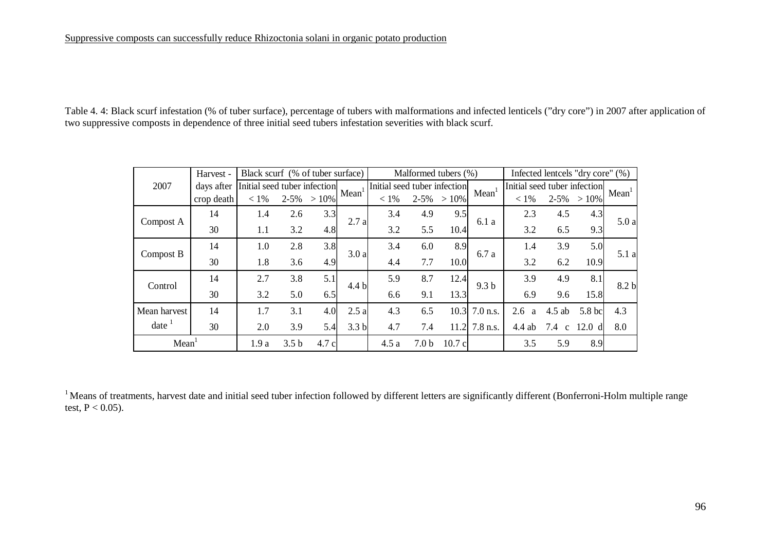Table 4. 4: Black scurf infestation (% of tuber surface), percentage of tubers with malformations and infected lenticels (”dry core”) in 2007 after application of two suppressive composts in dependence of three initial seed tubers infestation severities with black scurf.

| 2007 | Harvest - days after crop death | Black scurf (% of tuber surface) | | | | Malformed tubers (%) | | | | Infected lentcels "dry core" (%) | | | |
|---|---|---|---|---|---|---|---|---|---|---|---|---|---|
| | | Initial seed tuber infection | | | Mean[1] | Initial seed tuber infection | | | Mean[1] | Initial seed tuber infection | | | Mean[1] |
| | | < 1% | 2-5% | > 10% | | < 1% | 2-5% | > 10% | | < 1% | 2-5% | > 10% | |
| Compost A | 14 | 1.4 | 2.6 | 3.3 | 2.7 a | 3.4 | 4.9 | 9.5 | 6.1 a | 2.3 | 4.5 | 4.3 | 5.0 a |
| | 30 | 1.1 | 3.2 | 4.8 | | 3.2 | 5.5 | 10.4 | | 3.2 | 6.5 | 9.3 | |
| Compost B | 14 | 1.0 | 2.8 | 3.8 | 3.0 a | 3.4 | 6.0 | 8.9 | 6.7 a | 1.4 | 3.9 | 5.0 | 5.1 a |
| | 30 | 1.8 | 3.6 | 4.9 | | 4.4 | 7.7 | 10.0 | | 3.2 | 6.2 | 10.9 | |
| Control | 14 | 2.7 | 3.8 | 5.1 | 4.4 b | 5.9 | 8.7 | 12.4 | 9.3 b | 3.9 | 4.9 | 8.1 | 8.2 b |
| | 30 | 3.2 | 5.0 | 6.5 | | 6.6 | 9.1 | 13.3 | | 6.9 | 9.6 | 15.8 | |
| Mean harvest date[1] | 14 | 1.7 | 3.1 | 4.0 | 2.5 a | 4.3 | 6.5 | 10.3 | 7.0 n.s. | 2.6 a | 4.5 ab | 5.8 bc | 4.3 |
| | 30 | 2.0 | 3.9 | 5.4 | 3.3 b | 4.7 | 7.4 | 11.2 | 7.8 n.s. | 4.4 ab | 7.4 c | 12.0 d | 8.0 |
| Mean[1] | | 1.9 a | 3.5 b | 4.7 c | | 4.5 a | 7.0 b | 10.7 c | | 3.5 | 5.9 | 8.9 | |

[1] Means of treatments, harvest date and initial seed tuber infection followed by different letters are significantly different (Bonferroni-Holm multiple range test, $P < 0.05$).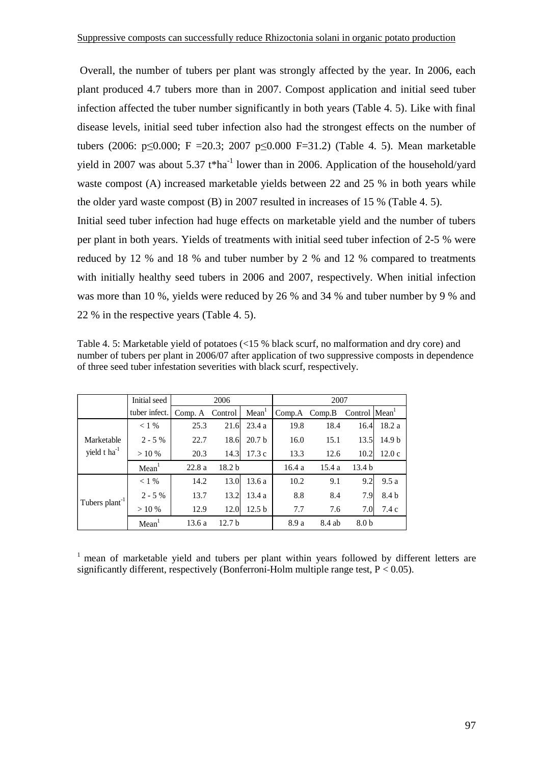Overall, the number of tubers per plant was strongly affected by the year. In 2006, each plant produced 4.7 tubers more than in 2007. Compost application and initial seed tuber infection affected the tuber number significantly in both years (Table 4. 5). Like with final disease levels, initial seed tuber infection also had the strongest effects on the number of tubers (2006: $p \leq 0.000$; $F = 20.3$; 2007 $p \leq 0.000$ $F = 31.2$) (Table 4. 5). Mean marketable yield in 2007 was about 5.37 $t{*}ha^{-1}$ lower than in 2006. Application of the household/yard waste compost (A) increased marketable yields between 22 and 25 % in both years while the older yard waste compost (B) in 2007 resulted in increases of 15 % (Table 4. 5).

Initial seed tuber infection had huge effects on marketable yield and the number of tubers per plant in both years. Yields of treatments with initial seed tuber infection of 2-5 % were reduced by 12 % and 18 % and tuber number by 2 % and 12 % compared to treatments with initially healthy seed tubers in 2006 and 2007, respectively. When initial infection was more than 10 %, yields were reduced by 26 % and 34 % and tuber number by 9 % and 22 % in the respective years (Table 4. 5).

Table 4. 5: Marketable yield of potatoes (<15 % black scurf, no malformation and dry core) and number of tubers per plant in 2006/07 after application of two suppressive composts in dependence of three seed tuber infestation severities with black scurf, respectively.

| | Initial seed tuber infect. | 2006 | | | 2007 | | | |
|---|---|---|---|---|---|---|---|---|
| | | Comp. A | Control | Mean[1] | Comp.A | Comp.B | Control | Mean[1] |
| Marketable yield $t\ ha^{-1}$ | < 1 % | 25.3 | 21.6 | 23.4 a | 19.8 | 18.4 | 16.4 | 18.2 a |
| | 2 - 5 % | 22.7 | 18.6 | 20.7 b | 16.0 | 15.1 | 13.5 | 14.9 b |
| | > 10 % | 20.3 | 14.3 | 17.3 c | 13.3 | 12.6 | 10.2 | 12.0 c |
| | Mean[1] | 22.8 a | 18.2 b | | 16.4 a | 15.4 a | 13.4 b | |
| Tubers $plant^{-1}$ | < 1 % | 14.2 | 13.0 | 13.6 a | 10.2 | 9.1 | 9.2 | 9.5 a |
| | 2 - 5 % | 13.7 | 13.2 | 13.4 a | 8.8 | 8.4 | 7.9 | 8.4 b |
| | > 10 % | 12.9 | 12.0 | 12.5 b | 7.7 | 7.6 | 7.0 | 7.4 c |
| | Mean[1] | 13.6 a | 12.7 b | | 8.9 a | 8.4 ab | 8.0 b | |

[1] mean of marketable yield and tubers per plant within years followed by different letters are significantly different, respectively (Bonferroni-Holm multiple range test, $P < 0.05$).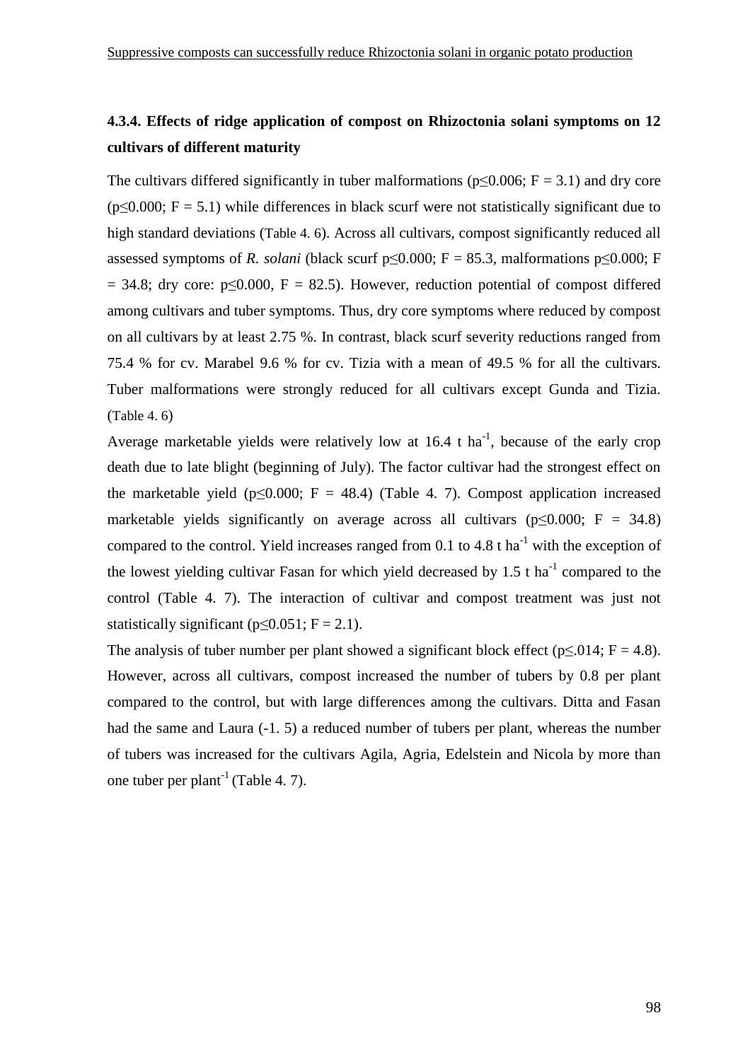### 4.3.4. Effects of ridge application of compost on Rhizoctonia solani symptoms on 12 cultivars of different maturity

The cultivars differed significantly in tuber malformations ($p \leq 0.006$; $F = 3.1$) and dry core ($p \leq 0.000$; $F = 5.1$) while differences in black scurf were not statistically significant due to high standard deviations (Table 4. 6). Across all cultivars, compost significantly reduced all assessed symptoms of *R. solani* (black scurf $p \leq 0.000$; $F = 85.3$, malformations $p \leq 0.000$; $F = 34.8$; dry core: $p \leq 0.000$, $F = 82.5$). However, reduction potential of compost differed among cultivars and tuber symptoms. Thus, dry core symptoms where reduced by compost on all cultivars by at least 2.75 %. In contrast, black scurf severity reductions ranged from 75.4 % for cv. Marabel 9.6 % for cv. Tizia with a mean of 49.5 % for all the cultivars. Tuber malformations were strongly reduced for all cultivars except Gunda and Tizia. (Table 4. 6)

Average marketable yields were relatively low at 16.4 t $ha^{-1}$, because of the early crop death due to late blight (beginning of July). The factor cultivar had the strongest effect on the marketable yield ($p \leq 0.000$; $F = 48.4$) (Table 4. 7). Compost application increased marketable yields significantly on average across all cultivars ($p \leq 0.000$; $F = 34.8$) compared to the control. Yield increases ranged from 0.1 to 4.8 t $ha^{-1}$ with the exception of the lowest yielding cultivar Fasan for which yield decreased by 1.5 t $ha^{-1}$ compared to the control (Table 4. 7). The interaction of cultivar and compost treatment was just not statistically significant ($p \leq 0.051$; $F = 2.1$).

The analysis of tuber number per plant showed a significant block effect ($p \leq .014$; $F = 4.8$). However, across all cultivars, compost increased the number of tubers by 0.8 per plant compared to the control, but with large differences among the cultivars. Ditta and Fasan had the same and Laura (-1. 5) a reduced number of tubers per plant, whereas the number of tubers was increased for the cultivars Agila, Agria, Edelstein and Nicola by more than one tuber per $plant^{-1}$ (Table 4. 7).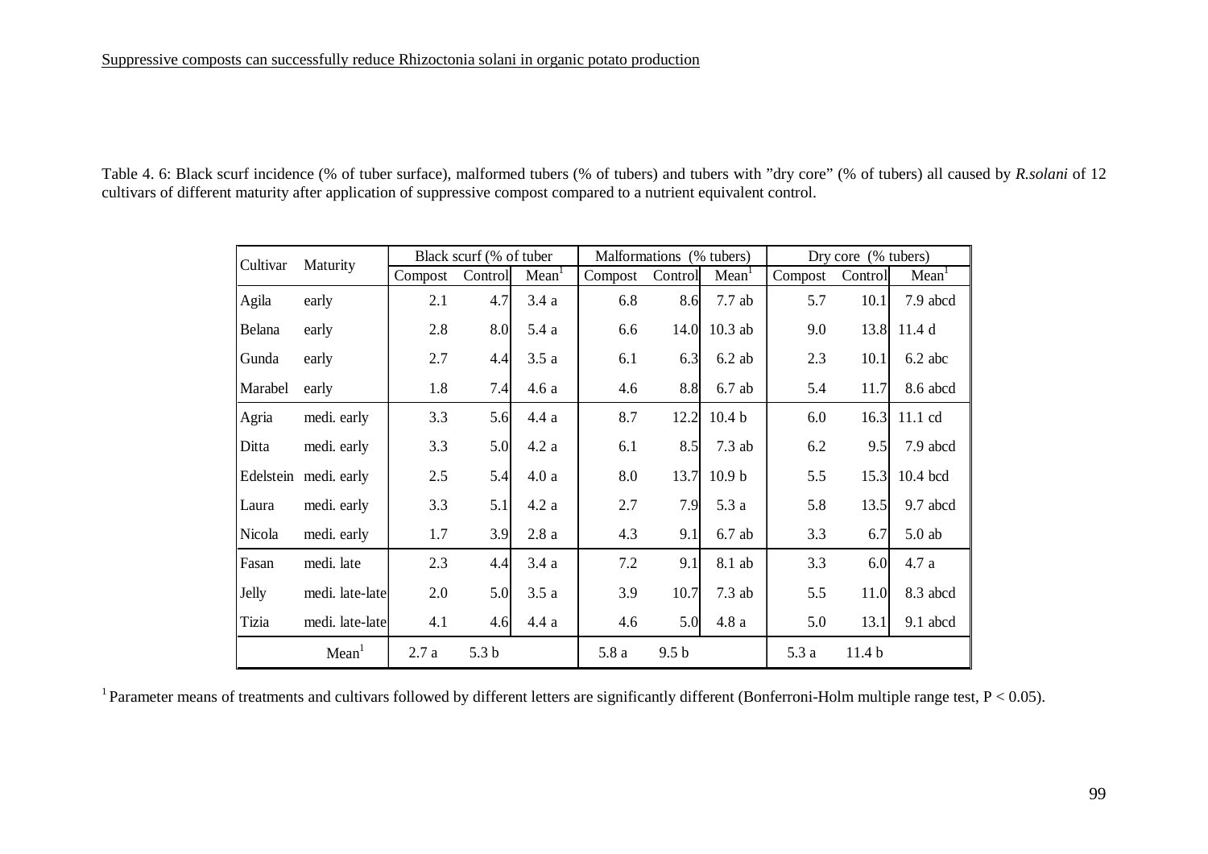Table 4. 6: Black scurf incidence (% of tuber surface), malformed tubers (% of tubers) and tubers with "dry core" (% of tubers) all caused by *R.solani* of 12 cultivars of different maturity after application of suppressive compost compared to a nutrient equivalent control.

| Cultivar | Maturity | Black scurf (% of tuber | | | Malformations (% tubers) | | | Dry core (% tubers) | | |
|---|---|---|---|---|---|---|---|---|---|---|
| | | Compost | Control | Mean[1] | Compost | Control | Mean[1] | Compost | Control | Mean[1] |
| Agila | early | 2.1 | 4.7 | 3.4 a | 6.8 | 8.6 | 7.7 ab | 5.7 | 10.1 | 7.9 abcd |
| Belana | early | 2.8 | 8.0 | 5.4 a | 6.6 | 14.0 | 10.3 ab | 9.0 | 13.8 | 11.4 d |
| Gunda | early | 2.7 | 4.4 | 3.5 a | 6.1 | 6.3 | 6.2 ab | 2.3 | 10.1 | 6.2 abc |
| Marabel | early | 1.8 | 7.4 | 4.6 a | 4.6 | 8.8 | 6.7 ab | 5.4 | 11.7 | 8.6 abcd |
| Agria | medi. early | 3.3 | 5.6 | 4.4 a | 8.7 | 12.2 | 10.4 b | 6.0 | 16.3 | 11.1 cd |
| Ditta | medi. early | 3.3 | 5.0 | 4.2 a | 6.1 | 8.5 | 7.3 ab | 6.2 | 9.5 | 7.9 abcd |
| Edelstein | medi. early | 2.5 | 5.4 | 4.0 a | 8.0 | 13.7 | 10.9 b | 5.5 | 15.3 | 10.4 bcd |
| Laura | medi. early | 3.3 | 5.1 | 4.2 a | 2.7 | 7.9 | 5.3 a | 5.8 | 13.5 | 9.7 abcd |
| Nicola | medi. early | 1.7 | 3.9 | 2.8 a | 4.3 | 9.1 | 6.7 ab | 3.3 | 6.7 | 5.0 ab |
| Fasan | medi. late | 2.3 | 4.4 | 3.4 a | 7.2 | 9.1 | 8.1 ab | 3.3 | 6.0 | 4.7 a |
| Jelly | medi. late-late | 2.0 | 5.0 | 3.5 a | 3.9 | 10.7 | 7.3 ab | 5.5 | 11.0 | 8.3 abcd |
| Tizia | medi. late-late | 4.1 | 4.6 | 4.4 a | 4.6 | 5.0 | 4.8 a | 5.0 | 13.1 | 9.1 abcd |
| | Mean[1] | 2.7 a | 5.3 b | | 5.8 a | 9.5 b | | 5.3 a | 11.4 b | |

[1] Parameter means of treatments and cultivars followed by different letters are significantly different (Bonferroni-Holm multiple range test, $P < 0.05$).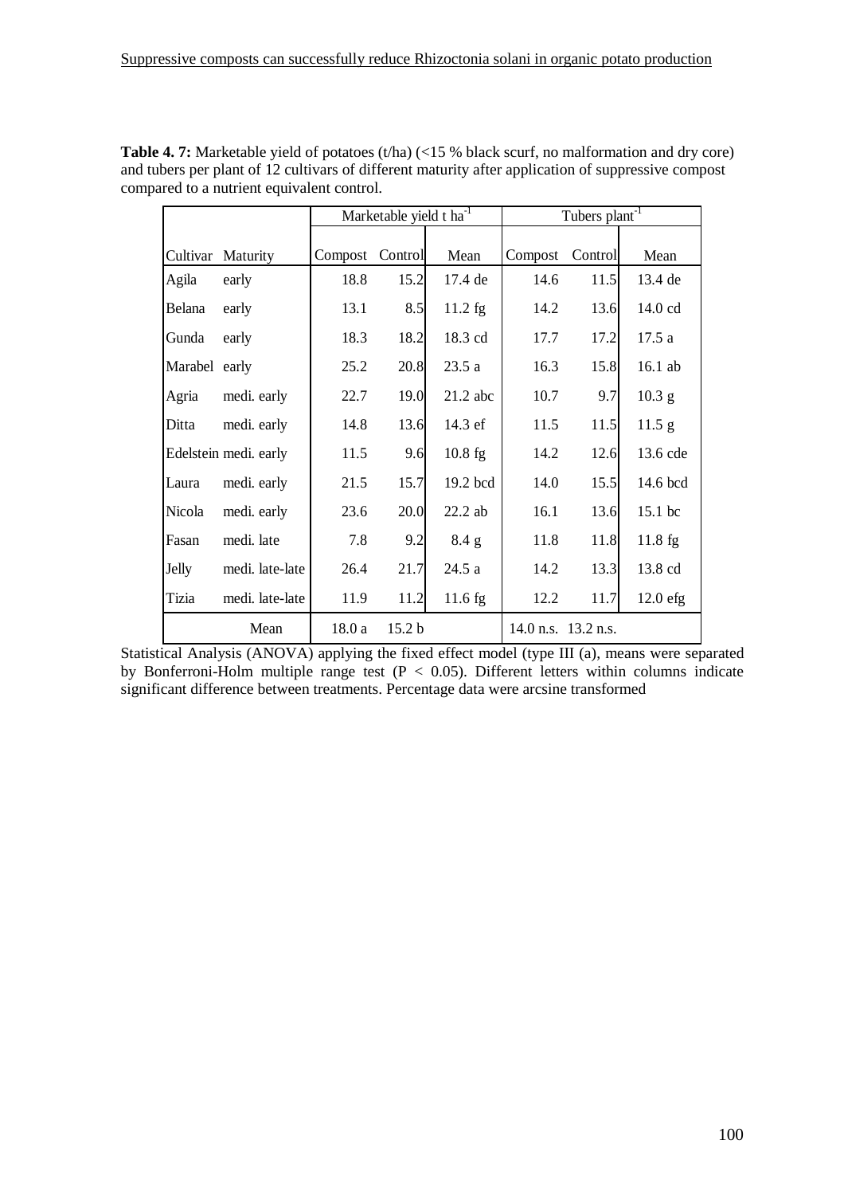**Table 4. 7:** Marketable yield of potatoes (t/ha) (<15 % black scurf, no malformation and dry core) and tubers per plant of 12 cultivars of different maturity after application of suppressive compost compared to a nutrient equivalent control.

| | | Marketable yield t ha$^{-1}$ | | | Tubers plant$^{-1}$ | | |
|---|---|---|---|---|---|---|---|
| Cultivar | Maturity | Compost | Control | Mean | Compost | Control | Mean |
| Agila | early | 18.8 | 15.2 | 17.4 de | 14.6 | 11.5 | 13.4 de |
| Belana | early | 13.1 | 8.5 | 11.2 fg | 14.2 | 13.6 | 14.0 cd |
| Gunda | early | 18.3 | 18.2 | 18.3 cd | 17.7 | 17.2 | 17.5 a |
| Marabel | early | 25.2 | 20.8 | 23.5 a | 16.3 | 15.8 | 16.1 ab |
| Agria | medi. early | 22.7 | 19.0 | 21.2 abc | 10.7 | 9.7 | 10.3 g |
| Ditta | medi. early | 14.8 | 13.6 | 14.3 ef | 11.5 | 11.5 | 11.5 g |
| Edelstein | medi. early | 11.5 | 9.6 | 10.8 fg | 14.2 | 12.6 | 13.6 cde |
| Laura | medi. early | 21.5 | 15.7 | 19.2 bcd | 14.0 | 15.5 | 14.6 bcd |
| Nicola | medi. early | 23.6 | 20.0 | 22.2 ab | 16.1 | 13.6 | 15.1 bc |
| Fasan | medi. late | 7.8 | 9.2 | 8.4 g | 11.8 | 11.8 | 11.8 fg |
| Jelly | medi. late-late | 26.4 | 21.7 | 24.5 a | 14.2 | 13.3 | 13.8 cd |
| Tizia | medi. late-late | 11.9 | 11.2 | 11.6 fg | 12.2 | 11.7 | 12.0 efg |
| | Mean | 18.0 a | 15.2 b | | 14.0 n.s. | 13.2 n.s. | |

Statistical Analysis (ANOVA) applying the fixed effect model (type III (a), means were separated by Bonferroni-Holm multiple range test ($P < 0.05$). Different letters within columns indicate significant difference between treatments. Percentage data were arcsine transformed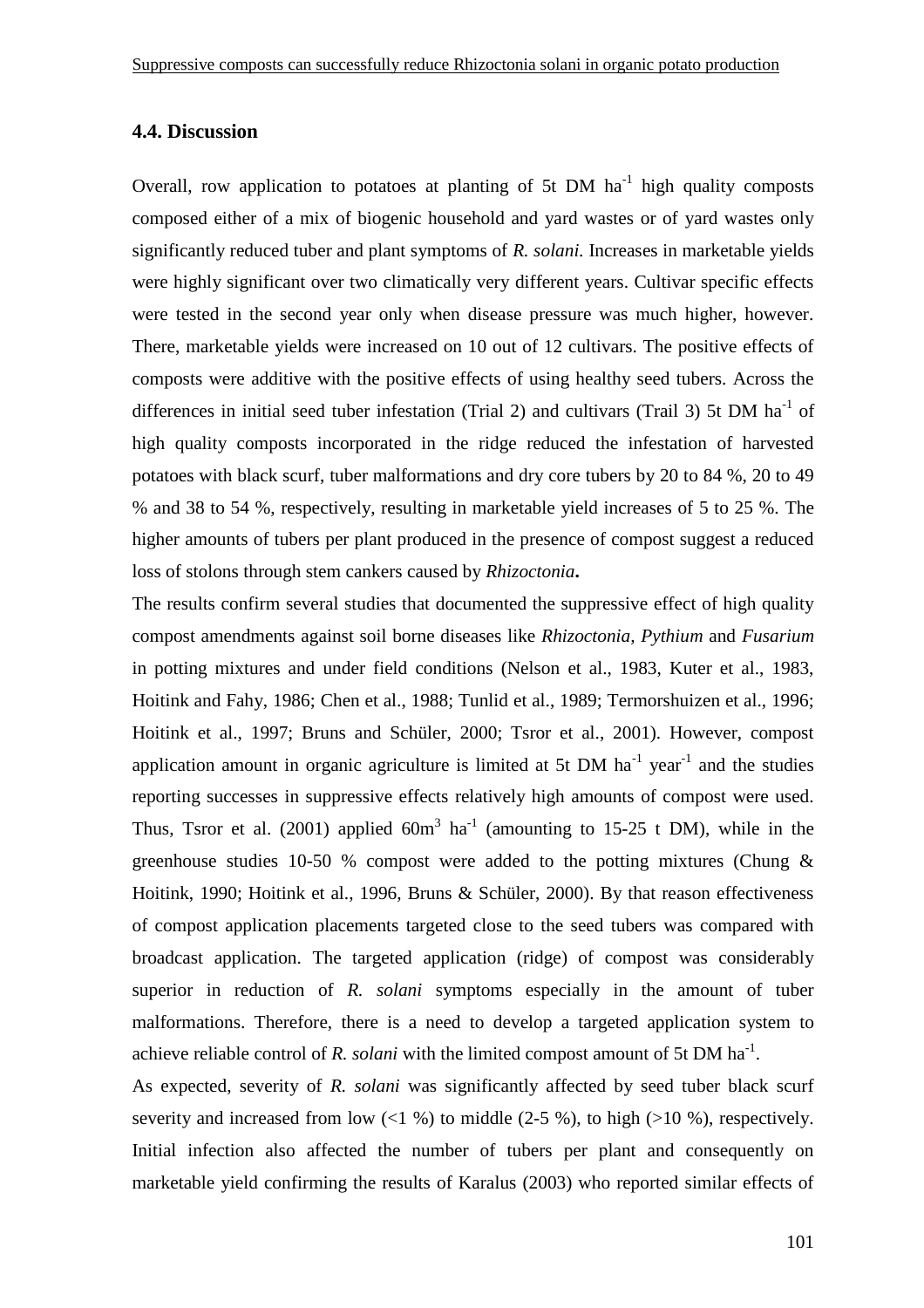## 4.4. Discussion

Overall, row application to potatoes at planting of 5t DM ha$^{-1}$ high quality composts composed either of a mix of biogenic household and yard wastes or of yard wastes only significantly reduced tuber and plant symptoms of *R. solani.* Increases in marketable yields were highly significant over two climatically very different years. Cultivar specific effects were tested in the second year only when disease pressure was much higher, however. There, marketable yields were increased on 10 out of 12 cultivars. The positive effects of composts were additive with the positive effects of using healthy seed tubers. Across the differences in initial seed tuber infestation (Trial 2) and cultivars (Trail 3) 5t DM ha$^{-1}$ of high quality composts incorporated in the ridge reduced the infestation of harvested potatoes with black scurf, tuber malformations and dry core tubers by 20 to 84 %, 20 to 49 % and 38 to 54 %, respectively, resulting in marketable yield increases of 5 to 25 %. The higher amounts of tubers per plant produced in the presence of compost suggest a reduced loss of stolons through stem cankers caused by *Rhizoctonia***.**

The results confirm several studies that documented the suppressive effect of high quality compost amendments against soil borne diseases like *Rhizoctonia, Pythium* and *Fusarium* in potting mixtures and under field conditions (Nelson et al., 1983, Kuter et al., 1983, Hoitink and Fahy, 1986; Chen et al., 1988; Tunlid et al., 1989; Termorshuizen et al., 1996; Hoitink et al., 1997; Bruns and Schüler, 2000; Tsror et al., 2001). However, compost application amount in organic agriculture is limited at 5t DM ha$^{-1}$ year$^{-1}$ and the studies reporting successes in suppressive effects relatively high amounts of compost were used. Thus, Tsror et al. (2001) applied 60m$^{3}$ ha$^{-1}$ (amounting to 15-25 t DM), while in the greenhouse studies 10-50 % compost were added to the potting mixtures (Chung & Hoitink, 1990; Hoitink et al., 1996, Bruns & Schüler, 2000). By that reason effectiveness of compost application placements targeted close to the seed tubers was compared with broadcast application. The targeted application (ridge) of compost was considerably superior in reduction of *R. solani* symptoms especially in the amount of tuber malformations. Therefore, there is a need to develop a targeted application system to achieve reliable control of *R. solani* with the limited compost amount of 5t DM ha$^{-1}$.

As expected, severity of *R. solani* was significantly affected by seed tuber black scurf severity and increased from low (<1 %) to middle (2-5 %), to high (>10 %), respectively. Initial infection also affected the number of tubers per plant and consequently on marketable yield confirming the results of Karalus (2003) who reported similar effects of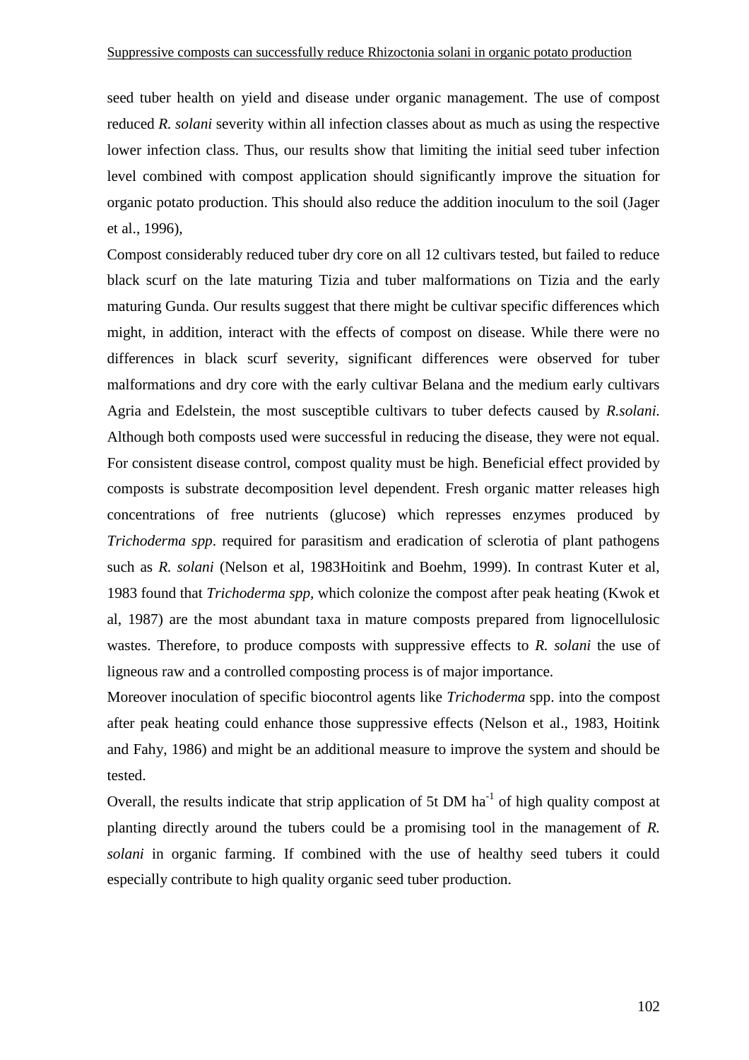seed tuber health on yield and disease under organic management. The use of compost reduced *R. solani* severity within all infection classes about as much as using the respective lower infection class. Thus, our results show that limiting the initial seed tuber infection level combined with compost application should significantly improve the situation for organic potato production. This should also reduce the addition inoculum to the soil (Jager et al., 1996),

Compost considerably reduced tuber dry core on all 12 cultivars tested, but failed to reduce black scurf on the late maturing Tizia and tuber malformations on Tizia and the early maturing Gunda. Our results suggest that there might be cultivar specific differences which might, in addition, interact with the effects of compost on disease. While there were no differences in black scurf severity, significant differences were observed for tuber malformations and dry core with the early cultivar Belana and the medium early cultivars Agria and Edelstein, the most susceptible cultivars to tuber defects caused by *R.solani.* Although both composts used were successful in reducing the disease, they were not equal. For consistent disease control, compost quality must be high. Beneficial effect provided by composts is substrate decomposition level dependent. Fresh organic matter releases high concentrations of free nutrients (glucose) which represses enzymes produced by *Trichoderma spp*. required for parasitism and eradication of sclerotia of plant pathogens such as *R. solani* (Nelson et al, 1983Hoitink and Boehm, 1999). In contrast Kuter et al, 1983 found that *Trichoderma spp,* which colonize the compost after peak heating (Kwok et al, 1987) are the most abundant taxa in mature composts prepared from lignocellulosic wastes. Therefore, to produce composts with suppressive effects to *R. solani* the use of ligneous raw and a controlled composting process is of major importance.

Moreover inoculation of specific biocontrol agents like *Trichoderma* spp. into the compost after peak heating could enhance those suppressive effects (Nelson et al., 1983, Hoitink and Fahy, 1986) and might be an additional measure to improve the system and should be tested.

Overall, the results indicate that strip application of 5t DM $ha^{-1}$ of high quality compost at planting directly around the tubers could be a promising tool in the management of *R. solani* in organic farming. If combined with the use of healthy seed tubers it could especially contribute to high quality organic seed tuber production.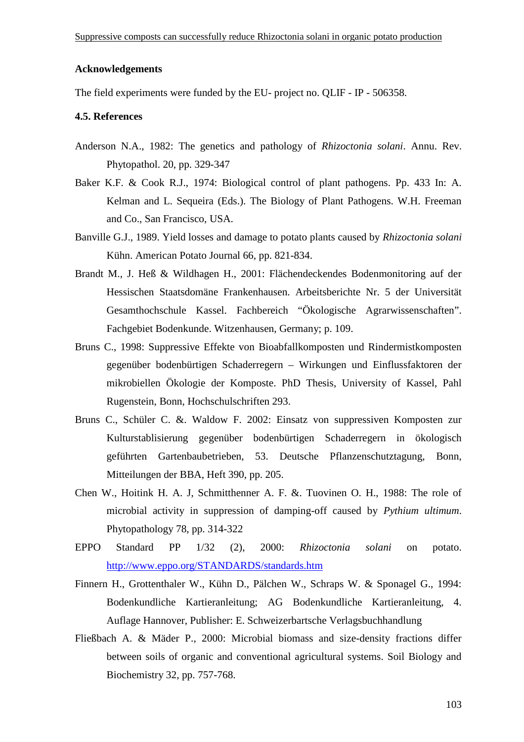## Acknowledgements

The field experiments were funded by the EU- project no. QLIF - IP - 506358.

### 4.5. References

Anderson N.A., 1982: The genetics and pathology of *Rhizoctonia solani*. Annu. Rev. Phytopathol. 20, pp. 329-347

Baker K.F. & Cook R.J., 1974: Biological control of plant pathogens. Pp. 433 In: A. Kelman and L. Sequeira (Eds.). The Biology of Plant Pathogens. W.H. Freeman and Co., San Francisco, USA.

Banville G.J., 1989. Yield losses and damage to potato plants caused by *Rhizoctonia solani* Kühn. American Potato Journal 66, pp. 821-834.

Brandt M., J. Heß & Wildhagen H., 2001: Flächendeckendes Bodenmonitoring auf der Hessischen Staatsdomäne Frankenhausen. Arbeitsberichte Nr. 5 der Universität Gesamthochschule Kassel. Fachbereich "Ökologische Agrarwissenschaften". Fachgebiet Bodenkunde. Witzenhausen, Germany; p. 109.

Bruns C., 1998: Suppressive Effekte von Bioabfallkomposten und Rindermistkomposten gegenüber bodenbürtigen Schaderregern – Wirkungen und Einflussfaktoren der mikrobiellen Ökologie der Komposte. PhD Thesis, University of Kassel, Pahl Rugenstein, Bonn, Hochschulschriften 293.

Bruns C., Schüler C. &. Waldow F. 2002: Einsatz von suppressiven Komposten zur Kulturstablisierung gegenüber bodenbürtigen Schaderregern in ökologisch geführten Gartenbaubetrieben, 53. Deutsche Pflanzenschutztagung, Bonn, Mitteilungen der BBA, Heft 390, pp. 205.

Chen W., Hoitink H. A. J, Schmitthenner A. F. &. Tuovinen O. H., 1988: The role of microbial activity in suppression of damping-off caused by *Pythium ultimum*. Phytopathology 78, pp. 314-322

EPPO Standard PP 1/32 (2), 2000: *Rhizoctonia solani* on potato. http://www.eppo.org/STANDARDS/standards.htm

Finnern H., Grottenthaler W., Kühn D., Pälchen W., Schraps W. & Sponagel G., 1994: Bodenkundliche Kartieranleitung; AG Bodenkundliche Kartieranleitung, 4. Auflage Hannover, Publisher: E. Schweizerbartsche Verlagsbuchhandlung

Fließbach A. & Mäder P., 2000: Microbial biomass and size-density fractions differ between soils of organic and conventional agricultural systems. Soil Biology and Biochemistry 32, pp. 757-768.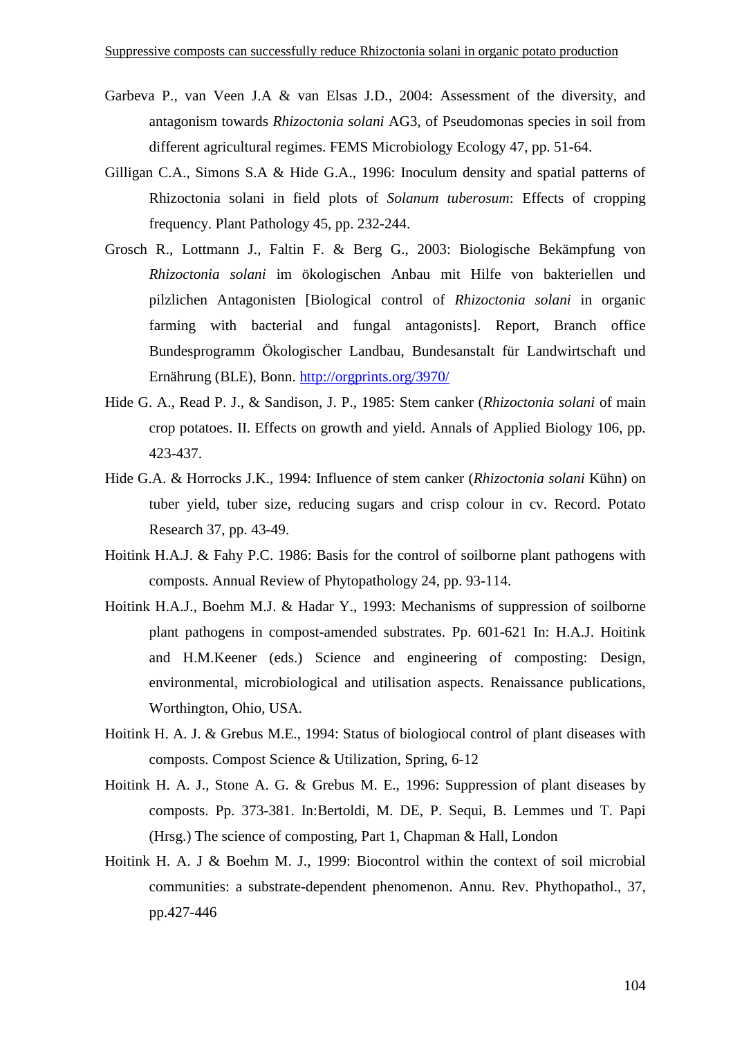Garbeva P., van Veen J.A & van Elsas J.D., 2004: Assessment of the diversity, and antagonism towards *Rhizoctonia solani* AG3, of Pseudomonas species in soil from different agricultural regimes. FEMS Microbiology Ecology 47, pp. 51-64.

Gilligan C.A., Simons S.A & Hide G.A., 1996: Inoculum density and spatial patterns of Rhizoctonia solani in field plots of *Solanum tuberosum*: Effects of cropping frequency. Plant Pathology 45, pp. 232-244.

Grosch R., Lottmann J., Faltin F. & Berg G., 2003: Biologische Bekämpfung von *Rhizoctonia solani* im ökologischen Anbau mit Hilfe von bakteriellen und pilzlichen Antagonisten [Biological control of *Rhizoctonia solani* in organic farming with bacterial and fungal antagonists]. Report, Branch office Bundesprogramm Ökologischer Landbau, Bundesanstalt für Landwirtschaft und Ernährung (BLE), Bonn. http://orgprints.org/3970/

Hide G. A., Read P. J., & Sandison, J. P., 1985: Stem canker (*Rhizoctonia solani* of main crop potatoes. II. Effects on growth and yield. Annals of Applied Biology 106, pp. 423-437.

Hide G.A. & Horrocks J.K., 1994: Influence of stem canker (*Rhizoctonia solani* Kühn) on tuber yield, tuber size, reducing sugars and crisp colour in cv. Record. Potato Research 37, pp. 43-49.

Hoitink H.A.J. & Fahy P.C. 1986: Basis for the control of soilborne plant pathogens with composts. Annual Review of Phytopathology 24, pp. 93-114.

Hoitink H.A.J., Boehm M.J. & Hadar Y., 1993: Mechanisms of suppression of soilborne plant pathogens in compost-amended substrates. Pp. 601-621 In: H.A.J. Hoitink and H.M.Keener (eds.) Science and engineering of composting: Design, environmental, microbiological and utilisation aspects. Renaissance publications, Worthington, Ohio, USA.

Hoitink H. A. J. & Grebus M.E., 1994: Status of biologiocal control of plant diseases with composts. Compost Science & Utilization, Spring, 6-12

Hoitink H. A. J., Stone A. G. & Grebus M. E., 1996: Suppression of plant diseases by composts. Pp. 373-381. In:Bertoldi, M. DE, P. Sequi, B. Lemmes und T. Papi (Hrsg.) The science of composting, Part 1, Chapman & Hall, London

Hoitink H. A. J & Boehm M. J., 1999: Biocontrol within the context of soil microbial communities: a substrate-dependent phenomenon. Annu. Rev. Phythopathol., 37, pp.427-446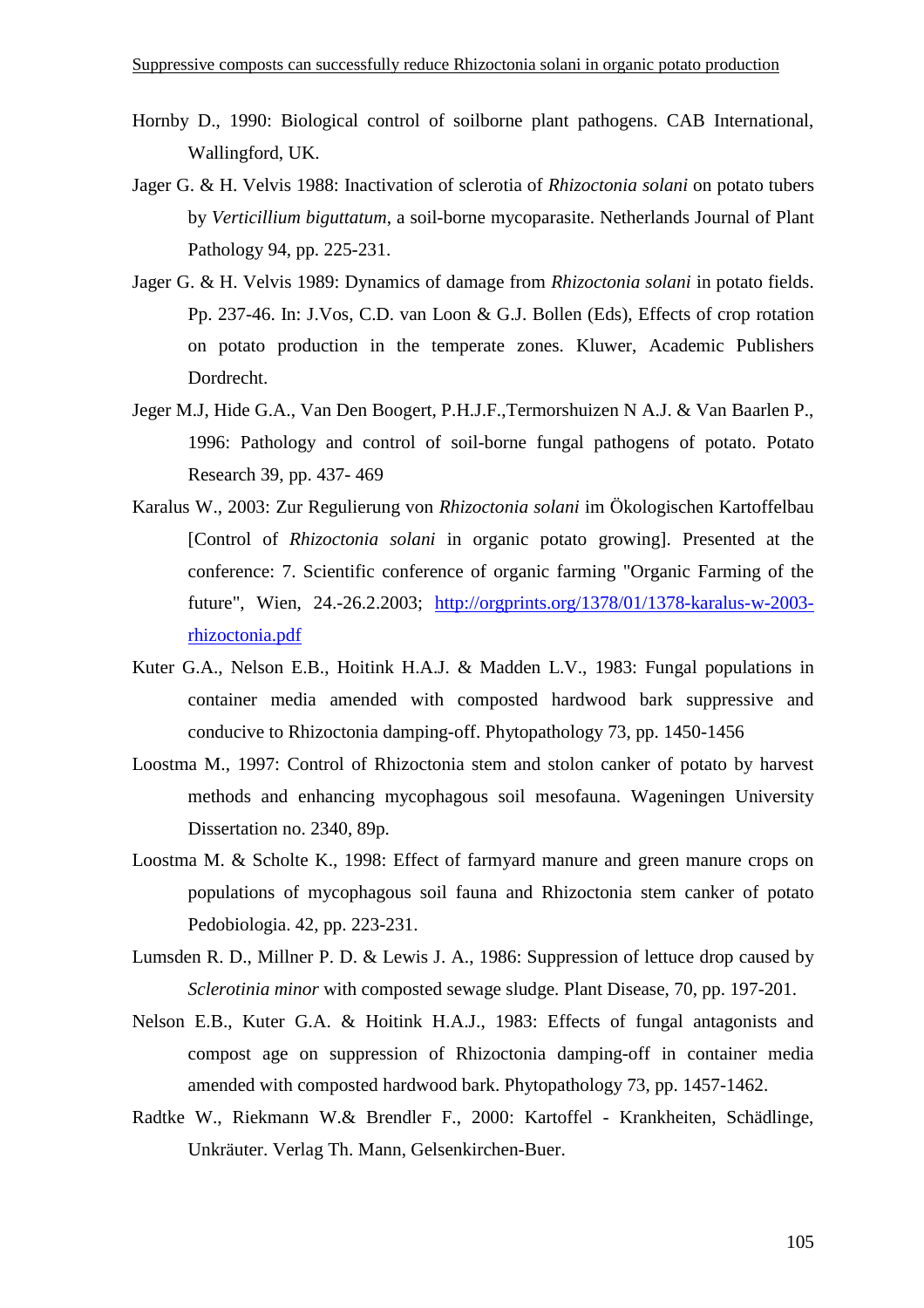Hornby D., 1990: Biological control of soilborne plant pathogens. CAB International, Wallingford, UK.

Jager G. & H. Velvis 1988: Inactivation of sclerotia of *Rhizoctonia solani* on potato tubers by *Verticillium biguttatum*, a soil-borne mycoparasite. Netherlands Journal of Plant Pathology 94, pp. 225-231.

Jager G. & H. Velvis 1989: Dynamics of damage from *Rhizoctonia solani* in potato fields. Pp. 237-46. In: J.Vos, C.D. van Loon & G.J. Bollen (Eds), Effects of crop rotation on potato production in the temperate zones. Kluwer, Academic Publishers Dordrecht.

Jeger M.J, Hide G.A., Van Den Boogert, P.H.J.F.,Termorshuizen N A.J. & Van Baarlen P., 1996: Pathology and control of soil-borne fungal pathogens of potato. Potato Research 39, pp. 437- 469

Karalus W., 2003: Zur Regulierung von *Rhizoctonia solani* im Ökologischen Kartoffelbau [Control of *Rhizoctonia solani* in organic potato growing]. Presented at the conference: 7. Scientific conference of organic farming "Organic Farming of the future", Wien, 24.-26.2.2003; http://orgprints.org/1378/01/1378-karalus-w-2003-rhizoctonia.pdf

Kuter G.A., Nelson E.B., Hoitink H.A.J. & Madden L.V., 1983: Fungal populations in container media amended with composted hardwood bark suppressive and conducive to Rhizoctonia damping-off. Phytopathology 73, pp. 1450-1456

Loostma M., 1997: Control of Rhizoctonia stem and stolon canker of potato by harvest methods and enhancing mycophagous soil mesofauna. Wageningen University Dissertation no. 2340, 89p.

Loostma M. & Scholte K., 1998: Effect of farmyard manure and green manure crops on populations of mycophagous soil fauna and Rhizoctonia stem canker of potato Pedobiologia. 42, pp. 223-231.

Lumsden R. D., Millner P. D. & Lewis J. A., 1986: Suppression of lettuce drop caused by *Sclerotinia minor* with composted sewage sludge. Plant Disease, 70, pp. 197-201.

Nelson E.B., Kuter G.A. & Hoitink H.A.J., 1983: Effects of fungal antagonists and compost age on suppression of Rhizoctonia damping-off in container media amended with composted hardwood bark. Phytopathology 73, pp. 1457-1462.

Radtke W., Riekmann W.& Brendler F., 2000: Kartoffel - Krankheiten, Schädlinge, Unkräuter. Verlag Th. Mann, Gelsenkirchen-Buer.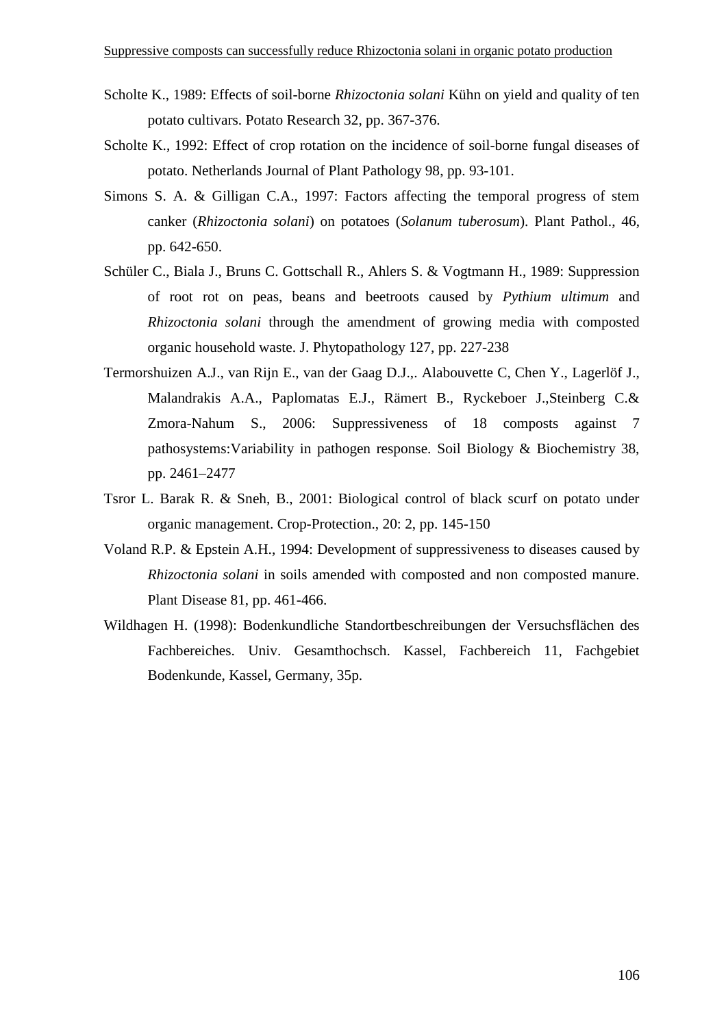Scholte K., 1989: Effects of soil-borne *Rhizoctonia solani* Kühn on yield and quality of ten potato cultivars. Potato Research 32, pp. 367-376.

Scholte K., 1992: Effect of crop rotation on the incidence of soil-borne fungal diseases of potato. Netherlands Journal of Plant Pathology 98, pp. 93-101.

Simons S. A. & Gilligan C.A., 1997: Factors affecting the temporal progress of stem canker (*Rhizoctonia solani*) on potatoes (*Solanum tuberosum*). Plant Pathol., 46, pp. 642-650.

Schüler C., Biala J., Bruns C. Gottschall R., Ahlers S. & Vogtmann H., 1989: Suppression of root rot on peas, beans and beetroots caused by *Pythium ultimum* and *Rhizoctonia solani* through the amendment of growing media with composted organic household waste. J. Phytopathology 127, pp. 227-238

Termorshuizen A.J., van Rijn E., van der Gaag D.J.,. Alabouvette C, Chen Y., Lagerlöf J., Malandrakis A.A., Paplomatas E.J., Rämert B., Ryckeboer J.,Steinberg C.& Zmora-Nahum S., 2006: Suppressiveness of 18 composts against 7 pathosystems:Variability in pathogen response. Soil Biology & Biochemistry 38, pp. 2461–2477

Tsror L. Barak R. & Sneh, B., 2001: Biological control of black scurf on potato under organic management. Crop-Protection., 20: 2, pp. 145-150

Voland R.P. & Epstein A.H., 1994: Development of suppressiveness to diseases caused by *Rhizoctonia solani* in soils amended with composted and non composted manure. Plant Disease 81, pp. 461-466.

Wildhagen H. (1998): Bodenkundliche Standortbeschreibungen der Versuchsflächen des Fachbereiches. Univ. Gesamthochsch. Kassel, Fachbereich 11, Fachgebiet Bodenkunde, Kassel, Germany, 35p.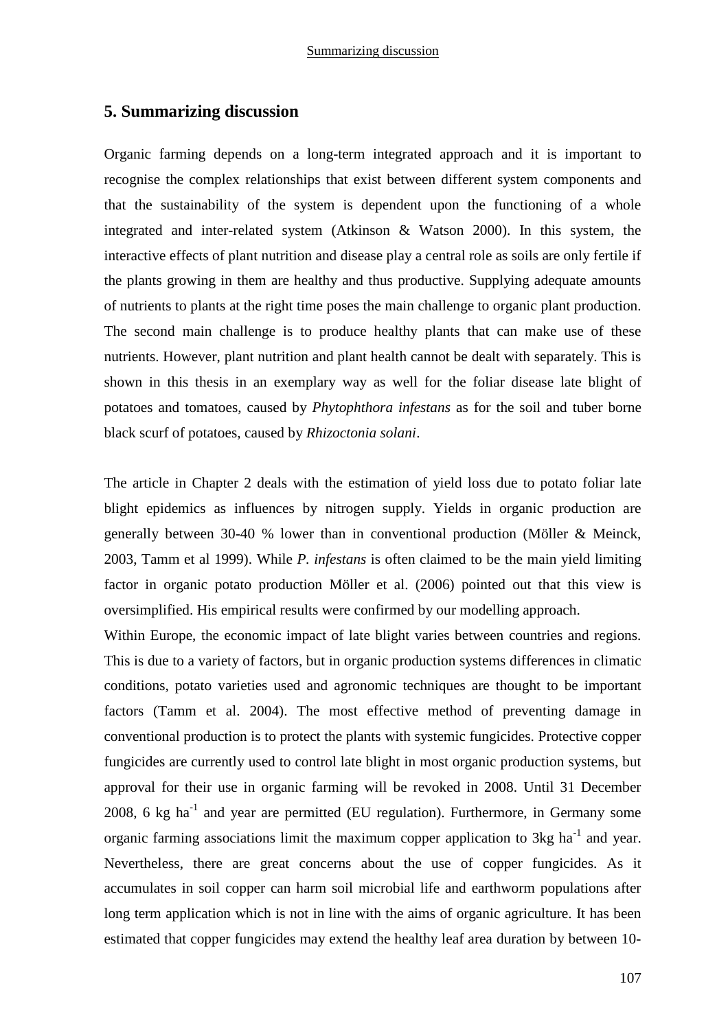# 5. Summarizing discussion

Organic farming depends on a long-term integrated approach and it is important to recognise the complex relationships that exist between different system components and that the sustainability of the system is dependent upon the functioning of a whole integrated and inter-related system (Atkinson & Watson 2000). In this system, the interactive effects of plant nutrition and disease play a central role as soils are only fertile if the plants growing in them are healthy and thus productive. Supplying adequate amounts of nutrients to plants at the right time poses the main challenge to organic plant production. The second main challenge is to produce healthy plants that can make use of these nutrients. However, plant nutrition and plant health cannot be dealt with separately. This is shown in this thesis in an exemplary way as well for the foliar disease late blight of potatoes and tomatoes, caused by *Phytophthora infestans* as for the soil and tuber borne black scurf of potatoes, caused by *Rhizoctonia solani*.

The article in Chapter 2 deals with the estimation of yield loss due to potato foliar late blight epidemics as influences by nitrogen supply. Yields in organic production are generally between 30-40 % lower than in conventional production (Möller & Meinck, 2003, Tamm et al 1999). While *P. infestans* is often claimed to be the main yield limiting factor in organic potato production Möller et al. (2006) pointed out that this view is oversimplified. His empirical results were confirmed by our modelling approach.

Within Europe, the economic impact of late blight varies between countries and regions. This is due to a variety of factors, but in organic production systems differences in climatic conditions, potato varieties used and agronomic techniques are thought to be important factors (Tamm et al. 2004). The most effective method of preventing damage in conventional production is to protect the plants with systemic fungicides. Protective copper fungicides are currently used to control late blight in most organic production systems, but approval for their use in organic farming will be revoked in 2008. Until 31 December 2008, 6 kg $ha^{-1}$ and year are permitted (EU regulation). Furthermore, in Germany some organic farming associations limit the maximum copper application to 3kg $ha^{-1}$ and year. Nevertheless, there are great concerns about the use of copper fungicides. As it accumulates in soil copper can harm soil microbial life and earthworm populations after long term application which is not in line with the aims of organic agriculture. It has been estimated that copper fungicides may extend the healthy leaf area duration by between 10-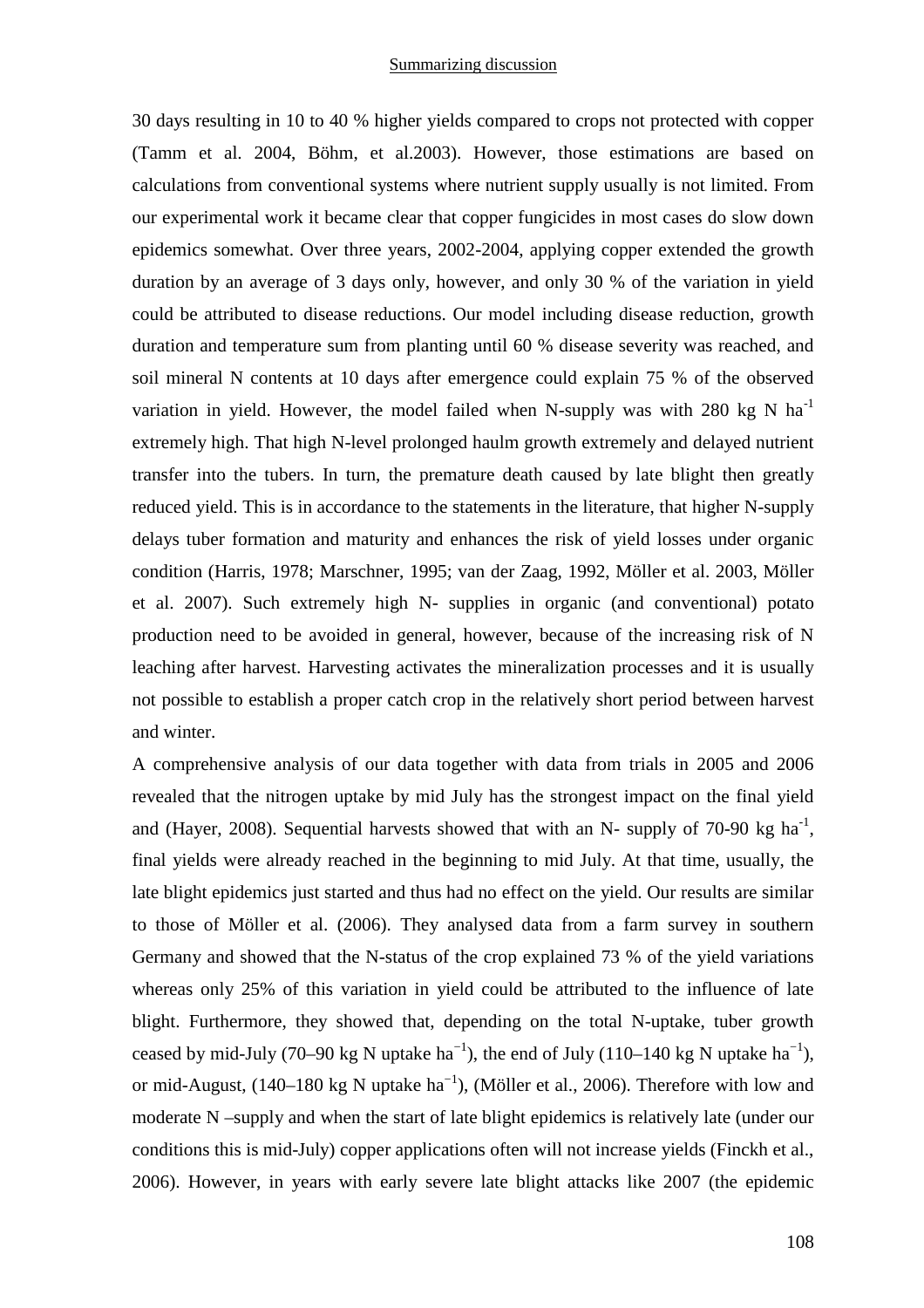30 days resulting in 10 to 40 % higher yields compared to crops not protected with copper (Tamm et al. 2004, Böhm, et al.2003). However, those estimations are based on calculations from conventional systems where nutrient supply usually is not limited. From our experimental work it became clear that copper fungicides in most cases do slow down epidemics somewhat. Over three years, 2002-2004, applying copper extended the growth duration by an average of 3 days only, however, and only 30 % of the variation in yield could be attributed to disease reductions. Our model including disease reduction, growth duration and temperature sum from planting until 60 % disease severity was reached, and soil mineral N contents at 10 days after emergence could explain 75 % of the observed variation in yield. However, the model failed when N-supply was with 280 kg N $ha^{-1}$ extremely high. That high N-level prolonged haulm growth extremely and delayed nutrient transfer into the tubers. In turn, the premature death caused by late blight then greatly reduced yield. This is in accordance to the statements in the literature, that higher N-supply delays tuber formation and maturity and enhances the risk of yield losses under organic condition (Harris, 1978; Marschner, 1995; van der Zaag, 1992, Möller et al. 2003, Möller et al. 2007). Such extremely high N- supplies in organic (and conventional) potato production need to be avoided in general, however, because of the increasing risk of N leaching after harvest. Harvesting activates the mineralization processes and it is usually not possible to establish a proper catch crop in the relatively short period between harvest and winter.

A comprehensive analysis of our data together with data from trials in 2005 and 2006 revealed that the nitrogen uptake by mid July has the strongest impact on the final yield and (Hayer, 2008). Sequential harvests showed that with an N- supply of 70-90 kg $ha^{-1}$, final yields were already reached in the beginning to mid July. At that time, usually, the late blight epidemics just started and thus had no effect on the yield. Our results are similar to those of Möller et al. (2006). They analysed data from a farm survey in southern Germany and showed that the N-status of the crop explained 73 % of the yield variations whereas only 25% of this variation in yield could be attributed to the influence of late blight. Furthermore, they showed that, depending on the total N-uptake, tuber growth ceased by mid-July (70–90 kg N uptake $ha^{-1}$), the end of July (110–140 kg N uptake $ha^{-1}$), or mid-August, (140–180 kg N uptake $ha^{-1}$), (Möller et al., 2006). Therefore with low and moderate N –supply and when the start of late blight epidemics is relatively late (under our conditions this is mid-July) copper applications often will not increase yields (Finckh et al., 2006). However, in years with early severe late blight attacks like 2007 (the epidemic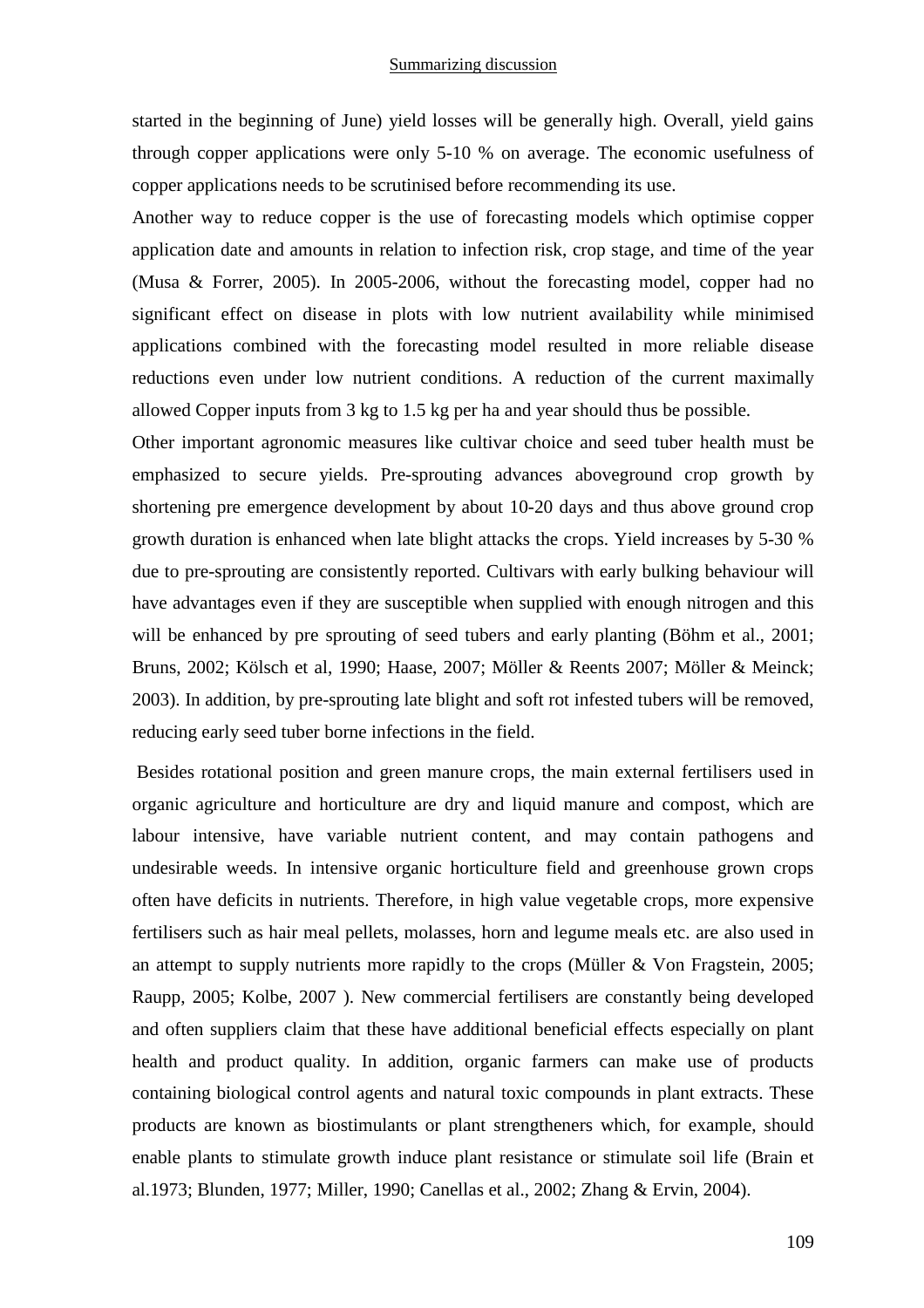started in the beginning of June) yield losses will be generally high. Overall, yield gains through copper applications were only 5-10 % on average. The economic usefulness of copper applications needs to be scrutinised before recommending its use.

Another way to reduce copper is the use of forecasting models which optimise copper application date and amounts in relation to infection risk, crop stage, and time of the year (Musa & Forrer, 2005). In 2005-2006, without the forecasting model, copper had no significant effect on disease in plots with low nutrient availability while minimised applications combined with the forecasting model resulted in more reliable disease reductions even under low nutrient conditions. A reduction of the current maximally allowed Copper inputs from 3 kg to 1.5 kg per ha and year should thus be possible.

Other important agronomic measures like cultivar choice and seed tuber health must be emphasized to secure yields. Pre-sprouting advances aboveground crop growth by shortening pre emergence development by about 10-20 days and thus above ground crop growth duration is enhanced when late blight attacks the crops. Yield increases by 5-30 % due to pre-sprouting are consistently reported. Cultivars with early bulking behaviour will have advantages even if they are susceptible when supplied with enough nitrogen and this will be enhanced by pre sprouting of seed tubers and early planting (Böhm et al., 2001; Bruns, 2002; Kölsch et al, 1990; Haase, 2007; Möller & Reents 2007; Möller & Meinck; 2003). In addition, by pre-sprouting late blight and soft rot infested tubers will be removed, reducing early seed tuber borne infections in the field.

Besides rotational position and green manure crops, the main external fertilisers used in organic agriculture and horticulture are dry and liquid manure and compost, which are labour intensive, have variable nutrient content, and may contain pathogens and undesirable weeds. In intensive organic horticulture field and greenhouse grown crops often have deficits in nutrients. Therefore, in high value vegetable crops, more expensive fertilisers such as hair meal pellets, molasses, horn and legume meals etc. are also used in an attempt to supply nutrients more rapidly to the crops (Müller & Von Fragstein, 2005; Raupp, 2005; Kolbe, 2007 ). New commercial fertilisers are constantly being developed and often suppliers claim that these have additional beneficial effects especially on plant health and product quality. In addition, organic farmers can make use of products containing biological control agents and natural toxic compounds in plant extracts. These products are known as biostimulants or plant strengtheners which, for example, should enable plants to stimulate growth induce plant resistance or stimulate soil life (Brain et al.1973; Blunden, 1977; Miller, 1990; Canellas et al., 2002; Zhang & Ervin, 2004).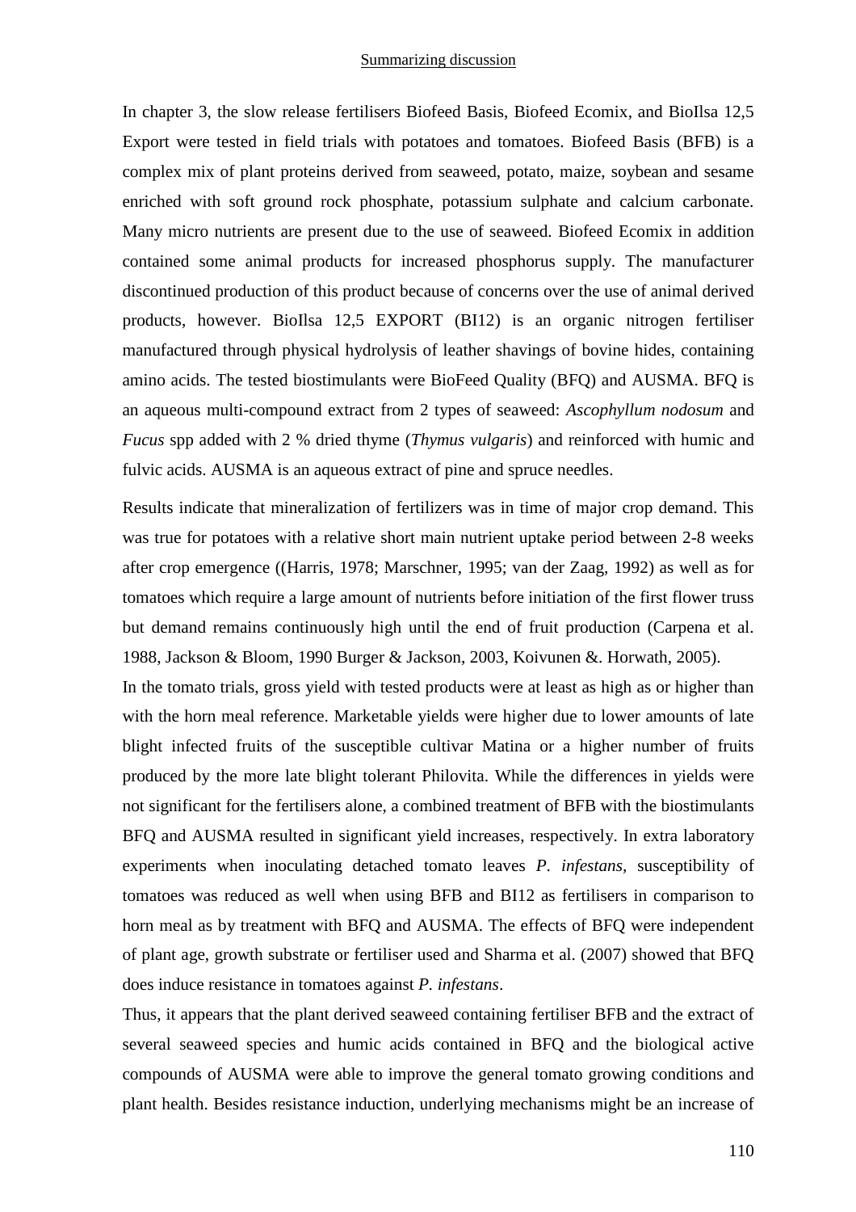In chapter 3, the slow release fertilisers Biofeed Basis, Biofeed Ecomix, and BioIlsa 12,5 Export were tested in field trials with potatoes and tomatoes. Biofeed Basis (BFB) is a complex mix of plant proteins derived from seaweed, potato, maize, soybean and sesame enriched with soft ground rock phosphate, potassium sulphate and calcium carbonate. Many micro nutrients are present due to the use of seaweed. Biofeed Ecomix in addition contained some animal products for increased phosphorus supply. The manufacturer discontinued production of this product because of concerns over the use of animal derived products, however. BioIlsa 12,5 EXPORT (BI12) is an organic nitrogen fertiliser manufactured through physical hydrolysis of leather shavings of bovine hides, containing amino acids. The tested biostimulants were BioFeed Quality (BFQ) and AUSMA. BFQ is an aqueous multi-compound extract from 2 types of seaweed: *Ascophyllum nodosum* and *Fucus* spp added with 2 % dried thyme (*Thymus vulgaris*) and reinforced with humic and fulvic acids. AUSMA is an aqueous extract of pine and spruce needles.

Results indicate that mineralization of fertilizers was in time of major crop demand. This was true for potatoes with a relative short main nutrient uptake period between 2-8 weeks after crop emergence ((Harris, 1978; Marschner, 1995; van der Zaag, 1992) as well as for tomatoes which require a large amount of nutrients before initiation of the first flower truss but demand remains continuously high until the end of fruit production (Carpena et al. 1988, Jackson & Bloom, 1990 Burger & Jackson, 2003, Koivunen &. Horwath, 2005).

In the tomato trials, gross yield with tested products were at least as high as or higher than with the horn meal reference. Marketable yields were higher due to lower amounts of late blight infected fruits of the susceptible cultivar Matina or a higher number of fruits produced by the more late blight tolerant Philovita. While the differences in yields were not significant for the fertilisers alone, a combined treatment of BFB with the biostimulants BFQ and AUSMA resulted in significant yield increases, respectively. In extra laboratory experiments when inoculating detached tomato leaves *P. infestans*, susceptibility of tomatoes was reduced as well when using BFB and BI12 as fertilisers in comparison to horn meal as by treatment with BFQ and AUSMA. The effects of BFQ were independent of plant age, growth substrate or fertiliser used and Sharma et al. (2007) showed that BFQ does induce resistance in tomatoes against *P. infestans*.

Thus, it appears that the plant derived seaweed containing fertiliser BFB and the extract of several seaweed species and humic acids contained in BFQ and the biological active compounds of AUSMA were able to improve the general tomato growing conditions and plant health. Besides resistance induction, underlying mechanisms might be an increase of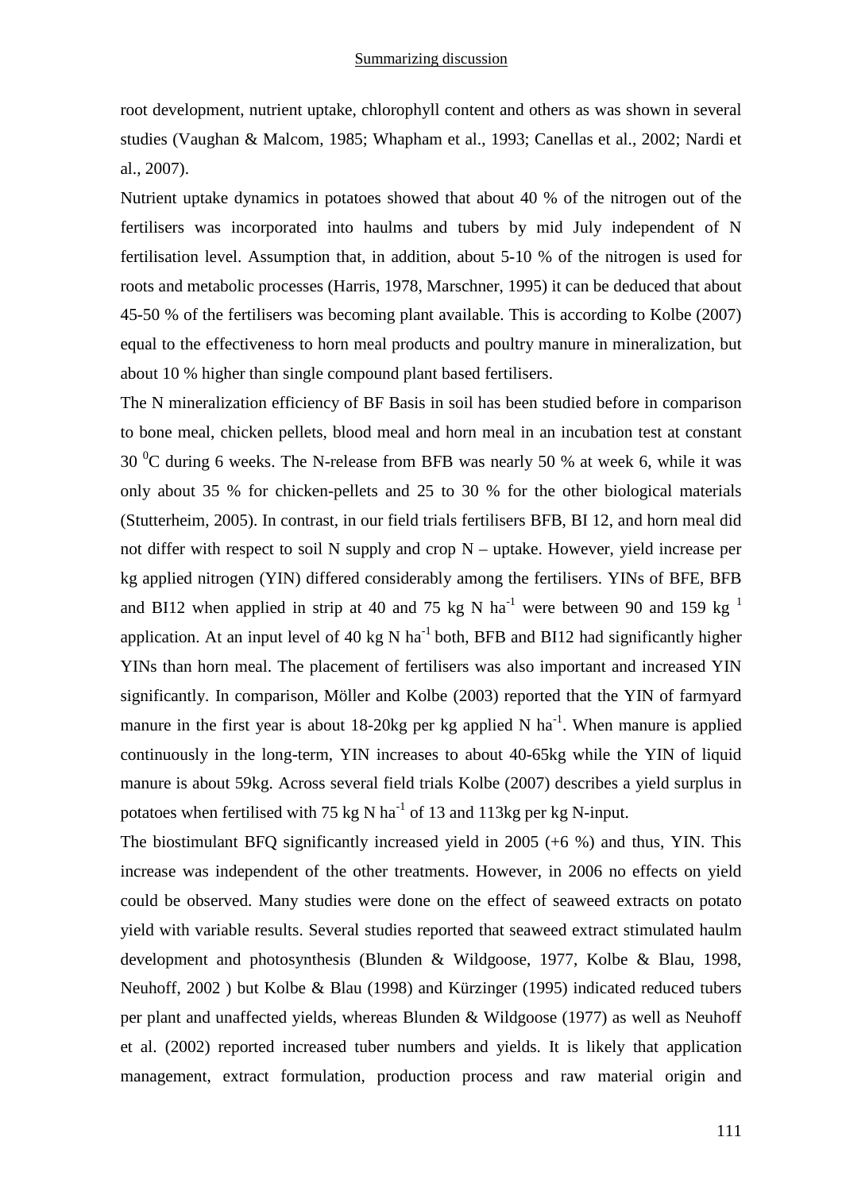root development, nutrient uptake, chlorophyll content and others as was shown in several studies (Vaughan & Malcom, 1985; Whapham et al., 1993; Canellas et al., 2002; Nardi et al., 2007).

Nutrient uptake dynamics in potatoes showed that about 40 % of the nitrogen out of the fertilisers was incorporated into haulms and tubers by mid July independent of N fertilisation level. Assumption that, in addition, about 5-10 % of the nitrogen is used for roots and metabolic processes (Harris, 1978, Marschner, 1995) it can be deduced that about 45-50 % of the fertilisers was becoming plant available. This is according to Kolbe (2007) equal to the effectiveness to horn meal products and poultry manure in mineralization, but about 10 % higher than single compound plant based fertilisers.

The N mineralization efficiency of BF Basis in soil has been studied before in comparison to bone meal, chicken pellets, blood meal and horn meal in an incubation test at constant 30 $^0$C during 6 weeks. The N-release from BFB was nearly 50 % at week 6, while it was only about 35 % for chicken-pellets and 25 to 30 % for the other biological materials (Stutterheim, 2005). In contrast, in our field trials fertilisers BFB, BI 12, and horn meal did not differ with respect to soil N supply and crop N – uptake. However, yield increase per kg applied nitrogen (YIN) differed considerably among the fertilisers. YINs of BFE, BFB and BI12 when applied in strip at 40 and 75 kg N ha$^{-1}$ were between 90 and 159 kg $^1$ application. At an input level of 40 kg N ha$^{-1}$ both, BFB and BI12 had significantly higher YINs than horn meal. The placement of fertilisers was also important and increased YIN significantly. In comparison, Möller and Kolbe (2003) reported that the YIN of farmyard manure in the first year is about 18-20kg per kg applied N ha$^{-1}$. When manure is applied continuously in the long-term, YIN increases to about 40-65kg while the YIN of liquid manure is about 59kg. Across several field trials Kolbe (2007) describes a yield surplus in potatoes when fertilised with 75 kg N ha$^{-1}$ of 13 and 113kg per kg N-input.

The biostimulant BFQ significantly increased yield in 2005 (+6 %) and thus, YIN. This increase was independent of the other treatments. However, in 2006 no effects on yield could be observed. Many studies were done on the effect of seaweed extracts on potato yield with variable results. Several studies reported that seaweed extract stimulated haulm development and photosynthesis (Blunden & Wildgoose, 1977, Kolbe & Blau, 1998, Neuhoff, 2002 ) but Kolbe & Blau (1998) and Kürzinger (1995) indicated reduced tubers per plant and unaffected yields, whereas Blunden & Wildgoose (1977) as well as Neuhoff et al. (2002) reported increased tuber numbers and yields. It is likely that application management, extract formulation, production process and raw material origin and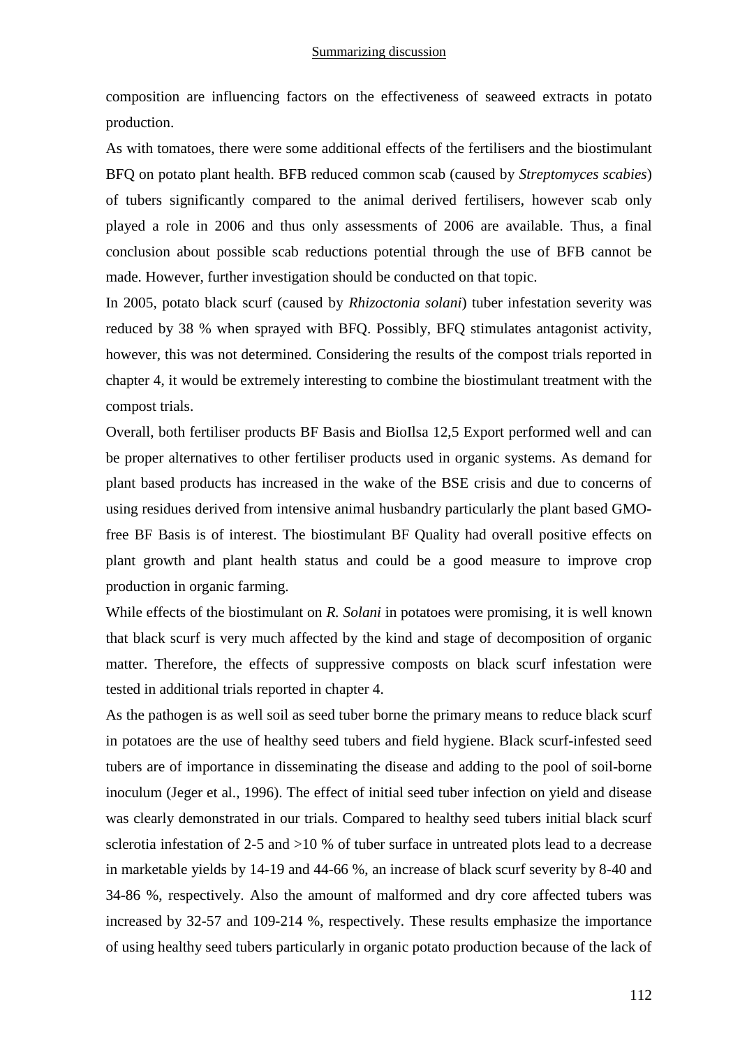composition are influencing factors on the effectiveness of seaweed extracts in potato production.

As with tomatoes, there were some additional effects of the fertilisers and the biostimulant BFQ on potato plant health. BFB reduced common scab (caused by *Streptomyces scabies*) of tubers significantly compared to the animal derived fertilisers, however scab only played a role in 2006 and thus only assessments of 2006 are available. Thus, a final conclusion about possible scab reductions potential through the use of BFB cannot be made. However, further investigation should be conducted on that topic.

In 2005, potato black scurf (caused by *Rhizoctonia solani*) tuber infestation severity was reduced by 38 % when sprayed with BFQ. Possibly, BFQ stimulates antagonist activity, however, this was not determined. Considering the results of the compost trials reported in chapter 4, it would be extremely interesting to combine the biostimulant treatment with the compost trials.

Overall, both fertiliser products BF Basis and BioIlsa 12,5 Export performed well and can be proper alternatives to other fertiliser products used in organic systems. As demand for plant based products has increased in the wake of the BSE crisis and due to concerns of using residues derived from intensive animal husbandry particularly the plant based GMO-free BF Basis is of interest. The biostimulant BF Quality had overall positive effects on plant growth and plant health status and could be a good measure to improve crop production in organic farming.

While effects of the biostimulant on *R. Solani* in potatoes were promising, it is well known that black scurf is very much affected by the kind and stage of decomposition of organic matter. Therefore, the effects of suppressive composts on black scurf infestation were tested in additional trials reported in chapter 4.

As the pathogen is as well soil as seed tuber borne the primary means to reduce black scurf in potatoes are the use of healthy seed tubers and field hygiene. Black scurf-infested seed tubers are of importance in disseminating the disease and adding to the pool of soil-borne inoculum (Jeger et al., 1996). The effect of initial seed tuber infection on yield and disease was clearly demonstrated in our trials. Compared to healthy seed tubers initial black scurf sclerotia infestation of 2-5 and >10 % of tuber surface in untreated plots lead to a decrease in marketable yields by 14-19 and 44-66 %, an increase of black scurf severity by 8-40 and 34-86 %, respectively. Also the amount of malformed and dry core affected tubers was increased by 32-57 and 109-214 %, respectively. These results emphasize the importance of using healthy seed tubers particularly in organic potato production because of the lack of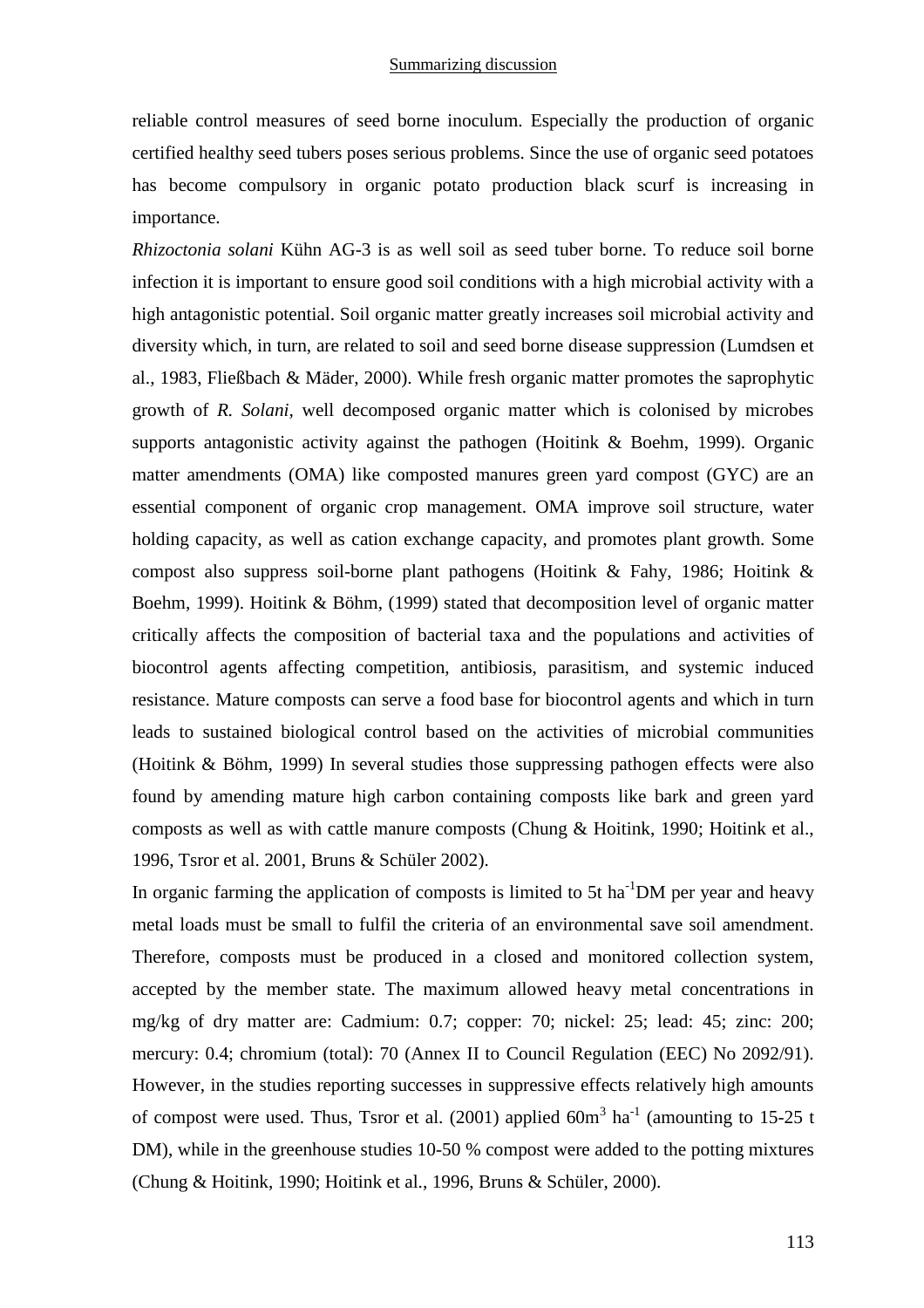reliable control measures of seed borne inoculum. Especially the production of organic certified healthy seed tubers poses serious problems. Since the use of organic seed potatoes has become compulsory in organic potato production black scurf is increasing in importance.

*Rhizoctonia solani* Kühn AG-3 is as well soil as seed tuber borne. To reduce soil borne infection it is important to ensure good soil conditions with a high microbial activity with a high antagonistic potential. Soil organic matter greatly increases soil microbial activity and diversity which, in turn, are related to soil and seed borne disease suppression (Lumdsen et al., 1983, Fließbach & Mäder, 2000). While fresh organic matter promotes the saprophytic growth of *R. Solani*, well decomposed organic matter which is colonised by microbes supports antagonistic activity against the pathogen (Hoitink & Boehm, 1999). Organic matter amendments (OMA) like composted manures green yard compost (GYC) are an essential component of organic crop management. OMA improve soil structure, water holding capacity, as well as cation exchange capacity, and promotes plant growth. Some compost also suppress soil-borne plant pathogens (Hoitink & Fahy, 1986; Hoitink & Boehm, 1999). Hoitink & Böhm, (1999) stated that decomposition level of organic matter critically affects the composition of bacterial taxa and the populations and activities of biocontrol agents affecting competition, antibiosis, parasitism, and systemic induced resistance. Mature composts can serve a food base for biocontrol agents and which in turn leads to sustained biological control based on the activities of microbial communities (Hoitink & Böhm, 1999) In several studies those suppressing pathogen effects were also found by amending mature high carbon containing composts like bark and green yard composts as well as with cattle manure composts (Chung & Hoitink, 1990; Hoitink et al., 1996, Tsror et al. 2001, Bruns & Schüler 2002).

In organic farming the application of composts is limited to 5t $ha^{-1}$DM per year and heavy metal loads must be small to fulfil the criteria of an environmental save soil amendment. Therefore, composts must be produced in a closed and monitored collection system, accepted by the member state. The maximum allowed heavy metal concentrations in mg/kg of dry matter are: Cadmium: 0.7; copper: 70; nickel: 25; lead: 45; zinc: 200; mercury: 0.4; chromium (total): 70 (Annex II to Council Regulation (EEC) No 2092/91). However, in the studies reporting successes in suppressive effects relatively high amounts of compost were used. Thus, Tsror et al. (2001) applied $60m^3$ $ha^{-1}$ (amounting to 15-25 t DM), while in the greenhouse studies 10-50 % compost were added to the potting mixtures (Chung & Hoitink, 1990; Hoitink et al., 1996, Bruns & Schüler, 2000).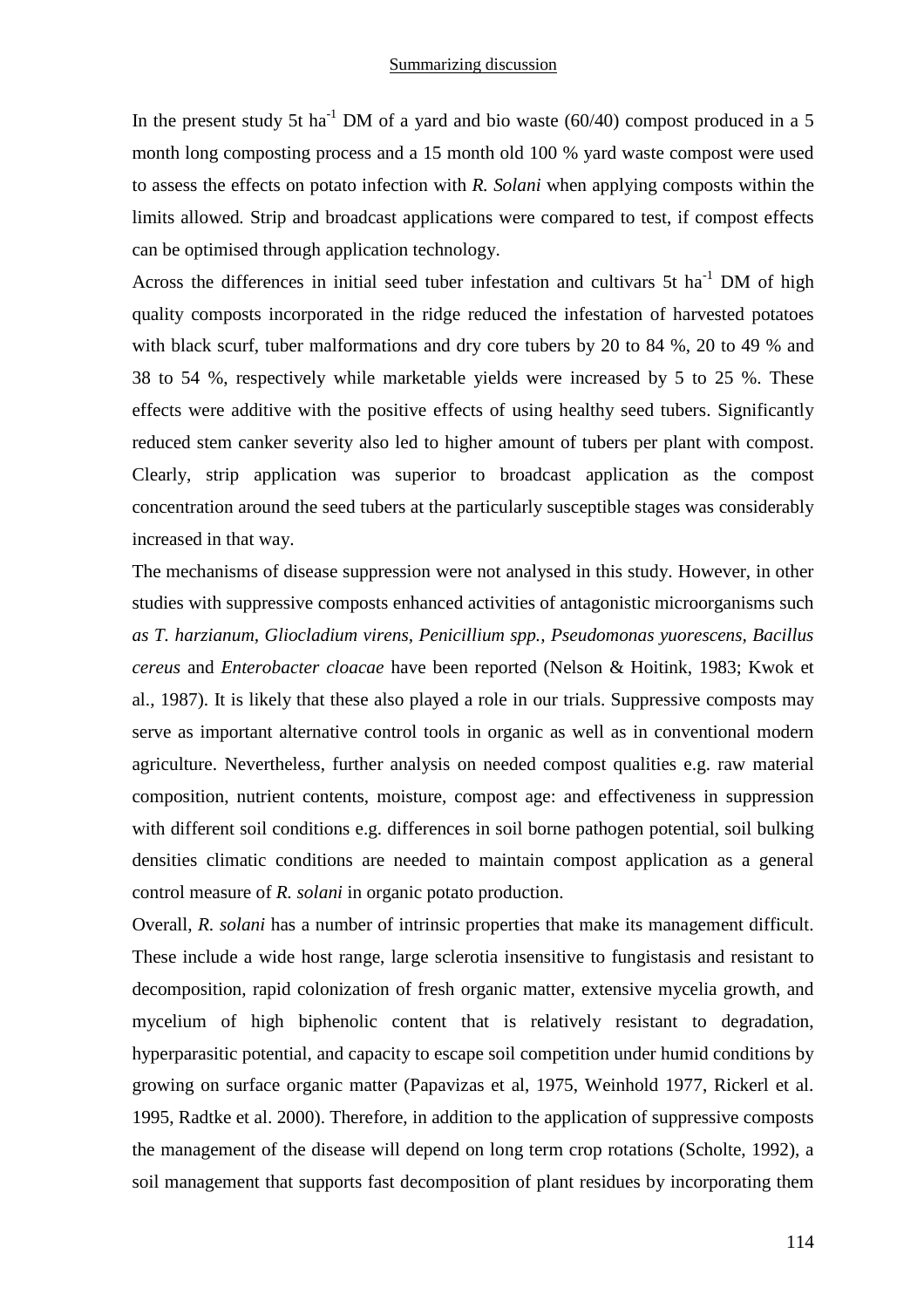In the present study 5t ha$^{-1}$ DM of a yard and bio waste (60/40) compost produced in a 5 month long composting process and a 15 month old 100 % yard waste compost were used to assess the effects on potato infection with *R. Solani* when applying composts within the limits allowed. Strip and broadcast applications were compared to test, if compost effects can be optimised through application technology.

Across the differences in initial seed tuber infestation and cultivars 5t ha$^{-1}$ DM of high quality composts incorporated in the ridge reduced the infestation of harvested potatoes with black scurf, tuber malformations and dry core tubers by 20 to 84 %, 20 to 49 % and 38 to 54 %, respectively while marketable yields were increased by 5 to 25 %. These effects were additive with the positive effects of using healthy seed tubers. Significantly reduced stem canker severity also led to higher amount of tubers per plant with compost. Clearly, strip application was superior to broadcast application as the compost concentration around the seed tubers at the particularly susceptible stages was considerably increased in that way.

The mechanisms of disease suppression were not analysed in this study. However, in other studies with suppressive composts enhanced activities of antagonistic microorganisms such *as T. harzianum, Gliocladium virens, Penicillium spp., Pseudomonas yuorescens, Bacillus cereus* and *Enterobacter cloacae* have been reported (Nelson & Hoitink, 1983; Kwok et al., 1987). It is likely that these also played a role in our trials. Suppressive composts may serve as important alternative control tools in organic as well as in conventional modern agriculture. Nevertheless, further analysis on needed compost qualities e.g. raw material composition, nutrient contents, moisture, compost age: and effectiveness in suppression with different soil conditions e.g. differences in soil borne pathogen potential, soil bulking densities climatic conditions are needed to maintain compost application as a general control measure of *R. solani* in organic potato production.

Overall, *R. solani* has a number of intrinsic properties that make its management difficult. These include a wide host range, large sclerotia insensitive to fungistasis and resistant to decomposition, rapid colonization of fresh organic matter, extensive mycelia growth, and mycelium of high biphenolic content that is relatively resistant to degradation, hyperparasitic potential, and capacity to escape soil competition under humid conditions by growing on surface organic matter (Papavizas et al, 1975, Weinhold 1977, Rickerl et al. 1995, Radtke et al. 2000). Therefore, in addition to the application of suppressive composts the management of the disease will depend on long term crop rotations (Scholte, 1992), a soil management that supports fast decomposition of plant residues by incorporating them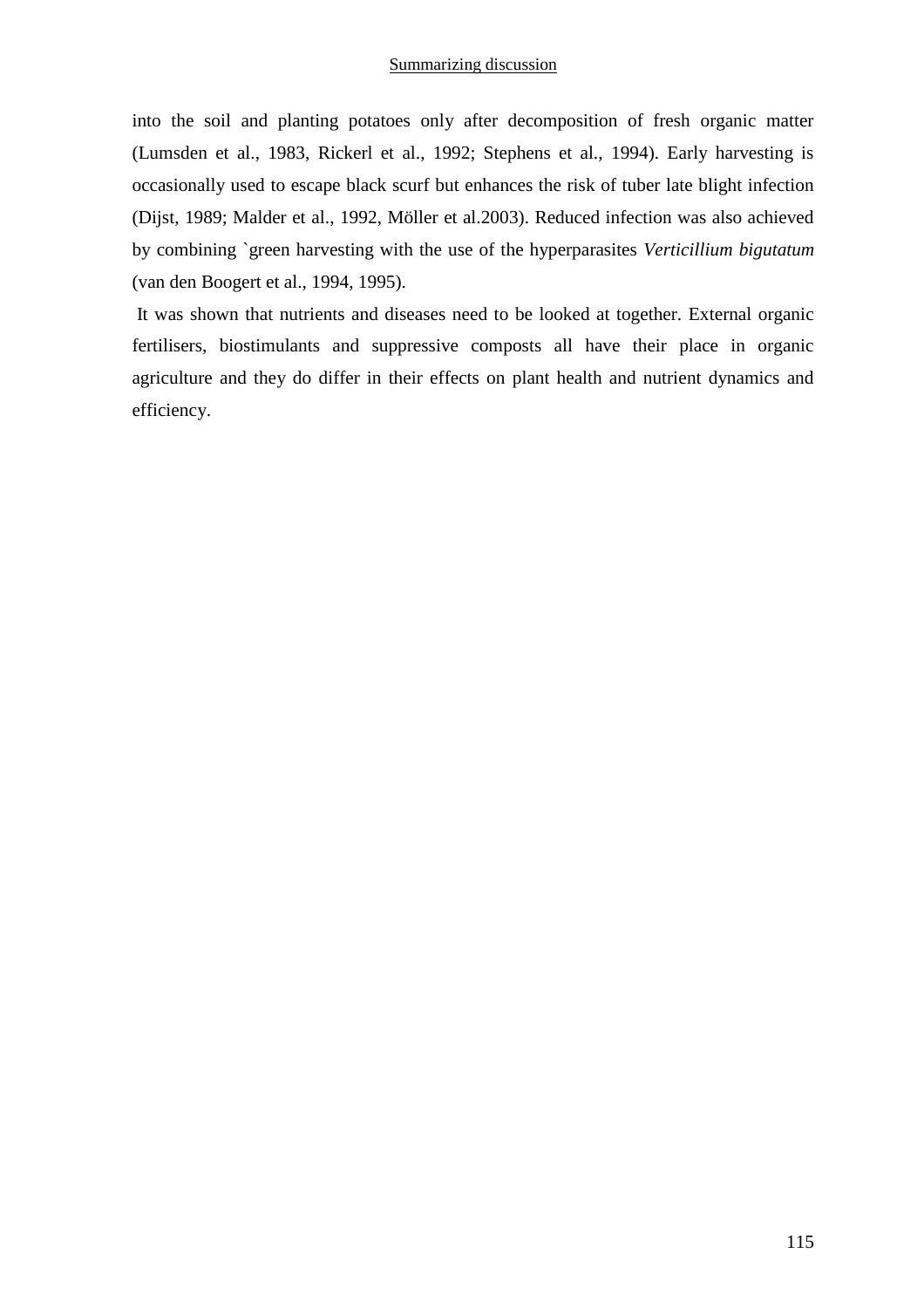into the soil and planting potatoes only after decomposition of fresh organic matter (Lumsden et al., 1983, Rickerl et al., 1992; Stephens et al., 1994). Early harvesting is occasionally used to escape black scurf but enhances the risk of tuber late blight infection (Dijst, 1989; Malder et al., 1992, Möller et al.2003). Reduced infection was also achieved by combining `green harvesting with the use of the hyperparasites *Verticillium bigutatum* (van den Boogert et al., 1994, 1995).

It was shown that nutrients and diseases need to be looked at together. External organic fertilisers, biostimulants and suppressive composts all have their place in organic agriculture and they do differ in their effects on plant health and nutrient dynamics and efficiency.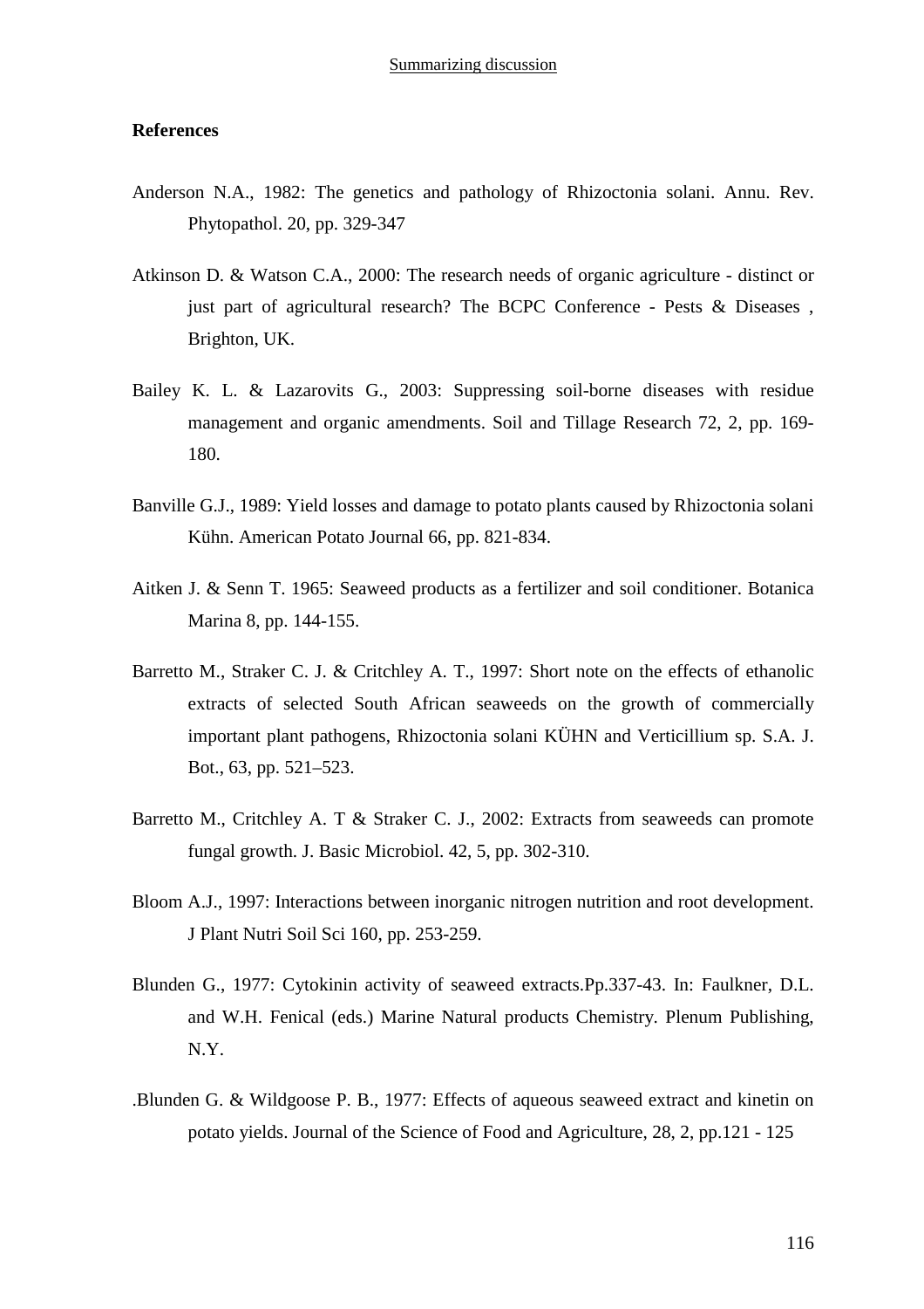**References**

Anderson N.A., 1982: The genetics and pathology of Rhizoctonia solani. Annu. Rev. Phytopathol. 20, pp. 329-347

Atkinson D. & Watson C.A., 2000: The research needs of organic agriculture - distinct or just part of agricultural research? The BCPC Conference - Pests & Diseases , Brighton, UK.

Bailey K. L. & Lazarovits G., 2003: Suppressing soil-borne diseases with residue management and organic amendments. Soil and Tillage Research 72, 2, pp. 169-180.

Banville G.J., 1989: Yield losses and damage to potato plants caused by Rhizoctonia solani Kühn. American Potato Journal 66, pp. 821-834.

Aitken J. & Senn T. 1965: Seaweed products as a fertilizer and soil conditioner. Botanica Marina 8, pp. 144-155.

Barretto M., Straker C. J. & Critchley A. T., 1997: Short note on the effects of ethanolic extracts of selected South African seaweeds on the growth of commercially important plant pathogens, Rhizoctonia solani KÜHN and Verticillium sp. S.A. J. Bot., 63, pp. 521–523.

Barretto M., Critchley A. T & Straker C. J., 2002: Extracts from seaweeds can promote fungal growth. J. Basic Microbiol. 42, 5, pp. 302-310.

Bloom A.J., 1997: Interactions between inorganic nitrogen nutrition and root development. J Plant Nutri Soil Sci 160, pp. 253-259.

Blunden G., 1977: Cytokinin activity of seaweed extracts.Pp.337-43. In: Faulkner, D.L. and W.H. Fenical (eds.) Marine Natural products Chemistry. Plenum Publishing, N.Y.

.Blunden G. & Wildgoose P. B., 1977: Effects of aqueous seaweed extract and kinetin on potato yields. Journal of the Science of Food and Agriculture, 28, 2, pp.121 - 125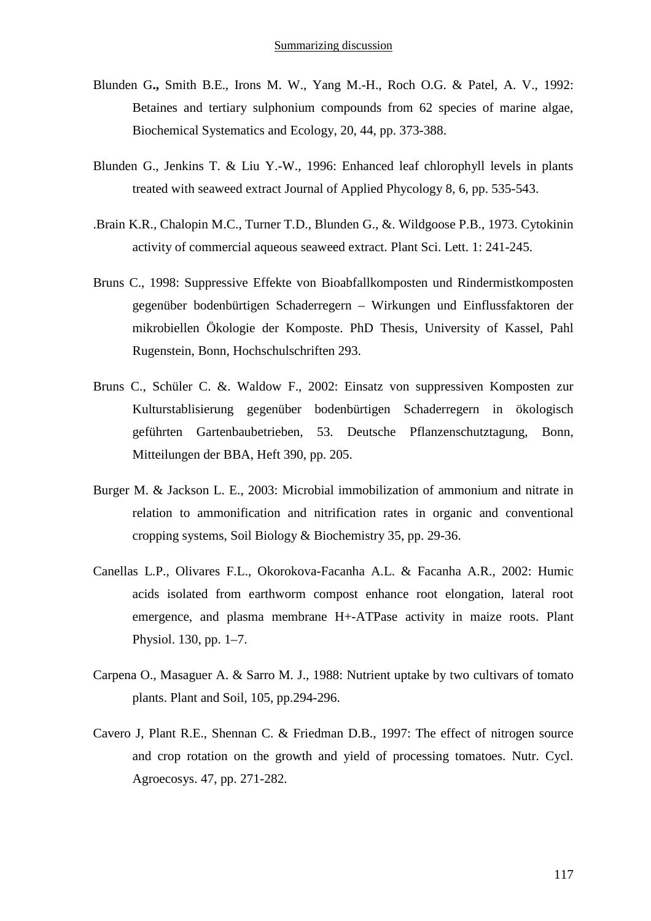Blunden G**.,** Smith B.E., Irons M. W., Yang M.-H., Roch O.G. & Patel, A. V., 1992: Betaines and tertiary sulphonium compounds from 62 species of marine algae, Biochemical Systematics and Ecology, 20, 44, pp. 373-388.

Blunden G., Jenkins T. & Liu Y.-W., 1996: Enhanced leaf chlorophyll levels in plants treated with seaweed extract Journal of Applied Phycology 8, 6, pp. 535-543.

.Brain K.R., Chalopin M.C., Turner T.D., Blunden G., &. Wildgoose P.B., 1973. Cytokinin activity of commercial aqueous seaweed extract. Plant Sci. Lett. 1: 241-245.

Bruns C., 1998: Suppressive Effekte von Bioabfallkomposten und Rindermistkomposten gegenüber bodenbürtigen Schaderregern – Wirkungen und Einflussfaktoren der mikrobiellen Ökologie der Komposte. PhD Thesis, University of Kassel, Pahl Rugenstein, Bonn, Hochschulschriften 293.

Bruns C., Schüler C. &. Waldow F., 2002: Einsatz von suppressiven Komposten zur Kulturstablisierung gegenüber bodenbürtigen Schaderregern in ökologisch geführten Gartenbaubetrieben, 53. Deutsche Pflanzenschutztagung, Bonn, Mitteilungen der BBA, Heft 390, pp. 205.

Burger M. & Jackson L. E., 2003: Microbial immobilization of ammonium and nitrate in relation to ammonification and nitrification rates in organic and conventional cropping systems, Soil Biology & Biochemistry 35, pp. 29-36.

Canellas L.P., Olivares F.L., Okorokova-Facanha A.L. & Facanha A.R., 2002: Humic acids isolated from earthworm compost enhance root elongation, lateral root emergence, and plasma membrane H+-ATPase activity in maize roots. Plant Physiol. 130, pp. 1–7.

Carpena O., Masaguer A. & Sarro M. J., 1988: Nutrient uptake by two cultivars of tomato plants. Plant and Soil, 105, pp.294-296.

Cavero J, Plant R.E., Shennan C. & Friedman D.B., 1997: The effect of nitrogen source and crop rotation on the growth and yield of processing tomatoes. Nutr. Cycl. Agroecosys. 47, pp. 271-282.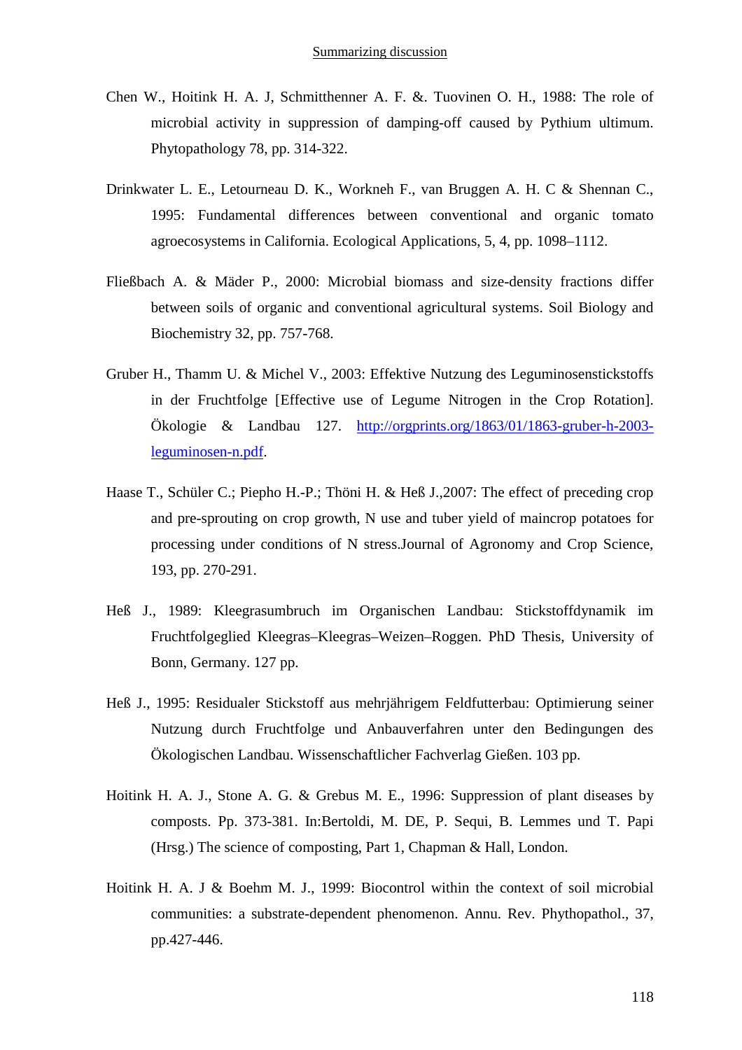Chen W., Hoitink H. A. J, Schmitthenner A. F. &. Tuovinen O. H., 1988: The role of microbial activity in suppression of damping-off caused by Pythium ultimum. Phytopathology 78, pp. 314-322.

Drinkwater L. E., Letourneau D. K., Workneh F., van Bruggen A. H. C & Shennan C., 1995: Fundamental differences between conventional and organic tomato agroecosystems in California. Ecological Applications, 5, 4, pp. 1098–1112.

Fließbach A. & Mäder P., 2000: Microbial biomass and size-density fractions differ between soils of organic and conventional agricultural systems. Soil Biology and Biochemistry 32, pp. 757-768.

Gruber H., Thamm U. & Michel V., 2003: Effektive Nutzung des Leguminosenstickstoffs in der Fruchtfolge [Effective use of Legume Nitrogen in the Crop Rotation]. Ökologie & Landbau 127. http://orgprints.org/1863/01/1863-gruber-h-2003-leguminosen-n.pdf.

Haase T., Schüler C.; Piepho H.-P.; Thöni H. & Heß J.,2007: The effect of preceding crop and pre-sprouting on crop growth, N use and tuber yield of maincrop potatoes for processing under conditions of N stress.Journal of Agronomy and Crop Science, 193, pp. 270-291.

Heß J., 1989: Kleegrasumbruch im Organischen Landbau: Stickstoffdynamik im Fruchtfolgeglied Kleegras–Kleegras–Weizen–Roggen. PhD Thesis, University of Bonn, Germany. 127 pp.

Heß J., 1995: Residualer Stickstoff aus mehrjährigem Feldfutterbau: Optimierung seiner Nutzung durch Fruchtfolge und Anbauverfahren unter den Bedingungen des Ökologischen Landbau. Wissenschaftlicher Fachverlag Gießen. 103 pp.

Hoitink H. A. J., Stone A. G. & Grebus M. E., 1996: Suppression of plant diseases by composts. Pp. 373-381. In:Bertoldi, M. DE, P. Sequi, B. Lemmes und T. Papi (Hrsg.) The science of composting, Part 1, Chapman & Hall, London.

Hoitink H. A. J & Boehm M. J., 1999: Biocontrol within the context of soil microbial communities: a substrate-dependent phenomenon. Annu. Rev. Phythopathol., 37, pp.427-446.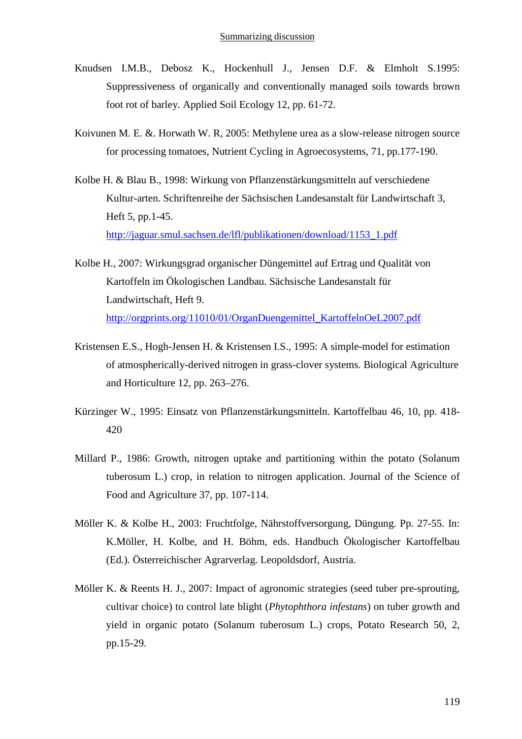Knudsen I.M.B., Debosz K., Hockenhull J., Jensen D.F. & Elmholt S.1995: Suppressiveness of organically and conventionally managed soils towards brown foot rot of barley. Applied Soil Ecology 12, pp. 61-72.

Koivunen M. E. &. Horwath W. R, 2005: Methylene urea as a slow-release nitrogen source for processing tomatoes, Nutrient Cycling in Agroecosystems, 71, pp.177-190.

Kolbe H. & Blau B., 1998: Wirkung von Pflanzenstärkungsmitteln auf verschiedene Kultur-arten. Schriftenreihe der Sächsischen Landesanstalt für Landwirtschaft 3, Heft 5, pp.1-45. http://jaguar.smul.sachsen.de/lfl/publikationen/download/1153_1.pdf

Kolbe H., 2007: Wirkungsgrad organischer Düngemittel auf Ertrag und Qualität von Kartoffeln im Ökologischen Landbau. Sächsische Landesanstalt für Landwirtschaft, Heft 9. http://orgprints.org/11010/01/OrganDuengemittel_KartoffelnOeL2007.pdf

Kristensen E.S., Hogh-Jensen H. & Kristensen I.S., 1995: A simple-model for estimation of atmospherically-derived nitrogen in grass-clover systems. Biological Agriculture and Horticulture 12, pp. 263–276.

Kürzinger W., 1995: Einsatz von Pflanzenstärkungsmitteln. Kartoffelbau 46, 10, pp. 418-420

Millard P., 1986: Growth, nitrogen uptake and partitioning within the potato (Solanum tuberosum L.) crop, in relation to nitrogen application. Journal of the Science of Food and Agriculture 37, pp. 107-114.

Möller K. & Kolbe H., 2003: Fruchtfolge, Nährstoffversorgung, Düngung. Pp. 27-55. In: K.Möller, H. Kolbe, and H. Böhm, eds. Handbuch Ökologischer Kartoffelbau (Ed.). Österreichischer Agrarverlag. Leopoldsdorf, Austria.

Möller K. & Reents H. J., 2007: Impact of agronomic strategies (seed tuber pre-sprouting, cultivar choice) to control late blight (*Phytophthora infestans*) on tuber growth and yield in organic potato (Solanum tuberosum L.) crops, Potato Research 50, 2, pp.15-29.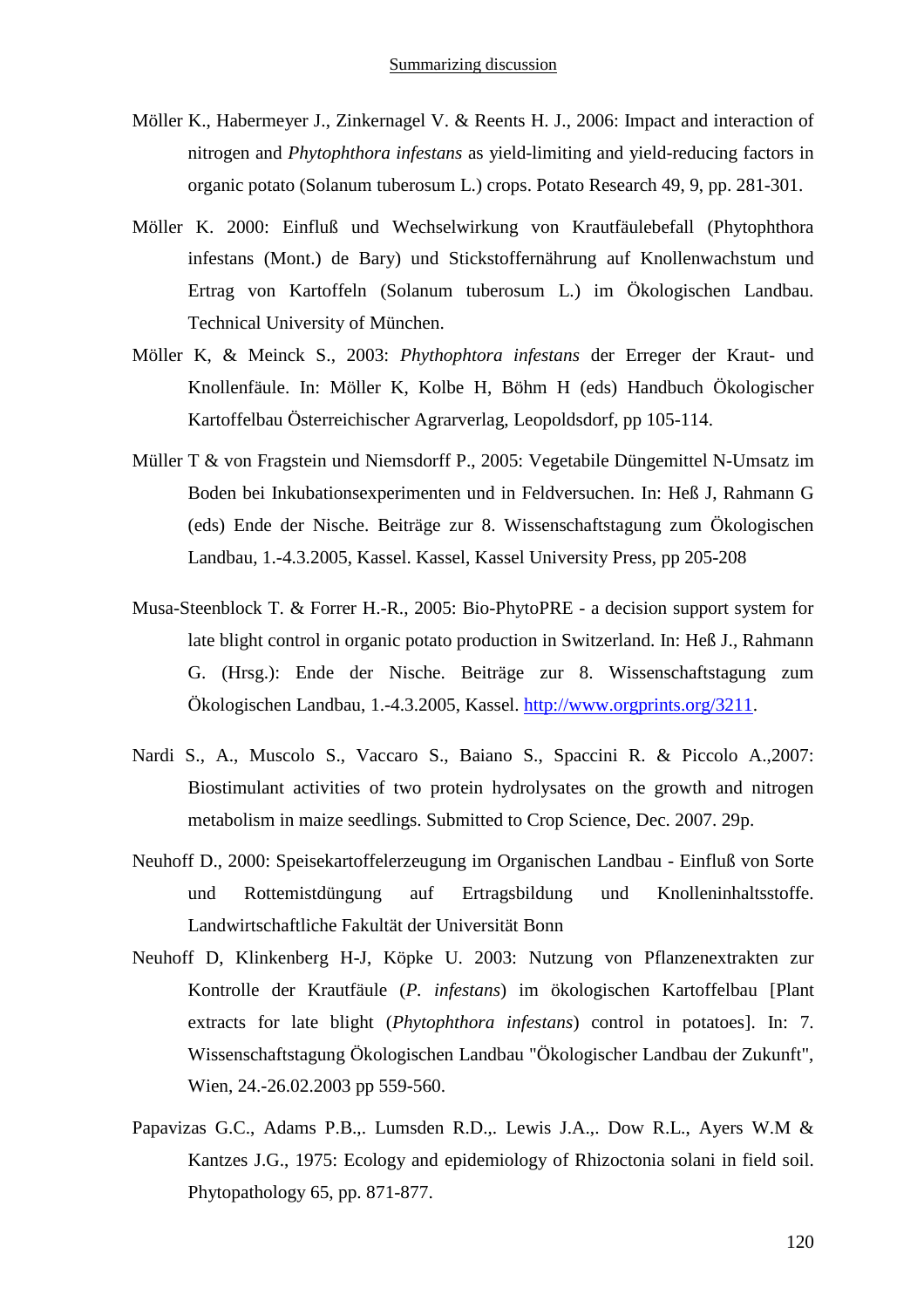Möller K., Habermeyer J., Zinkernagel V. & Reents H. J., 2006: Impact and interaction of nitrogen and *Phytophthora infestans* as yield-limiting and yield-reducing factors in organic potato (Solanum tuberosum L.) crops. Potato Research 49, 9, pp. 281-301.

Möller K. 2000: Einfluß und Wechselwirkung von Krautfäulebefall (Phytophthora infestans (Mont.) de Bary) und Stickstoffernährung auf Knollenwachstum und Ertrag von Kartoffeln (Solanum tuberosum L.) im Ökologischen Landbau. Technical University of München.

Möller K, & Meinck S., 2003: *Phythophtora infestans* der Erreger der Kraut- und Knollenfäule. In: Möller K, Kolbe H, Böhm H (eds) Handbuch Ökologischer Kartoffelbau Österreichischer Agrarverlag, Leopoldsdorf, pp 105-114.

Müller T & von Fragstein und Niemsdorff P., 2005: Vegetabile Düngemittel N-Umsatz im Boden bei Inkubationsexperimenten und in Feldversuchen. In: Heß J, Rahmann G (eds) Ende der Nische. Beiträge zur 8. Wissenschaftstagung zum Ökologischen Landbau, 1.-4.3.2005, Kassel. Kassel, Kassel University Press, pp 205-208

Musa-Steenblock T. & Forrer H.-R., 2005: Bio-PhytoPRE - a decision support system for late blight control in organic potato production in Switzerland. In: Heß J., Rahmann G. (Hrsg.): Ende der Nische. Beiträge zur 8. Wissenschaftstagung zum Ökologischen Landbau, 1.-4.3.2005, Kassel. http://www.orgprints.org/3211.

Nardi S., A., Muscolo S., Vaccaro S., Baiano S., Spaccini R. & Piccolo A.,2007: Biostimulant activities of two protein hydrolysates on the growth and nitrogen metabolism in maize seedlings. Submitted to Crop Science, Dec. 2007. 29p.

Neuhoff D., 2000: Speisekartoffelerzeugung im Organischen Landbau - Einfluß von Sorte und Rottemistdüngung auf Ertragsbildung und Knolleninhaltsstoffe. Landwirtschaftliche Fakultät der Universität Bonn

Neuhoff D, Klinkenberg H-J, Köpke U. 2003: Nutzung von Pflanzenextrakten zur Kontrolle der Krautfäule (*P. infestans*) im ökologischen Kartoffelbau [Plant extracts for late blight (*Phytophthora infestans*) control in potatoes]. In: 7. Wissenschaftstagung Ökologischen Landbau "Ökologischer Landbau der Zukunft", Wien, 24.-26.02.2003 pp 559-560.

Papavizas G.C., Adams P.B.,. Lumsden R.D.,. Lewis J.A.,. Dow R.L., Ayers W.M & Kantzes J.G., 1975: Ecology and epidemiology of Rhizoctonia solani in field soil. Phytopathology 65, pp. 871-877.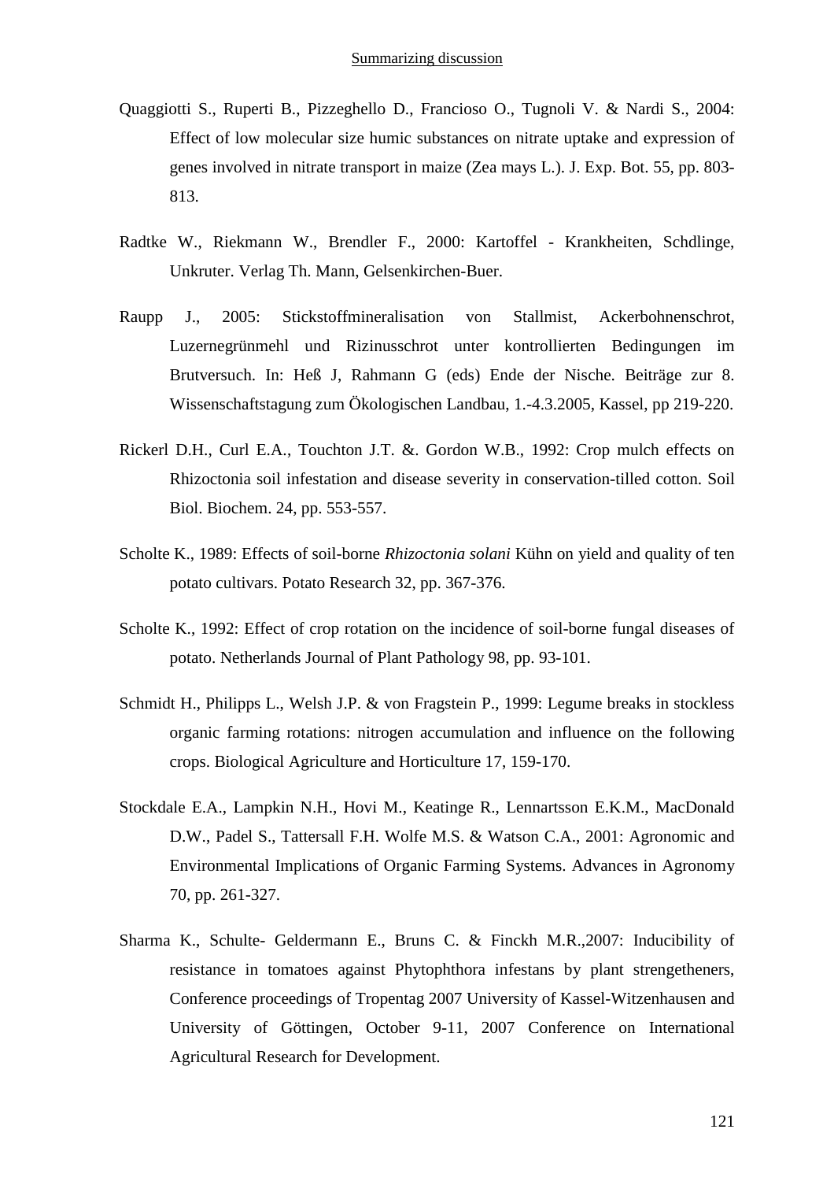Quaggiotti S., Ruperti B., Pizzeghello D., Francioso O., Tugnoli V. & Nardi S., 2004: Effect of low molecular size humic substances on nitrate uptake and expression of genes involved in nitrate transport in maize (Zea mays L.). J. Exp. Bot. 55, pp. 803-813.

Radtke W., Riekmann W., Brendler F., 2000: Kartoffel - Krankheiten, Schdlinge, Unkruter. Verlag Th. Mann, Gelsenkirchen-Buer.

Raupp J., 2005: Stickstoffmineralisation von Stallmist, Ackerbohnenschrot, Luzernegrünmehl und Rizinusschrot unter kontrollierten Bedingungen im Brutversuch. In: Heß J, Rahmann G (eds) Ende der Nische. Beiträge zur 8. Wissenschaftstagung zum Ökologischen Landbau, 1.-4.3.2005, Kassel, pp 219-220.

Rickerl D.H., Curl E.A., Touchton J.T. &. Gordon W.B., 1992: Crop mulch effects on Rhizoctonia soil infestation and disease severity in conservation-tilled cotton. Soil Biol. Biochem. 24, pp. 553-557.

Scholte K., 1989: Effects of soil-borne *Rhizoctonia solani* Kühn on yield and quality of ten potato cultivars. Potato Research 32, pp. 367-376.

Scholte K., 1992: Effect of crop rotation on the incidence of soil-borne fungal diseases of potato. Netherlands Journal of Plant Pathology 98, pp. 93-101.

Schmidt H., Philipps L., Welsh J.P. & von Fragstein P., 1999: Legume breaks in stockless organic farming rotations: nitrogen accumulation and influence on the following crops. Biological Agriculture and Horticulture 17, 159-170.

Stockdale E.A., Lampkin N.H., Hovi M., Keatinge R., Lennartsson E.K.M., MacDonald D.W., Padel S., Tattersall F.H. Wolfe M.S. & Watson C.A., 2001: Agronomic and Environmental Implications of Organic Farming Systems. Advances in Agronomy 70, pp. 261-327.

Sharma K., Schulte- Geldermann E., Bruns C. & Finckh M.R.,2007: Inducibility of resistance in tomatoes against Phytophthora infestans by plant strengetheners, Conference proceedings of Tropentag 2007 University of Kassel-Witzenhausen and University of Göttingen, October 9-11, 2007 Conference on International Agricultural Research for Development.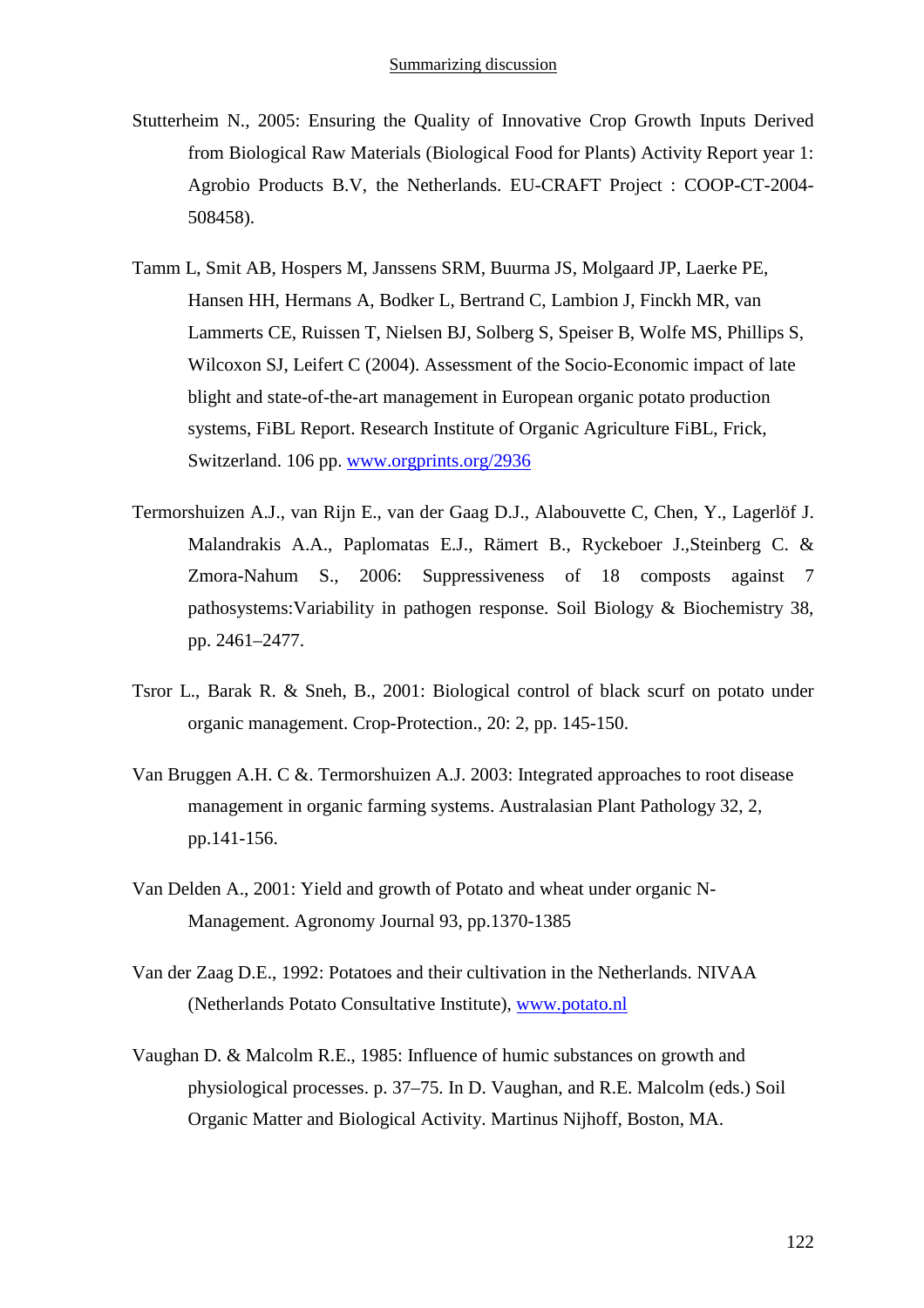Stutterheim N., 2005: Ensuring the Quality of Innovative Crop Growth Inputs Derived from Biological Raw Materials (Biological Food for Plants) Activity Report year 1: Agrobio Products B.V, the Netherlands. EU-CRAFT Project : COOP-CT-2004-508458).

Tamm L, Smit AB, Hospers M, Janssens SRM, Buurma JS, Molgaard JP, Laerke PE, Hansen HH, Hermans A, Bodker L, Bertrand C, Lambion J, Finckh MR, van Lammerts CE, Ruissen T, Nielsen BJ, Solberg S, Speiser B, Wolfe MS, Phillips S, Wilcoxon SJ, Leifert C (2004). Assessment of the Socio-Economic impact of late blight and state-of-the-art management in European organic potato production systems, FiBL Report. Research Institute of Organic Agriculture FiBL, Frick, Switzerland. 106 pp. www.orgprints.org/2936

Termorshuizen A.J., van Rijn E., van der Gaag D.J., Alabouvette C, Chen, Y., Lagerlöf J. Malandrakis A.A., Paplomatas E.J., Rämert B., Ryckeboer J.,Steinberg C. & Zmora-Nahum S., 2006: Suppressiveness of 18 composts against 7 pathosystems:Variability in pathogen response. Soil Biology & Biochemistry 38, pp. 2461–2477.

Tsror L., Barak R. & Sneh, B., 2001: Biological control of black scurf on potato under organic management. Crop-Protection., 20: 2, pp. 145-150.

Van Bruggen A.H. C &. Termorshuizen A.J. 2003: Integrated approaches to root disease management in organic farming systems. Australasian Plant Pathology 32, 2, pp.141-156.

Van Delden A., 2001: Yield and growth of Potato and wheat under organic N-Management. Agronomy Journal 93, pp.1370-1385

Van der Zaag D.E., 1992: Potatoes and their cultivation in the Netherlands. NIVAA (Netherlands Potato Consultative Institute), www.potato.nl

Vaughan D. & Malcolm R.E., 1985: Influence of humic substances on growth and physiological processes. p. 37–75. In D. Vaughan, and R.E. Malcolm (eds.) Soil Organic Matter and Biological Activity. Martinus Nijhoff, Boston, MA.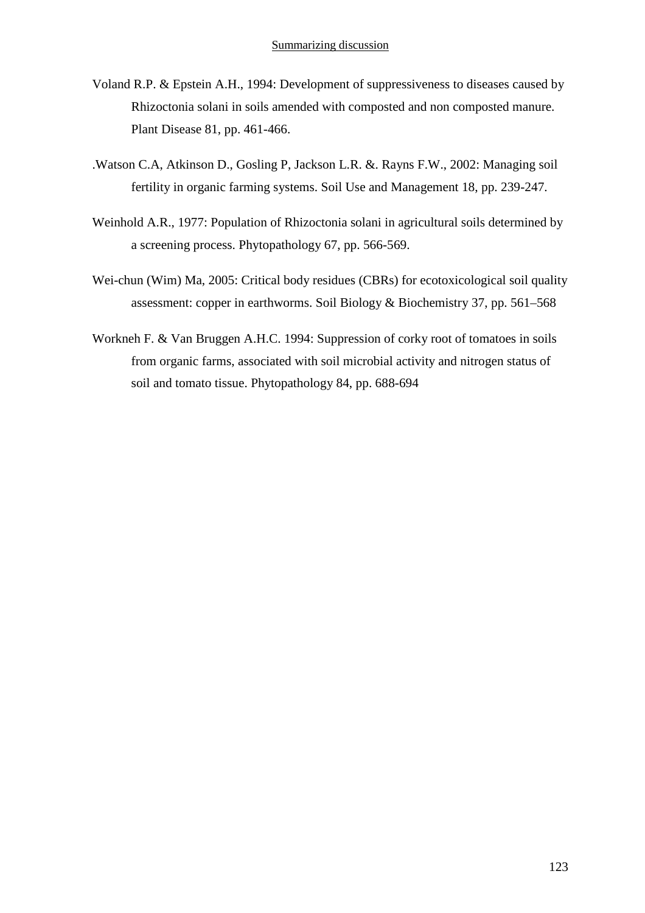Voland R.P. & Epstein A.H., 1994: Development of suppressiveness to diseases caused by Rhizoctonia solani in soils amended with composted and non composted manure. Plant Disease 81, pp. 461-466.

.Watson C.A, Atkinson D., Gosling P, Jackson L.R. &. Rayns F.W., 2002: Managing soil fertility in organic farming systems. Soil Use and Management 18, pp. 239-247.

Weinhold A.R., 1977: Population of Rhizoctonia solani in agricultural soils determined by a screening process. Phytopathology 67, pp. 566-569.

Wei-chun (Wim) Ma, 2005: Critical body residues (CBRs) for ecotoxicological soil quality assessment: copper in earthworms. Soil Biology & Biochemistry 37, pp. 561–568

Workneh F. & Van Bruggen A.H.C. 1994: Suppression of corky root of tomatoes in soils from organic farms, associated with soil microbial activity and nitrogen status of soil and tomato tissue. Phytopathology 84, pp. 688-694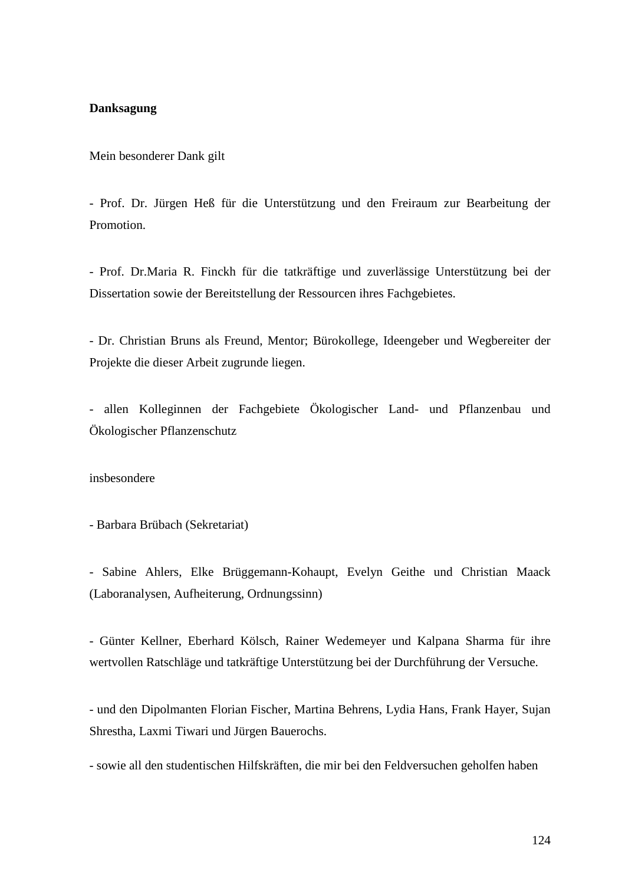**Danksagung**

Mein besonderer Dank gilt

- Prof. Dr. Jürgen Heß für die Unterstützung und den Freiraum zur Bearbeitung der Promotion.

- Prof. Dr.Maria R. Finckh für die tatkräftige und zuverlässige Unterstützung bei der Dissertation sowie der Bereitstellung der Ressourcen ihres Fachgebietes.

- Dr. Christian Bruns als Freund, Mentor; Bürokollege, Ideengeber und Wegbereiter der Projekte die dieser Arbeit zugrunde liegen.

- allen Kolleginnen der Fachgebiete Ökologischer Land- und Pflanzenbau und Ökologischer Pflanzenschutz

insbesondere

- Barbara Brübach (Sekretariat)

- Sabine Ahlers, Elke Brüggemann-Kohaupt, Evelyn Geithe und Christian Maack (Laboranalysen, Aufheiterung, Ordnungssinn)

- Günter Kellner, Eberhard Kölsch, Rainer Wedemeyer und Kalpana Sharma für ihre wertvollen Ratschläge und tatkräftige Unterstützung bei der Durchführung der Versuche.

- und den Dipolmanten Florian Fischer, Martina Behrens, Lydia Hans, Frank Hayer, Sujan Shrestha, Laxmi Tiwari und Jürgen Bauerochs.

- sowie all den studentischen Hilfskräften, die mir bei den Feldversuchen geholfen haben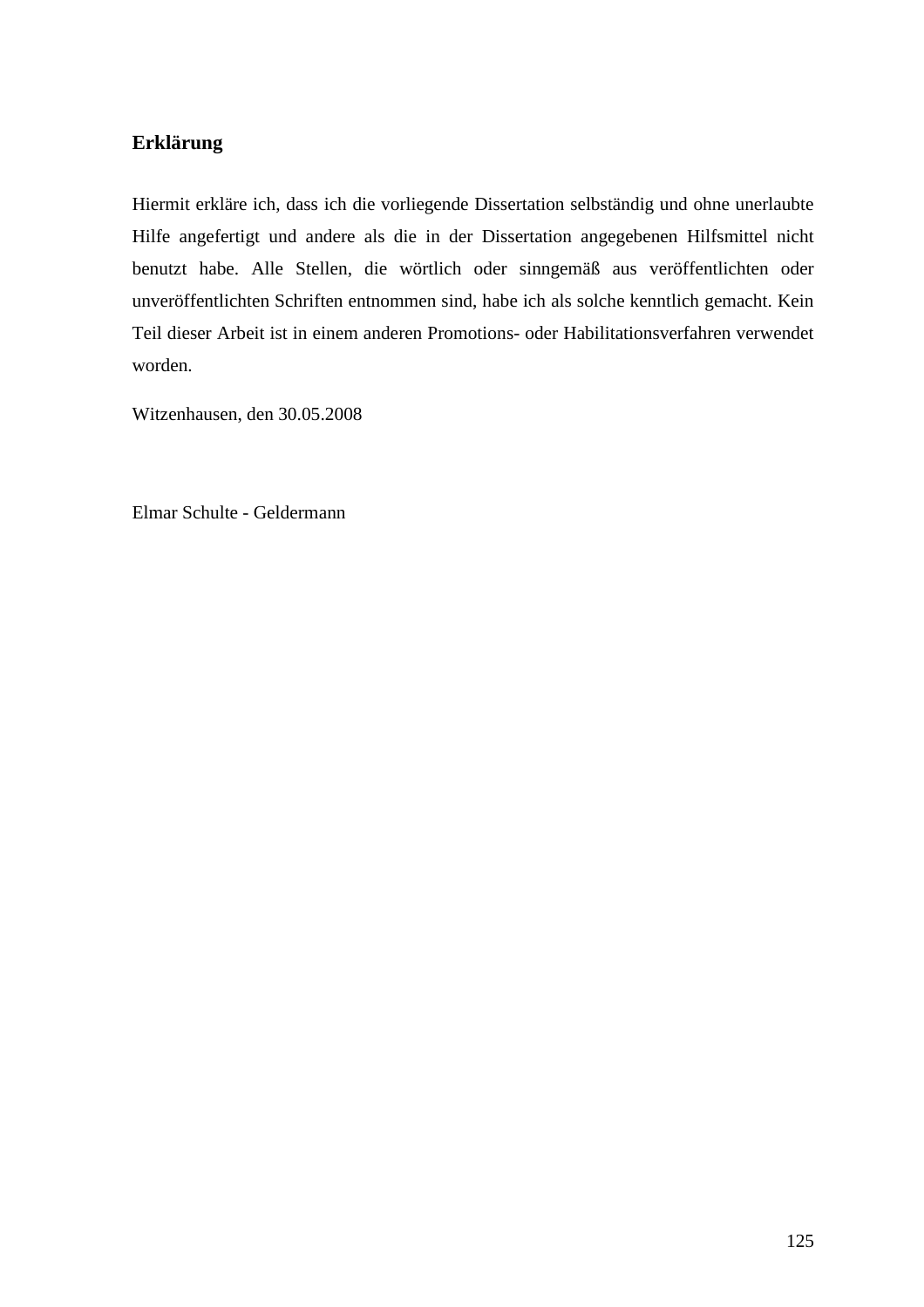## Erklärung

Hiermit erkläre ich, dass ich die vorliegende Dissertation selbständig und ohne unerlaubte Hilfe angefertigt und andere als die in der Dissertation angegebenen Hilfsmittel nicht benutzt habe. Alle Stellen, die wörtlich oder sinngemäß aus veröffentlichten oder unveröffentlichten Schriften entnommen sind, habe ich als solche kenntlich gemacht. Kein Teil dieser Arbeit ist in einem anderen Promotions- oder Habilitationsverfahren verwendet worden.

Witzenhausen, den 30.05.2008

Elmar Schulte - Geldermann